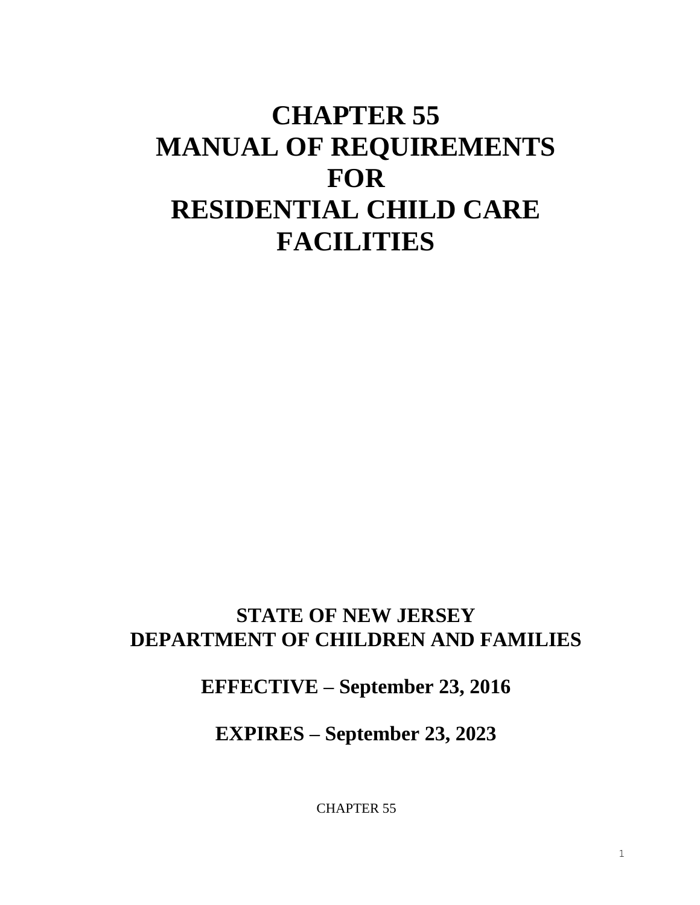# CHAPTER 55
# MANUAL OF REQUIREMENTS
# FOR
# RESIDENTIAL CHILD CARE FACILITIES

**STATE OF NEW JERSEY**
**DEPARTMENT OF CHILDREN AND FAMILIES**

**EFFECTIVE – September 23, 2016**

**EXPIRES – September 23, 2023**

CHAPTER 55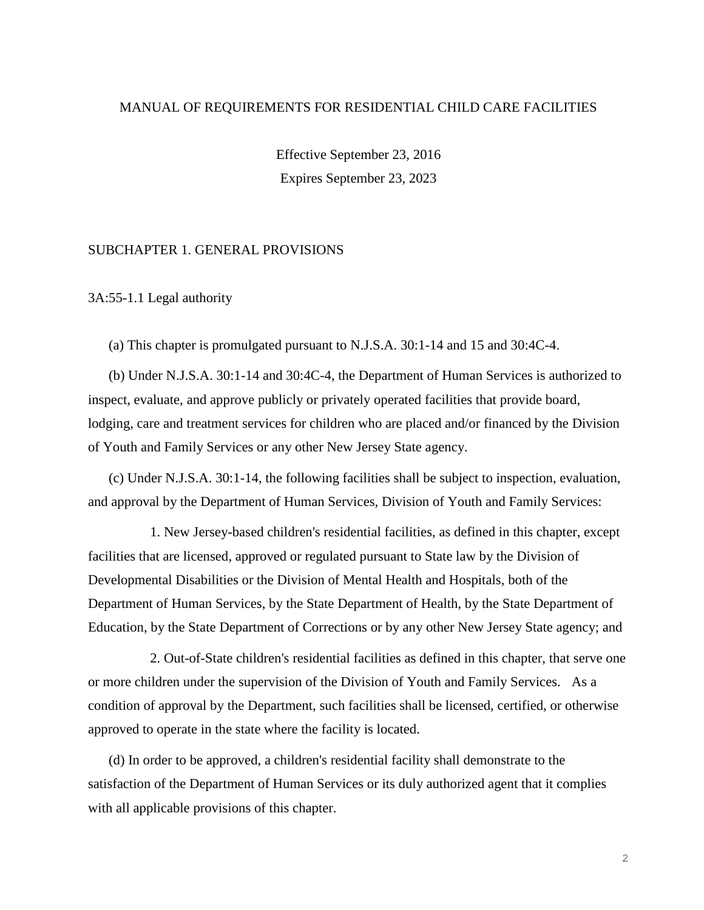# MANUAL OF REQUIREMENTS FOR RESIDENTIAL CHILD CARE FACILITIES

Effective September 23, 2016

Expires September 23, 2023

## SUBCHAPTER 1. GENERAL PROVISIONS

### 3A:55-1.1 Legal authority

(a) This chapter is promulgated pursuant to N.J.S.A. 30:1-14 and 15 and 30:4C-4.

(b) Under N.J.S.A. 30:1-14 and 30:4C-4, the Department of Human Services is authorized to inspect, evaluate, and approve publicly or privately operated facilities that provide board, lodging, care and treatment services for children who are placed and/or financed by the Division of Youth and Family Services or any other New Jersey State agency.

(c) Under N.J.S.A. 30:1-14, the following facilities shall be subject to inspection, evaluation, and approval by the Department of Human Services, Division of Youth and Family Services:

1. New Jersey-based children's residential facilities, as defined in this chapter, except facilities that are licensed, approved or regulated pursuant to State law by the Division of Developmental Disabilities or the Division of Mental Health and Hospitals, both of the Department of Human Services, by the State Department of Health, by the State Department of Education, by the State Department of Corrections or by any other New Jersey State agency; and

2. Out-of-State children's residential facilities as defined in this chapter, that serve one or more children under the supervision of the Division of Youth and Family Services. As a condition of approval by the Department, such facilities shall be licensed, certified, or otherwise approved to operate in the state where the facility is located.

(d) In order to be approved, a children's residential facility shall demonstrate to the satisfaction of the Department of Human Services or its duly authorized agent that it complies with all applicable provisions of this chapter.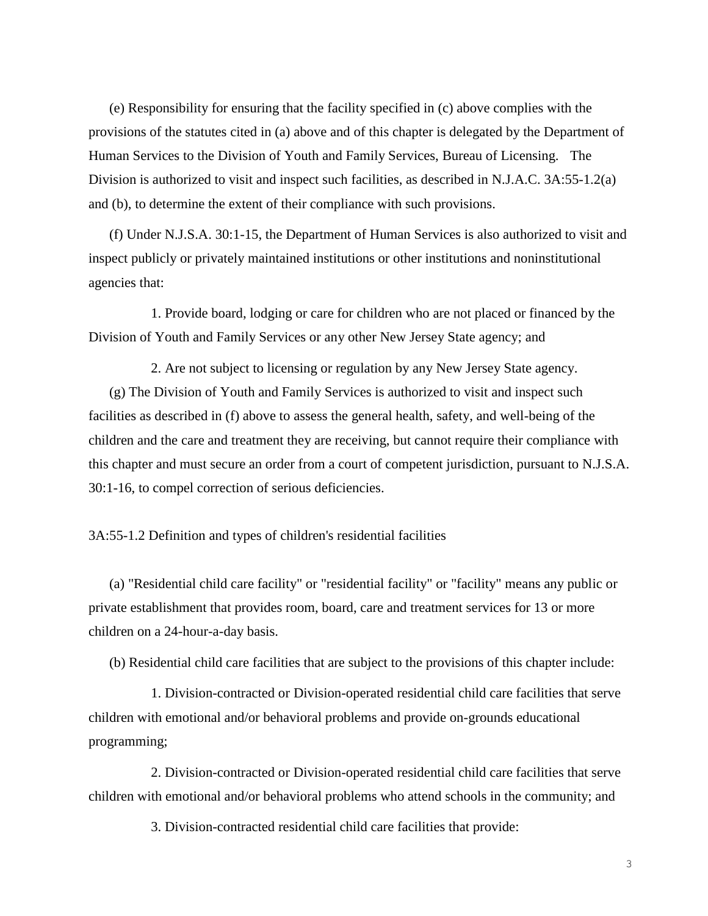(e) Responsibility for ensuring that the facility specified in (c) above complies with the provisions of the statutes cited in (a) above and of this chapter is delegated by the Department of Human Services to the Division of Youth and Family Services, Bureau of Licensing. The Division is authorized to visit and inspect such facilities, as described in N.J.A.C. 3A:55-1.2(a) and (b), to determine the extent of their compliance with such provisions.

(f) Under N.J.S.A. 30:1-15, the Department of Human Services is also authorized to visit and inspect publicly or privately maintained institutions or other institutions and noninstitutional agencies that:

1. Provide board, lodging or care for children who are not placed or financed by the Division of Youth and Family Services or any other New Jersey State agency; and

2. Are not subject to licensing or regulation by any New Jersey State agency.

(g) The Division of Youth and Family Services is authorized to visit and inspect such facilities as described in (f) above to assess the general health, safety, and well-being of the children and the care and treatment they are receiving, but cannot require their compliance with this chapter and must secure an order from a court of competent jurisdiction, pursuant to N.J.S.A. 30:1-16, to compel correction of serious deficiencies.

3A:55-1.2 Definition and types of children's residential facilities

(a) "Residential child care facility" or "residential facility" or "facility" means any public or private establishment that provides room, board, care and treatment services for 13 or more children on a 24-hour-a-day basis.

(b) Residential child care facilities that are subject to the provisions of this chapter include:

1. Division-contracted or Division-operated residential child care facilities that serve children with emotional and/or behavioral problems and provide on-grounds educational programming;

2. Division-contracted or Division-operated residential child care facilities that serve children with emotional and/or behavioral problems who attend schools in the community; and

3. Division-contracted residential child care facilities that provide: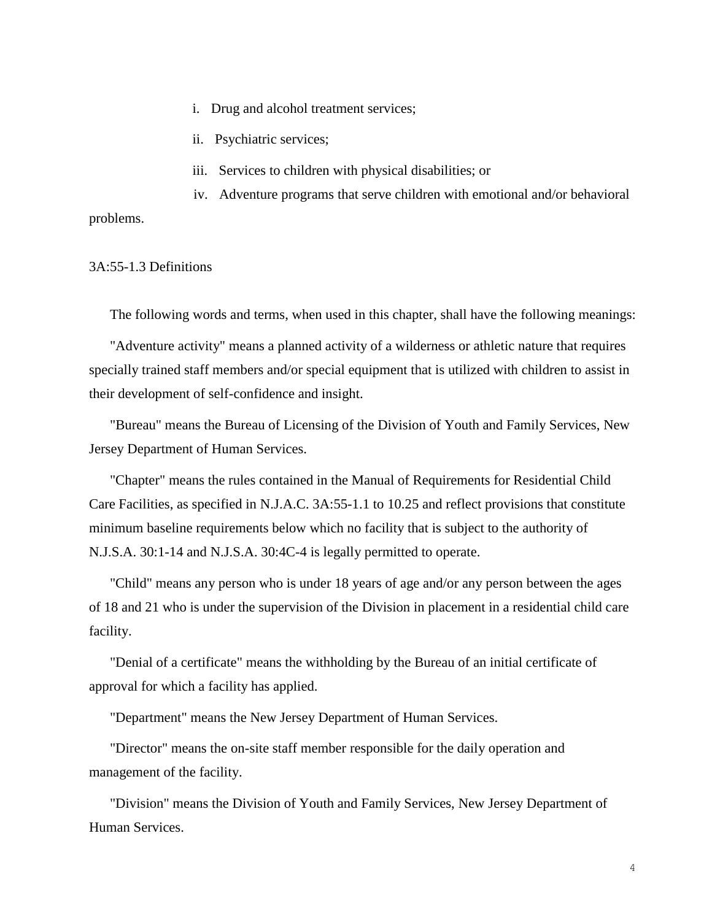i. Drug and alcohol treatment services;

ii. Psychiatric services;

iii. Services to children with physical disabilities; or

iv. Adventure programs that serve children with emotional and/or behavioral problems.

3A:55-1.3 Definitions

The following words and terms, when used in this chapter, shall have the following meanings:

"Adventure activity" means a planned activity of a wilderness or athletic nature that requires specially trained staff members and/or special equipment that is utilized with children to assist in their development of self-confidence and insight.

"Bureau" means the Bureau of Licensing of the Division of Youth and Family Services, New Jersey Department of Human Services.

"Chapter" means the rules contained in the Manual of Requirements for Residential Child Care Facilities, as specified in N.J.A.C. 3A:55-1.1 to 10.25 and reflect provisions that constitute minimum baseline requirements below which no facility that is subject to the authority of N.J.S.A. 30:1-14 and N.J.S.A. 30:4C-4 is legally permitted to operate.

"Child" means any person who is under 18 years of age and/or any person between the ages of 18 and 21 who is under the supervision of the Division in placement in a residential child care facility.

"Denial of a certificate" means the withholding by the Bureau of an initial certificate of approval for which a facility has applied.

"Department" means the New Jersey Department of Human Services.

"Director" means the on-site staff member responsible for the daily operation and management of the facility.

"Division" means the Division of Youth and Family Services, New Jersey Department of Human Services.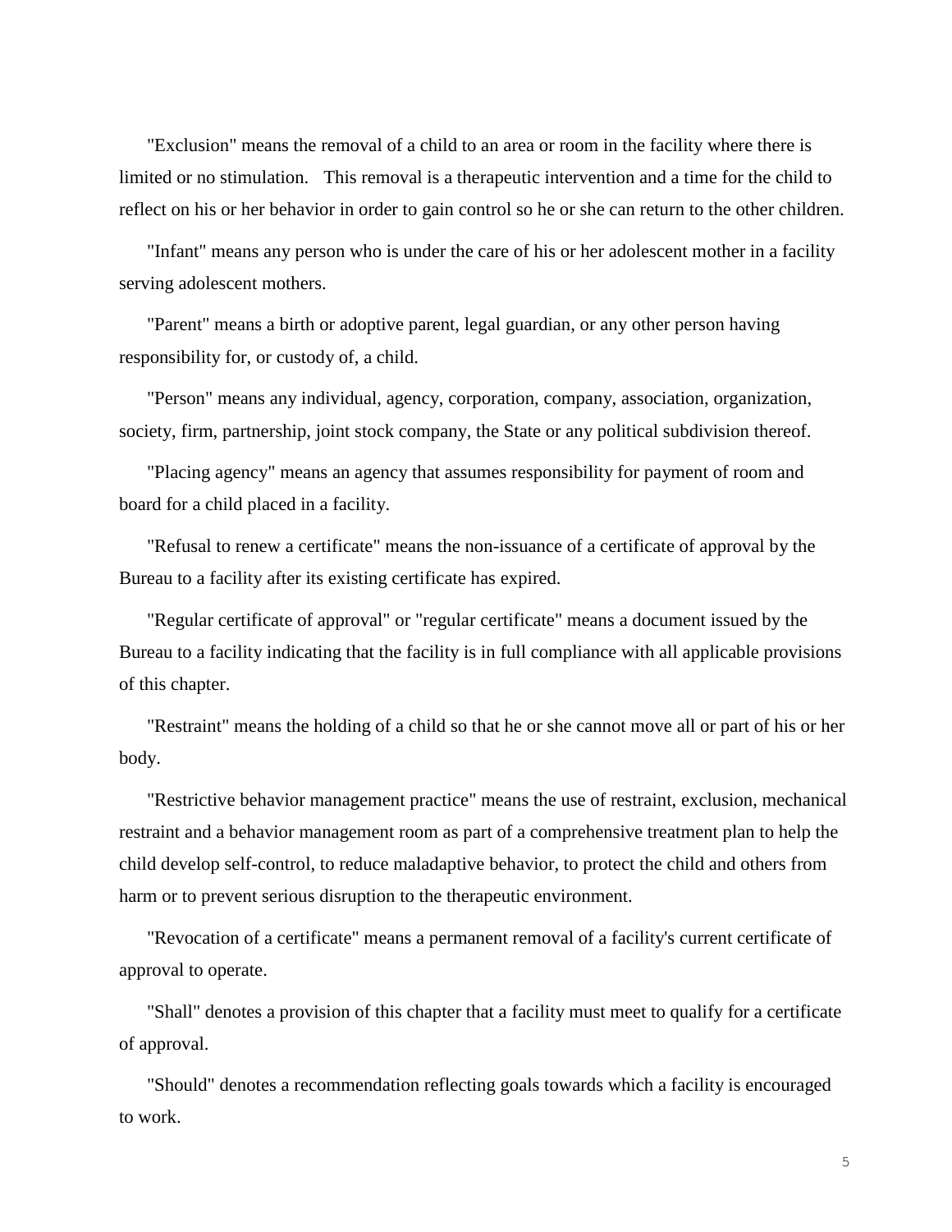"Exclusion" means the removal of a child to an area or room in the facility where there is limited or no stimulation. This removal is a therapeutic intervention and a time for the child to reflect on his or her behavior in order to gain control so he or she can return to the other children.

"Infant" means any person who is under the care of his or her adolescent mother in a facility serving adolescent mothers.

"Parent" means a birth or adoptive parent, legal guardian, or any other person having responsibility for, or custody of, a child.

"Person" means any individual, agency, corporation, company, association, organization, society, firm, partnership, joint stock company, the State or any political subdivision thereof.

"Placing agency" means an agency that assumes responsibility for payment of room and board for a child placed in a facility.

"Refusal to renew a certificate" means the non-issuance of a certificate of approval by the Bureau to a facility after its existing certificate has expired.

"Regular certificate of approval" or "regular certificate" means a document issued by the Bureau to a facility indicating that the facility is in full compliance with all applicable provisions of this chapter.

"Restraint" means the holding of a child so that he or she cannot move all or part of his or her body.

"Restrictive behavior management practice" means the use of restraint, exclusion, mechanical restraint and a behavior management room as part of a comprehensive treatment plan to help the child develop self-control, to reduce maladaptive behavior, to protect the child and others from harm or to prevent serious disruption to the therapeutic environment.

"Revocation of a certificate" means a permanent removal of a facility's current certificate of approval to operate.

"Shall" denotes a provision of this chapter that a facility must meet to qualify for a certificate of approval.

"Should" denotes a recommendation reflecting goals towards which a facility is encouraged to work.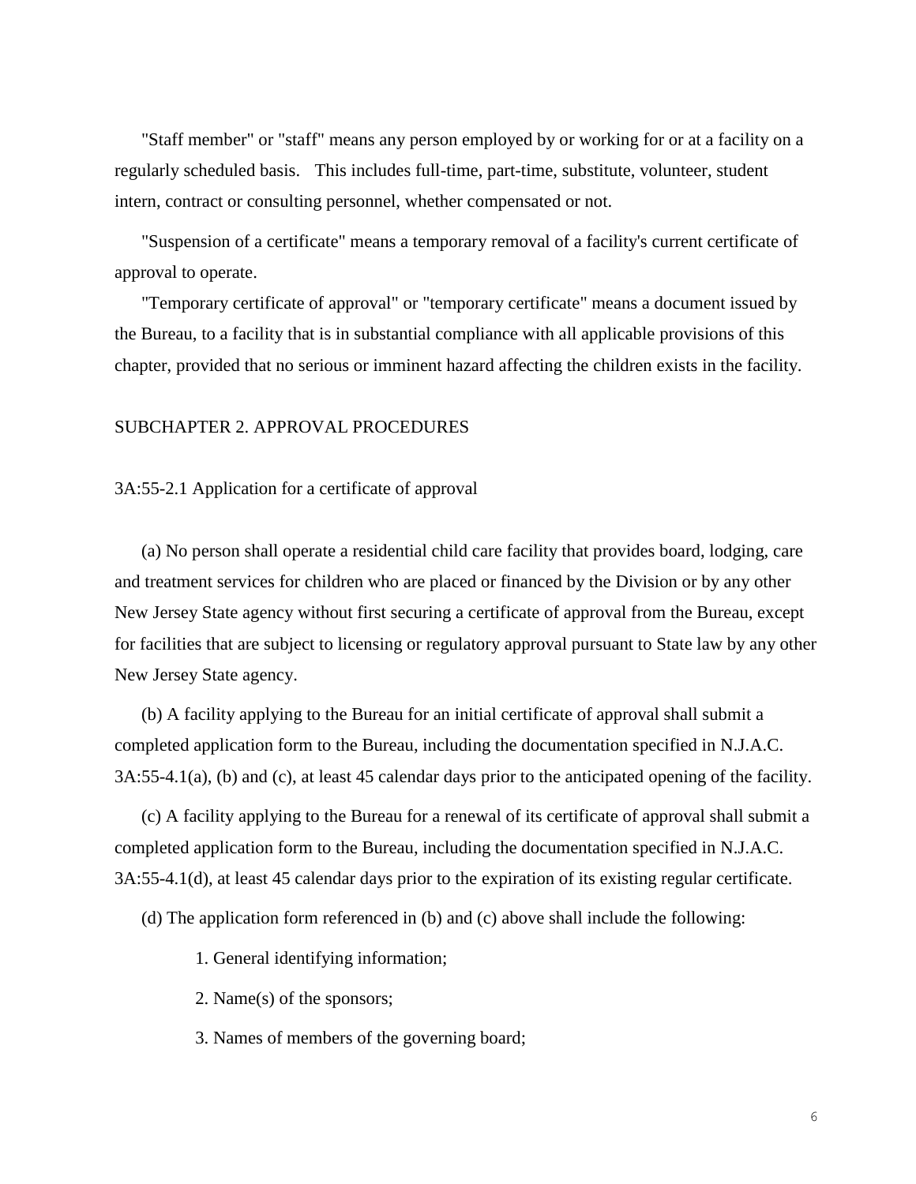"Staff member" or "staff" means any person employed by or working for or at a facility on a regularly scheduled basis. This includes full-time, part-time, substitute, volunteer, student intern, contract or consulting personnel, whether compensated or not.

"Suspension of a certificate" means a temporary removal of a facility's current certificate of approval to operate.

"Temporary certificate of approval" or "temporary certificate" means a document issued by the Bureau, to a facility that is in substantial compliance with all applicable provisions of this chapter, provided that no serious or imminent hazard affecting the children exists in the facility.

## SUBCHAPTER 2. APPROVAL PROCEDURES

### 3A:55-2.1 Application for a certificate of approval

(a) No person shall operate a residential child care facility that provides board, lodging, care and treatment services for children who are placed or financed by the Division or by any other New Jersey State agency without first securing a certificate of approval from the Bureau, except for facilities that are subject to licensing or regulatory approval pursuant to State law by any other New Jersey State agency.

(b) A facility applying to the Bureau for an initial certificate of approval shall submit a completed application form to the Bureau, including the documentation specified in N.J.A.C. 3A:55-4.1(a), (b) and (c), at least 45 calendar days prior to the anticipated opening of the facility.

(c) A facility applying to the Bureau for a renewal of its certificate of approval shall submit a completed application form to the Bureau, including the documentation specified in N.J.A.C. 3A:55-4.1(d), at least 45 calendar days prior to the expiration of its existing regular certificate.

(d) The application form referenced in (b) and (c) above shall include the following:

1. General identifying information;

2. Name(s) of the sponsors;

3. Names of members of the governing board;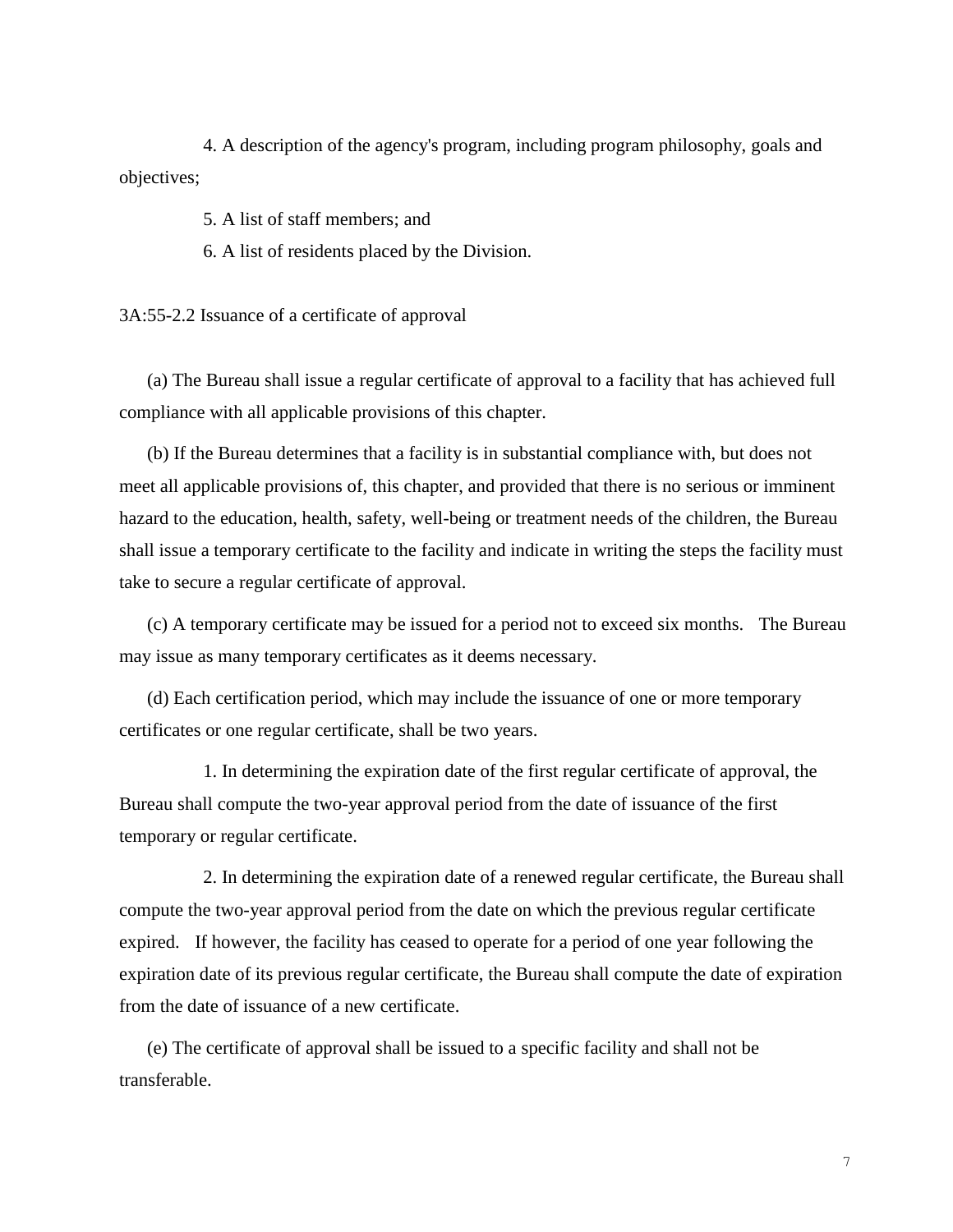4. A description of the agency's program, including program philosophy, goals and objectives;

5. A list of staff members; and

6. A list of residents placed by the Division.

3A:55-2.2 Issuance of a certificate of approval

(a) The Bureau shall issue a regular certificate of approval to a facility that has achieved full compliance with all applicable provisions of this chapter.

(b) If the Bureau determines that a facility is in substantial compliance with, but does not meet all applicable provisions of, this chapter, and provided that there is no serious or imminent hazard to the education, health, safety, well-being or treatment needs of the children, the Bureau shall issue a temporary certificate to the facility and indicate in writing the steps the facility must take to secure a regular certificate of approval.

(c) A temporary certificate may be issued for a period not to exceed six months. The Bureau may issue as many temporary certificates as it deems necessary.

(d) Each certification period, which may include the issuance of one or more temporary certificates or one regular certificate, shall be two years.

1. In determining the expiration date of the first regular certificate of approval, the Bureau shall compute the two-year approval period from the date of issuance of the first temporary or regular certificate.

2. In determining the expiration date of a renewed regular certificate, the Bureau shall compute the two-year approval period from the date on which the previous regular certificate expired. If however, the facility has ceased to operate for a period of one year following the expiration date of its previous regular certificate, the Bureau shall compute the date of expiration from the date of issuance of a new certificate.

(e) The certificate of approval shall be issued to a specific facility and shall not be transferable.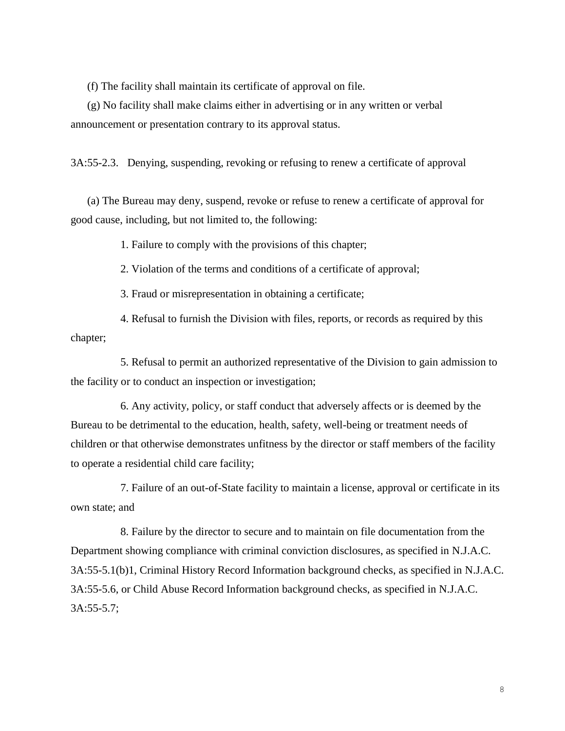(f) The facility shall maintain its certificate of approval on file.

(g) No facility shall make claims either in advertising or in any written or verbal announcement or presentation contrary to its approval status.

3A:55-2.3. Denying, suspending, revoking or refusing to renew a certificate of approval

(a) The Bureau may deny, suspend, revoke or refuse to renew a certificate of approval for good cause, including, but not limited to, the following:

1. Failure to comply with the provisions of this chapter;

2. Violation of the terms and conditions of a certificate of approval;

3. Fraud or misrepresentation in obtaining a certificate;

4. Refusal to furnish the Division with files, reports, or records as required by this chapter;

5. Refusal to permit an authorized representative of the Division to gain admission to the facility or to conduct an inspection or investigation;

6. Any activity, policy, or staff conduct that adversely affects or is deemed by the Bureau to be detrimental to the education, health, safety, well-being or treatment needs of children or that otherwise demonstrates unfitness by the director or staff members of the facility to operate a residential child care facility;

7. Failure of an out-of-State facility to maintain a license, approval or certificate in its own state; and

8. Failure by the director to secure and to maintain on file documentation from the Department showing compliance with criminal conviction disclosures, as specified in N.J.A.C. 3A:55-5.1(b)1, Criminal History Record Information background checks, as specified in N.J.A.C. 3A:55-5.6, or Child Abuse Record Information background checks, as specified in N.J.A.C. 3A:55-5.7;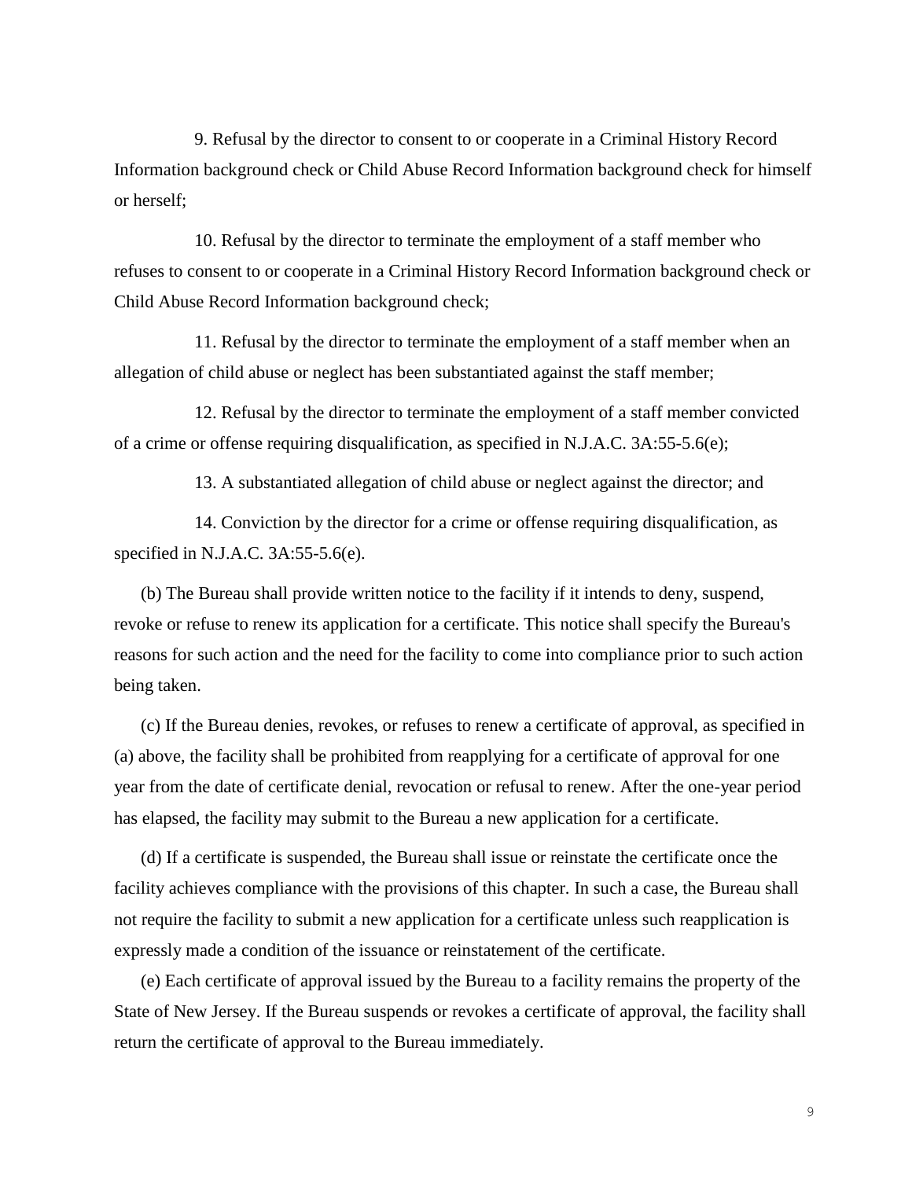9. Refusal by the director to consent to or cooperate in a Criminal History Record Information background check or Child Abuse Record Information background check for himself or herself;

10. Refusal by the director to terminate the employment of a staff member who refuses to consent to or cooperate in a Criminal History Record Information background check or Child Abuse Record Information background check;

11. Refusal by the director to terminate the employment of a staff member when an allegation of child abuse or neglect has been substantiated against the staff member;

12. Refusal by the director to terminate the employment of a staff member convicted of a crime or offense requiring disqualification, as specified in N.J.A.C. 3A:55-5.6(e);

13. A substantiated allegation of child abuse or neglect against the director; and

14. Conviction by the director for a crime or offense requiring disqualification, as specified in N.J.A.C. 3A:55-5.6(e).

(b) The Bureau shall provide written notice to the facility if it intends to deny, suspend, revoke or refuse to renew its application for a certificate. This notice shall specify the Bureau's reasons for such action and the need for the facility to come into compliance prior to such action being taken.

(c) If the Bureau denies, revokes, or refuses to renew a certificate of approval, as specified in (a) above, the facility shall be prohibited from reapplying for a certificate of approval for one year from the date of certificate denial, revocation or refusal to renew. After the one-year period has elapsed, the facility may submit to the Bureau a new application for a certificate.

(d) If a certificate is suspended, the Bureau shall issue or reinstate the certificate once the facility achieves compliance with the provisions of this chapter. In such a case, the Bureau shall not require the facility to submit a new application for a certificate unless such reapplication is expressly made a condition of the issuance or reinstatement of the certificate.

(e) Each certificate of approval issued by the Bureau to a facility remains the property of the State of New Jersey. If the Bureau suspends or revokes a certificate of approval, the facility shall return the certificate of approval to the Bureau immediately.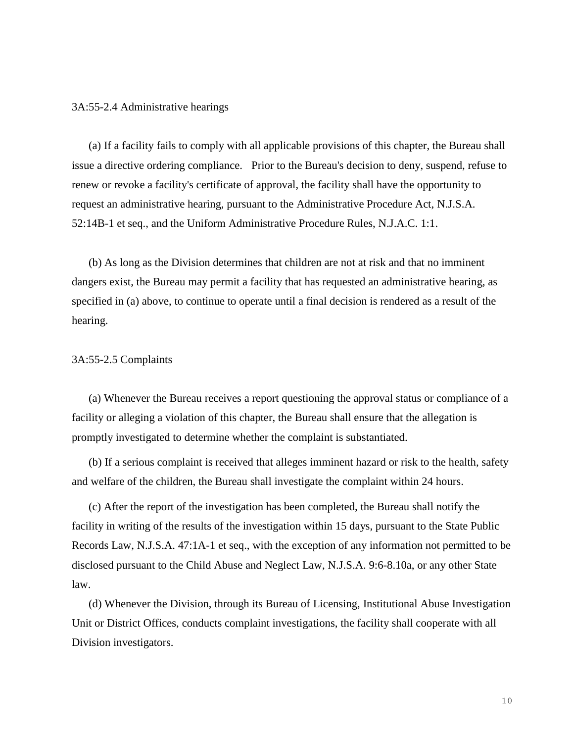### 3A:55-2.4 Administrative hearings

(a) If a facility fails to comply with all applicable provisions of this chapter, the Bureau shall issue a directive ordering compliance. Prior to the Bureau's decision to deny, suspend, refuse to renew or revoke a facility's certificate of approval, the facility shall have the opportunity to request an administrative hearing, pursuant to the Administrative Procedure Act, N.J.S.A. 52:14B-1 et seq., and the Uniform Administrative Procedure Rules, N.J.A.C. 1:1.

(b) As long as the Division determines that children are not at risk and that no imminent dangers exist, the Bureau may permit a facility that has requested an administrative hearing, as specified in (a) above, to continue to operate until a final decision is rendered as a result of the hearing.

### 3A:55-2.5 Complaints

(a) Whenever the Bureau receives a report questioning the approval status or compliance of a facility or alleging a violation of this chapter, the Bureau shall ensure that the allegation is promptly investigated to determine whether the complaint is substantiated.

(b) If a serious complaint is received that alleges imminent hazard or risk to the health, safety and welfare of the children, the Bureau shall investigate the complaint within 24 hours.

(c) After the report of the investigation has been completed, the Bureau shall notify the facility in writing of the results of the investigation within 15 days, pursuant to the State Public Records Law, N.J.S.A. 47:1A-1 et seq., with the exception of any information not permitted to be disclosed pursuant to the Child Abuse and Neglect Law, N.J.S.A. 9:6-8.10a, or any other State law.

(d) Whenever the Division, through its Bureau of Licensing, Institutional Abuse Investigation Unit or District Offices, conducts complaint investigations, the facility shall cooperate with all Division investigators.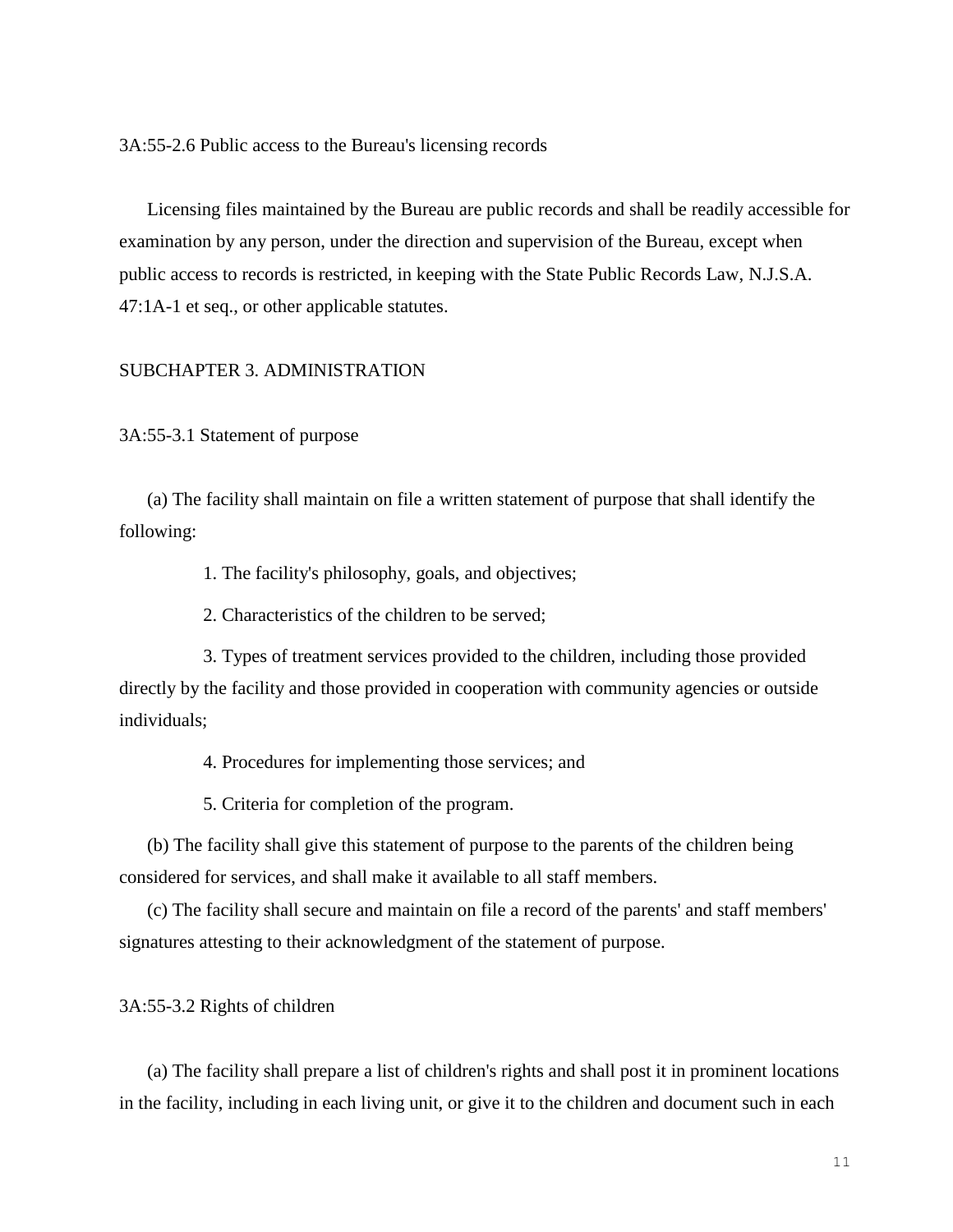### 3A:55-2.6 Public access to the Bureau's licensing records

Licensing files maintained by the Bureau are public records and shall be readily accessible for examination by any person, under the direction and supervision of the Bureau, except when public access to records is restricted, in keeping with the State Public Records Law, N.J.S.A. 47:1A-1 et seq., or other applicable statutes.

## SUBCHAPTER 3. ADMINISTRATION

### 3A:55-3.1 Statement of purpose

(a) The facility shall maintain on file a written statement of purpose that shall identify the following:

1. The facility's philosophy, goals, and objectives;

2. Characteristics of the children to be served;

3. Types of treatment services provided to the children, including those provided directly by the facility and those provided in cooperation with community agencies or outside individuals;

4. Procedures for implementing those services; and

5. Criteria for completion of the program.

(b) The facility shall give this statement of purpose to the parents of the children being considered for services, and shall make it available to all staff members.

(c) The facility shall secure and maintain on file a record of the parents' and staff members' signatures attesting to their acknowledgment of the statement of purpose.

### 3A:55-3.2 Rights of children

(a) The facility shall prepare a list of children's rights and shall post it in prominent locations in the facility, including in each living unit, or give it to the children and document such in each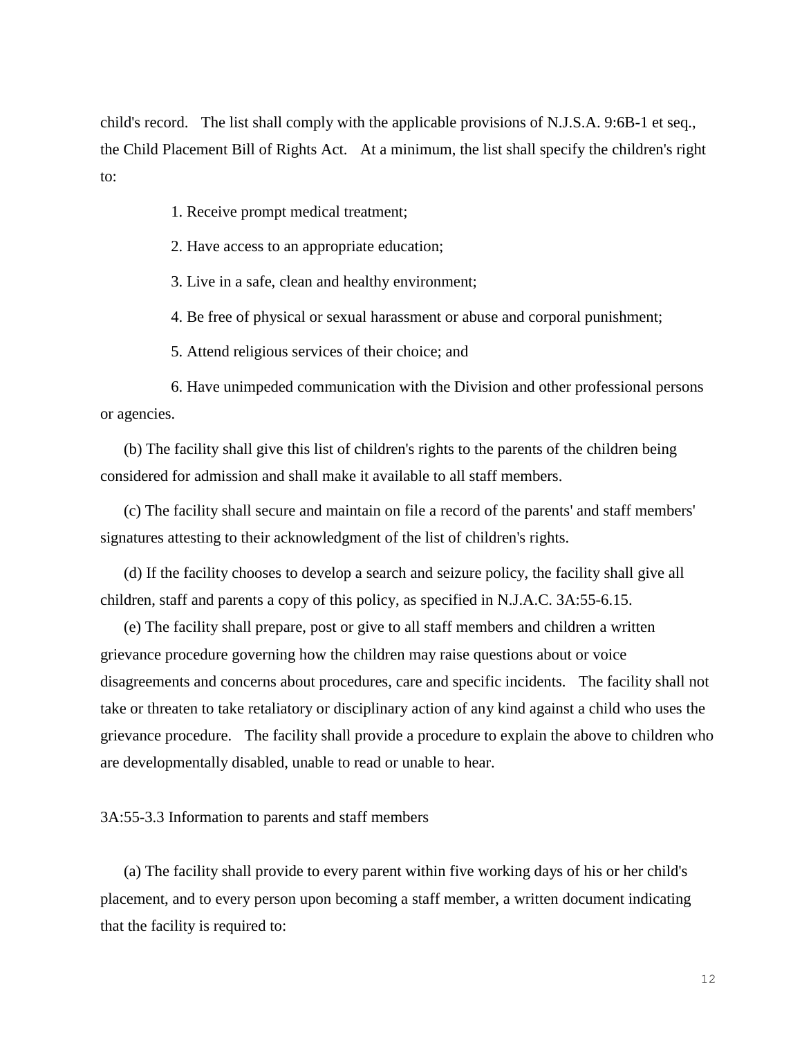child's record. The list shall comply with the applicable provisions of N.J.S.A. 9:6B-1 et seq., the Child Placement Bill of Rights Act. At a minimum, the list shall specify the children's right to:

1. Receive prompt medical treatment;

2. Have access to an appropriate education;

3. Live in a safe, clean and healthy environment;

4. Be free of physical or sexual harassment or abuse and corporal punishment;

5. Attend religious services of their choice; and

6. Have unimpeded communication with the Division and other professional persons or agencies.

(b) The facility shall give this list of children's rights to the parents of the children being considered for admission and shall make it available to all staff members.

(c) The facility shall secure and maintain on file a record of the parents' and staff members' signatures attesting to their acknowledgment of the list of children's rights.

(d) If the facility chooses to develop a search and seizure policy, the facility shall give all children, staff and parents a copy of this policy, as specified in N.J.A.C. 3A:55-6.15.

(e) The facility shall prepare, post or give to all staff members and children a written grievance procedure governing how the children may raise questions about or voice disagreements and concerns about procedures, care and specific incidents. The facility shall not take or threaten to take retaliatory or disciplinary action of any kind against a child who uses the grievance procedure. The facility shall provide a procedure to explain the above to children who are developmentally disabled, unable to read or unable to hear.

3A:55-3.3 Information to parents and staff members

(a) The facility shall provide to every parent within five working days of his or her child's placement, and to every person upon becoming a staff member, a written document indicating that the facility is required to: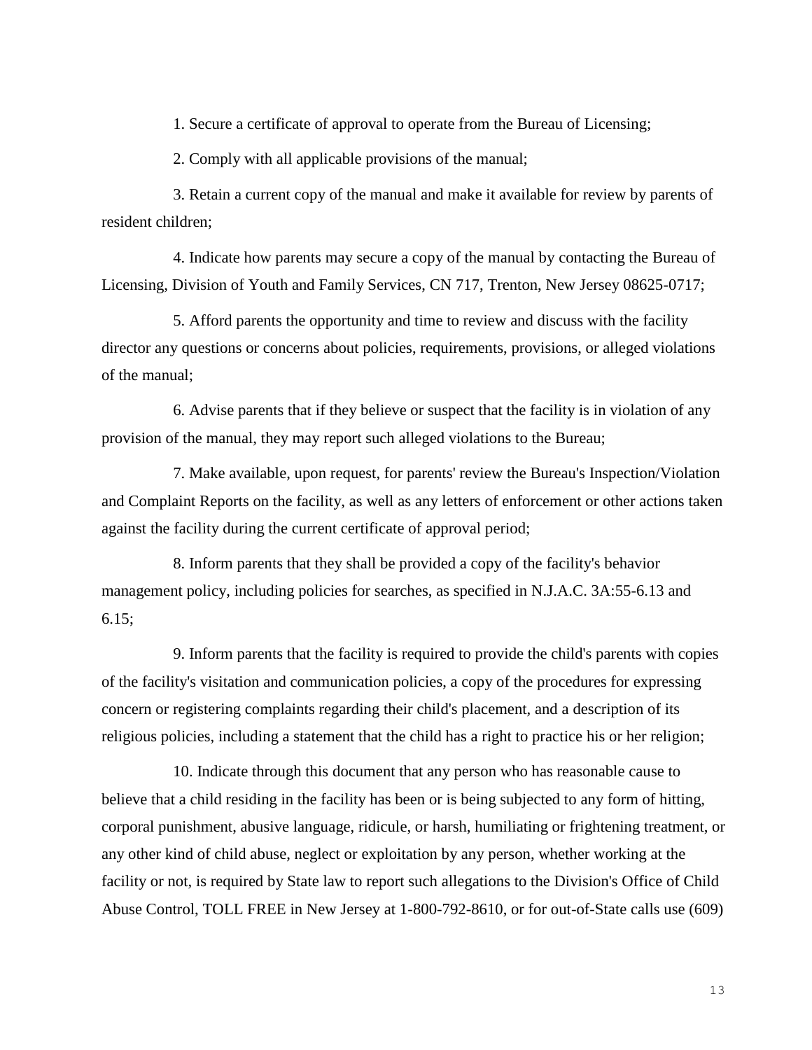1. Secure a certificate of approval to operate from the Bureau of Licensing;

2. Comply with all applicable provisions of the manual;

3. Retain a current copy of the manual and make it available for review by parents of resident children;

4. Indicate how parents may secure a copy of the manual by contacting the Bureau of Licensing, Division of Youth and Family Services, CN 717, Trenton, New Jersey 08625-0717;

5. Afford parents the opportunity and time to review and discuss with the facility director any questions or concerns about policies, requirements, provisions, or alleged violations of the manual;

6. Advise parents that if they believe or suspect that the facility is in violation of any provision of the manual, they may report such alleged violations to the Bureau;

7. Make available, upon request, for parents' review the Bureau's Inspection/Violation and Complaint Reports on the facility, as well as any letters of enforcement or other actions taken against the facility during the current certificate of approval period;

8. Inform parents that they shall be provided a copy of the facility's behavior management policy, including policies for searches, as specified in N.J.A.C. 3A:55-6.13 and 6.15;

9. Inform parents that the facility is required to provide the child's parents with copies of the facility's visitation and communication policies, a copy of the procedures for expressing concern or registering complaints regarding their child's placement, and a description of its religious policies, including a statement that the child has a right to practice his or her religion;

10. Indicate through this document that any person who has reasonable cause to believe that a child residing in the facility has been or is being subjected to any form of hitting, corporal punishment, abusive language, ridicule, or harsh, humiliating or frightening treatment, or any other kind of child abuse, neglect or exploitation by any person, whether working at the facility or not, is required by State law to report such allegations to the Division's Office of Child Abuse Control, TOLL FREE in New Jersey at 1-800-792-8610, or for out-of-State calls use (609)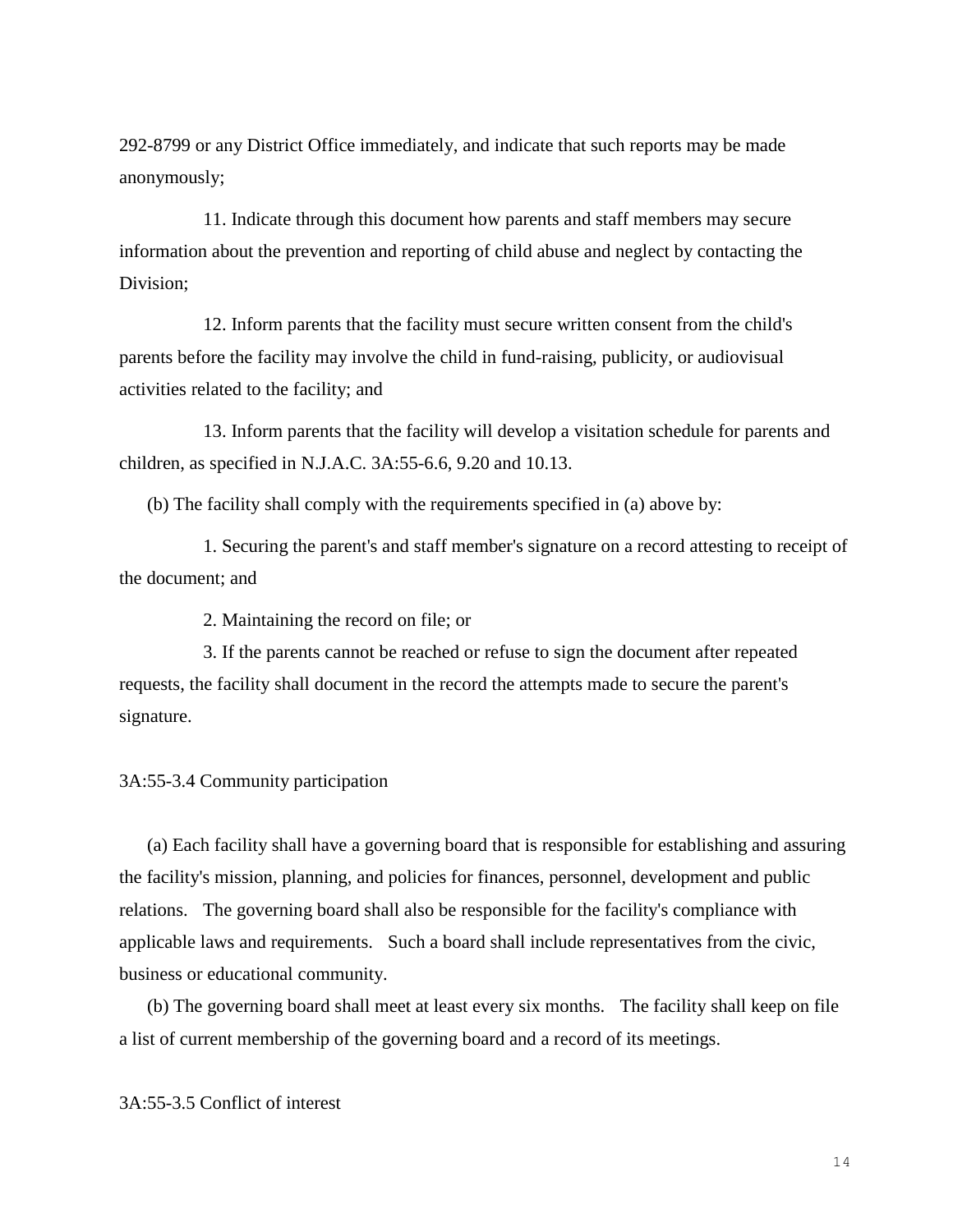292-8799 or any District Office immediately, and indicate that such reports may be made anonymously;

11. Indicate through this document how parents and staff members may secure information about the prevention and reporting of child abuse and neglect by contacting the Division;

12. Inform parents that the facility must secure written consent from the child's parents before the facility may involve the child in fund-raising, publicity, or audiovisual activities related to the facility; and

13. Inform parents that the facility will develop a visitation schedule for parents and children, as specified in N.J.A.C. 3A:55-6.6, 9.20 and 10.13.

(b) The facility shall comply with the requirements specified in (a) above by:

1. Securing the parent's and staff member's signature on a record attesting to receipt of the document; and

2. Maintaining the record on file; or

3. If the parents cannot be reached or refuse to sign the document after repeated requests, the facility shall document in the record the attempts made to secure the parent's signature.

3A:55-3.4 Community participation

(a) Each facility shall have a governing board that is responsible for establishing and assuring the facility's mission, planning, and policies for finances, personnel, development and public relations. The governing board shall also be responsible for the facility's compliance with applicable laws and requirements. Such a board shall include representatives from the civic, business or educational community.

(b) The governing board shall meet at least every six months. The facility shall keep on file a list of current membership of the governing board and a record of its meetings.

3A:55-3.5 Conflict of interest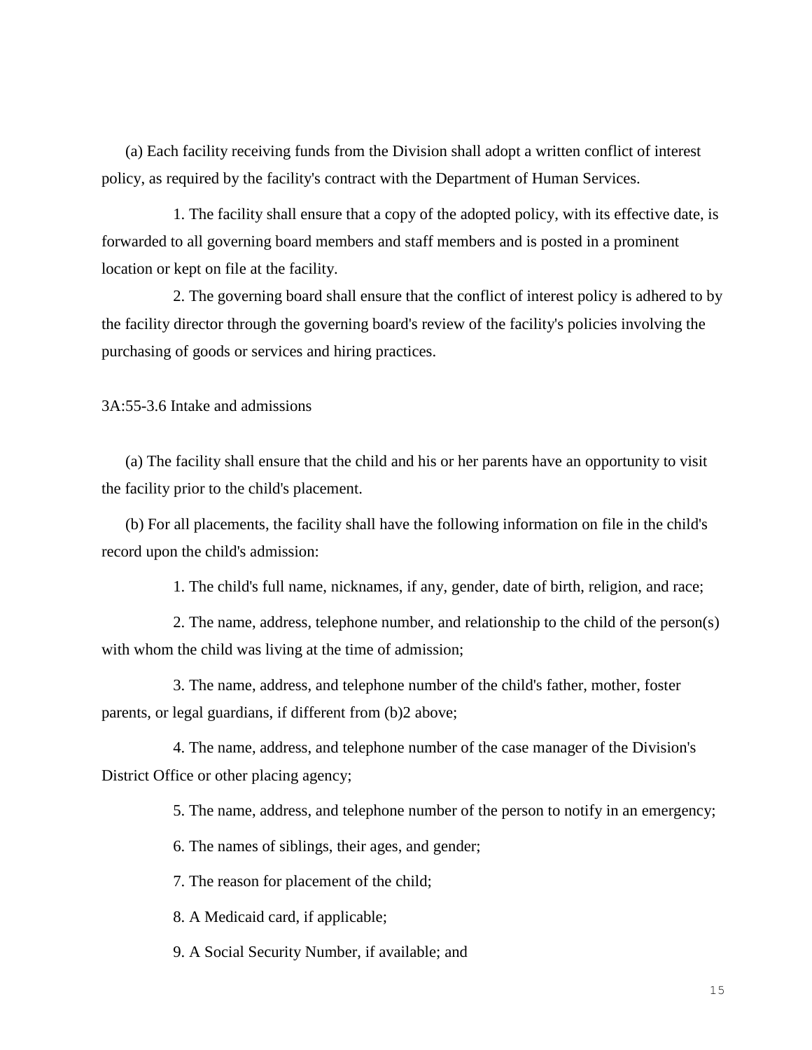(a) Each facility receiving funds from the Division shall adopt a written conflict of interest policy, as required by the facility's contract with the Department of Human Services.

1. The facility shall ensure that a copy of the adopted policy, with its effective date, is forwarded to all governing board members and staff members and is posted in a prominent location or kept on file at the facility.

2. The governing board shall ensure that the conflict of interest policy is adhered to by the facility director through the governing board's review of the facility's policies involving the purchasing of goods or services and hiring practices.

3A:55-3.6 Intake and admissions

(a) The facility shall ensure that the child and his or her parents have an opportunity to visit the facility prior to the child's placement.

(b) For all placements, the facility shall have the following information on file in the child's record upon the child's admission:

1. The child's full name, nicknames, if any, gender, date of birth, religion, and race;

2. The name, address, telephone number, and relationship to the child of the person(s) with whom the child was living at the time of admission;

3. The name, address, and telephone number of the child's father, mother, foster parents, or legal guardians, if different from (b)2 above;

4. The name, address, and telephone number of the case manager of the Division's District Office or other placing agency;

5. The name, address, and telephone number of the person to notify in an emergency;

6. The names of siblings, their ages, and gender;

7. The reason for placement of the child;

8. A Medicaid card, if applicable;

9. A Social Security Number, if available; and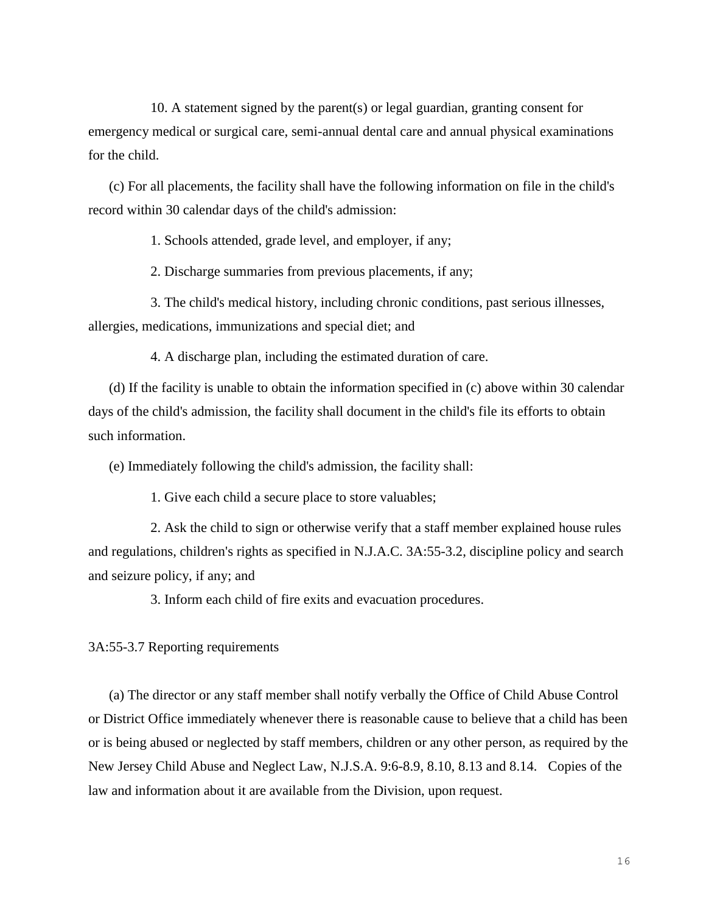10. A statement signed by the parent(s) or legal guardian, granting consent for emergency medical or surgical care, semi-annual dental care and annual physical examinations for the child.

(c) For all placements, the facility shall have the following information on file in the child's record within 30 calendar days of the child's admission:

1. Schools attended, grade level, and employer, if any;

2. Discharge summaries from previous placements, if any;

3. The child's medical history, including chronic conditions, past serious illnesses, allergies, medications, immunizations and special diet; and

4. A discharge plan, including the estimated duration of care.

(d) If the facility is unable to obtain the information specified in (c) above within 30 calendar days of the child's admission, the facility shall document in the child's file its efforts to obtain such information.

(e) Immediately following the child's admission, the facility shall:

1. Give each child a secure place to store valuables;

2. Ask the child to sign or otherwise verify that a staff member explained house rules and regulations, children's rights as specified in N.J.A.C. 3A:55-3.2, discipline policy and search and seizure policy, if any; and

3. Inform each child of fire exits and evacuation procedures.

3A:55-3.7 Reporting requirements

(a) The director or any staff member shall notify verbally the Office of Child Abuse Control or District Office immediately whenever there is reasonable cause to believe that a child has been or is being abused or neglected by staff members, children or any other person, as required by the New Jersey Child Abuse and Neglect Law, N.J.S.A. 9:6-8.9, 8.10, 8.13 and 8.14. Copies of the law and information about it are available from the Division, upon request.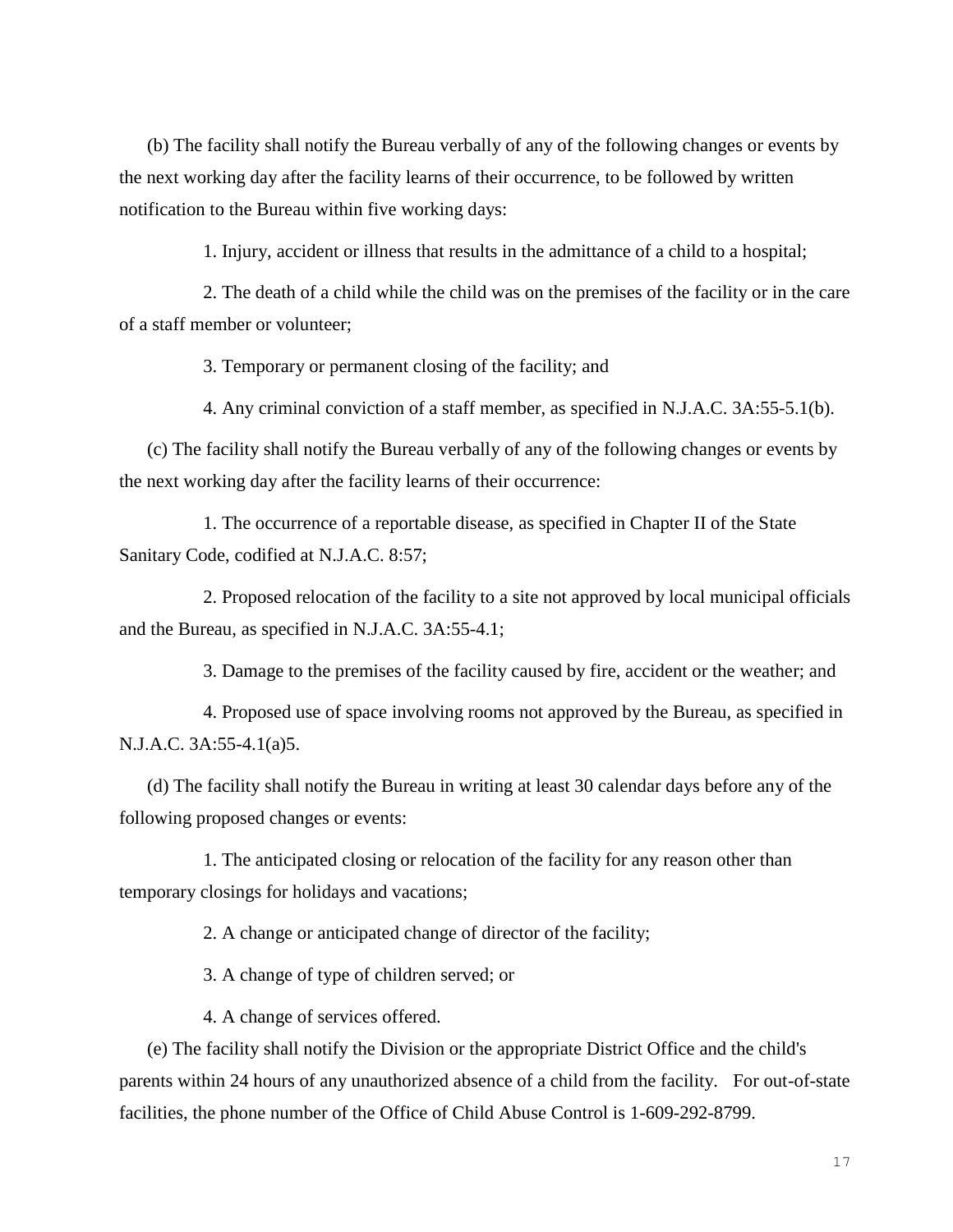(b) The facility shall notify the Bureau verbally of any of the following changes or events by the next working day after the facility learns of their occurrence, to be followed by written notification to the Bureau within five working days:

1. Injury, accident or illness that results in the admittance of a child to a hospital;

2. The death of a child while the child was on the premises of the facility or in the care of a staff member or volunteer;

3. Temporary or permanent closing of the facility; and

4. Any criminal conviction of a staff member, as specified in N.J.A.C. 3A:55-5.1(b).

(c) The facility shall notify the Bureau verbally of any of the following changes or events by the next working day after the facility learns of their occurrence:

1. The occurrence of a reportable disease, as specified in Chapter II of the State Sanitary Code, codified at N.J.A.C. 8:57;

2. Proposed relocation of the facility to a site not approved by local municipal officials and the Bureau, as specified in N.J.A.C. 3A:55-4.1;

3. Damage to the premises of the facility caused by fire, accident or the weather; and

4. Proposed use of space involving rooms not approved by the Bureau, as specified in N.J.A.C. 3A:55-4.1(a)5.

(d) The facility shall notify the Bureau in writing at least 30 calendar days before any of the following proposed changes or events:

1. The anticipated closing or relocation of the facility for any reason other than temporary closings for holidays and vacations;

2. A change or anticipated change of director of the facility;

3. A change of type of children served; or

4. A change of services offered.

(e) The facility shall notify the Division or the appropriate District Office and the child's parents within 24 hours of any unauthorized absence of a child from the facility. For out-of-state facilities, the phone number of the Office of Child Abuse Control is 1-609-292-8799.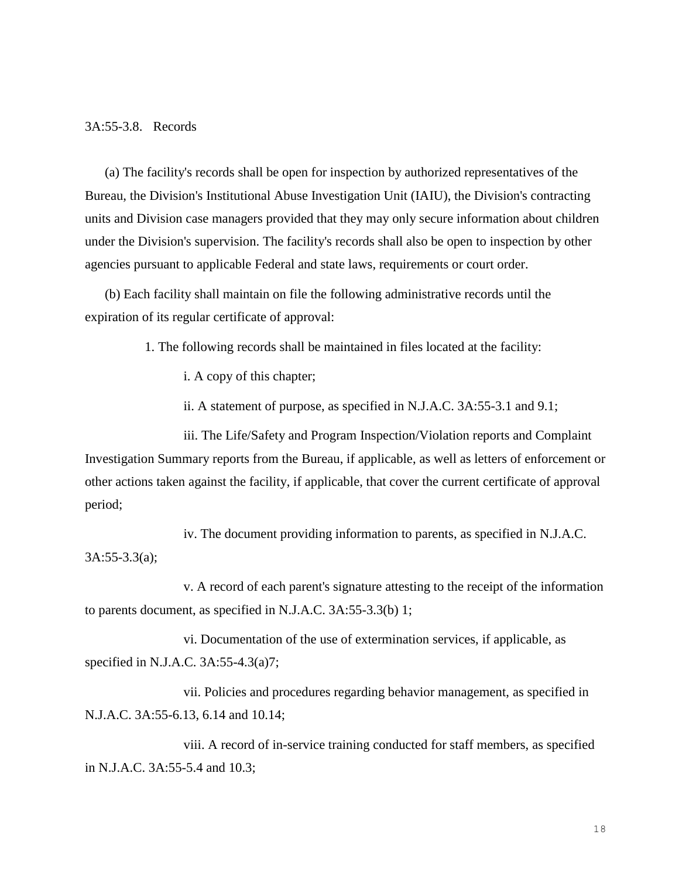3A:55-3.8. Records

(a) The facility's records shall be open for inspection by authorized representatives of the Bureau, the Division's Institutional Abuse Investigation Unit (IAIU), the Division's contracting units and Division case managers provided that they may only secure information about children under the Division's supervision. The facility's records shall also be open to inspection by other agencies pursuant to applicable Federal and state laws, requirements or court order.

(b) Each facility shall maintain on file the following administrative records until the expiration of its regular certificate of approval:

1. The following records shall be maintained in files located at the facility:

i. A copy of this chapter;

ii. A statement of purpose, as specified in N.J.A.C. 3A:55-3.1 and 9.1;

iii. The Life/Safety and Program Inspection/Violation reports and Complaint Investigation Summary reports from the Bureau, if applicable, as well as letters of enforcement or other actions taken against the facility, if applicable, that cover the current certificate of approval period;

iv. The document providing information to parents, as specified in N.J.A.C. 3A:55-3.3(a);

v. A record of each parent's signature attesting to the receipt of the information to parents document, as specified in N.J.A.C. 3A:55-3.3(b) 1;

vi. Documentation of the use of extermination services, if applicable, as specified in N.J.A.C. 3A:55-4.3(a)7;

vii. Policies and procedures regarding behavior management, as specified in N.J.A.C. 3A:55-6.13, 6.14 and 10.14;

viii. A record of in-service training conducted for staff members, as specified in N.J.A.C. 3A:55-5.4 and 10.3;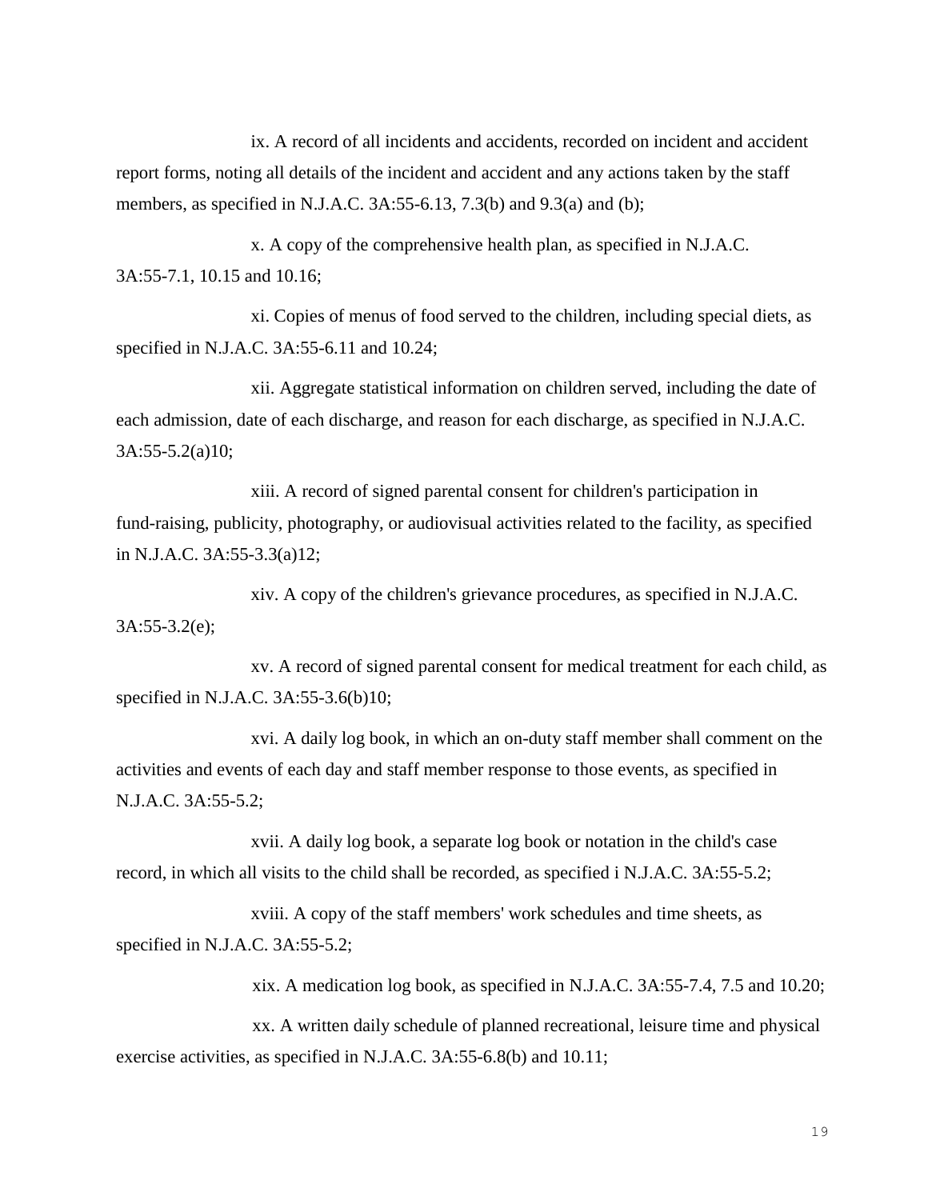ix. A record of all incidents and accidents, recorded on incident and accident report forms, noting all details of the incident and accident and any actions taken by the staff members, as specified in N.J.A.C. 3A:55-6.13, 7.3(b) and 9.3(a) and (b);

x. A copy of the comprehensive health plan, as specified in N.J.A.C. 3A:55-7.1, 10.15 and 10.16;

xi. Copies of menus of food served to the children, including special diets, as specified in N.J.A.C. 3A:55-6.11 and 10.24;

xii. Aggregate statistical information on children served, including the date of each admission, date of each discharge, and reason for each discharge, as specified in N.J.A.C. 3A:55-5.2(a)10;

xiii. A record of signed parental consent for children's participation in fund-raising, publicity, photography, or audiovisual activities related to the facility, as specified in N.J.A.C. 3A:55-3.3(a)12;

xiv. A copy of the children's grievance procedures, as specified in N.J.A.C. 3A:55-3.2(e);

xv. A record of signed parental consent for medical treatment for each child, as specified in N.J.A.C. 3A:55-3.6(b)10;

xvi. A daily log book, in which an on-duty staff member shall comment on the activities and events of each day and staff member response to those events, as specified in N.J.A.C. 3A:55-5.2;

xvii. A daily log book, a separate log book or notation in the child's case record, in which all visits to the child shall be recorded, as specified i N.J.A.C. 3A:55-5.2;

xviii. A copy of the staff members' work schedules and time sheets, as specified in N.J.A.C. 3A:55-5.2;

xix. A medication log book, as specified in N.J.A.C. 3A:55-7.4, 7.5 and 10.20;

xx. A written daily schedule of planned recreational, leisure time and physical exercise activities, as specified in N.J.A.C. 3A:55-6.8(b) and 10.11;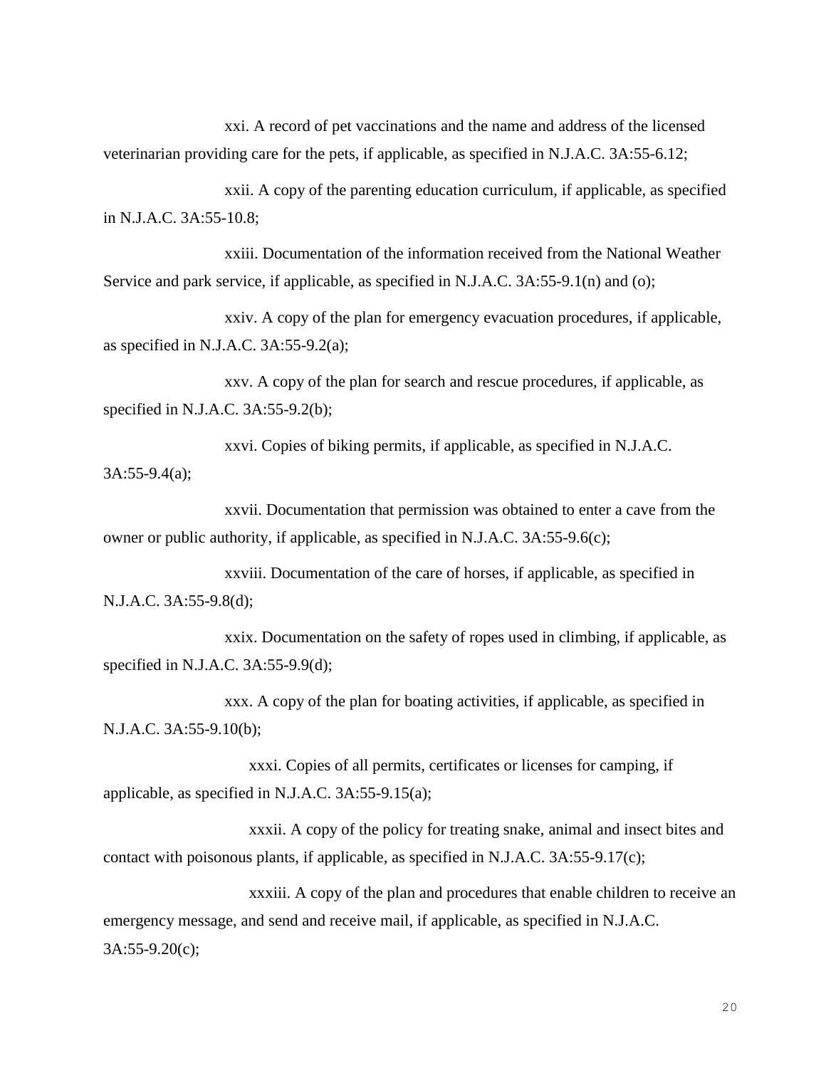xxi. A record of pet vaccinations and the name and address of the licensed veterinarian providing care for the pets, if applicable, as specified in N.J.A.C. 3A:55-6.12;

xxii. A copy of the parenting education curriculum, if applicable, as specified in N.J.A.C. 3A:55-10.8;

xxiii. Documentation of the information received from the National Weather Service and park service, if applicable, as specified in N.J.A.C. 3A:55-9.1(n) and (o);

xxiv. A copy of the plan for emergency evacuation procedures, if applicable, as specified in N.J.A.C. 3A:55-9.2(a);

xxv. A copy of the plan for search and rescue procedures, if applicable, as specified in N.J.A.C. 3A:55-9.2(b);

xxvi. Copies of biking permits, if applicable, as specified in N.J.A.C. 3A:55-9.4(a);

xxvii. Documentation that permission was obtained to enter a cave from the owner or public authority, if applicable, as specified in N.J.A.C. 3A:55-9.6(c);

xxviii. Documentation of the care of horses, if applicable, as specified in N.J.A.C. 3A:55-9.8(d);

xxix. Documentation on the safety of ropes used in climbing, if applicable, as specified in N.J.A.C. 3A:55-9.9(d);

xxx. A copy of the plan for boating activities, if applicable, as specified in N.J.A.C. 3A:55-9.10(b);

xxxi. Copies of all permits, certificates or licenses for camping, if applicable, as specified in N.J.A.C. 3A:55-9.15(a);

xxxii. A copy of the policy for treating snake, animal and insect bites and contact with poisonous plants, if applicable, as specified in N.J.A.C. 3A:55-9.17(c);

xxxiii. A copy of the plan and procedures that enable children to receive an emergency message, and send and receive mail, if applicable, as specified in N.J.A.C. 3A:55-9.20(c);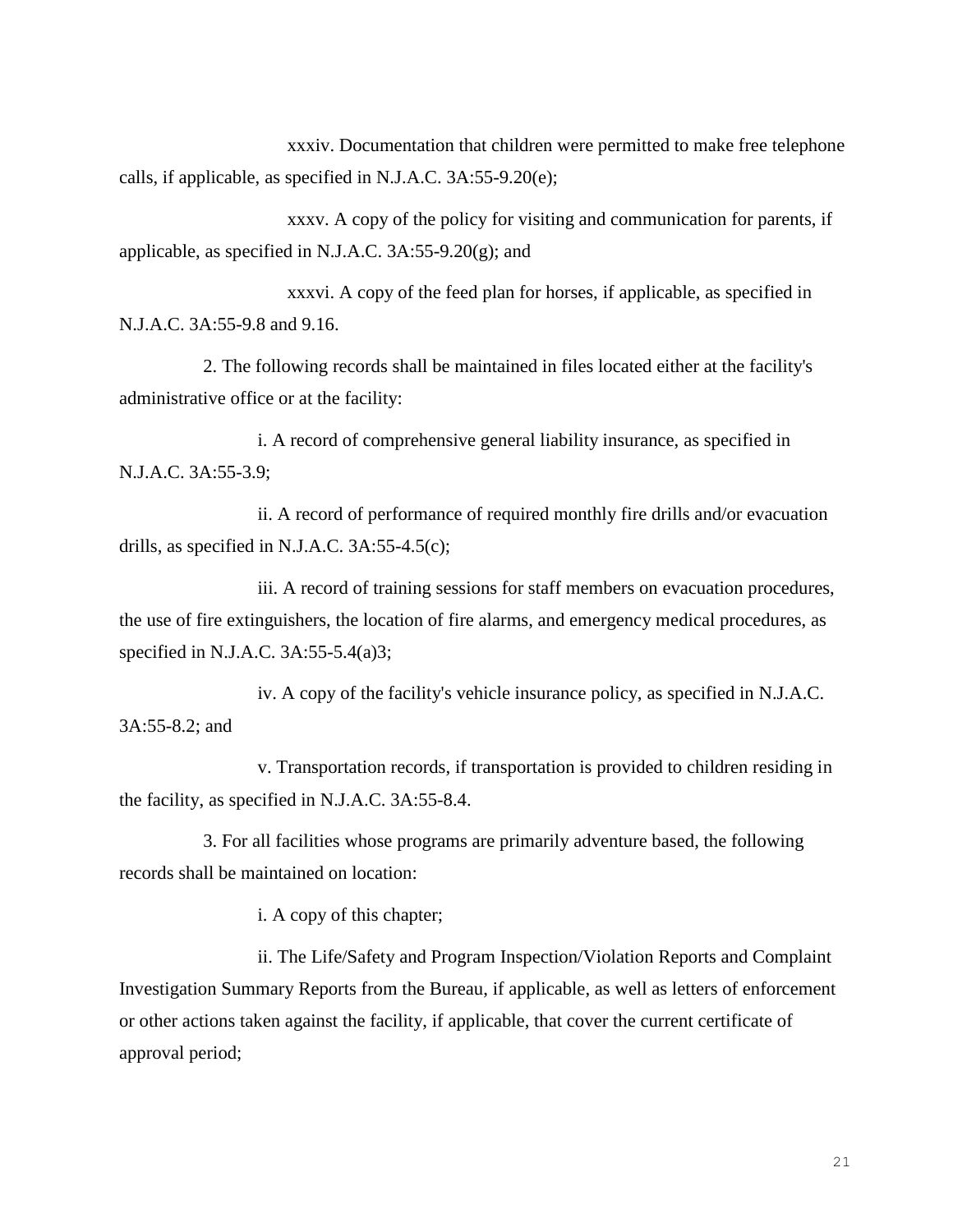xxxiv. Documentation that children were permitted to make free telephone calls, if applicable, as specified in N.J.A.C. 3A:55-9.20(e);

xxxv. A copy of the policy for visiting and communication for parents, if applicable, as specified in N.J.A.C. 3A:55-9.20(g); and

xxxvi. A copy of the feed plan for horses, if applicable, as specified in N.J.A.C. 3A:55-9.8 and 9.16.

2. The following records shall be maintained in files located either at the facility's administrative office or at the facility:

i. A record of comprehensive general liability insurance, as specified in N.J.A.C. 3A:55-3.9;

ii. A record of performance of required monthly fire drills and/or evacuation drills, as specified in N.J.A.C. 3A:55-4.5(c);

iii. A record of training sessions for staff members on evacuation procedures, the use of fire extinguishers, the location of fire alarms, and emergency medical procedures, as specified in N.J.A.C. 3A:55-5.4(a)3;

iv. A copy of the facility's vehicle insurance policy, as specified in N.J.A.C. 3A:55-8.2; and

v. Transportation records, if transportation is provided to children residing in the facility, as specified in N.J.A.C. 3A:55-8.4.

3. For all facilities whose programs are primarily adventure based, the following records shall be maintained on location:

i. A copy of this chapter;

ii. The Life/Safety and Program Inspection/Violation Reports and Complaint Investigation Summary Reports from the Bureau, if applicable, as well as letters of enforcement or other actions taken against the facility, if applicable, that cover the current certificate of approval period;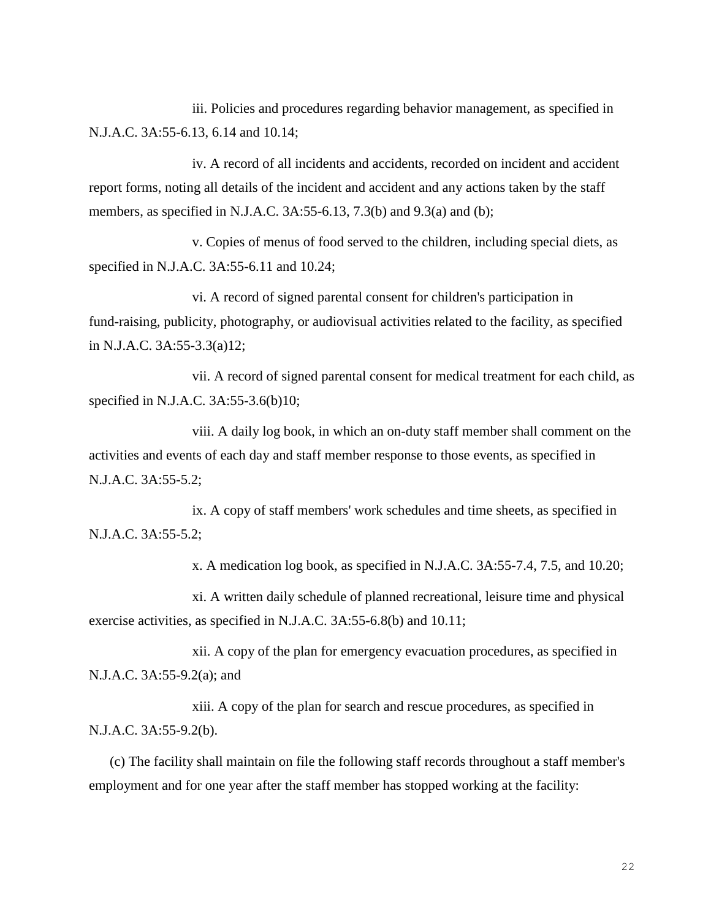iii. Policies and procedures regarding behavior management, as specified in N.J.A.C. 3A:55-6.13, 6.14 and 10.14;

iv. A record of all incidents and accidents, recorded on incident and accident report forms, noting all details of the incident and accident and any actions taken by the staff members, as specified in N.J.A.C. 3A:55-6.13, 7.3(b) and 9.3(a) and (b);

v. Copies of menus of food served to the children, including special diets, as specified in N.J.A.C. 3A:55-6.11 and 10.24;

vi. A record of signed parental consent for children's participation in fund-raising, publicity, photography, or audiovisual activities related to the facility, as specified in N.J.A.C. 3A:55-3.3(a)12;

vii. A record of signed parental consent for medical treatment for each child, as specified in N.J.A.C. 3A:55-3.6(b)10;

viii. A daily log book, in which an on-duty staff member shall comment on the activities and events of each day and staff member response to those events, as specified in N.J.A.C. 3A:55-5.2;

ix. A copy of staff members' work schedules and time sheets, as specified in N.J.A.C. 3A:55-5.2;

x. A medication log book, as specified in N.J.A.C. 3A:55-7.4, 7.5, and 10.20;

xi. A written daily schedule of planned recreational, leisure time and physical exercise activities, as specified in N.J.A.C. 3A:55-6.8(b) and 10.11;

xii. A copy of the plan for emergency evacuation procedures, as specified in N.J.A.C. 3A:55-9.2(a); and

xiii. A copy of the plan for search and rescue procedures, as specified in N.J.A.C. 3A:55-9.2(b).

(c) The facility shall maintain on file the following staff records throughout a staff member's employment and for one year after the staff member has stopped working at the facility: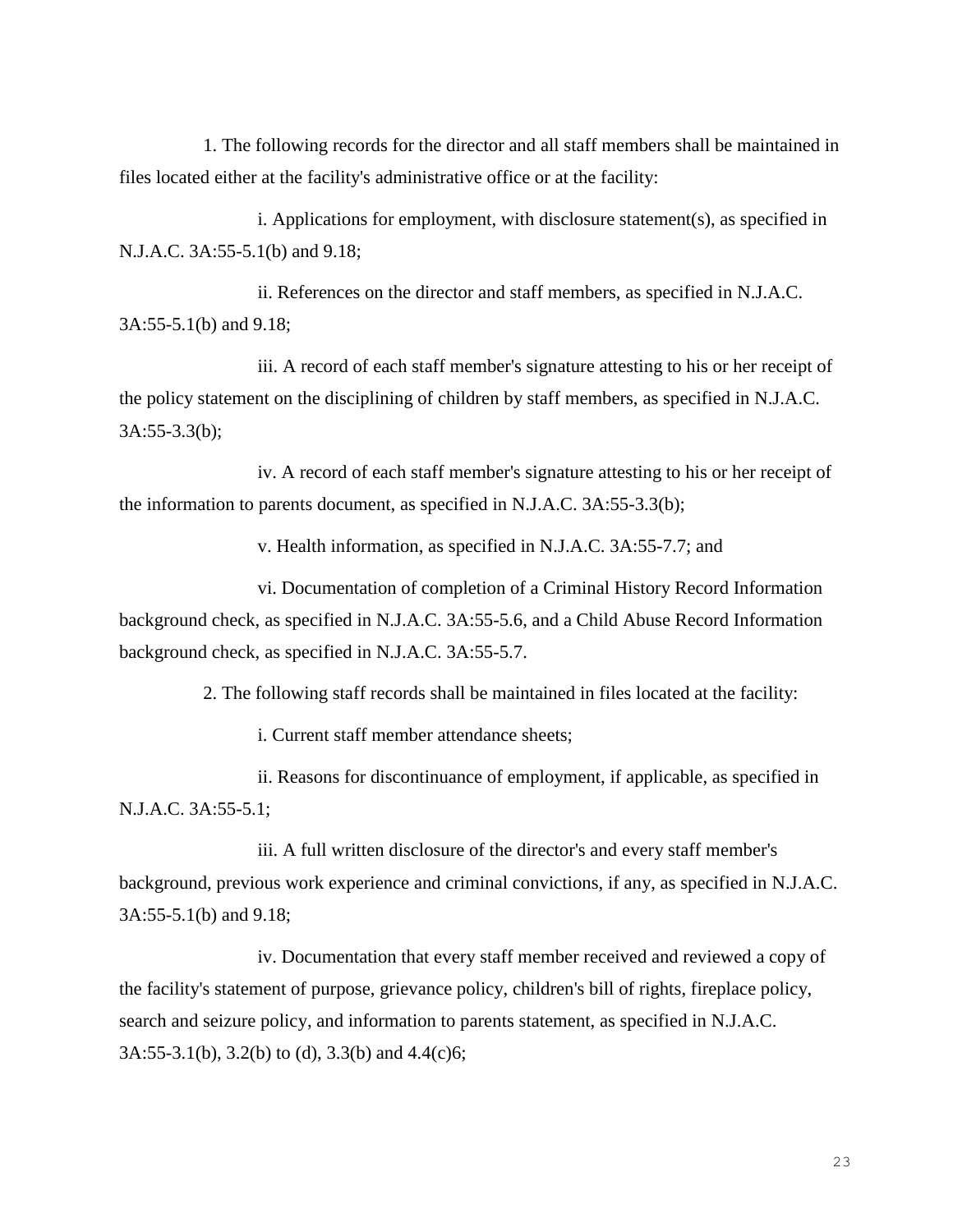1. The following records for the director and all staff members shall be maintained in files located either at the facility's administrative office or at the facility:

i. Applications for employment, with disclosure statement(s), as specified in N.J.A.C. 3A:55-5.1(b) and 9.18;

ii. References on the director and staff members, as specified in N.J.A.C. 3A:55-5.1(b) and 9.18;

iii. A record of each staff member's signature attesting to his or her receipt of the policy statement on the disciplining of children by staff members, as specified in N.J.A.C. 3A:55-3.3(b);

iv. A record of each staff member's signature attesting to his or her receipt of the information to parents document, as specified in N.J.A.C. 3A:55-3.3(b);

v. Health information, as specified in N.J.A.C. 3A:55-7.7; and

vi. Documentation of completion of a Criminal History Record Information background check, as specified in N.J.A.C. 3A:55-5.6, and a Child Abuse Record Information background check, as specified in N.J.A.C. 3A:55-5.7.

2. The following staff records shall be maintained in files located at the facility:

i. Current staff member attendance sheets;

ii. Reasons for discontinuance of employment, if applicable, as specified in N.J.A.C. 3A:55-5.1;

iii. A full written disclosure of the director's and every staff member's background, previous work experience and criminal convictions, if any, as specified in N.J.A.C. 3A:55-5.1(b) and 9.18;

iv. Documentation that every staff member received and reviewed a copy of the facility's statement of purpose, grievance policy, children's bill of rights, fireplace policy, search and seizure policy, and information to parents statement, as specified in N.J.A.C. 3A:55-3.1(b), 3.2(b) to (d), 3.3(b) and 4.4(c)6;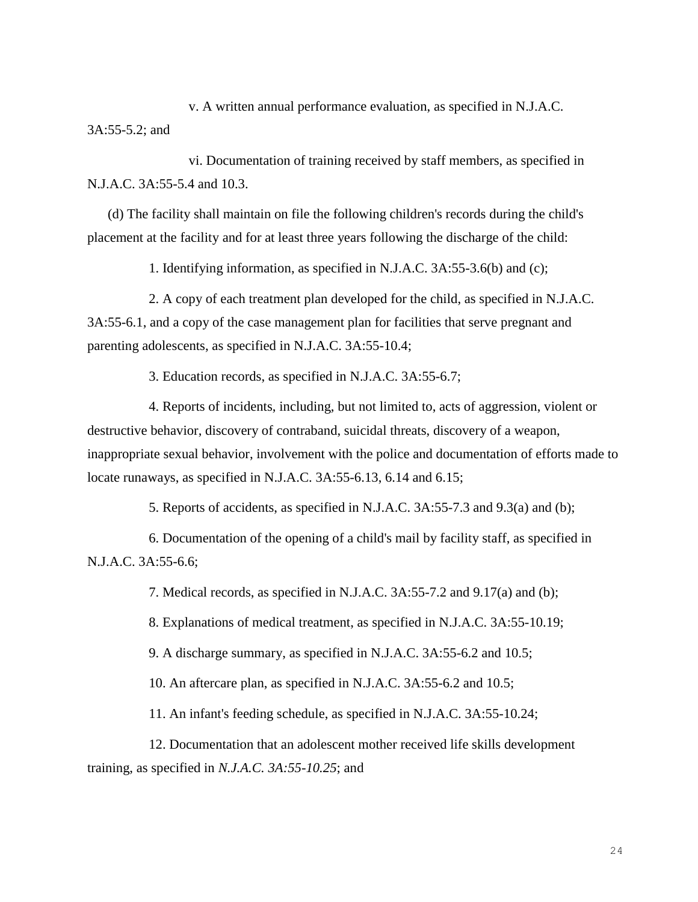v. A written annual performance evaluation, as specified in N.J.A.C. 3A:55-5.2; and

vi. Documentation of training received by staff members, as specified in N.J.A.C. 3A:55-5.4 and 10.3.

(d) The facility shall maintain on file the following children's records during the child's placement at the facility and for at least three years following the discharge of the child:

1. Identifying information, as specified in N.J.A.C. 3A:55-3.6(b) and (c);

2. A copy of each treatment plan developed for the child, as specified in N.J.A.C. 3A:55-6.1, and a copy of the case management plan for facilities that serve pregnant and parenting adolescents, as specified in N.J.A.C. 3A:55-10.4;

3. Education records, as specified in N.J.A.C. 3A:55-6.7;

4. Reports of incidents, including, but not limited to, acts of aggression, violent or destructive behavior, discovery of contraband, suicidal threats, discovery of a weapon, inappropriate sexual behavior, involvement with the police and documentation of efforts made to locate runaways, as specified in N.J.A.C. 3A:55-6.13, 6.14 and 6.15;

5. Reports of accidents, as specified in N.J.A.C. 3A:55-7.3 and 9.3(a) and (b);

6. Documentation of the opening of a child's mail by facility staff, as specified in N.J.A.C. 3A:55-6.6;

7. Medical records, as specified in N.J.A.C. 3A:55-7.2 and 9.17(a) and (b);

8. Explanations of medical treatment, as specified in N.J.A.C. 3A:55-10.19;

9. A discharge summary, as specified in N.J.A.C. 3A:55-6.2 and 10.5;

10. An aftercare plan, as specified in N.J.A.C. 3A:55-6.2 and 10.5;

11. An infant's feeding schedule, as specified in N.J.A.C. 3A:55-10.24;

12. Documentation that an adolescent mother received life skills development training, as specified in *N.J.A.C. 3A:55-10.25*; and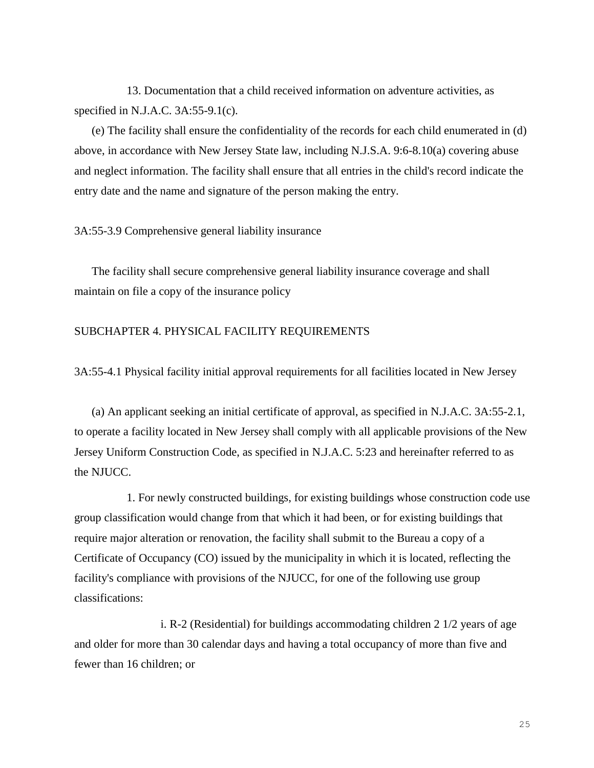13. Documentation that a child received information on adventure activities, as specified in N.J.A.C. 3A:55-9.1(c).

(e) The facility shall ensure the confidentiality of the records for each child enumerated in (d) above, in accordance with New Jersey State law, including N.J.S.A. 9:6-8.10(a) covering abuse and neglect information. The facility shall ensure that all entries in the child's record indicate the entry date and the name and signature of the person making the entry.

3A:55-3.9 Comprehensive general liability insurance

The facility shall secure comprehensive general liability insurance coverage and shall maintain on file a copy of the insurance policy

SUBCHAPTER 4. PHYSICAL FACILITY REQUIREMENTS

3A:55-4.1 Physical facility initial approval requirements for all facilities located in New Jersey

(a) An applicant seeking an initial certificate of approval, as specified in N.J.A.C. 3A:55-2.1, to operate a facility located in New Jersey shall comply with all applicable provisions of the New Jersey Uniform Construction Code, as specified in N.J.A.C. 5:23 and hereinafter referred to as the NJUCC.

1. For newly constructed buildings, for existing buildings whose construction code use group classification would change from that which it had been, or for existing buildings that require major alteration or renovation, the facility shall submit to the Bureau a copy of a Certificate of Occupancy (CO) issued by the municipality in which it is located, reflecting the facility's compliance with provisions of the NJUCC, for one of the following use group classifications:

i. R-2 (Residential) for buildings accommodating children 2 1/2 years of age and older for more than 30 calendar days and having a total occupancy of more than five and fewer than 16 children; or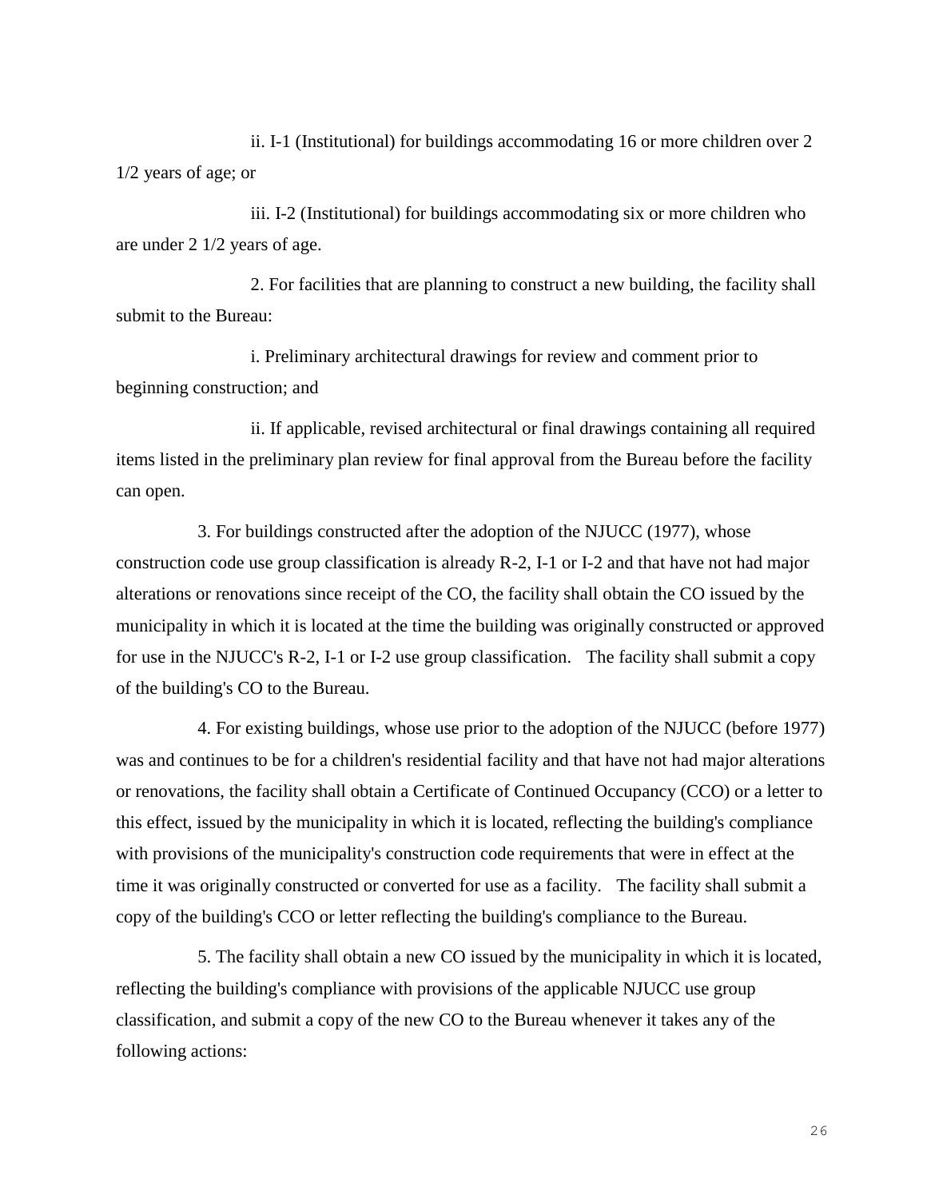ii. I-1 (Institutional) for buildings accommodating 16 or more children over 2 1/2 years of age; or

iii. I-2 (Institutional) for buildings accommodating six or more children who are under 2 1/2 years of age.

2. For facilities that are planning to construct a new building, the facility shall submit to the Bureau:

i. Preliminary architectural drawings for review and comment prior to beginning construction; and

ii. If applicable, revised architectural or final drawings containing all required items listed in the preliminary plan review for final approval from the Bureau before the facility can open.

3. For buildings constructed after the adoption of the NJUCC (1977), whose construction code use group classification is already R-2, I-1 or I-2 and that have not had major alterations or renovations since receipt of the CO, the facility shall obtain the CO issued by the municipality in which it is located at the time the building was originally constructed or approved for use in the NJUCC's R-2, I-1 or I-2 use group classification. The facility shall submit a copy of the building's CO to the Bureau.

4. For existing buildings, whose use prior to the adoption of the NJUCC (before 1977) was and continues to be for a children's residential facility and that have not had major alterations or renovations, the facility shall obtain a Certificate of Continued Occupancy (CCO) or a letter to this effect, issued by the municipality in which it is located, reflecting the building's compliance with provisions of the municipality's construction code requirements that were in effect at the time it was originally constructed or converted for use as a facility. The facility shall submit a copy of the building's CCO or letter reflecting the building's compliance to the Bureau.

5. The facility shall obtain a new CO issued by the municipality in which it is located, reflecting the building's compliance with provisions of the applicable NJUCC use group classification, and submit a copy of the new CO to the Bureau whenever it takes any of the following actions: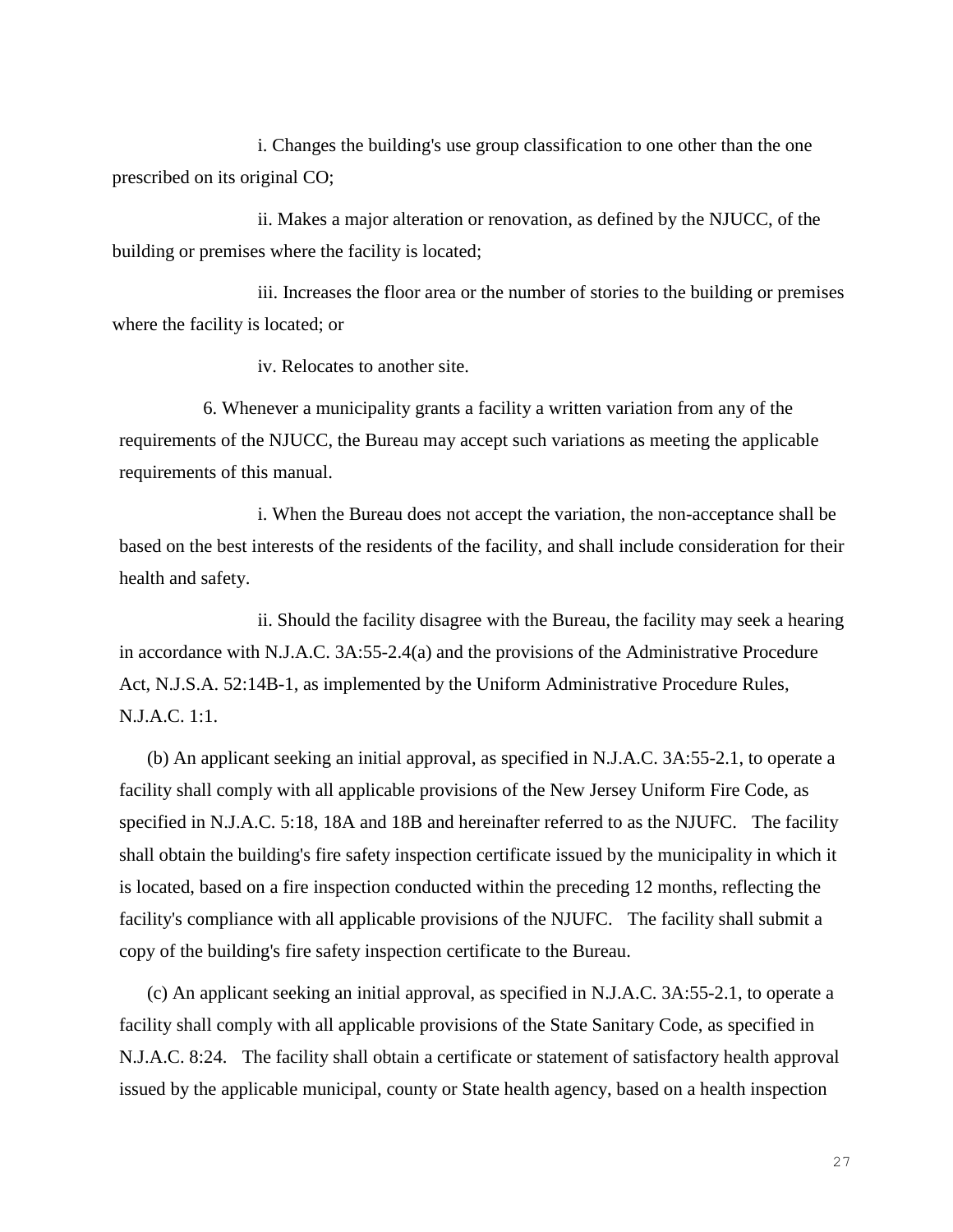i. Changes the building's use group classification to one other than the one prescribed on its original CO;

ii. Makes a major alteration or renovation, as defined by the NJUCC, of the building or premises where the facility is located;

iii. Increases the floor area or the number of stories to the building or premises where the facility is located; or

iv. Relocates to another site.

6. Whenever a municipality grants a facility a written variation from any of the requirements of the NJUCC, the Bureau may accept such variations as meeting the applicable requirements of this manual.

i. When the Bureau does not accept the variation, the non-acceptance shall be based on the best interests of the residents of the facility, and shall include consideration for their health and safety.

ii. Should the facility disagree with the Bureau, the facility may seek a hearing in accordance with N.J.A.C. 3A:55-2.4(a) and the provisions of the Administrative Procedure Act, N.J.S.A. 52:14B-1, as implemented by the Uniform Administrative Procedure Rules, N.J.A.C. 1:1.

(b) An applicant seeking an initial approval, as specified in N.J.A.C. 3A:55-2.1, to operate a facility shall comply with all applicable provisions of the New Jersey Uniform Fire Code, as specified in N.J.A.C. 5:18, 18A and 18B and hereinafter referred to as the NJUFC. The facility shall obtain the building's fire safety inspection certificate issued by the municipality in which it is located, based on a fire inspection conducted within the preceding 12 months, reflecting the facility's compliance with all applicable provisions of the NJUFC. The facility shall submit a copy of the building's fire safety inspection certificate to the Bureau.

(c) An applicant seeking an initial approval, as specified in N.J.A.C. 3A:55-2.1, to operate a facility shall comply with all applicable provisions of the State Sanitary Code, as specified in N.J.A.C. 8:24. The facility shall obtain a certificate or statement of satisfactory health approval issued by the applicable municipal, county or State health agency, based on a health inspection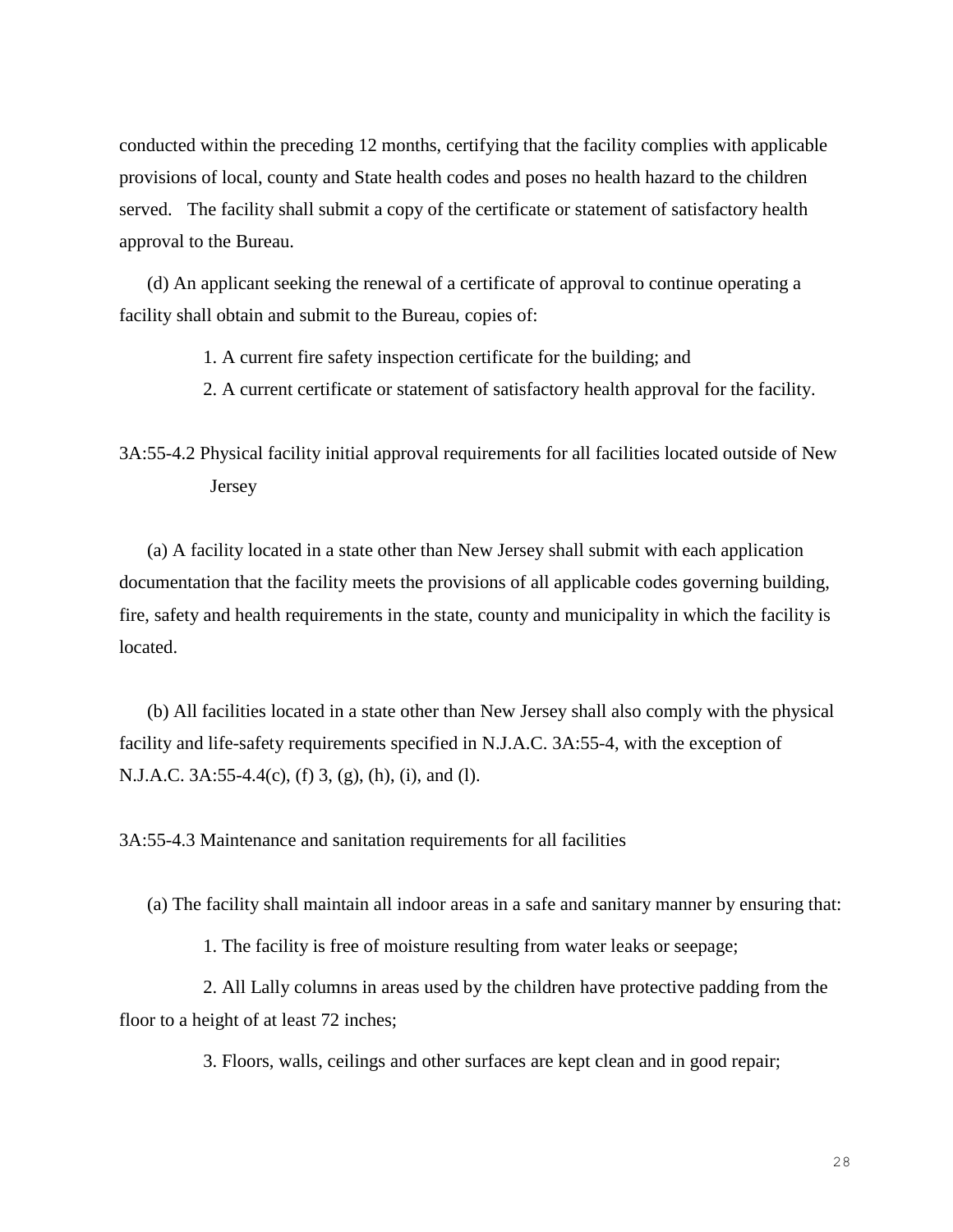conducted within the preceding 12 months, certifying that the facility complies with applicable provisions of local, county and State health codes and poses no health hazard to the children served. The facility shall submit a copy of the certificate or statement of satisfactory health approval to the Bureau.

(d) An applicant seeking the renewal of a certificate of approval to continue operating a facility shall obtain and submit to the Bureau, copies of:

1. A current fire safety inspection certificate for the building; and
2. A current certificate or statement of satisfactory health approval for the facility.

3A:55-4.2 Physical facility initial approval requirements for all facilities located outside of New Jersey

(a) A facility located in a state other than New Jersey shall submit with each application documentation that the facility meets the provisions of all applicable codes governing building, fire, safety and health requirements in the state, county and municipality in which the facility is located.

(b) All facilities located in a state other than New Jersey shall also comply with the physical facility and life-safety requirements specified in N.J.A.C. 3A:55-4, with the exception of N.J.A.C. 3A:55-4.4(c), (f) 3, (g), (h), (i), and (l).

3A:55-4.3 Maintenance and sanitation requirements for all facilities

(a) The facility shall maintain all indoor areas in a safe and sanitary manner by ensuring that:

1. The facility is free of moisture resulting from water leaks or seepage;

2. All Lally columns in areas used by the children have protective padding from the floor to a height of at least 72 inches;

3. Floors, walls, ceilings and other surfaces are kept clean and in good repair;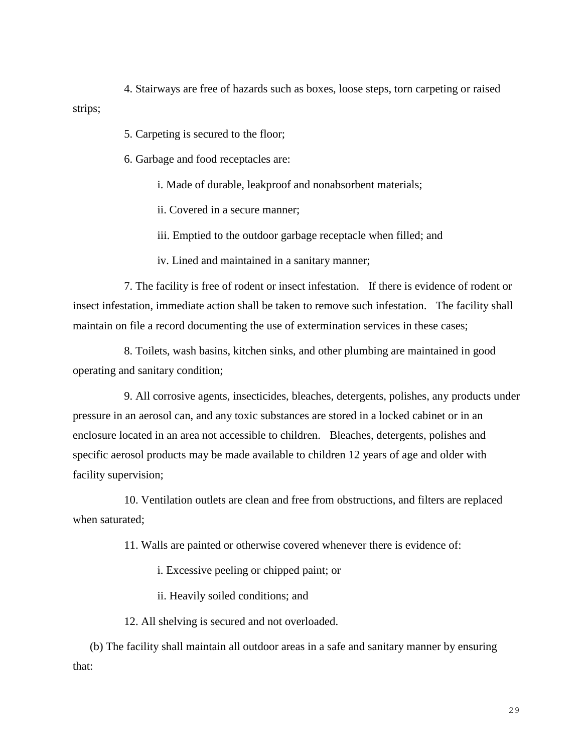4. Stairways are free of hazards such as boxes, loose steps, torn carpeting or raised strips;

5. Carpeting is secured to the floor;

6. Garbage and food receptacles are:

i. Made of durable, leakproof and nonabsorbent materials;

ii. Covered in a secure manner;

iii. Emptied to the outdoor garbage receptacle when filled; and

iv. Lined and maintained in a sanitary manner;

7. The facility is free of rodent or insect infestation. If there is evidence of rodent or insect infestation, immediate action shall be taken to remove such infestation. The facility shall maintain on file a record documenting the use of extermination services in these cases;

8. Toilets, wash basins, kitchen sinks, and other plumbing are maintained in good operating and sanitary condition;

9. All corrosive agents, insecticides, bleaches, detergents, polishes, any products under pressure in an aerosol can, and any toxic substances are stored in a locked cabinet or in an enclosure located in an area not accessible to children. Bleaches, detergents, polishes and specific aerosol products may be made available to children 12 years of age and older with facility supervision;

10. Ventilation outlets are clean and free from obstructions, and filters are replaced when saturated;

11. Walls are painted or otherwise covered whenever there is evidence of:

i. Excessive peeling or chipped paint; or

ii. Heavily soiled conditions; and

12. All shelving is secured and not overloaded.

(b) The facility shall maintain all outdoor areas in a safe and sanitary manner by ensuring that: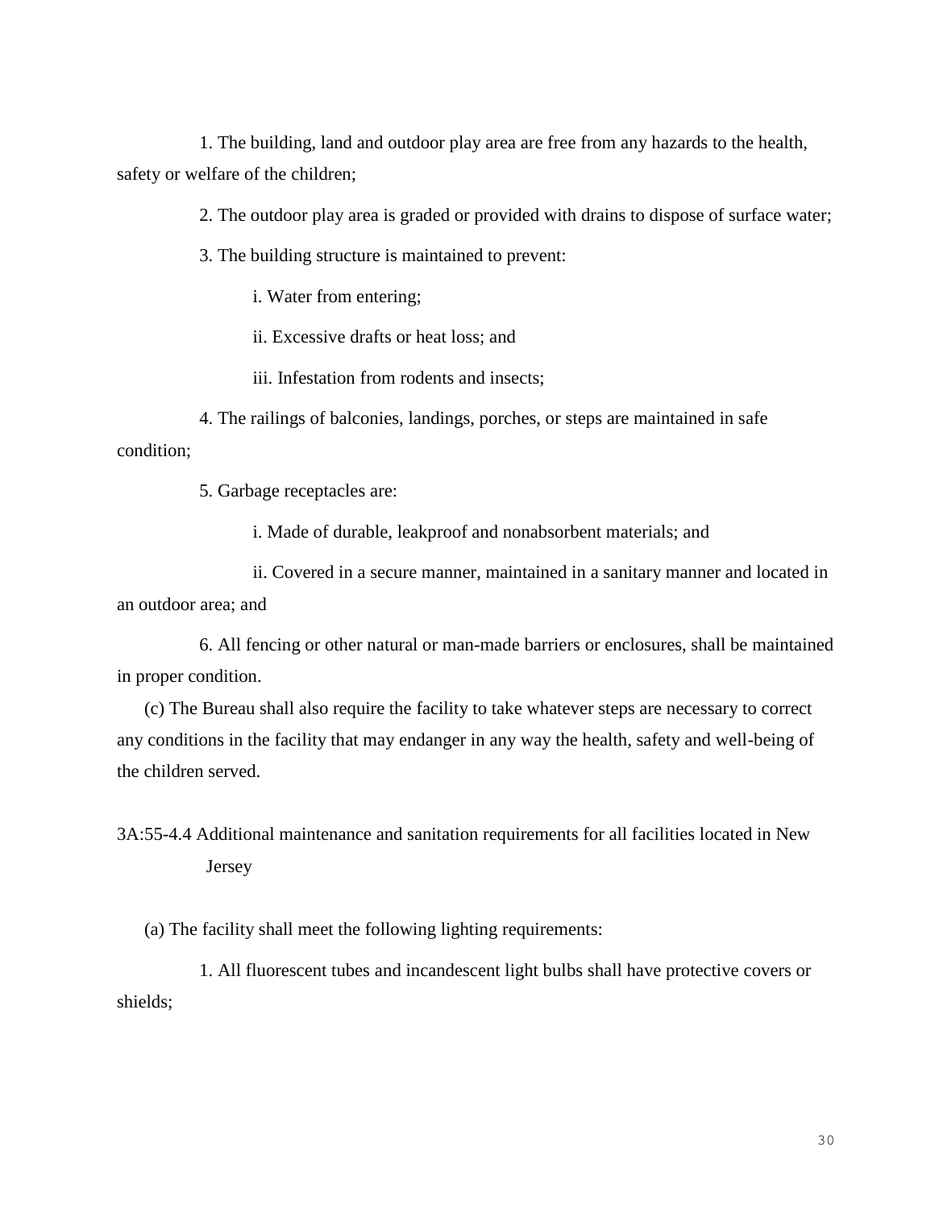1. The building, land and outdoor play area are free from any hazards to the health, safety or welfare of the children;

2. The outdoor play area is graded or provided with drains to dispose of surface water;

3. The building structure is maintained to prevent:

i. Water from entering;

ii. Excessive drafts or heat loss; and

iii. Infestation from rodents and insects;

4. The railings of balconies, landings, porches, or steps are maintained in safe condition;

5. Garbage receptacles are:

i. Made of durable, leakproof and nonabsorbent materials; and

ii. Covered in a secure manner, maintained in a sanitary manner and located in an outdoor area; and

6. All fencing or other natural or man-made barriers or enclosures, shall be maintained in proper condition.

(c) The Bureau shall also require the facility to take whatever steps are necessary to correct any conditions in the facility that may endanger in any way the health, safety and well-being of the children served.

### 3A:55-4.4 Additional maintenance and sanitation requirements for all facilities located in New Jersey

(a) The facility shall meet the following lighting requirements:

1. All fluorescent tubes and incandescent light bulbs shall have protective covers or shields;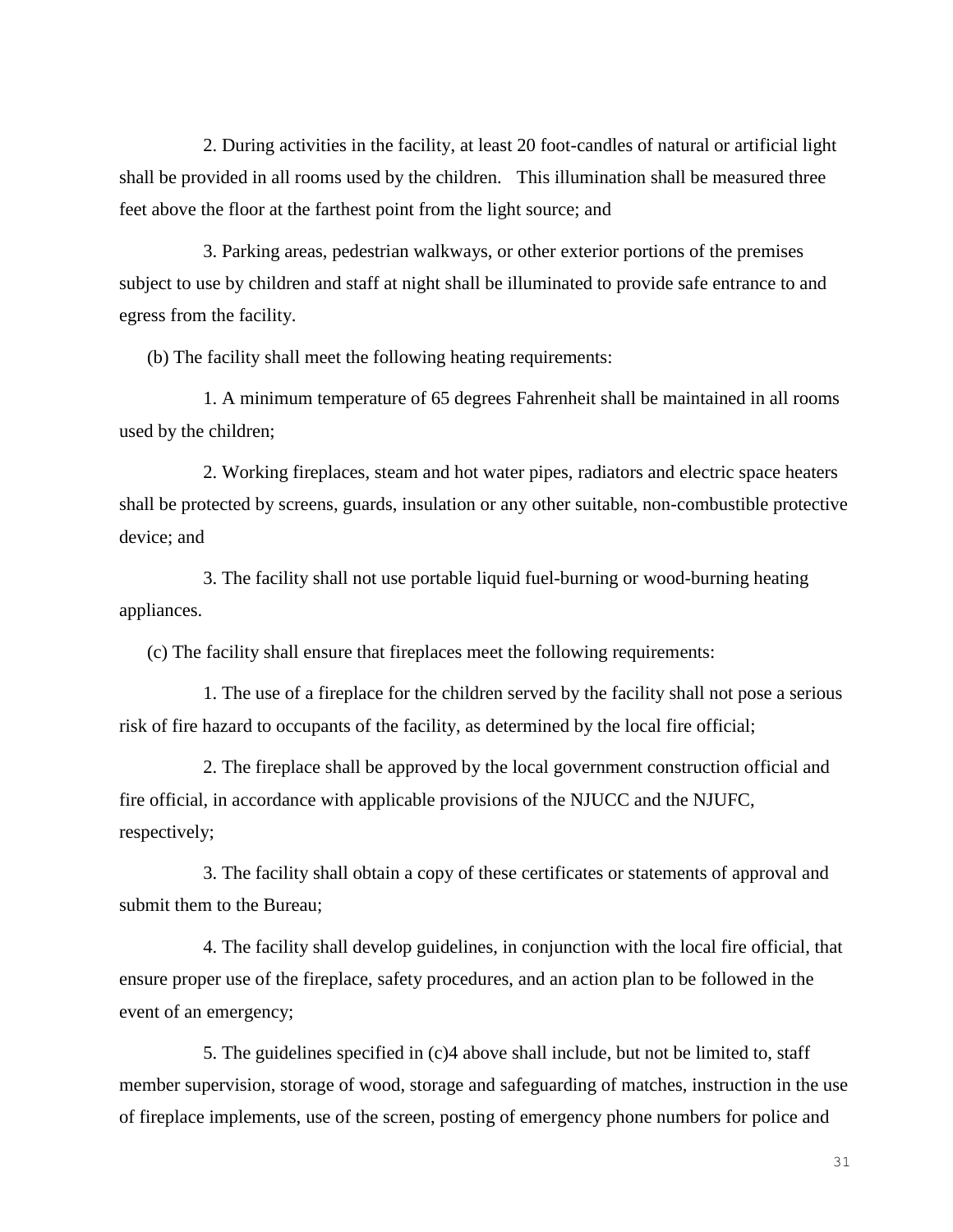2. During activities in the facility, at least 20 foot-candles of natural or artificial light shall be provided in all rooms used by the children. This illumination shall be measured three feet above the floor at the farthest point from the light source; and

3. Parking areas, pedestrian walkways, or other exterior portions of the premises subject to use by children and staff at night shall be illuminated to provide safe entrance to and egress from the facility.

(b) The facility shall meet the following heating requirements:

1. A minimum temperature of 65 degrees Fahrenheit shall be maintained in all rooms used by the children;

2. Working fireplaces, steam and hot water pipes, radiators and electric space heaters shall be protected by screens, guards, insulation or any other suitable, non-combustible protective device; and

3. The facility shall not use portable liquid fuel-burning or wood-burning heating appliances.

(c) The facility shall ensure that fireplaces meet the following requirements:

1. The use of a fireplace for the children served by the facility shall not pose a serious risk of fire hazard to occupants of the facility, as determined by the local fire official;

2. The fireplace shall be approved by the local government construction official and fire official, in accordance with applicable provisions of the NJUCC and the NJUFC, respectively;

3. The facility shall obtain a copy of these certificates or statements of approval and submit them to the Bureau;

4. The facility shall develop guidelines, in conjunction with the local fire official, that ensure proper use of the fireplace, safety procedures, and an action plan to be followed in the event of an emergency;

5. The guidelines specified in (c)4 above shall include, but not be limited to, staff member supervision, storage of wood, storage and safeguarding of matches, instruction in the use of fireplace implements, use of the screen, posting of emergency phone numbers for police and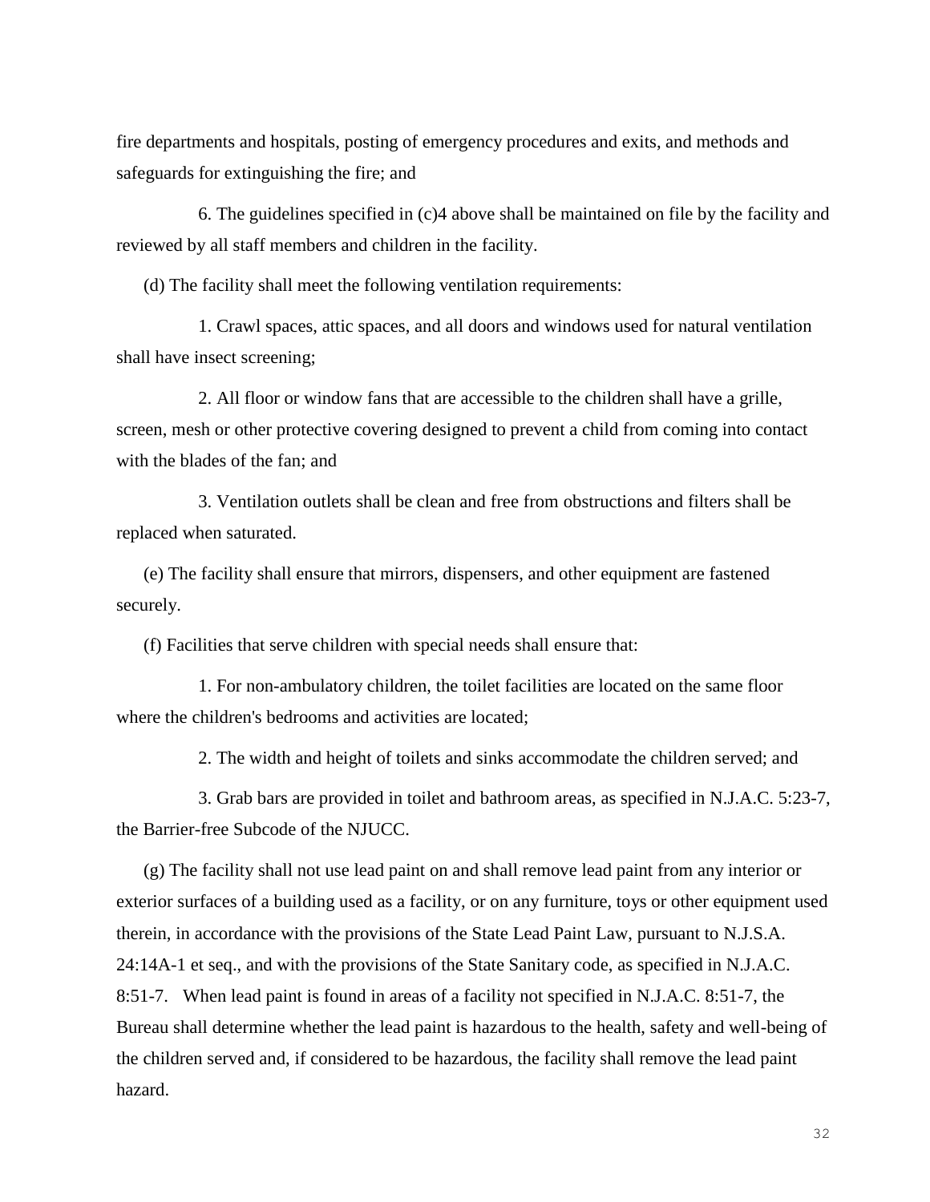fire departments and hospitals, posting of emergency procedures and exits, and methods and safeguards for extinguishing the fire; and

6. The guidelines specified in (c)4 above shall be maintained on file by the facility and reviewed by all staff members and children in the facility.

(d) The facility shall meet the following ventilation requirements:

1. Crawl spaces, attic spaces, and all doors and windows used for natural ventilation shall have insect screening;

2. All floor or window fans that are accessible to the children shall have a grille, screen, mesh or other protective covering designed to prevent a child from coming into contact with the blades of the fan; and

3. Ventilation outlets shall be clean and free from obstructions and filters shall be replaced when saturated.

(e) The facility shall ensure that mirrors, dispensers, and other equipment are fastened securely.

(f) Facilities that serve children with special needs shall ensure that:

1. For non-ambulatory children, the toilet facilities are located on the same floor where the children's bedrooms and activities are located;

2. The width and height of toilets and sinks accommodate the children served; and

3. Grab bars are provided in toilet and bathroom areas, as specified in N.J.A.C. 5:23-7, the Barrier-free Subcode of the NJUCC.

(g) The facility shall not use lead paint on and shall remove lead paint from any interior or exterior surfaces of a building used as a facility, or on any furniture, toys or other equipment used therein, in accordance with the provisions of the State Lead Paint Law, pursuant to N.J.S.A. 24:14A-1 et seq., and with the provisions of the State Sanitary code, as specified in N.J.A.C. 8:51-7. When lead paint is found in areas of a facility not specified in N.J.A.C. 8:51-7, the Bureau shall determine whether the lead paint is hazardous to the health, safety and well-being of the children served and, if considered to be hazardous, the facility shall remove the lead paint hazard.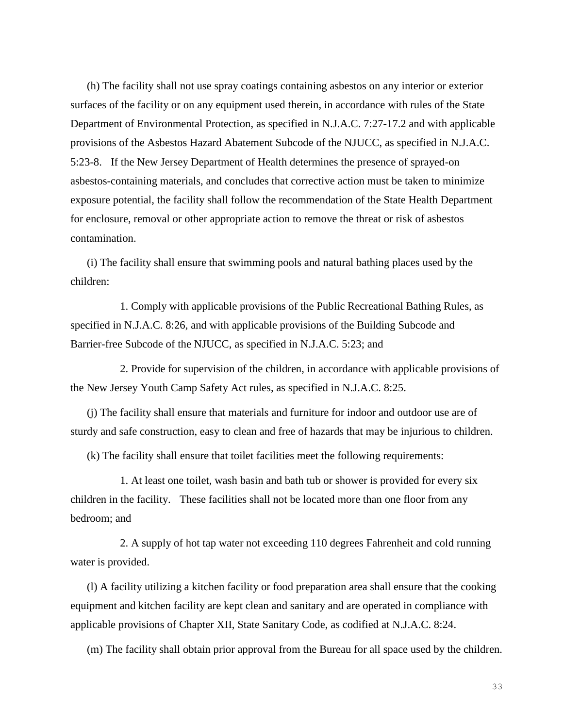(h) The facility shall not use spray coatings containing asbestos on any interior or exterior surfaces of the facility or on any equipment used therein, in accordance with rules of the State Department of Environmental Protection, as specified in N.J.A.C. 7:27-17.2 and with applicable provisions of the Asbestos Hazard Abatement Subcode of the NJUCC, as specified in N.J.A.C. 5:23-8. If the New Jersey Department of Health determines the presence of sprayed-on asbestos-containing materials, and concludes that corrective action must be taken to minimize exposure potential, the facility shall follow the recommendation of the State Health Department for enclosure, removal or other appropriate action to remove the threat or risk of asbestos contamination.

(i) The facility shall ensure that swimming pools and natural bathing places used by the children:

1. Comply with applicable provisions of the Public Recreational Bathing Rules, as specified in N.J.A.C. 8:26, and with applicable provisions of the Building Subcode and Barrier-free Subcode of the NJUCC, as specified in N.J.A.C. 5:23; and

2. Provide for supervision of the children, in accordance with applicable provisions of the New Jersey Youth Camp Safety Act rules, as specified in N.J.A.C. 8:25.

(j) The facility shall ensure that materials and furniture for indoor and outdoor use are of sturdy and safe construction, easy to clean and free of hazards that may be injurious to children.

(k) The facility shall ensure that toilet facilities meet the following requirements:

1. At least one toilet, wash basin and bath tub or shower is provided for every six children in the facility. These facilities shall not be located more than one floor from any bedroom; and

2. A supply of hot tap water not exceeding 110 degrees Fahrenheit and cold running water is provided.

(l) A facility utilizing a kitchen facility or food preparation area shall ensure that the cooking equipment and kitchen facility are kept clean and sanitary and are operated in compliance with applicable provisions of Chapter XII, State Sanitary Code, as codified at N.J.A.C. 8:24.

(m) The facility shall obtain prior approval from the Bureau for all space used by the children.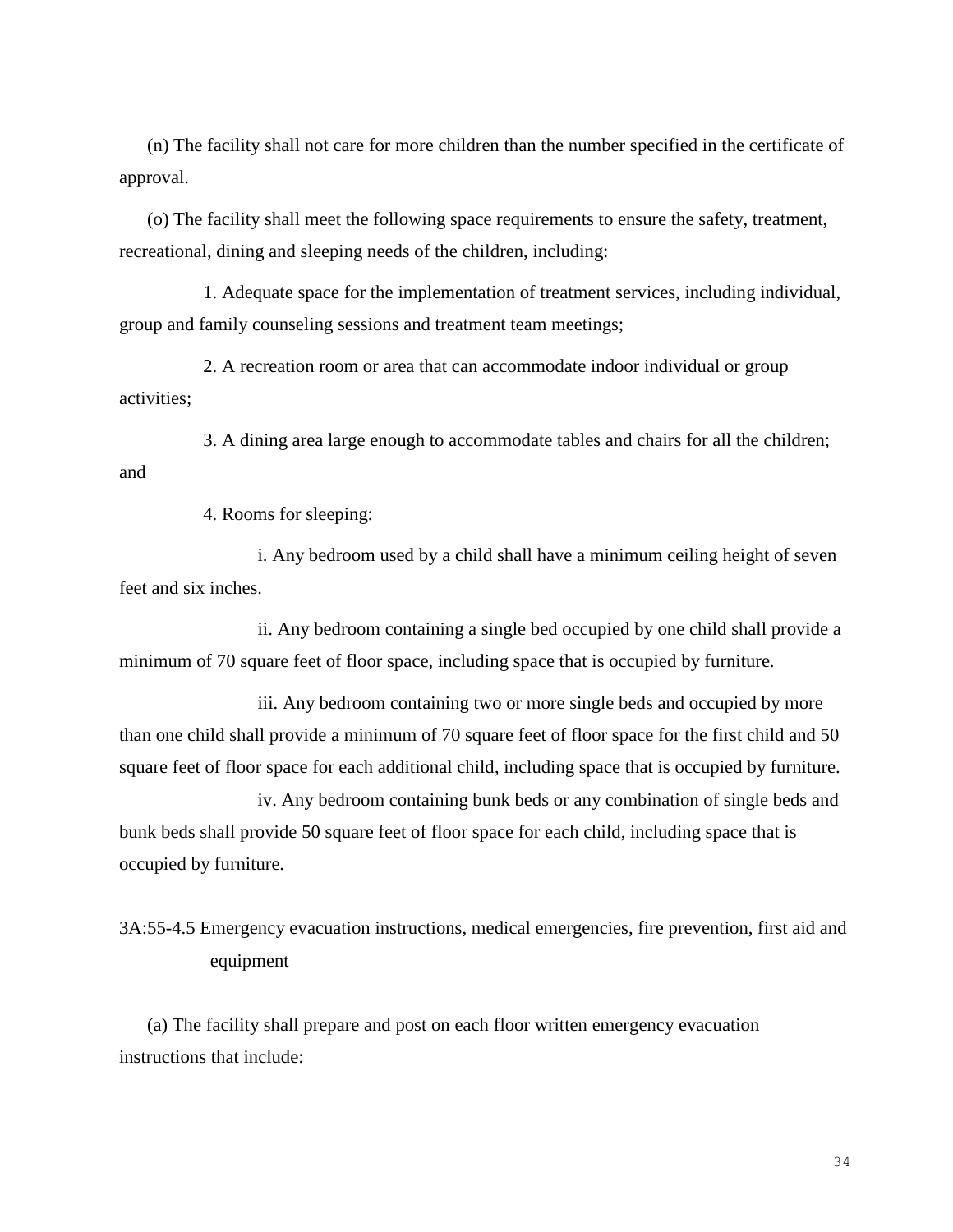(n) The facility shall not care for more children than the number specified in the certificate of approval.

(o) The facility shall meet the following space requirements to ensure the safety, treatment, recreational, dining and sleeping needs of the children, including:

1. Adequate space for the implementation of treatment services, including individual, group and family counseling sessions and treatment team meetings;

2. A recreation room or area that can accommodate indoor individual or group activities;

3. A dining area large enough to accommodate tables and chairs for all the children; and

4. Rooms for sleeping:

i. Any bedroom used by a child shall have a minimum ceiling height of seven feet and six inches.

ii. Any bedroom containing a single bed occupied by one child shall provide a minimum of 70 square feet of floor space, including space that is occupied by furniture.

iii. Any bedroom containing two or more single beds and occupied by more than one child shall provide a minimum of 70 square feet of floor space for the first child and 50 square feet of floor space for each additional child, including space that is occupied by furniture.

iv. Any bedroom containing bunk beds or any combination of single beds and bunk beds shall provide 50 square feet of floor space for each child, including space that is occupied by furniture.

## 3A:55-4.5 Emergency evacuation instructions, medical emergencies, fire prevention, first aid and equipment

(a) The facility shall prepare and post on each floor written emergency evacuation instructions that include: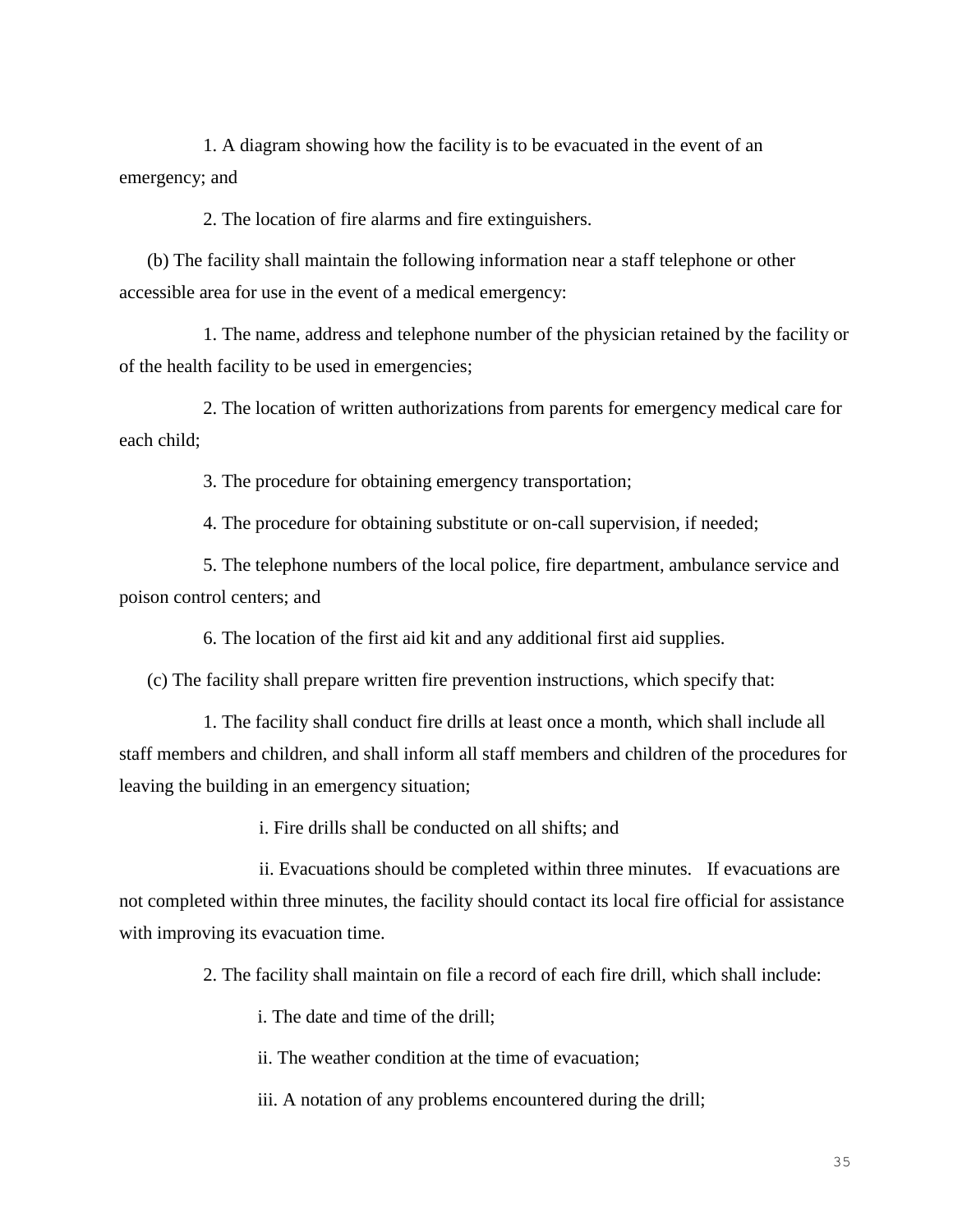1. A diagram showing how the facility is to be evacuated in the event of an emergency; and

2. The location of fire alarms and fire extinguishers.

(b) The facility shall maintain the following information near a staff telephone or other accessible area for use in the event of a medical emergency:

1. The name, address and telephone number of the physician retained by the facility or of the health facility to be used in emergencies;

2. The location of written authorizations from parents for emergency medical care for each child;

3. The procedure for obtaining emergency transportation;

4. The procedure for obtaining substitute or on-call supervision, if needed;

5. The telephone numbers of the local police, fire department, ambulance service and poison control centers; and

6. The location of the first aid kit and any additional first aid supplies.

(c) The facility shall prepare written fire prevention instructions, which specify that:

1. The facility shall conduct fire drills at least once a month, which shall include all staff members and children, and shall inform all staff members and children of the procedures for leaving the building in an emergency situation;

i. Fire drills shall be conducted on all shifts; and

ii. Evacuations should be completed within three minutes. If evacuations are not completed within three minutes, the facility should contact its local fire official for assistance with improving its evacuation time.

2. The facility shall maintain on file a record of each fire drill, which shall include:

i. The date and time of the drill;

ii. The weather condition at the time of evacuation;

iii. A notation of any problems encountered during the drill;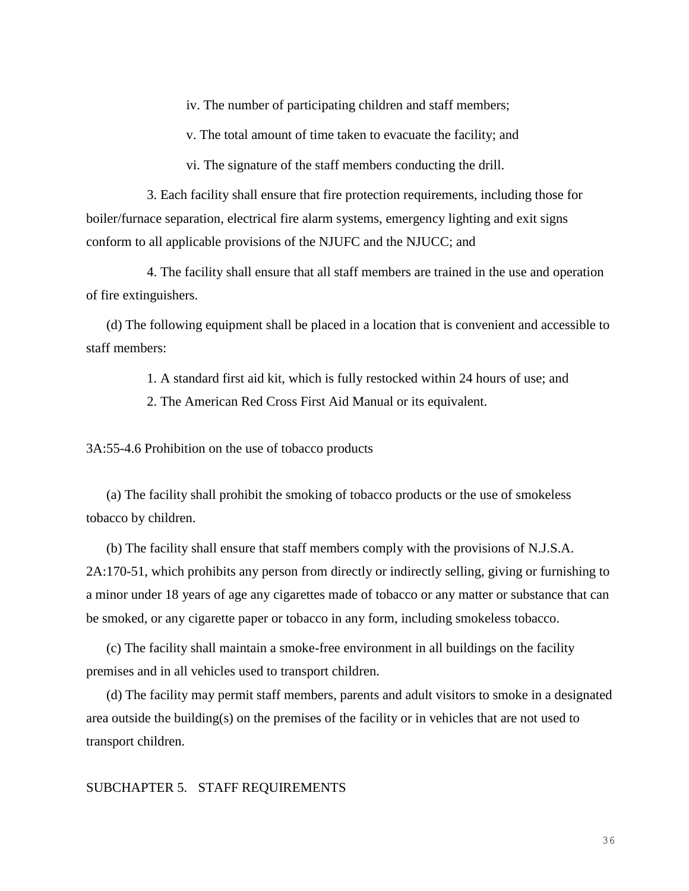iv. The number of participating children and staff members;

v. The total amount of time taken to evacuate the facility; and

vi. The signature of the staff members conducting the drill.

3. Each facility shall ensure that fire protection requirements, including those for boiler/furnace separation, electrical fire alarm systems, emergency lighting and exit signs conform to all applicable provisions of the NJUFC and the NJUCC; and

4. The facility shall ensure that all staff members are trained in the use and operation of fire extinguishers.

(d) The following equipment shall be placed in a location that is convenient and accessible to staff members:

1. A standard first aid kit, which is fully restocked within 24 hours of use; and
2. The American Red Cross First Aid Manual or its equivalent.

3A:55-4.6 Prohibition on the use of tobacco products

(a) The facility shall prohibit the smoking of tobacco products or the use of smokeless tobacco by children.

(b) The facility shall ensure that staff members comply with the provisions of N.J.S.A. 2A:170-51, which prohibits any person from directly or indirectly selling, giving or furnishing to a minor under 18 years of age any cigarettes made of tobacco or any matter or substance that can be smoked, or any cigarette paper or tobacco in any form, including smokeless tobacco.

(c) The facility shall maintain a smoke-free environment in all buildings on the facility premises and in all vehicles used to transport children.

(d) The facility may permit staff members, parents and adult visitors to smoke in a designated area outside the building(s) on the premises of the facility or in vehicles that are not used to transport children.

SUBCHAPTER 5. STAFF REQUIREMENTS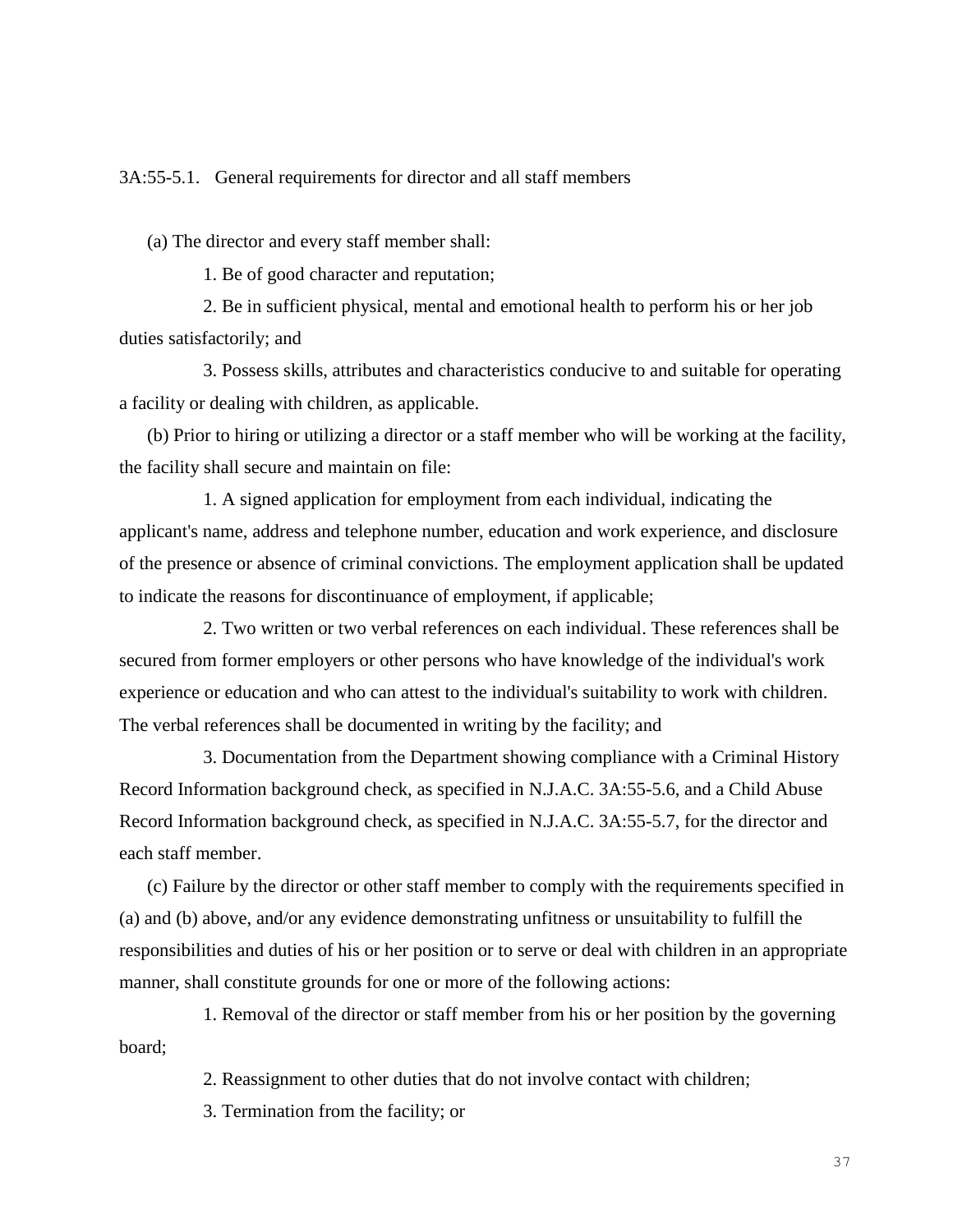### 3A:55-5.1. General requirements for director and all staff members

(a) The director and every staff member shall:

1. Be of good character and reputation;

2. Be in sufficient physical, mental and emotional health to perform his or her job duties satisfactorily; and

3. Possess skills, attributes and characteristics conducive to and suitable for operating a facility or dealing with children, as applicable.

(b) Prior to hiring or utilizing a director or a staff member who will be working at the facility, the facility shall secure and maintain on file:

1. A signed application for employment from each individual, indicating the applicant's name, address and telephone number, education and work experience, and disclosure of the presence or absence of criminal convictions. The employment application shall be updated to indicate the reasons for discontinuance of employment, if applicable;

2. Two written or two verbal references on each individual. These references shall be secured from former employers or other persons who have knowledge of the individual's work experience or education and who can attest to the individual's suitability to work with children. The verbal references shall be documented in writing by the facility; and

3. Documentation from the Department showing compliance with a Criminal History Record Information background check, as specified in N.J.A.C. 3A:55-5.6, and a Child Abuse Record Information background check, as specified in N.J.A.C. 3A:55-5.7, for the director and each staff member.

(c) Failure by the director or other staff member to comply with the requirements specified in (a) and (b) above, and/or any evidence demonstrating unfitness or unsuitability to fulfill the responsibilities and duties of his or her position or to serve or deal with children in an appropriate manner, shall constitute grounds for one or more of the following actions:

1. Removal of the director or staff member from his or her position by the governing board;

2. Reassignment to other duties that do not involve contact with children;

3. Termination from the facility; or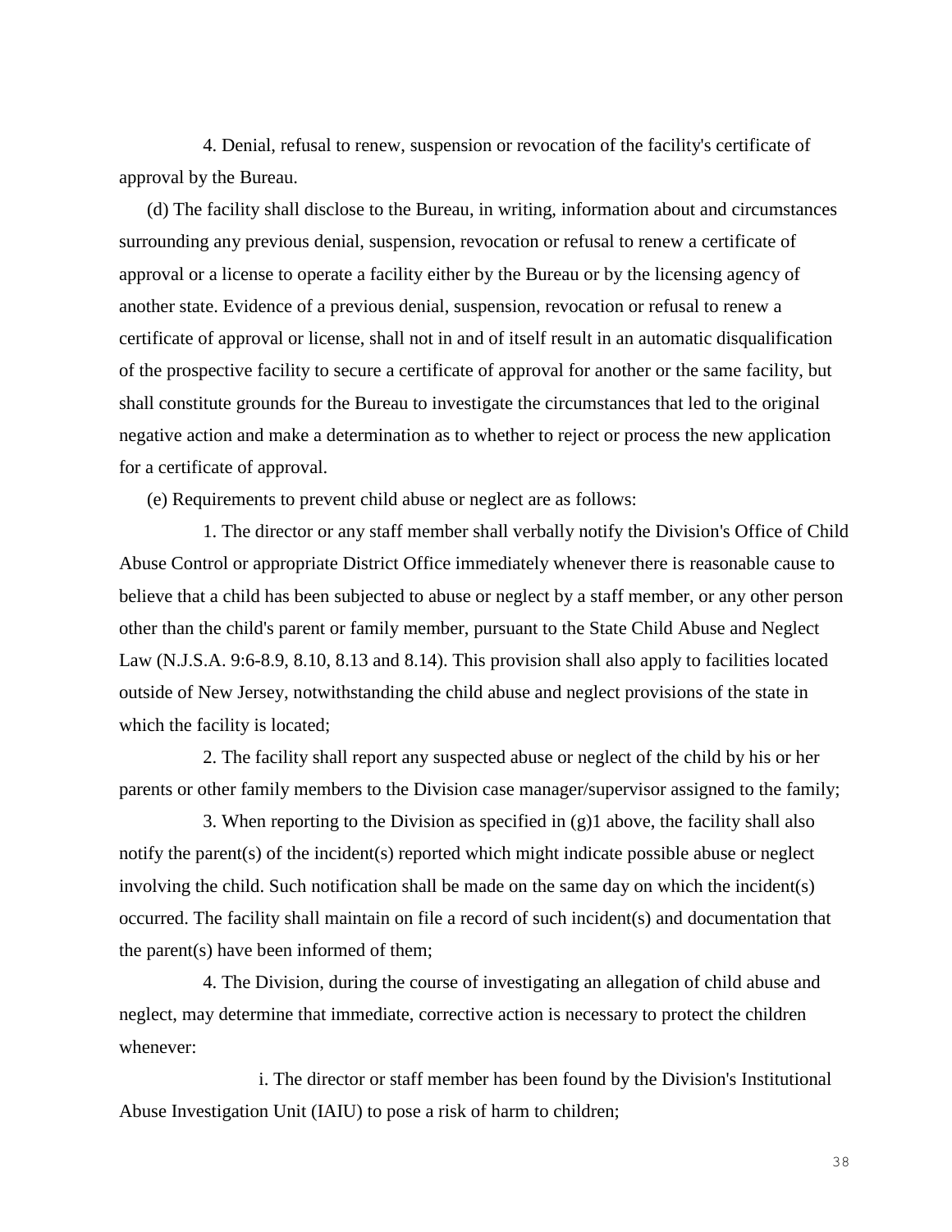4. Denial, refusal to renew, suspension or revocation of the facility's certificate of approval by the Bureau.

(d) The facility shall disclose to the Bureau, in writing, information about and circumstances surrounding any previous denial, suspension, revocation or refusal to renew a certificate of approval or a license to operate a facility either by the Bureau or by the licensing agency of another state. Evidence of a previous denial, suspension, revocation or refusal to renew a certificate of approval or license, shall not in and of itself result in an automatic disqualification of the prospective facility to secure a certificate of approval for another or the same facility, but shall constitute grounds for the Bureau to investigate the circumstances that led to the original negative action and make a determination as to whether to reject or process the new application for a certificate of approval.

(e) Requirements to prevent child abuse or neglect are as follows:

1. The director or any staff member shall verbally notify the Division's Office of Child Abuse Control or appropriate District Office immediately whenever there is reasonable cause to believe that a child has been subjected to abuse or neglect by a staff member, or any other person other than the child's parent or family member, pursuant to the State Child Abuse and Neglect Law (N.J.S.A. 9:6-8.9, 8.10, 8.13 and 8.14). This provision shall also apply to facilities located outside of New Jersey, notwithstanding the child abuse and neglect provisions of the state in which the facility is located;

2. The facility shall report any suspected abuse or neglect of the child by his or her parents or other family members to the Division case manager/supervisor assigned to the family;

3. When reporting to the Division as specified in (g)1 above, the facility shall also notify the parent(s) of the incident(s) reported which might indicate possible abuse or neglect involving the child. Such notification shall be made on the same day on which the incident(s) occurred. The facility shall maintain on file a record of such incident(s) and documentation that the parent(s) have been informed of them;

4. The Division, during the course of investigating an allegation of child abuse and neglect, may determine that immediate, corrective action is necessary to protect the children whenever:

i. The director or staff member has been found by the Division's Institutional Abuse Investigation Unit (IAIU) to pose a risk of harm to children;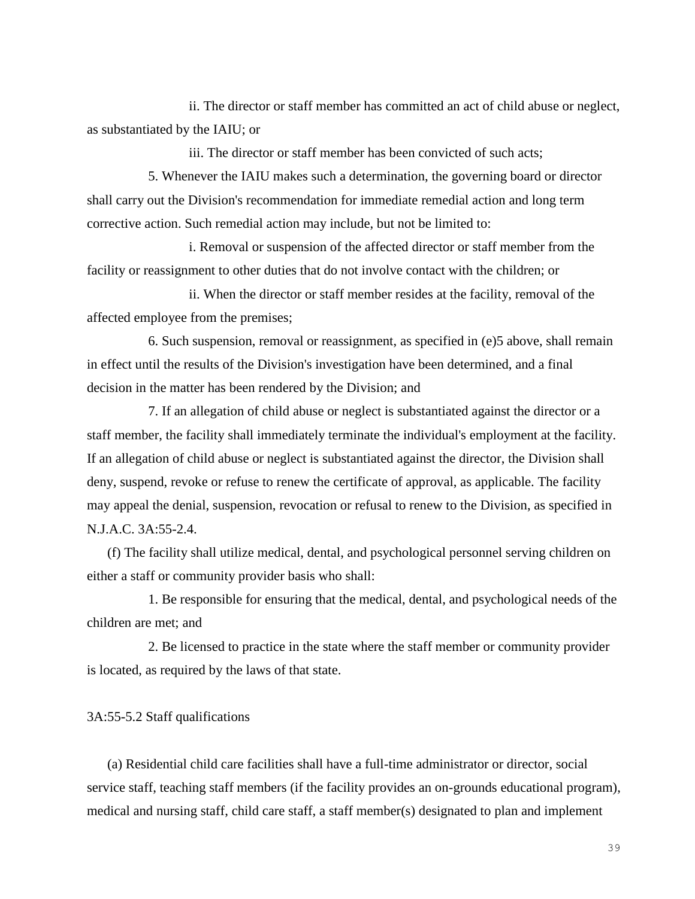ii. The director or staff member has committed an act of child abuse or neglect, as substantiated by the IAIU; or

iii. The director or staff member has been convicted of such acts;

5. Whenever the IAIU makes such a determination, the governing board or director shall carry out the Division's recommendation for immediate remedial action and long term corrective action. Such remedial action may include, but not be limited to:

i. Removal or suspension of the affected director or staff member from the facility or reassignment to other duties that do not involve contact with the children; or

ii. When the director or staff member resides at the facility, removal of the affected employee from the premises;

6. Such suspension, removal or reassignment, as specified in (e)5 above, shall remain in effect until the results of the Division's investigation have been determined, and a final decision in the matter has been rendered by the Division; and

7. If an allegation of child abuse or neglect is substantiated against the director or a staff member, the facility shall immediately terminate the individual's employment at the facility. If an allegation of child abuse or neglect is substantiated against the director, the Division shall deny, suspend, revoke or refuse to renew the certificate of approval, as applicable. The facility may appeal the denial, suspension, revocation or refusal to renew to the Division, as specified in N.J.A.C. 3A:55-2.4.

(f) The facility shall utilize medical, dental, and psychological personnel serving children on either a staff or community provider basis who shall:

1. Be responsible for ensuring that the medical, dental, and psychological needs of the children are met; and

2. Be licensed to practice in the state where the staff member or community provider is located, as required by the laws of that state.

3A:55-5.2 Staff qualifications

(a) Residential child care facilities shall have a full-time administrator or director, social service staff, teaching staff members (if the facility provides an on-grounds educational program), medical and nursing staff, child care staff, a staff member(s) designated to plan and implement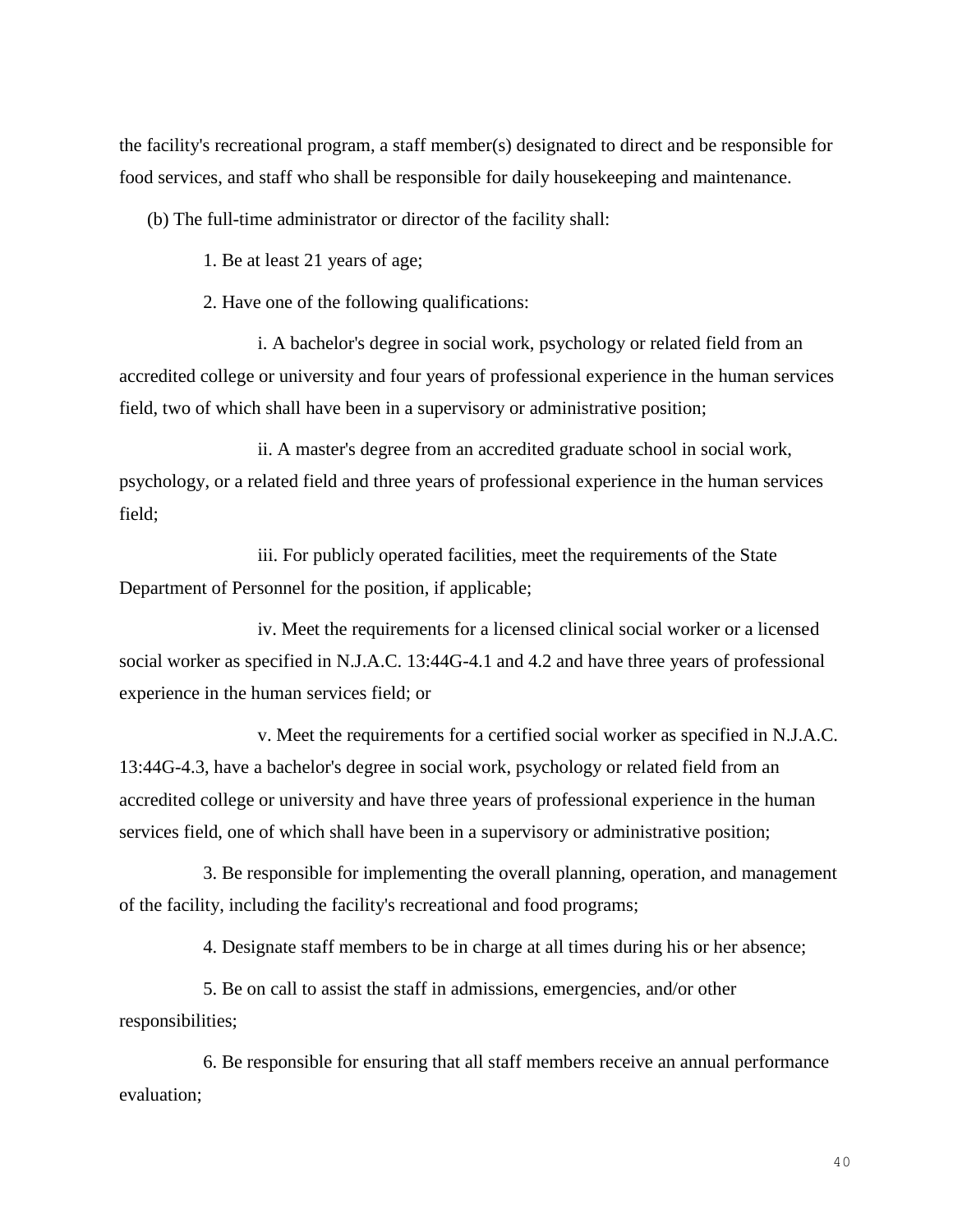the facility's recreational program, a staff member(s) designated to direct and be responsible for food services, and staff who shall be responsible for daily housekeeping and maintenance.

(b) The full-time administrator or director of the facility shall:

1. Be at least 21 years of age;

2. Have one of the following qualifications:

i. A bachelor's degree in social work, psychology or related field from an accredited college or university and four years of professional experience in the human services field, two of which shall have been in a supervisory or administrative position;

ii. A master's degree from an accredited graduate school in social work, psychology, or a related field and three years of professional experience in the human services field;

iii. For publicly operated facilities, meet the requirements of the State Department of Personnel for the position, if applicable;

iv. Meet the requirements for a licensed clinical social worker or a licensed social worker as specified in N.J.A.C. 13:44G-4.1 and 4.2 and have three years of professional experience in the human services field; or

v. Meet the requirements for a certified social worker as specified in N.J.A.C. 13:44G-4.3, have a bachelor's degree in social work, psychology or related field from an accredited college or university and have three years of professional experience in the human services field, one of which shall have been in a supervisory or administrative position;

3. Be responsible for implementing the overall planning, operation, and management of the facility, including the facility's recreational and food programs;

4. Designate staff members to be in charge at all times during his or her absence;

5. Be on call to assist the staff in admissions, emergencies, and/or other responsibilities;

6. Be responsible for ensuring that all staff members receive an annual performance evaluation;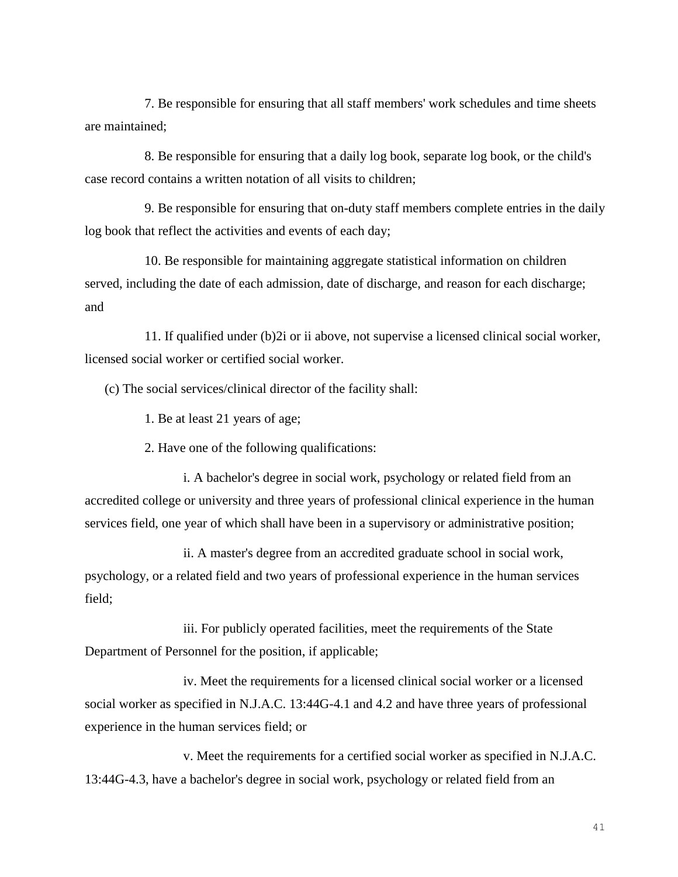7. Be responsible for ensuring that all staff members' work schedules and time sheets are maintained;

8. Be responsible for ensuring that a daily log book, separate log book, or the child's case record contains a written notation of all visits to children;

9. Be responsible for ensuring that on-duty staff members complete entries in the daily log book that reflect the activities and events of each day;

10. Be responsible for maintaining aggregate statistical information on children served, including the date of each admission, date of discharge, and reason for each discharge; and

11. If qualified under (b)2i or ii above, not supervise a licensed clinical social worker, licensed social worker or certified social worker.

(c) The social services/clinical director of the facility shall:

1. Be at least 21 years of age;

2. Have one of the following qualifications:

i. A bachelor's degree in social work, psychology or related field from an accredited college or university and three years of professional clinical experience in the human services field, one year of which shall have been in a supervisory or administrative position;

ii. A master's degree from an accredited graduate school in social work, psychology, or a related field and two years of professional experience in the human services field;

iii. For publicly operated facilities, meet the requirements of the State Department of Personnel for the position, if applicable;

iv. Meet the requirements for a licensed clinical social worker or a licensed social worker as specified in N.J.A.C. 13:44G-4.1 and 4.2 and have three years of professional experience in the human services field; or

v. Meet the requirements for a certified social worker as specified in N.J.A.C. 13:44G-4.3, have a bachelor's degree in social work, psychology or related field from an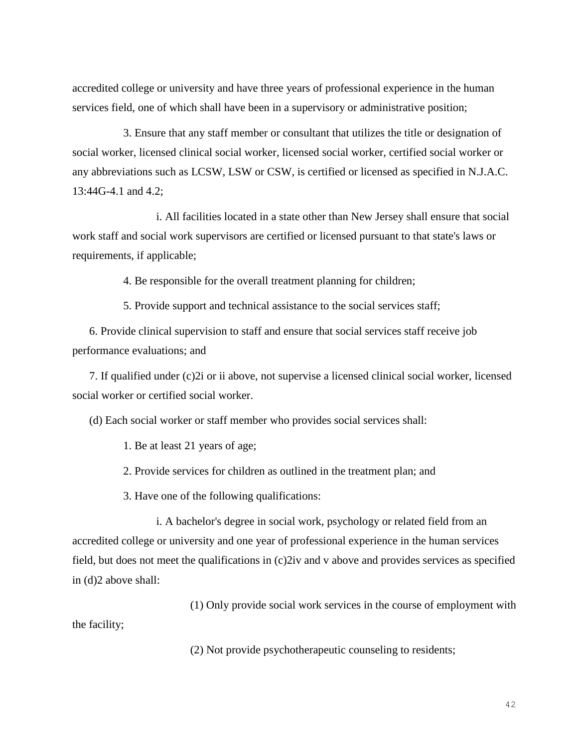accredited college or university and have three years of professional experience in the human services field, one of which shall have been in a supervisory or administrative position;

3. Ensure that any staff member or consultant that utilizes the title or designation of social worker, licensed clinical social worker, licensed social worker, certified social worker or any abbreviations such as LCSW, LSW or CSW, is certified or licensed as specified in N.J.A.C. 13:44G-4.1 and 4.2;

i. All facilities located in a state other than New Jersey shall ensure that social work staff and social work supervisors are certified or licensed pursuant to that state's laws or requirements, if applicable;

4. Be responsible for the overall treatment planning for children;

5. Provide support and technical assistance to the social services staff;

6. Provide clinical supervision to staff and ensure that social services staff receive job performance evaluations; and

7. If qualified under (c)2i or ii above, not supervise a licensed clinical social worker, licensed social worker or certified social worker.

(d) Each social worker or staff member who provides social services shall:

1. Be at least 21 years of age;

2. Provide services for children as outlined in the treatment plan; and

3. Have one of the following qualifications:

i. A bachelor's degree in social work, psychology or related field from an accredited college or university and one year of professional experience in the human services field, but does not meet the qualifications in (c)2iv and v above and provides services as specified in (d)2 above shall:

(1) Only provide social work services in the course of employment with the facility;

(2) Not provide psychotherapeutic counseling to residents;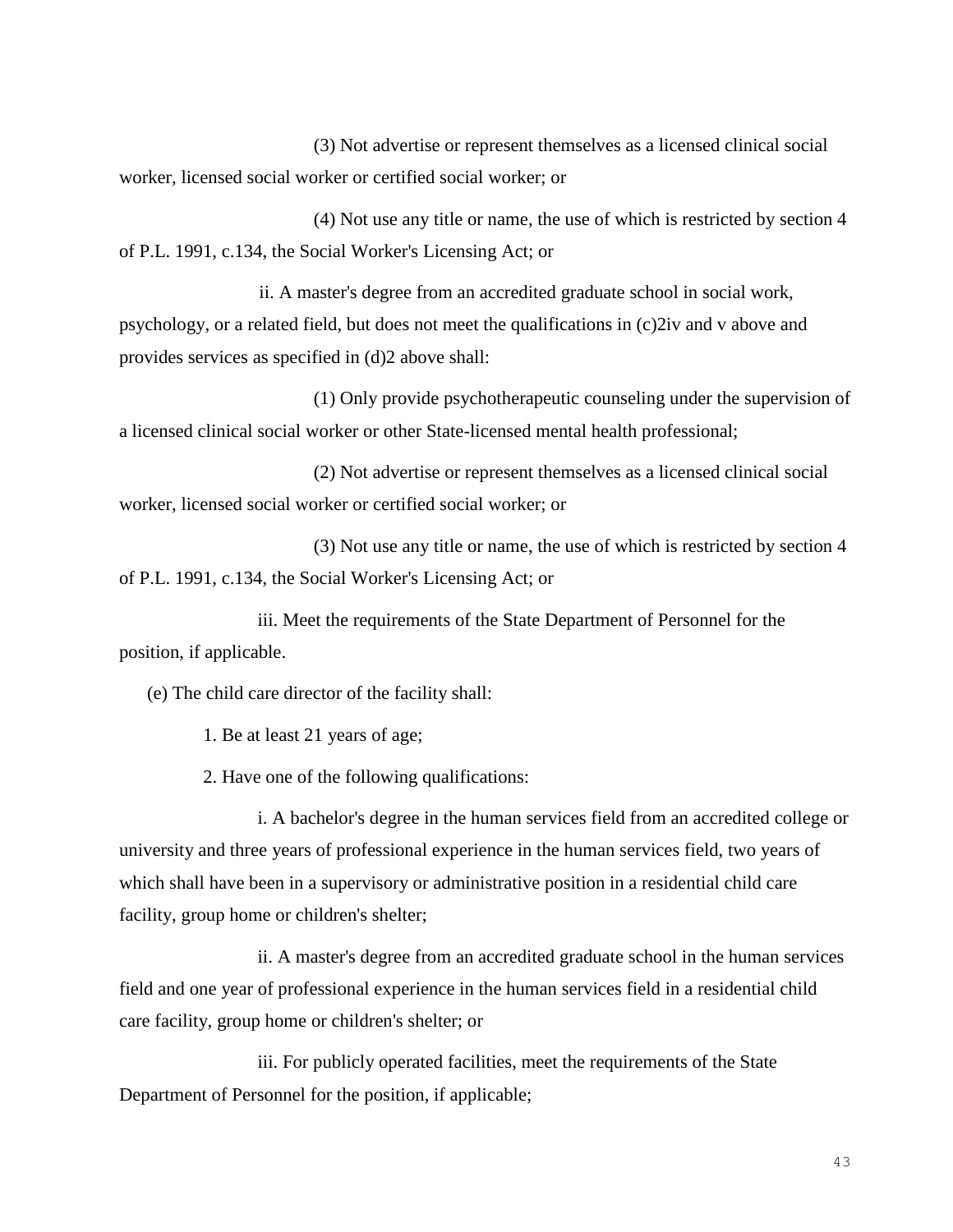(3) Not advertise or represent themselves as a licensed clinical social worker, licensed social worker or certified social worker; or

(4) Not use any title or name, the use of which is restricted by section 4 of P.L. 1991, c.134, the Social Worker's Licensing Act; or

ii. A master's degree from an accredited graduate school in social work, psychology, or a related field, but does not meet the qualifications in (c)2iv and v above and provides services as specified in (d)2 above shall:

(1) Only provide psychotherapeutic counseling under the supervision of a licensed clinical social worker or other State-licensed mental health professional;

(2) Not advertise or represent themselves as a licensed clinical social worker, licensed social worker or certified social worker; or

(3) Not use any title or name, the use of which is restricted by section 4 of P.L. 1991, c.134, the Social Worker's Licensing Act; or

iii. Meet the requirements of the State Department of Personnel for the position, if applicable.

(e) The child care director of the facility shall:

1. Be at least 21 years of age;

2. Have one of the following qualifications:

i. A bachelor's degree in the human services field from an accredited college or university and three years of professional experience in the human services field, two years of which shall have been in a supervisory or administrative position in a residential child care facility, group home or children's shelter;

ii. A master's degree from an accredited graduate school in the human services field and one year of professional experience in the human services field in a residential child care facility, group home or children's shelter; or

iii. For publicly operated facilities, meet the requirements of the State Department of Personnel for the position, if applicable;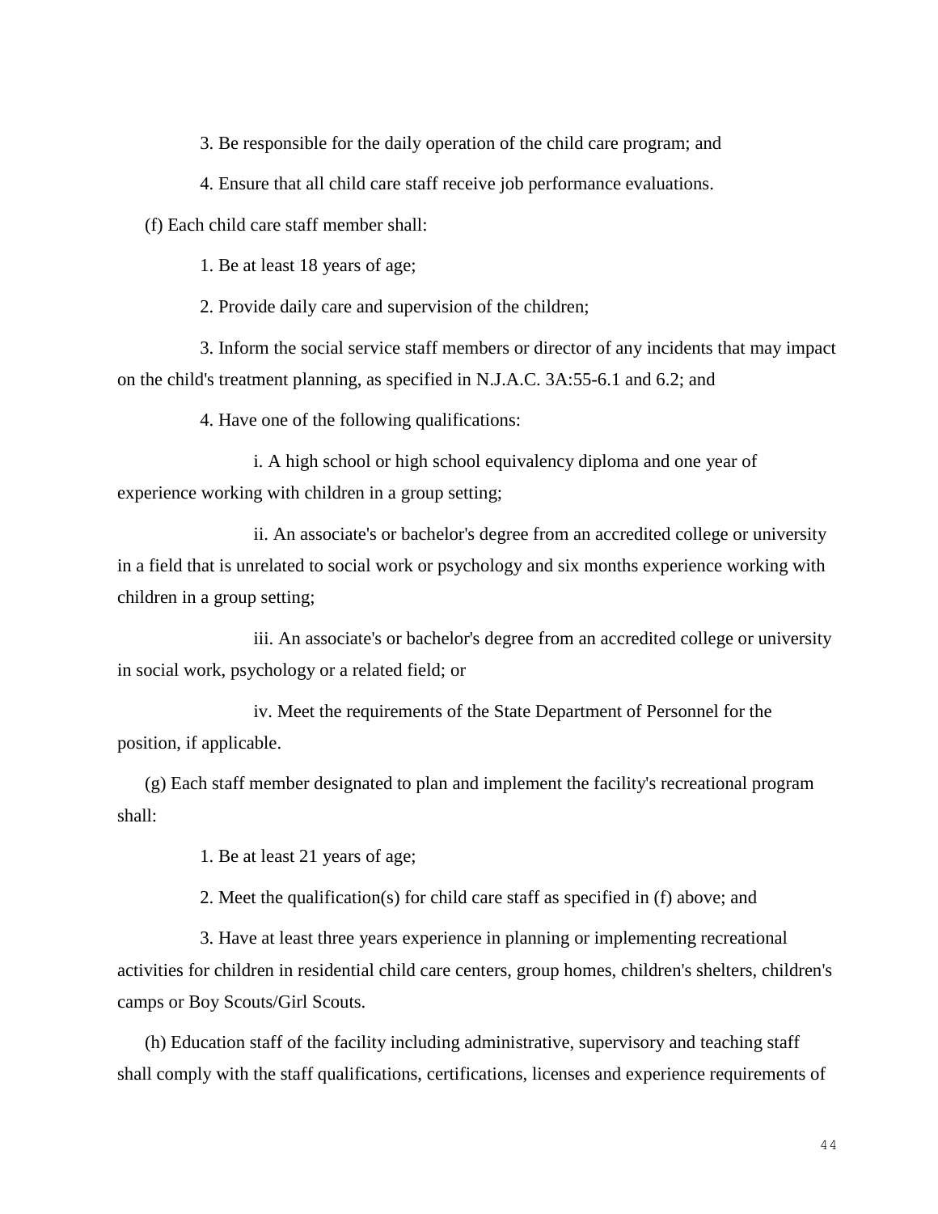3. Be responsible for the daily operation of the child care program; and

4. Ensure that all child care staff receive job performance evaluations.

(f) Each child care staff member shall:

1. Be at least 18 years of age;

2. Provide daily care and supervision of the children;

3. Inform the social service staff members or director of any incidents that may impact on the child's treatment planning, as specified in N.J.A.C. 3A:55-6.1 and 6.2; and

4. Have one of the following qualifications:

i. A high school or high school equivalency diploma and one year of experience working with children in a group setting;

ii. An associate's or bachelor's degree from an accredited college or university in a field that is unrelated to social work or psychology and six months experience working with children in a group setting;

iii. An associate's or bachelor's degree from an accredited college or university in social work, psychology or a related field; or

iv. Meet the requirements of the State Department of Personnel for the position, if applicable.

(g) Each staff member designated to plan and implement the facility's recreational program shall:

1. Be at least 21 years of age;

2. Meet the qualification(s) for child care staff as specified in (f) above; and

3. Have at least three years experience in planning or implementing recreational activities for children in residential child care centers, group homes, children's shelters, children's camps or Boy Scouts/Girl Scouts.

(h) Education staff of the facility including administrative, supervisory and teaching staff shall comply with the staff qualifications, certifications, licenses and experience requirements of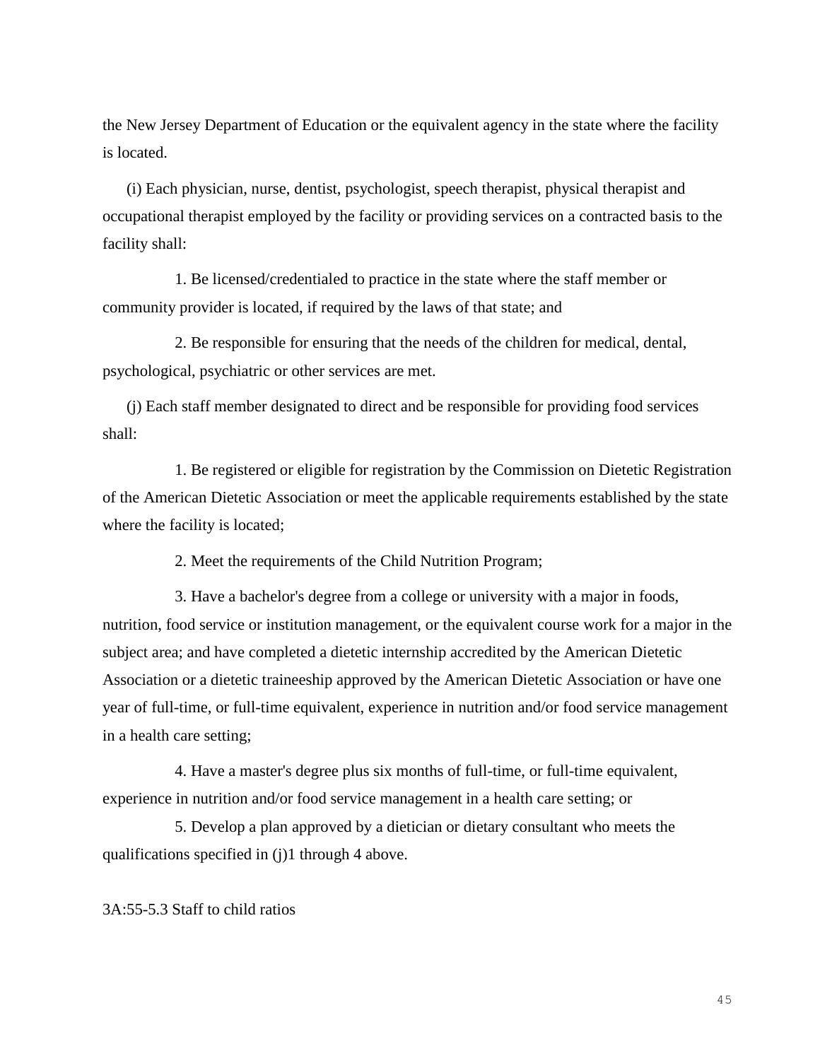the New Jersey Department of Education or the equivalent agency in the state where the facility is located.

(i) Each physician, nurse, dentist, psychologist, speech therapist, physical therapist and occupational therapist employed by the facility or providing services on a contracted basis to the facility shall:

1. Be licensed/credentialed to practice in the state where the staff member or community provider is located, if required by the laws of that state; and

2. Be responsible for ensuring that the needs of the children for medical, dental, psychological, psychiatric or other services are met.

(j) Each staff member designated to direct and be responsible for providing food services shall:

1. Be registered or eligible for registration by the Commission on Dietetic Registration of the American Dietetic Association or meet the applicable requirements established by the state where the facility is located;

2. Meet the requirements of the Child Nutrition Program;

3. Have a bachelor's degree from a college or university with a major in foods, nutrition, food service or institution management, or the equivalent course work for a major in the subject area; and have completed a dietetic internship accredited by the American Dietetic Association or a dietetic traineeship approved by the American Dietetic Association or have one year of full-time, or full-time equivalent, experience in nutrition and/or food service management in a health care setting;

4. Have a master's degree plus six months of full-time, or full-time equivalent, experience in nutrition and/or food service management in a health care setting; or

5. Develop a plan approved by a dietician or dietary consultant who meets the qualifications specified in (j)1 through 4 above.

3A:55-5.3 Staff to child ratios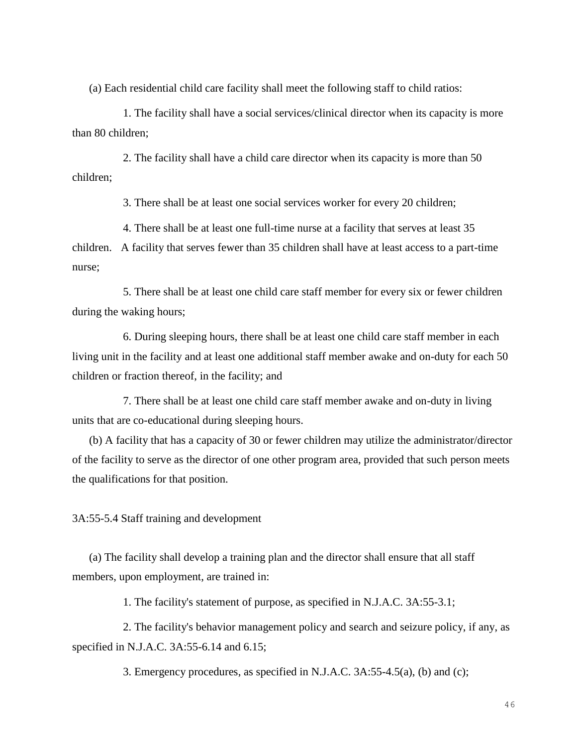(a) Each residential child care facility shall meet the following staff to child ratios:

1. The facility shall have a social services/clinical director when its capacity is more than 80 children;

2. The facility shall have a child care director when its capacity is more than 50 children;

3. There shall be at least one social services worker for every 20 children;

4. There shall be at least one full-time nurse at a facility that serves at least 35 children. A facility that serves fewer than 35 children shall have at least access to a part-time nurse;

5. There shall be at least one child care staff member for every six or fewer children during the waking hours;

6. During sleeping hours, there shall be at least one child care staff member in each living unit in the facility and at least one additional staff member awake and on-duty for each 50 children or fraction thereof, in the facility; and

7. There shall be at least one child care staff member awake and on-duty in living units that are co-educational during sleeping hours.

(b) A facility that has a capacity of 30 or fewer children may utilize the administrator/director of the facility to serve as the director of one other program area, provided that such person meets the qualifications for that position.

3A:55-5.4 Staff training and development

(a) The facility shall develop a training plan and the director shall ensure that all staff members, upon employment, are trained in:

1. The facility's statement of purpose, as specified in N.J.A.C. 3A:55-3.1;

2. The facility's behavior management policy and search and seizure policy, if any, as specified in N.J.A.C. 3A:55-6.14 and 6.15;

3. Emergency procedures, as specified in N.J.A.C. 3A:55-4.5(a), (b) and (c);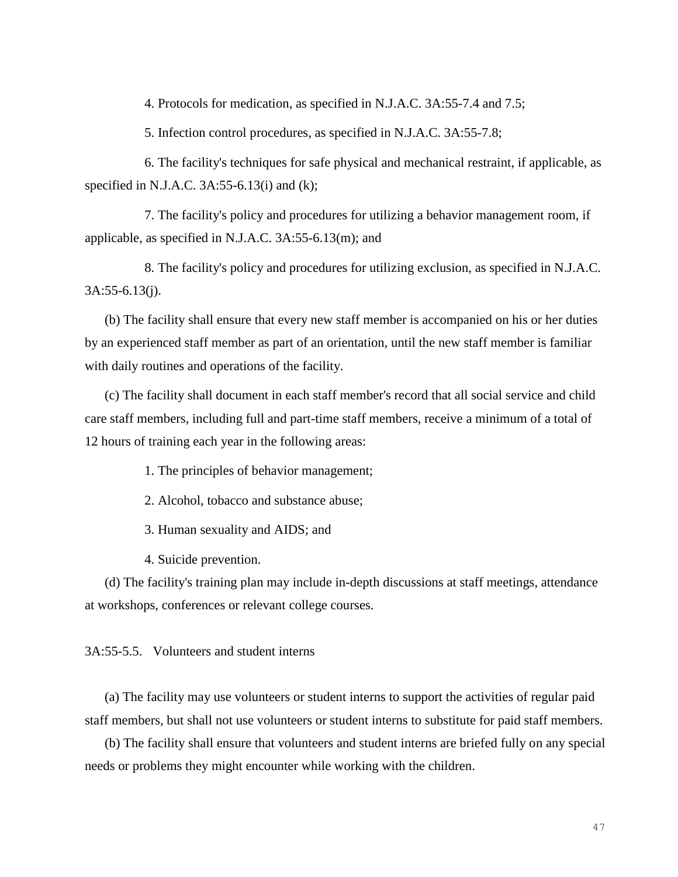4. Protocols for medication, as specified in N.J.A.C. 3A:55-7.4 and 7.5;

5. Infection control procedures, as specified in N.J.A.C. 3A:55-7.8;

6. The facility's techniques for safe physical and mechanical restraint, if applicable, as specified in N.J.A.C. 3A:55-6.13(i) and (k);

7. The facility's policy and procedures for utilizing a behavior management room, if applicable, as specified in N.J.A.C. 3A:55-6.13(m); and

8. The facility's policy and procedures for utilizing exclusion, as specified in N.J.A.C. 3A:55-6.13(j).

(b) The facility shall ensure that every new staff member is accompanied on his or her duties by an experienced staff member as part of an orientation, until the new staff member is familiar with daily routines and operations of the facility.

(c) The facility shall document in each staff member's record that all social service and child care staff members, including full and part-time staff members, receive a minimum of a total of 12 hours of training each year in the following areas:

1. The principles of behavior management;

2. Alcohol, tobacco and substance abuse;

3. Human sexuality and AIDS; and

4. Suicide prevention.

(d) The facility's training plan may include in-depth discussions at staff meetings, attendance at workshops, conferences or relevant college courses.

3A:55-5.5. Volunteers and student interns

(a) The facility may use volunteers or student interns to support the activities of regular paid staff members, but shall not use volunteers or student interns to substitute for paid staff members.

(b) The facility shall ensure that volunteers and student interns are briefed fully on any special needs or problems they might encounter while working with the children.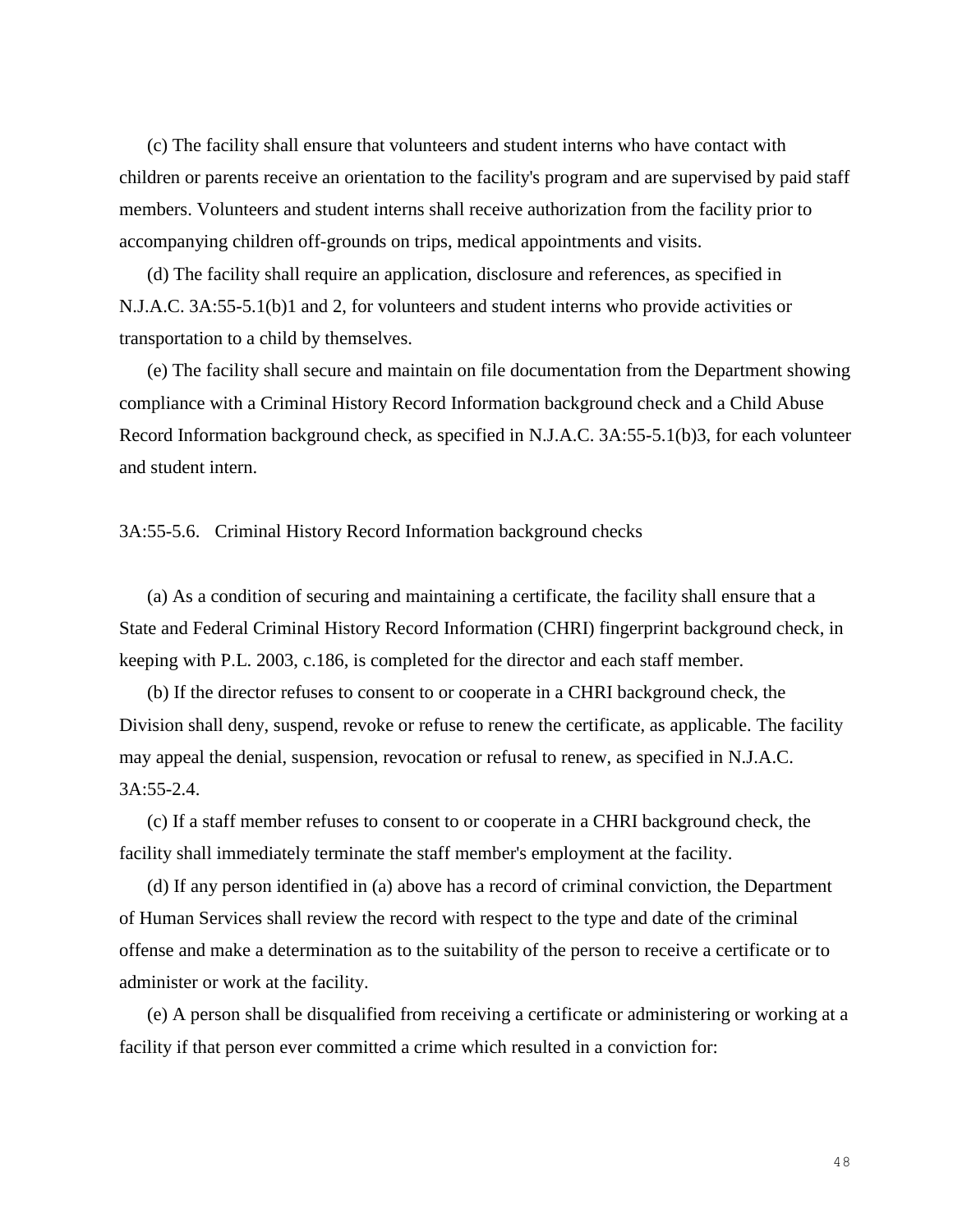(c) The facility shall ensure that volunteers and student interns who have contact with children or parents receive an orientation to the facility's program and are supervised by paid staff members. Volunteers and student interns shall receive authorization from the facility prior to accompanying children off-grounds on trips, medical appointments and visits.

(d) The facility shall require an application, disclosure and references, as specified in N.J.A.C. 3A:55-5.1(b)1 and 2, for volunteers and student interns who provide activities or transportation to a child by themselves.

(e) The facility shall secure and maintain on file documentation from the Department showing compliance with a Criminal History Record Information background check and a Child Abuse Record Information background check, as specified in N.J.A.C. 3A:55-5.1(b)3, for each volunteer and student intern.

### 3A:55-5.6. Criminal History Record Information background checks

(a) As a condition of securing and maintaining a certificate, the facility shall ensure that a State and Federal Criminal History Record Information (CHRI) fingerprint background check, in keeping with P.L. 2003, c.186, is completed for the director and each staff member.

(b) If the director refuses to consent to or cooperate in a CHRI background check, the Division shall deny, suspend, revoke or refuse to renew the certificate, as applicable. The facility may appeal the denial, suspension, revocation or refusal to renew, as specified in N.J.A.C. 3A:55-2.4.

(c) If a staff member refuses to consent to or cooperate in a CHRI background check, the facility shall immediately terminate the staff member's employment at the facility.

(d) If any person identified in (a) above has a record of criminal conviction, the Department of Human Services shall review the record with respect to the type and date of the criminal offense and make a determination as to the suitability of the person to receive a certificate or to administer or work at the facility.

(e) A person shall be disqualified from receiving a certificate or administering or working at a facility if that person ever committed a crime which resulted in a conviction for: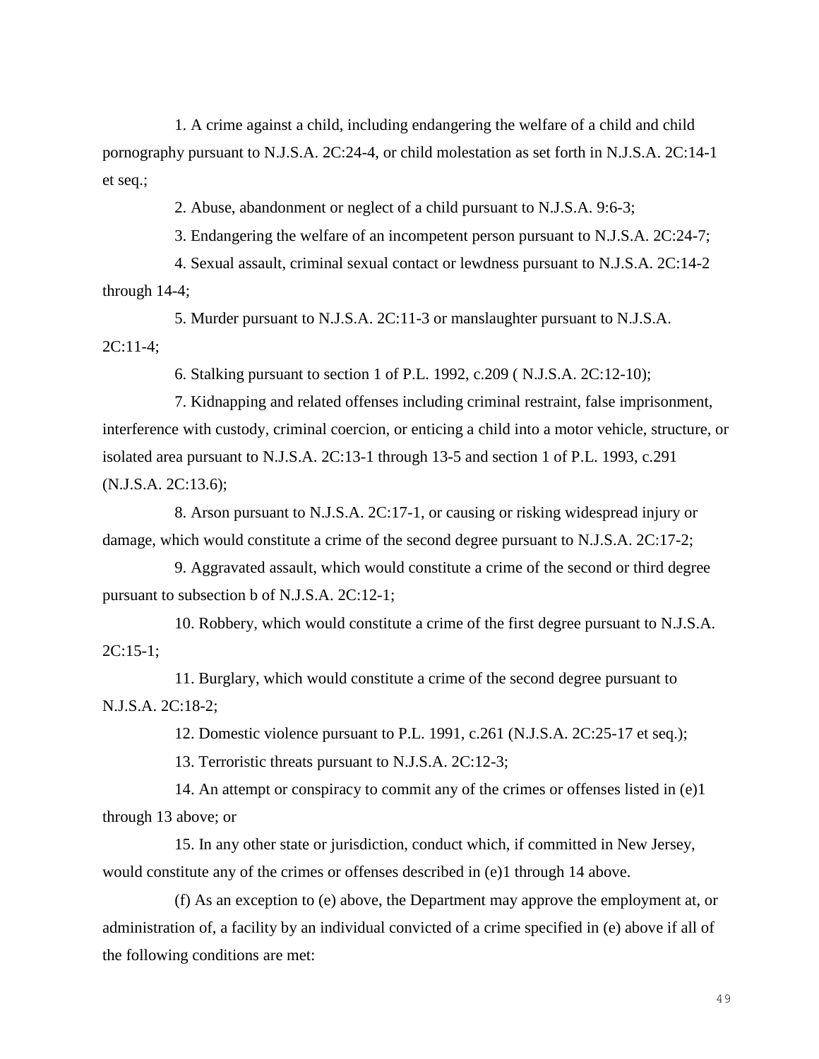1. A crime against a child, including endangering the welfare of a child and child pornography pursuant to N.J.S.A. 2C:24-4, or child molestation as set forth in N.J.S.A. 2C:14-1 et seq.;

2. Abuse, abandonment or neglect of a child pursuant to N.J.S.A. 9:6-3;

3. Endangering the welfare of an incompetent person pursuant to N.J.S.A. 2C:24-7;

4. Sexual assault, criminal sexual contact or lewdness pursuant to N.J.S.A. 2C:14-2 through 14-4;

5. Murder pursuant to N.J.S.A. 2C:11-3 or manslaughter pursuant to N.J.S.A. 2C:11-4;

6. Stalking pursuant to section 1 of P.L. 1992, c.209 ( N.J.S.A. 2C:12-10);

7. Kidnapping and related offenses including criminal restraint, false imprisonment, interference with custody, criminal coercion, or enticing a child into a motor vehicle, structure, or isolated area pursuant to N.J.S.A. 2C:13-1 through 13-5 and section 1 of P.L. 1993, c.291 (N.J.S.A. 2C:13.6);

8. Arson pursuant to N.J.S.A. 2C:17-1, or causing or risking widespread injury or damage, which would constitute a crime of the second degree pursuant to N.J.S.A. 2C:17-2;

9. Aggravated assault, which would constitute a crime of the second or third degree pursuant to subsection b of N.J.S.A. 2C:12-1;

10. Robbery, which would constitute a crime of the first degree pursuant to N.J.S.A. 2C:15-1;

11. Burglary, which would constitute a crime of the second degree pursuant to N.J.S.A. 2C:18-2;

12. Domestic violence pursuant to P.L. 1991, c.261 (N.J.S.A. 2C:25-17 et seq.);

13. Terroristic threats pursuant to N.J.S.A. 2C:12-3;

14. An attempt or conspiracy to commit any of the crimes or offenses listed in (e)1 through 13 above; or

15. In any other state or jurisdiction, conduct which, if committed in New Jersey, would constitute any of the crimes or offenses described in (e)1 through 14 above.

(f) As an exception to (e) above, the Department may approve the employment at, or administration of, a facility by an individual convicted of a crime specified in (e) above if all of the following conditions are met: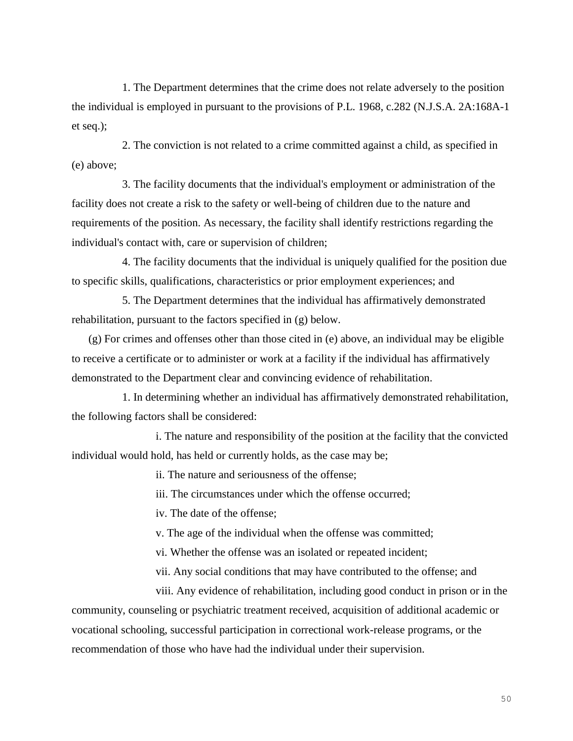1. The Department determines that the crime does not relate adversely to the position the individual is employed in pursuant to the provisions of P.L. 1968, c.282 (N.J.S.A. 2A:168A-1 et seq.);

2. The conviction is not related to a crime committed against a child, as specified in (e) above;

3. The facility documents that the individual's employment or administration of the facility does not create a risk to the safety or well-being of children due to the nature and requirements of the position. As necessary, the facility shall identify restrictions regarding the individual's contact with, care or supervision of children;

4. The facility documents that the individual is uniquely qualified for the position due to specific skills, qualifications, characteristics or prior employment experiences; and

5. The Department determines that the individual has affirmatively demonstrated rehabilitation, pursuant to the factors specified in (g) below.

(g) For crimes and offenses other than those cited in (e) above, an individual may be eligible to receive a certificate or to administer or work at a facility if the individual has affirmatively demonstrated to the Department clear and convincing evidence of rehabilitation.

1. In determining whether an individual has affirmatively demonstrated rehabilitation, the following factors shall be considered:

i. The nature and responsibility of the position at the facility that the convicted individual would hold, has held or currently holds, as the case may be;

ii. The nature and seriousness of the offense;

iii. The circumstances under which the offense occurred;

iv. The date of the offense;

v. The age of the individual when the offense was committed;

vi. Whether the offense was an isolated or repeated incident;

vii. Any social conditions that may have contributed to the offense; and

viii. Any evidence of rehabilitation, including good conduct in prison or in the community, counseling or psychiatric treatment received, acquisition of additional academic or vocational schooling, successful participation in correctional work-release programs, or the recommendation of those who have had the individual under their supervision.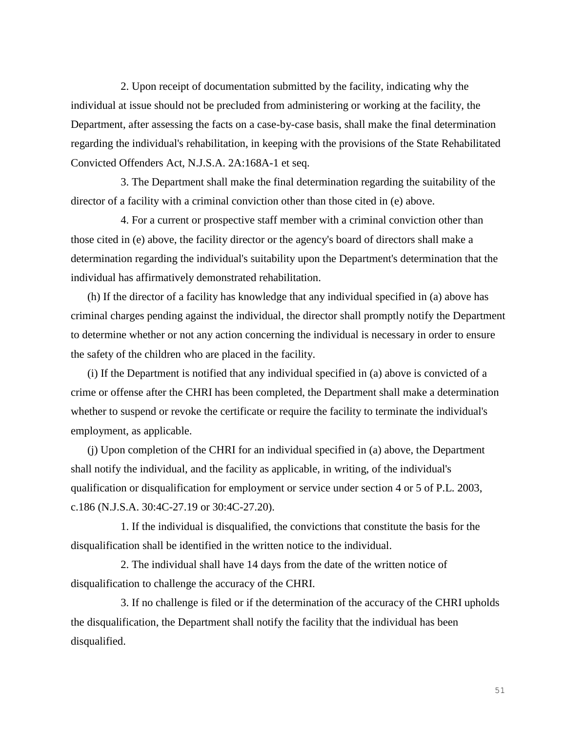2. Upon receipt of documentation submitted by the facility, indicating why the individual at issue should not be precluded from administering or working at the facility, the Department, after assessing the facts on a case-by-case basis, shall make the final determination regarding the individual's rehabilitation, in keeping with the provisions of the State Rehabilitated Convicted Offenders Act, N.J.S.A. 2A:168A-1 et seq.

3. The Department shall make the final determination regarding the suitability of the director of a facility with a criminal conviction other than those cited in (e) above.

4. For a current or prospective staff member with a criminal conviction other than those cited in (e) above, the facility director or the agency's board of directors shall make a determination regarding the individual's suitability upon the Department's determination that the individual has affirmatively demonstrated rehabilitation.

(h) If the director of a facility has knowledge that any individual specified in (a) above has criminal charges pending against the individual, the director shall promptly notify the Department to determine whether or not any action concerning the individual is necessary in order to ensure the safety of the children who are placed in the facility.

(i) If the Department is notified that any individual specified in (a) above is convicted of a crime or offense after the CHRI has been completed, the Department shall make a determination whether to suspend or revoke the certificate or require the facility to terminate the individual's employment, as applicable.

(j) Upon completion of the CHRI for an individual specified in (a) above, the Department shall notify the individual, and the facility as applicable, in writing, of the individual's qualification or disqualification for employment or service under section 4 or 5 of P.L. 2003, c.186 (N.J.S.A. 30:4C-27.19 or 30:4C-27.20).

1. If the individual is disqualified, the convictions that constitute the basis for the disqualification shall be identified in the written notice to the individual.

2. The individual shall have 14 days from the date of the written notice of disqualification to challenge the accuracy of the CHRI.

3. If no challenge is filed or if the determination of the accuracy of the CHRI upholds the disqualification, the Department shall notify the facility that the individual has been disqualified.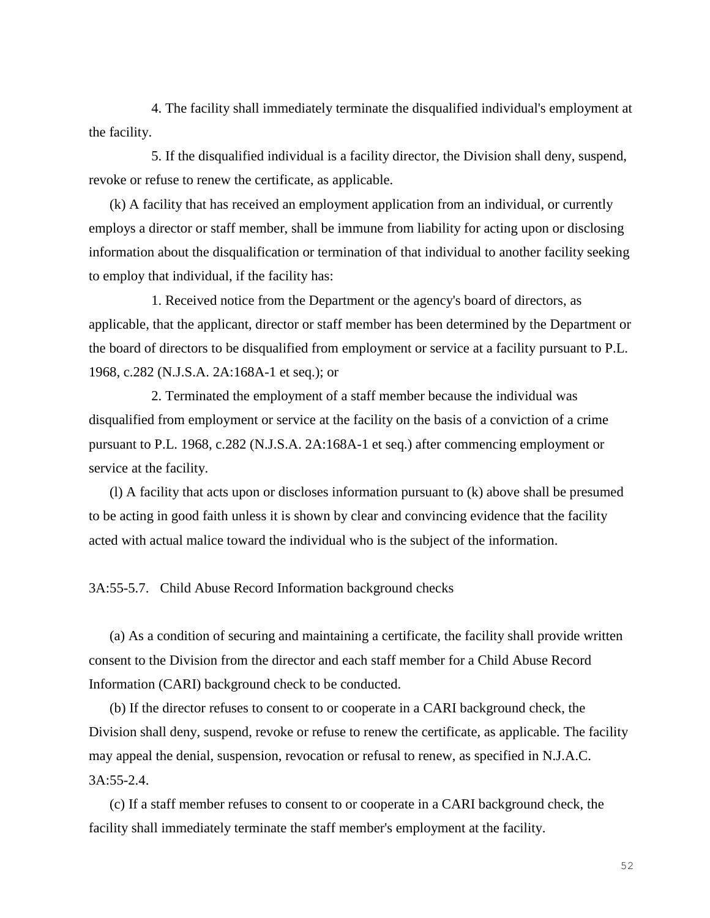4. The facility shall immediately terminate the disqualified individual's employment at the facility.

5. If the disqualified individual is a facility director, the Division shall deny, suspend, revoke or refuse to renew the certificate, as applicable.

(k) A facility that has received an employment application from an individual, or currently employs a director or staff member, shall be immune from liability for acting upon or disclosing information about the disqualification or termination of that individual to another facility seeking to employ that individual, if the facility has:

1. Received notice from the Department or the agency's board of directors, as applicable, that the applicant, director or staff member has been determined by the Department or the board of directors to be disqualified from employment or service at a facility pursuant to P.L. 1968, c.282 (N.J.S.A. 2A:168A-1 et seq.); or

2. Terminated the employment of a staff member because the individual was disqualified from employment or service at the facility on the basis of a conviction of a crime pursuant to P.L. 1968, c.282 (N.J.S.A. 2A:168A-1 et seq.) after commencing employment or service at the facility.

(l) A facility that acts upon or discloses information pursuant to (k) above shall be presumed to be acting in good faith unless it is shown by clear and convincing evidence that the facility acted with actual malice toward the individual who is the subject of the information.

### 3A:55-5.7. Child Abuse Record Information background checks

(a) As a condition of securing and maintaining a certificate, the facility shall provide written consent to the Division from the director and each staff member for a Child Abuse Record Information (CARI) background check to be conducted.

(b) If the director refuses to consent to or cooperate in a CARI background check, the Division shall deny, suspend, revoke or refuse to renew the certificate, as applicable. The facility may appeal the denial, suspension, revocation or refusal to renew, as specified in N.J.A.C. 3A:55-2.4.

(c) If a staff member refuses to consent to or cooperate in a CARI background check, the facility shall immediately terminate the staff member's employment at the facility.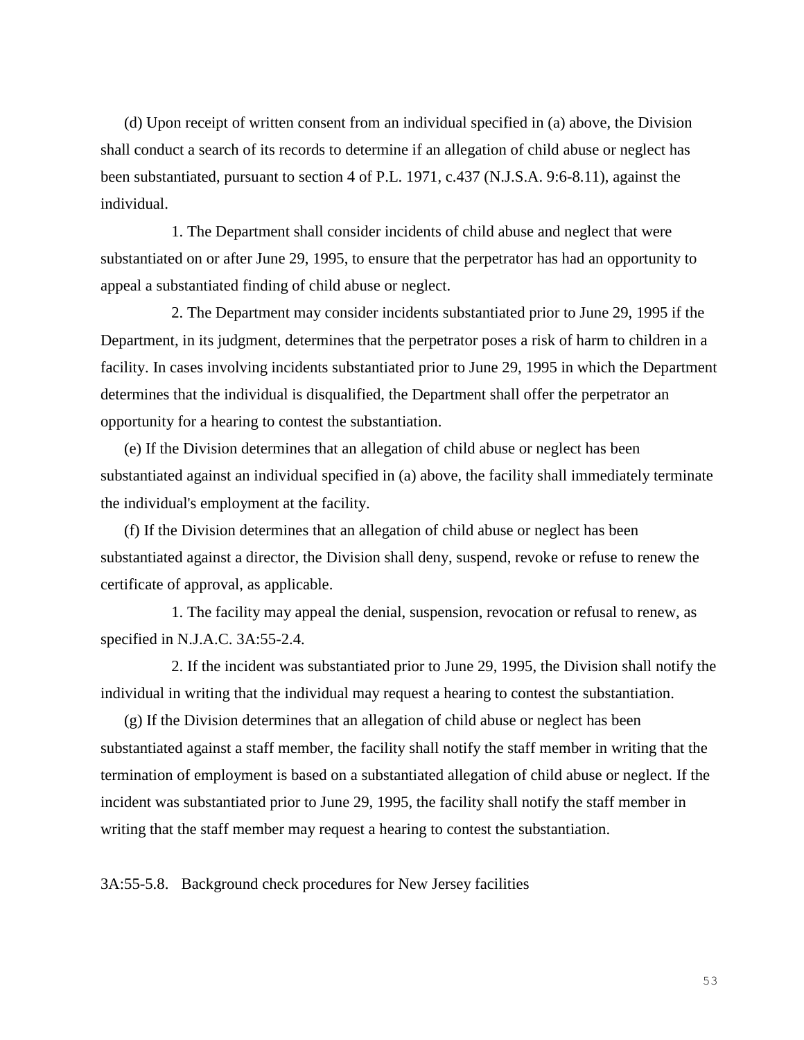(d) Upon receipt of written consent from an individual specified in (a) above, the Division shall conduct a search of its records to determine if an allegation of child abuse or neglect has been substantiated, pursuant to section 4 of P.L. 1971, c.437 (N.J.S.A. 9:6-8.11), against the individual.

1. The Department shall consider incidents of child abuse and neglect that were substantiated on or after June 29, 1995, to ensure that the perpetrator has had an opportunity to appeal a substantiated finding of child abuse or neglect.

2. The Department may consider incidents substantiated prior to June 29, 1995 if the Department, in its judgment, determines that the perpetrator poses a risk of harm to children in a facility. In cases involving incidents substantiated prior to June 29, 1995 in which the Department determines that the individual is disqualified, the Department shall offer the perpetrator an opportunity for a hearing to contest the substantiation.

(e) If the Division determines that an allegation of child abuse or neglect has been substantiated against an individual specified in (a) above, the facility shall immediately terminate the individual's employment at the facility.

(f) If the Division determines that an allegation of child abuse or neglect has been substantiated against a director, the Division shall deny, suspend, revoke or refuse to renew the certificate of approval, as applicable.

1. The facility may appeal the denial, suspension, revocation or refusal to renew, as specified in N.J.A.C. 3A:55-2.4.

2. If the incident was substantiated prior to June 29, 1995, the Division shall notify the individual in writing that the individual may request a hearing to contest the substantiation.

(g) If the Division determines that an allegation of child abuse or neglect has been substantiated against a staff member, the facility shall notify the staff member in writing that the termination of employment is based on a substantiated allegation of child abuse or neglect. If the incident was substantiated prior to June 29, 1995, the facility shall notify the staff member in writing that the staff member may request a hearing to contest the substantiation.

3A:55-5.8. Background check procedures for New Jersey facilities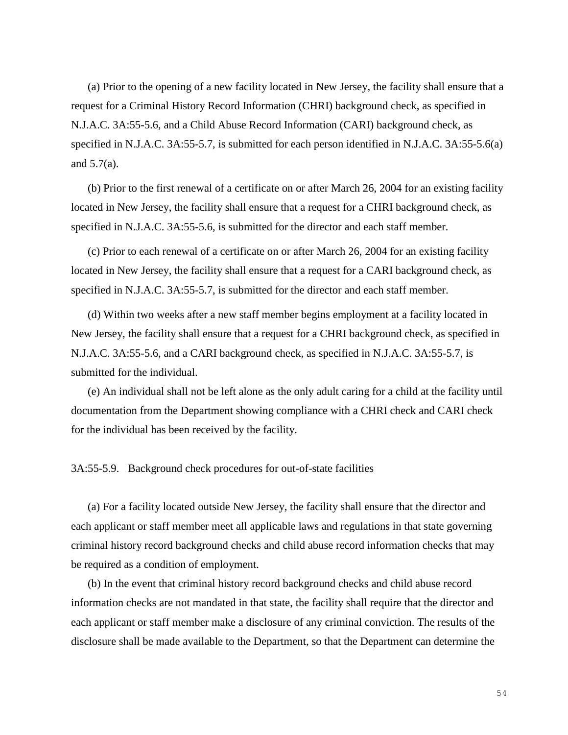(a) Prior to the opening of a new facility located in New Jersey, the facility shall ensure that a request for a Criminal History Record Information (CHRI) background check, as specified in N.J.A.C. 3A:55-5.6, and a Child Abuse Record Information (CARI) background check, as specified in N.J.A.C. 3A:55-5.7, is submitted for each person identified in N.J.A.C. 3A:55-5.6(a) and 5.7(a).

(b) Prior to the first renewal of a certificate on or after March 26, 2004 for an existing facility located in New Jersey, the facility shall ensure that a request for a CHRI background check, as specified in N.J.A.C. 3A:55-5.6, is submitted for the director and each staff member.

(c) Prior to each renewal of a certificate on or after March 26, 2004 for an existing facility located in New Jersey, the facility shall ensure that a request for a CARI background check, as specified in N.J.A.C. 3A:55-5.7, is submitted for the director and each staff member.

(d) Within two weeks after a new staff member begins employment at a facility located in New Jersey, the facility shall ensure that a request for a CHRI background check, as specified in N.J.A.C. 3A:55-5.6, and a CARI background check, as specified in N.J.A.C. 3A:55-5.7, is submitted for the individual.

(e) An individual shall not be left alone as the only adult caring for a child at the facility until documentation from the Department showing compliance with a CHRI check and CARI check for the individual has been received by the facility.

3A:55-5.9. Background check procedures for out-of-state facilities

(a) For a facility located outside New Jersey, the facility shall ensure that the director and each applicant or staff member meet all applicable laws and regulations in that state governing criminal history record background checks and child abuse record information checks that may be required as a condition of employment.

(b) In the event that criminal history record background checks and child abuse record information checks are not mandated in that state, the facility shall require that the director and each applicant or staff member make a disclosure of any criminal conviction. The results of the disclosure shall be made available to the Department, so that the Department can determine the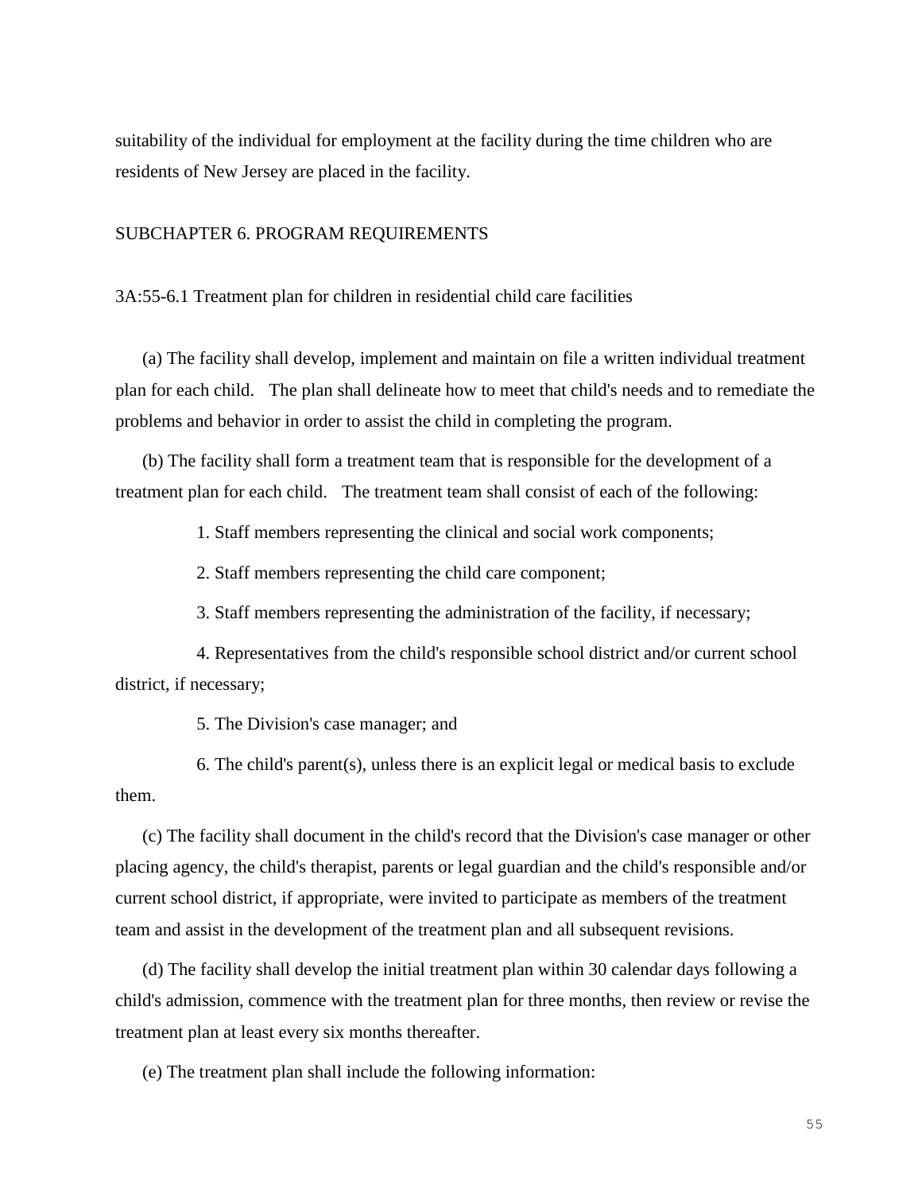suitability of the individual for employment at the facility during the time children who are residents of New Jersey are placed in the facility.

## SUBCHAPTER 6. PROGRAM REQUIREMENTS

### 3A:55-6.1 Treatment plan for children in residential child care facilities

(a) The facility shall develop, implement and maintain on file a written individual treatment plan for each child. The plan shall delineate how to meet that child's needs and to remediate the problems and behavior in order to assist the child in completing the program.

(b) The facility shall form a treatment team that is responsible for the development of a treatment plan for each child. The treatment team shall consist of each of the following:

1. Staff members representing the clinical and social work components;

2. Staff members representing the child care component;

3. Staff members representing the administration of the facility, if necessary;

4. Representatives from the child's responsible school district and/or current school district, if necessary;

5. The Division's case manager; and

6. The child's parent(s), unless there is an explicit legal or medical basis to exclude them.

(c) The facility shall document in the child's record that the Division's case manager or other placing agency, the child's therapist, parents or legal guardian and the child's responsible and/or current school district, if appropriate, were invited to participate as members of the treatment team and assist in the development of the treatment plan and all subsequent revisions.

(d) The facility shall develop the initial treatment plan within 30 calendar days following a child's admission, commence with the treatment plan for three months, then review or revise the treatment plan at least every six months thereafter.

(e) The treatment plan shall include the following information: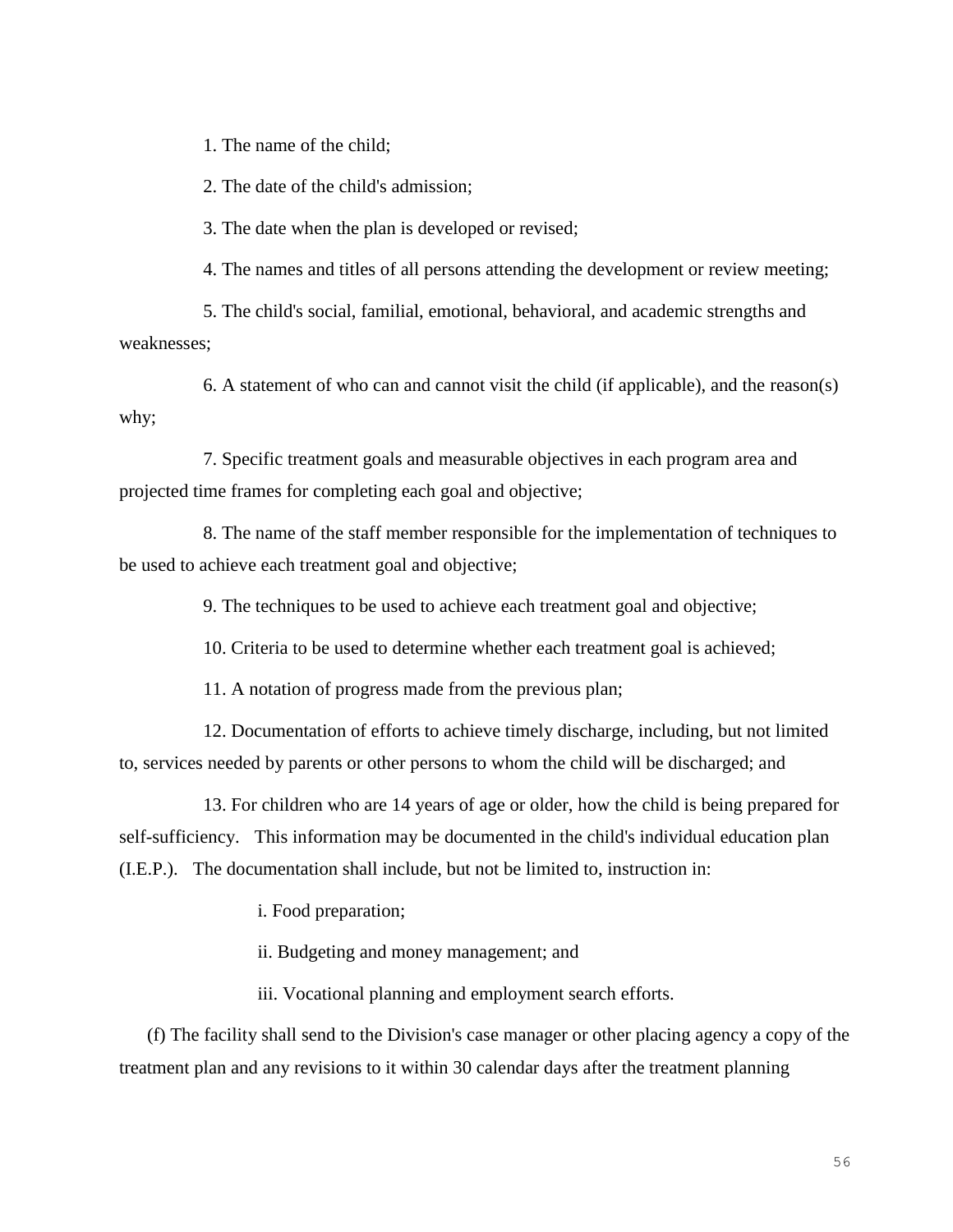1. The name of the child;

2. The date of the child's admission;

3. The date when the plan is developed or revised;

4. The names and titles of all persons attending the development or review meeting;

5. The child's social, familial, emotional, behavioral, and academic strengths and weaknesses;

6. A statement of who can and cannot visit the child (if applicable), and the reason(s) why;

7. Specific treatment goals and measurable objectives in each program area and projected time frames for completing each goal and objective;

8. The name of the staff member responsible for the implementation of techniques to be used to achieve each treatment goal and objective;

9. The techniques to be used to achieve each treatment goal and objective;

10. Criteria to be used to determine whether each treatment goal is achieved;

11. A notation of progress made from the previous plan;

12. Documentation of efforts to achieve timely discharge, including, but not limited to, services needed by parents or other persons to whom the child will be discharged; and

13. For children who are 14 years of age or older, how the child is being prepared for self-sufficiency. This information may be documented in the child's individual education plan (I.E.P.). The documentation shall include, but not be limited to, instruction in:

i. Food preparation;

ii. Budgeting and money management; and

iii. Vocational planning and employment search efforts.

(f) The facility shall send to the Division's case manager or other placing agency a copy of the treatment plan and any revisions to it within 30 calendar days after the treatment planning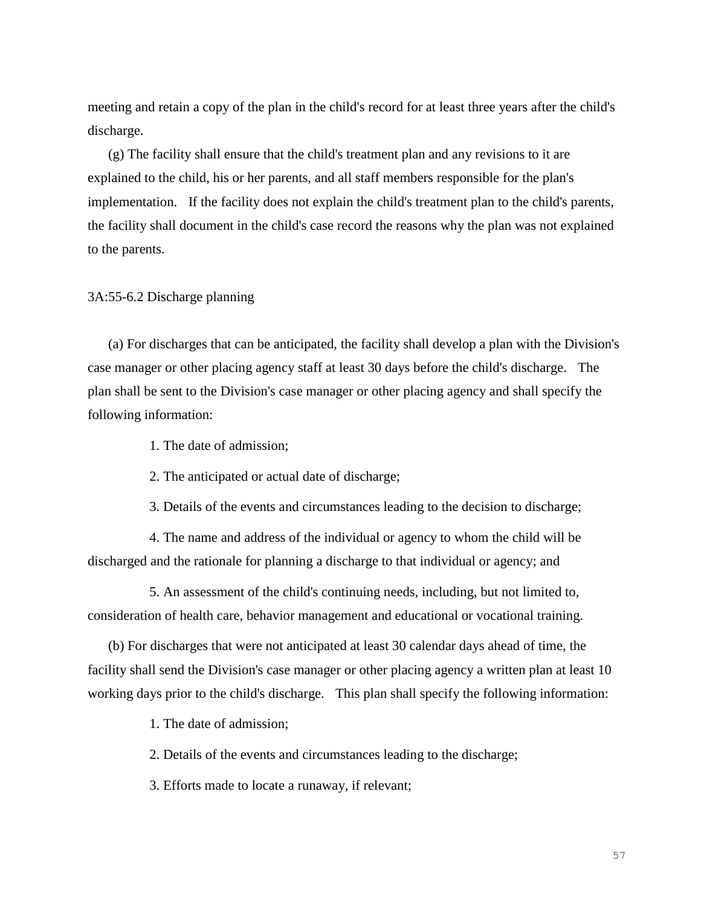meeting and retain a copy of the plan in the child's record for at least three years after the child's discharge.

(g) The facility shall ensure that the child's treatment plan and any revisions to it are explained to the child, his or her parents, and all staff members responsible for the plan's implementation. If the facility does not explain the child's treatment plan to the child's parents, the facility shall document in the child's case record the reasons why the plan was not explained to the parents.

3A:55-6.2 Discharge planning

(a) For discharges that can be anticipated, the facility shall develop a plan with the Division's case manager or other placing agency staff at least 30 days before the child's discharge. The plan shall be sent to the Division's case manager or other placing agency and shall specify the following information:

1. The date of admission;

2. The anticipated or actual date of discharge;

3. Details of the events and circumstances leading to the decision to discharge;

4. The name and address of the individual or agency to whom the child will be discharged and the rationale for planning a discharge to that individual or agency; and

5. An assessment of the child's continuing needs, including, but not limited to, consideration of health care, behavior management and educational or vocational training.

(b) For discharges that were not anticipated at least 30 calendar days ahead of time, the facility shall send the Division's case manager or other placing agency a written plan at least 10 working days prior to the child's discharge. This plan shall specify the following information:

1. The date of admission;

2. Details of the events and circumstances leading to the discharge;

3. Efforts made to locate a runaway, if relevant;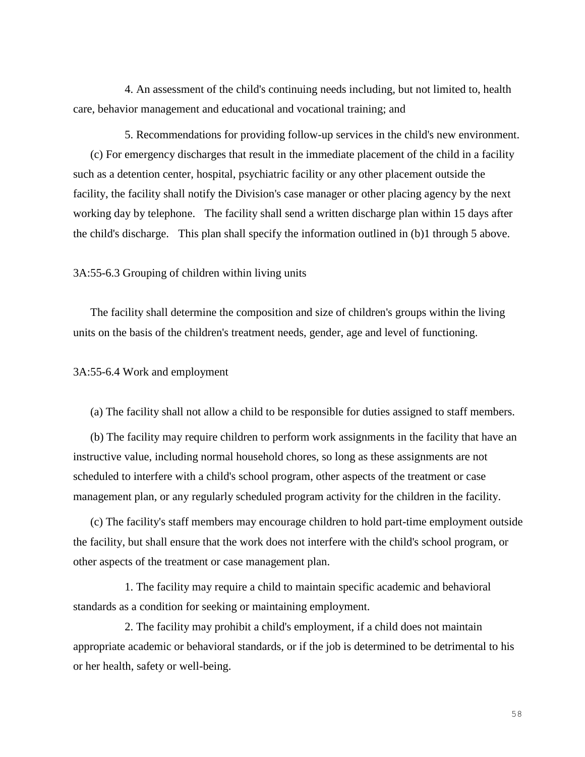4. An assessment of the child's continuing needs including, but not limited to, health care, behavior management and educational and vocational training; and

5. Recommendations for providing follow-up services in the child's new environment.

(c) For emergency discharges that result in the immediate placement of the child in a facility such as a detention center, hospital, psychiatric facility or any other placement outside the facility, the facility shall notify the Division's case manager or other placing agency by the next working day by telephone. The facility shall send a written discharge plan within 15 days after the child's discharge. This plan shall specify the information outlined in (b)1 through 5 above.

3A:55-6.3 Grouping of children within living units

The facility shall determine the composition and size of children's groups within the living units on the basis of the children's treatment needs, gender, age and level of functioning.

3A:55-6.4 Work and employment

(a) The facility shall not allow a child to be responsible for duties assigned to staff members.

(b) The facility may require children to perform work assignments in the facility that have an instructive value, including normal household chores, so long as these assignments are not scheduled to interfere with a child's school program, other aspects of the treatment or case management plan, or any regularly scheduled program activity for the children in the facility.

(c) The facility's staff members may encourage children to hold part-time employment outside the facility, but shall ensure that the work does not interfere with the child's school program, or other aspects of the treatment or case management plan.

1. The facility may require a child to maintain specific academic and behavioral standards as a condition for seeking or maintaining employment.

2. The facility may prohibit a child's employment, if a child does not maintain appropriate academic or behavioral standards, or if the job is determined to be detrimental to his or her health, safety or well-being.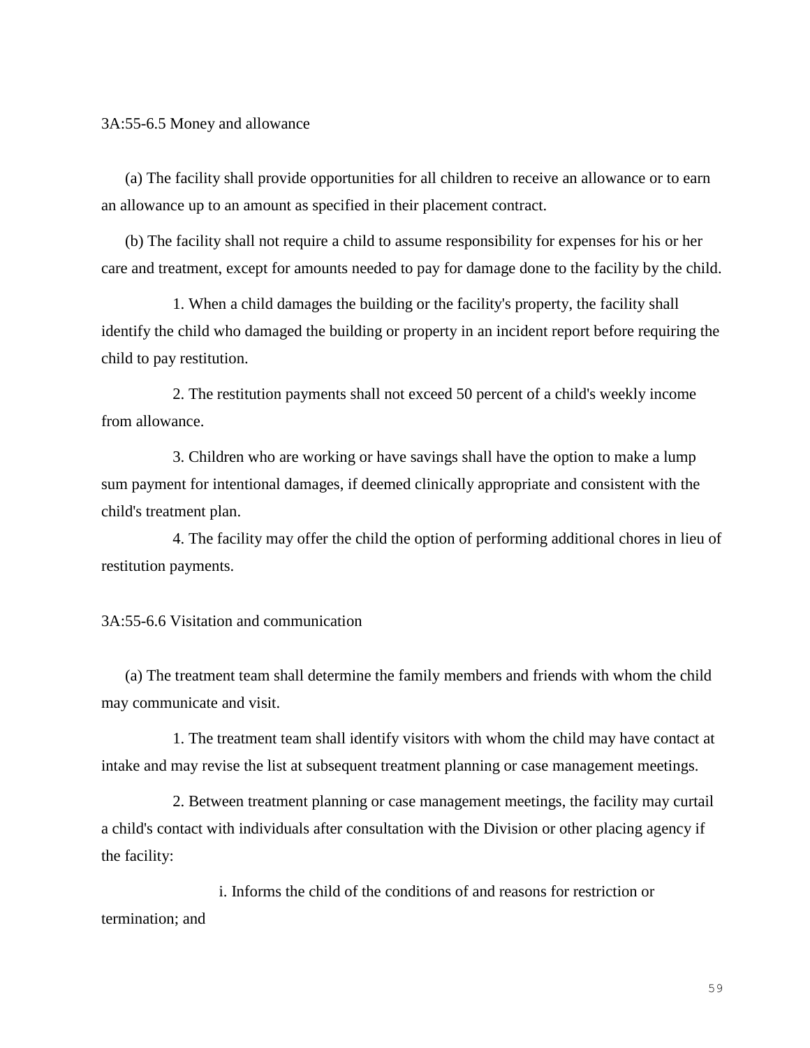3A:55-6.5 Money and allowance

(a) The facility shall provide opportunities for all children to receive an allowance or to earn an allowance up to an amount as specified in their placement contract.

(b) The facility shall not require a child to assume responsibility for expenses for his or her care and treatment, except for amounts needed to pay for damage done to the facility by the child.

1. When a child damages the building or the facility's property, the facility shall identify the child who damaged the building or property in an incident report before requiring the child to pay restitution.

2. The restitution payments shall not exceed 50 percent of a child's weekly income from allowance.

3. Children who are working or have savings shall have the option to make a lump sum payment for intentional damages, if deemed clinically appropriate and consistent with the child's treatment plan.

4. The facility may offer the child the option of performing additional chores in lieu of restitution payments.

3A:55-6.6 Visitation and communication

(a) The treatment team shall determine the family members and friends with whom the child may communicate and visit.

1. The treatment team shall identify visitors with whom the child may have contact at intake and may revise the list at subsequent treatment planning or case management meetings.

2. Between treatment planning or case management meetings, the facility may curtail a child's contact with individuals after consultation with the Division or other placing agency if the facility:

i. Informs the child of the conditions of and reasons for restriction or termination; and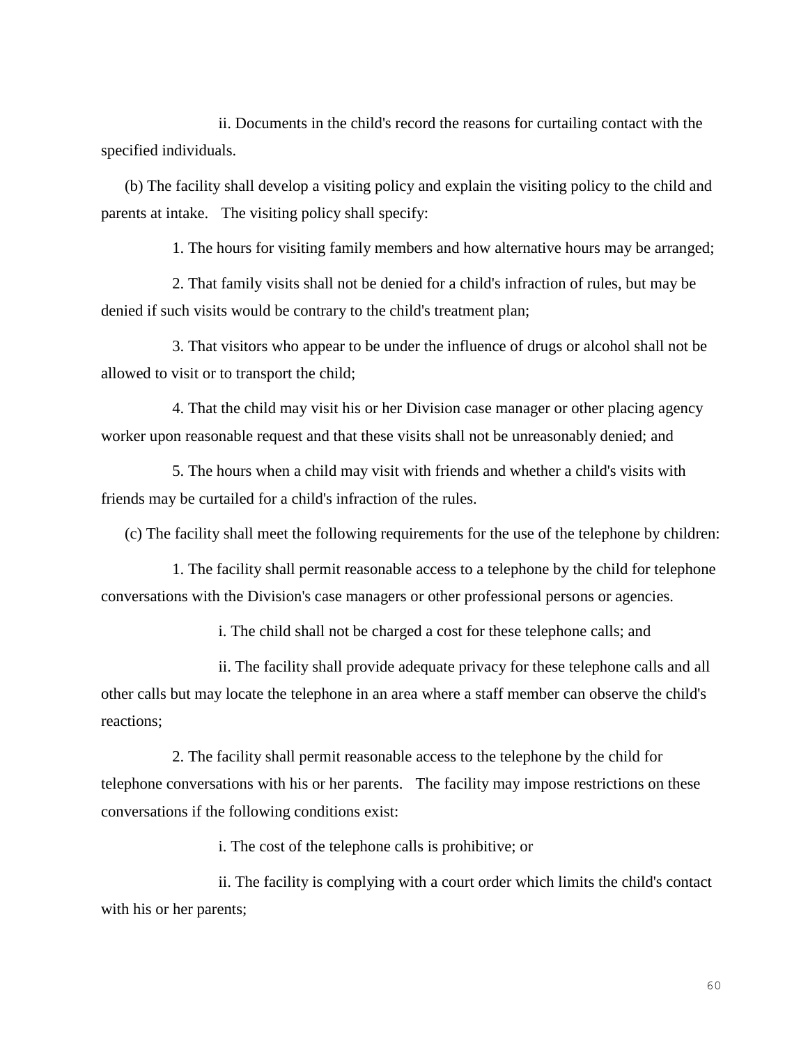ii. Documents in the child's record the reasons for curtailing contact with the specified individuals.

(b) The facility shall develop a visiting policy and explain the visiting policy to the child and parents at intake. The visiting policy shall specify:

1. The hours for visiting family members and how alternative hours may be arranged;

2. That family visits shall not be denied for a child's infraction of rules, but may be denied if such visits would be contrary to the child's treatment plan;

3. That visitors who appear to be under the influence of drugs or alcohol shall not be allowed to visit or to transport the child;

4. That the child may visit his or her Division case manager or other placing agency worker upon reasonable request and that these visits shall not be unreasonably denied; and

5. The hours when a child may visit with friends and whether a child's visits with friends may be curtailed for a child's infraction of the rules.

(c) The facility shall meet the following requirements for the use of the telephone by children:

1. The facility shall permit reasonable access to a telephone by the child for telephone conversations with the Division's case managers or other professional persons or agencies.

i. The child shall not be charged a cost for these telephone calls; and

ii. The facility shall provide adequate privacy for these telephone calls and all other calls but may locate the telephone in an area where a staff member can observe the child's reactions;

2. The facility shall permit reasonable access to the telephone by the child for telephone conversations with his or her parents. The facility may impose restrictions on these conversations if the following conditions exist:

i. The cost of the telephone calls is prohibitive; or

ii. The facility is complying with a court order which limits the child's contact with his or her parents;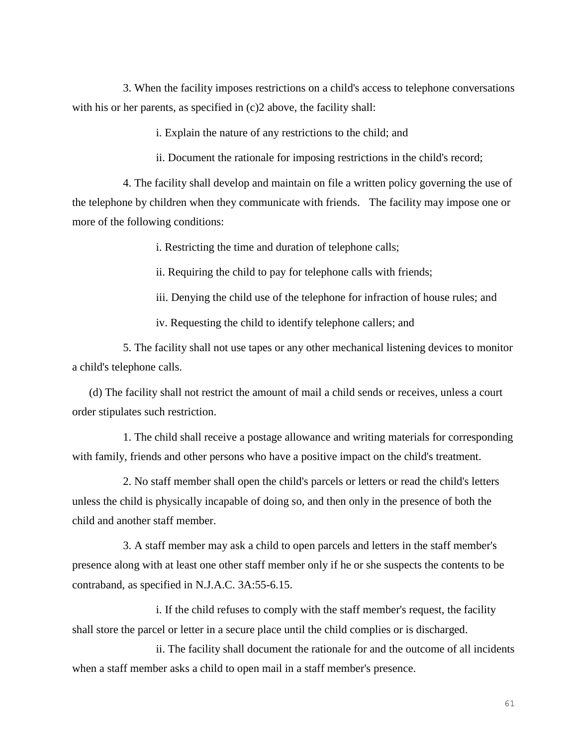3. When the facility imposes restrictions on a child's access to telephone conversations with his or her parents, as specified in (c)2 above, the facility shall:

i. Explain the nature of any restrictions to the child; and

ii. Document the rationale for imposing restrictions in the child's record;

4. The facility shall develop and maintain on file a written policy governing the use of the telephone by children when they communicate with friends. The facility may impose one or more of the following conditions:

i. Restricting the time and duration of telephone calls;

ii. Requiring the child to pay for telephone calls with friends;

iii. Denying the child use of the telephone for infraction of house rules; and

iv. Requesting the child to identify telephone callers; and

5. The facility shall not use tapes or any other mechanical listening devices to monitor a child's telephone calls.

(d) The facility shall not restrict the amount of mail a child sends or receives, unless a court order stipulates such restriction.

1. The child shall receive a postage allowance and writing materials for corresponding with family, friends and other persons who have a positive impact on the child's treatment.

2. No staff member shall open the child's parcels or letters or read the child's letters unless the child is physically incapable of doing so, and then only in the presence of both the child and another staff member.

3. A staff member may ask a child to open parcels and letters in the staff member's presence along with at least one other staff member only if he or she suspects the contents to be contraband, as specified in N.J.A.C. 3A:55-6.15.

i. If the child refuses to comply with the staff member's request, the facility shall store the parcel or letter in a secure place until the child complies or is discharged.

ii. The facility shall document the rationale for and the outcome of all incidents when a staff member asks a child to open mail in a staff member's presence.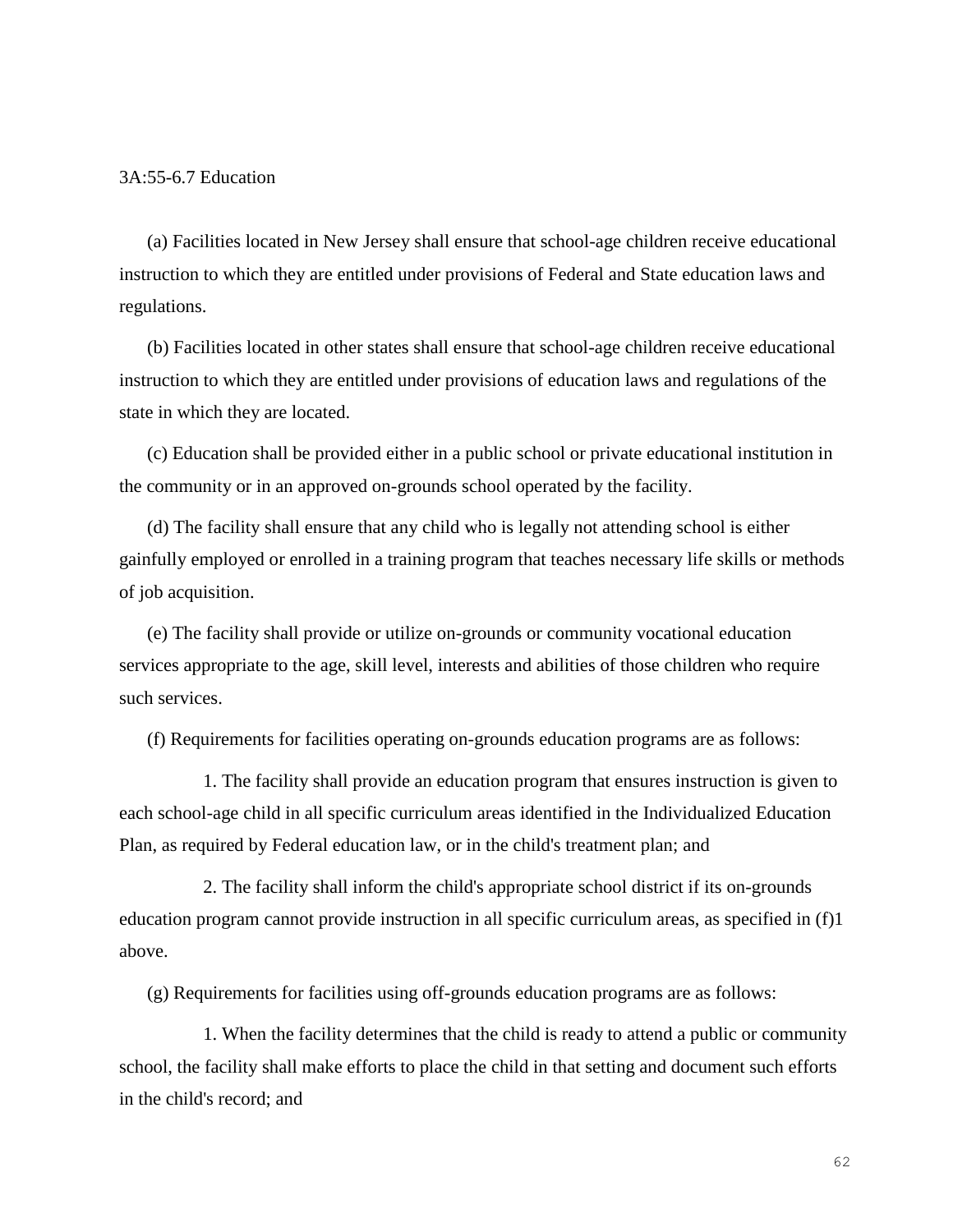3A:55-6.7 Education

(a) Facilities located in New Jersey shall ensure that school-age children receive educational instruction to which they are entitled under provisions of Federal and State education laws and regulations.

(b) Facilities located in other states shall ensure that school-age children receive educational instruction to which they are entitled under provisions of education laws and regulations of the state in which they are located.

(c) Education shall be provided either in a public school or private educational institution in the community or in an approved on-grounds school operated by the facility.

(d) The facility shall ensure that any child who is legally not attending school is either gainfully employed or enrolled in a training program that teaches necessary life skills or methods of job acquisition.

(e) The facility shall provide or utilize on-grounds or community vocational education services appropriate to the age, skill level, interests and abilities of those children who require such services.

(f) Requirements for facilities operating on-grounds education programs are as follows:

1. The facility shall provide an education program that ensures instruction is given to each school-age child in all specific curriculum areas identified in the Individualized Education Plan, as required by Federal education law, or in the child's treatment plan; and

2. The facility shall inform the child's appropriate school district if its on-grounds education program cannot provide instruction in all specific curriculum areas, as specified in (f)1 above.

(g) Requirements for facilities using off-grounds education programs are as follows:

1. When the facility determines that the child is ready to attend a public or community school, the facility shall make efforts to place the child in that setting and document such efforts in the child's record; and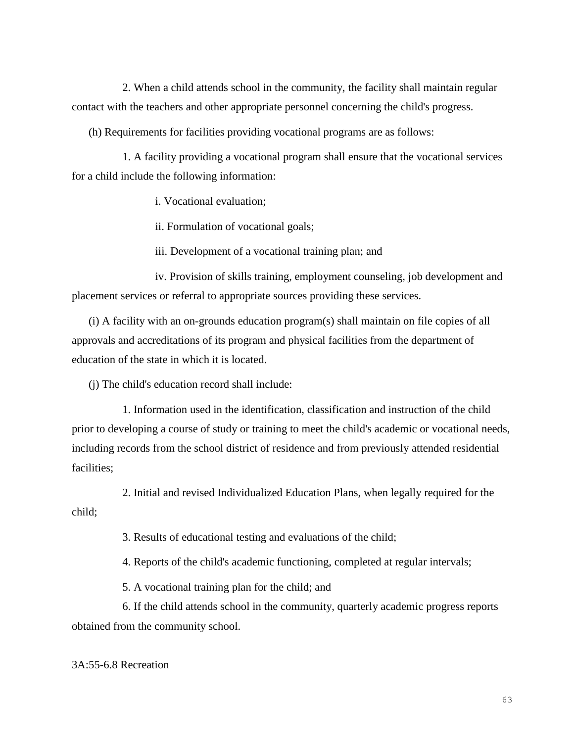2. When a child attends school in the community, the facility shall maintain regular contact with the teachers and other appropriate personnel concerning the child's progress.

(h) Requirements for facilities providing vocational programs are as follows:

1. A facility providing a vocational program shall ensure that the vocational services for a child include the following information:

i. Vocational evaluation;

ii. Formulation of vocational goals;

iii. Development of a vocational training plan; and

iv. Provision of skills training, employment counseling, job development and placement services or referral to appropriate sources providing these services.

(i) A facility with an on-grounds education program(s) shall maintain on file copies of all approvals and accreditations of its program and physical facilities from the department of education of the state in which it is located.

(j) The child's education record shall include:

1. Information used in the identification, classification and instruction of the child prior to developing a course of study or training to meet the child's academic or vocational needs, including records from the school district of residence and from previously attended residential facilities;

2. Initial and revised Individualized Education Plans, when legally required for the child;

3. Results of educational testing and evaluations of the child;

4. Reports of the child's academic functioning, completed at regular intervals;

5. A vocational training plan for the child; and

6. If the child attends school in the community, quarterly academic progress reports obtained from the community school.

3A:55-6.8 Recreation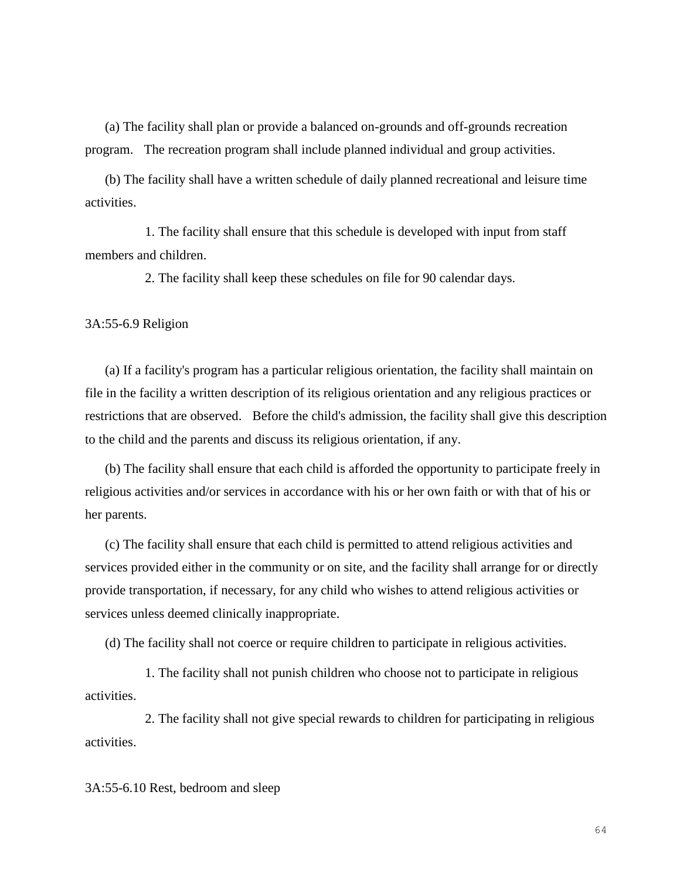(a) The facility shall plan or provide a balanced on-grounds and off-grounds recreation program. The recreation program shall include planned individual and group activities.

(b) The facility shall have a written schedule of daily planned recreational and leisure time activities.

1. The facility shall ensure that this schedule is developed with input from staff members and children.

2. The facility shall keep these schedules on file for 90 calendar days.

3A:55-6.9 Religion

(a) If a facility's program has a particular religious orientation, the facility shall maintain on file in the facility a written description of its religious orientation and any religious practices or restrictions that are observed. Before the child's admission, the facility shall give this description to the child and the parents and discuss its religious orientation, if any.

(b) The facility shall ensure that each child is afforded the opportunity to participate freely in religious activities and/or services in accordance with his or her own faith or with that of his or her parents.

(c) The facility shall ensure that each child is permitted to attend religious activities and services provided either in the community or on site, and the facility shall arrange for or directly provide transportation, if necessary, for any child who wishes to attend religious activities or services unless deemed clinically inappropriate.

(d) The facility shall not coerce or require children to participate in religious activities.

1. The facility shall not punish children who choose not to participate in religious activities.

2. The facility shall not give special rewards to children for participating in religious activities.

3A:55-6.10 Rest, bedroom and sleep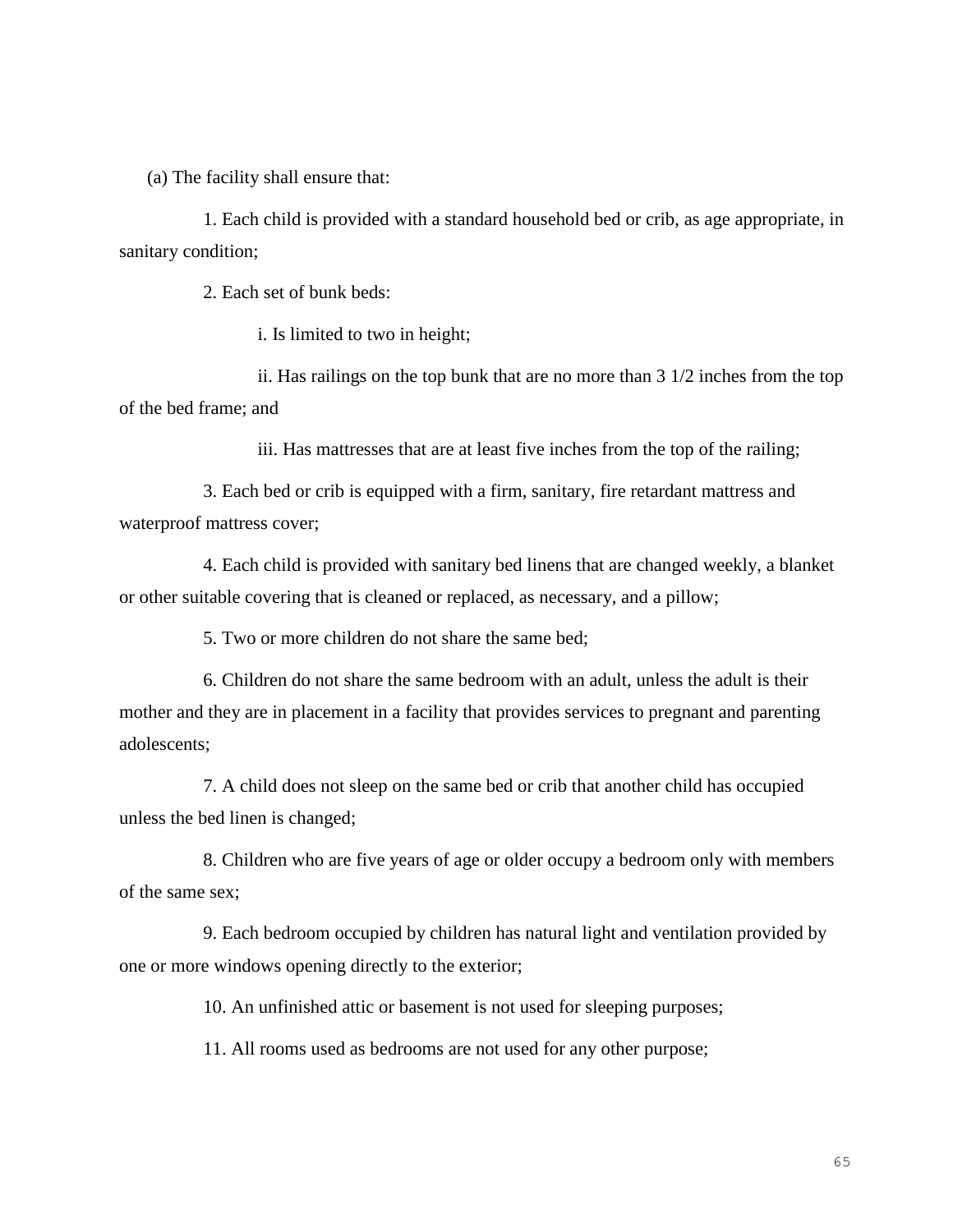(a) The facility shall ensure that:

1. Each child is provided with a standard household bed or crib, as age appropriate, in sanitary condition;

2. Each set of bunk beds:

   i. Is limited to two in height;

   ii. Has railings on the top bunk that are no more than 3 1/2 inches from the top of the bed frame; and

   iii. Has mattresses that are at least five inches from the top of the railing;

3. Each bed or crib is equipped with a firm, sanitary, fire retardant mattress and waterproof mattress cover;

4. Each child is provided with sanitary bed linens that are changed weekly, a blanket or other suitable covering that is cleaned or replaced, as necessary, and a pillow;

5. Two or more children do not share the same bed;

6. Children do not share the same bedroom with an adult, unless the adult is their mother and they are in placement in a facility that provides services to pregnant and parenting adolescents;

7. A child does not sleep on the same bed or crib that another child has occupied unless the bed linen is changed;

8. Children who are five years of age or older occupy a bedroom only with members of the same sex;

9. Each bedroom occupied by children has natural light and ventilation provided by one or more windows opening directly to the exterior;

10. An unfinished attic or basement is not used for sleeping purposes;

11. All rooms used as bedrooms are not used for any other purpose;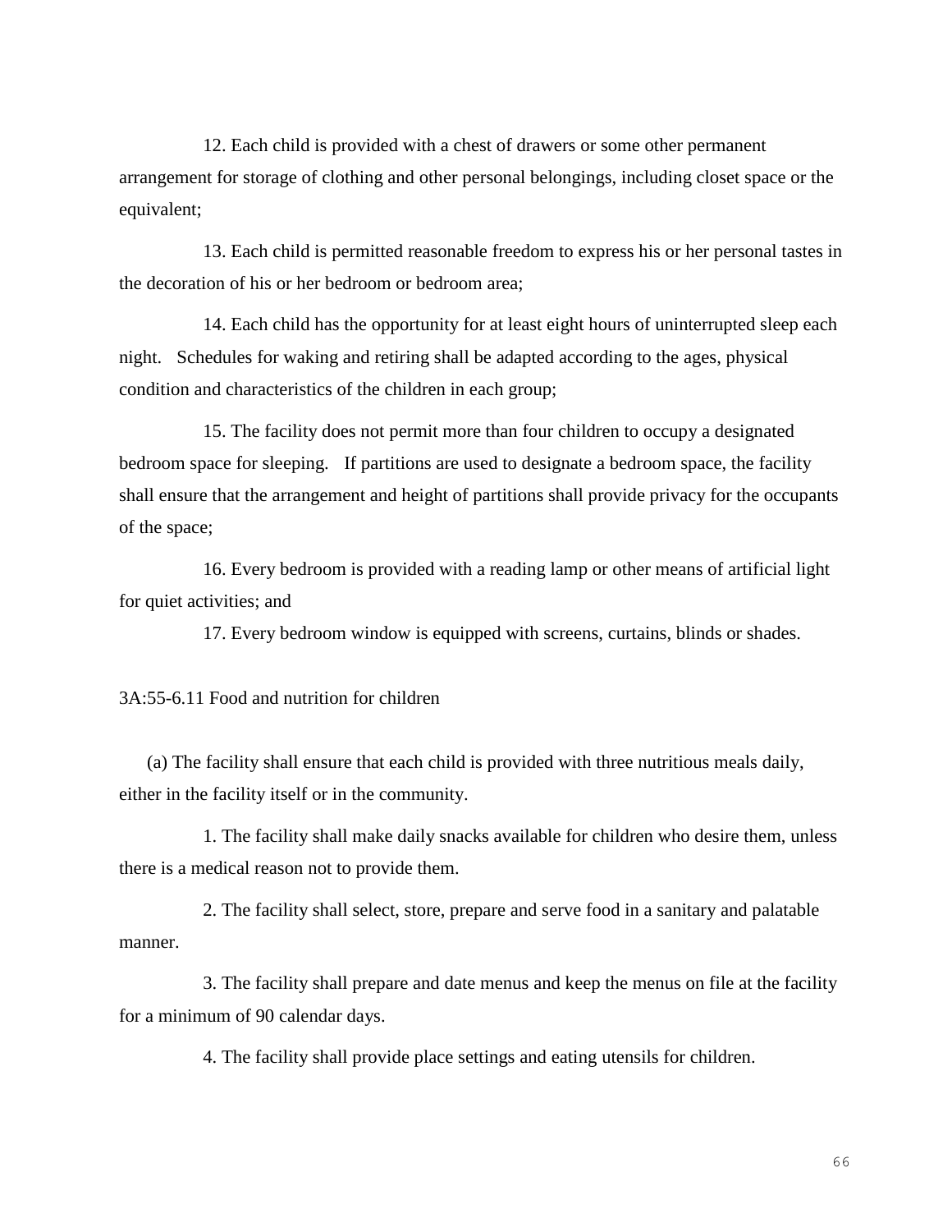12. Each child is provided with a chest of drawers or some other permanent arrangement for storage of clothing and other personal belongings, including closet space or the equivalent;

13. Each child is permitted reasonable freedom to express his or her personal tastes in the decoration of his or her bedroom or bedroom area;

14. Each child has the opportunity for at least eight hours of uninterrupted sleep each night. Schedules for waking and retiring shall be adapted according to the ages, physical condition and characteristics of the children in each group;

15. The facility does not permit more than four children to occupy a designated bedroom space for sleeping. If partitions are used to designate a bedroom space, the facility shall ensure that the arrangement and height of partitions shall provide privacy for the occupants of the space;

16. Every bedroom is provided with a reading lamp or other means of artificial light for quiet activities; and

17. Every bedroom window is equipped with screens, curtains, blinds or shades.

3A:55-6.11 Food and nutrition for children

(a) The facility shall ensure that each child is provided with three nutritious meals daily, either in the facility itself or in the community.

1. The facility shall make daily snacks available for children who desire them, unless there is a medical reason not to provide them.

2. The facility shall select, store, prepare and serve food in a sanitary and palatable manner.

3. The facility shall prepare and date menus and keep the menus on file at the facility for a minimum of 90 calendar days.

4. The facility shall provide place settings and eating utensils for children.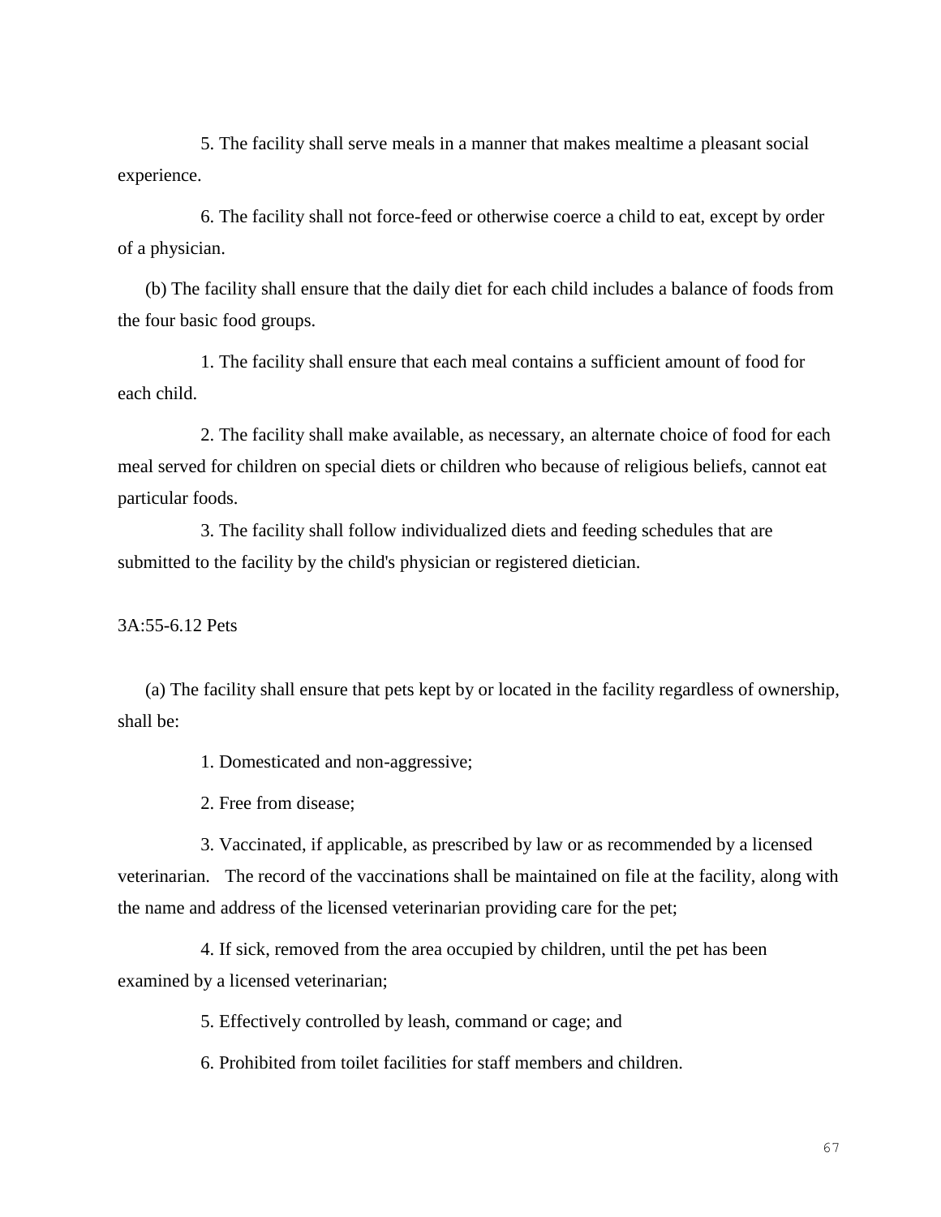5. The facility shall serve meals in a manner that makes mealtime a pleasant social experience.

6. The facility shall not force-feed or otherwise coerce a child to eat, except by order of a physician.

(b) The facility shall ensure that the daily diet for each child includes a balance of foods from the four basic food groups.

1. The facility shall ensure that each meal contains a sufficient amount of food for each child.

2. The facility shall make available, as necessary, an alternate choice of food for each meal served for children on special diets or children who because of religious beliefs, cannot eat particular foods.

3. The facility shall follow individualized diets and feeding schedules that are submitted to the facility by the child's physician or registered dietician.

3A:55-6.12 Pets

(a) The facility shall ensure that pets kept by or located in the facility regardless of ownership, shall be:

1. Domesticated and non-aggressive;

2. Free from disease;

3. Vaccinated, if applicable, as prescribed by law or as recommended by a licensed veterinarian. The record of the vaccinations shall be maintained on file at the facility, along with the name and address of the licensed veterinarian providing care for the pet;

4. If sick, removed from the area occupied by children, until the pet has been examined by a licensed veterinarian;

5. Effectively controlled by leash, command or cage; and

6. Prohibited from toilet facilities for staff members and children.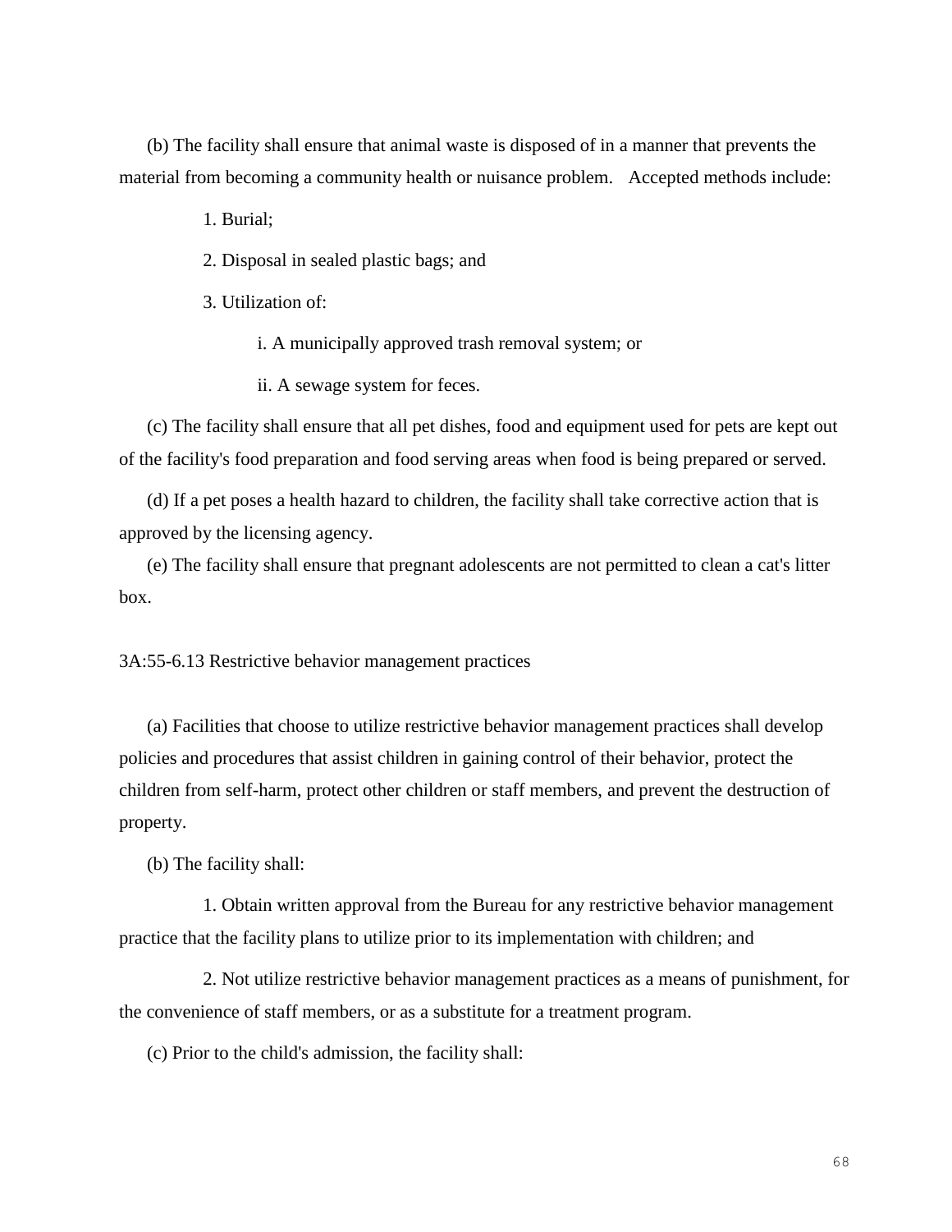(b) The facility shall ensure that animal waste is disposed of in a manner that prevents the material from becoming a community health or nuisance problem. Accepted methods include:

1. Burial;

2. Disposal in sealed plastic bags; and

3. Utilization of:

   i. A municipally approved trash removal system; or

   ii. A sewage system for feces.

(c) The facility shall ensure that all pet dishes, food and equipment used for pets are kept out of the facility's food preparation and food serving areas when food is being prepared or served.

(d) If a pet poses a health hazard to children, the facility shall take corrective action that is approved by the licensing agency.

(e) The facility shall ensure that pregnant adolescents are not permitted to clean a cat's litter box.

3A:55-6.13 Restrictive behavior management practices

(a) Facilities that choose to utilize restrictive behavior management practices shall develop policies and procedures that assist children in gaining control of their behavior, protect the children from self-harm, protect other children or staff members, and prevent the destruction of property.

(b) The facility shall:

1. Obtain written approval from the Bureau for any restrictive behavior management practice that the facility plans to utilize prior to its implementation with children; and

2. Not utilize restrictive behavior management practices as a means of punishment, for the convenience of staff members, or as a substitute for a treatment program.

(c) Prior to the child's admission, the facility shall: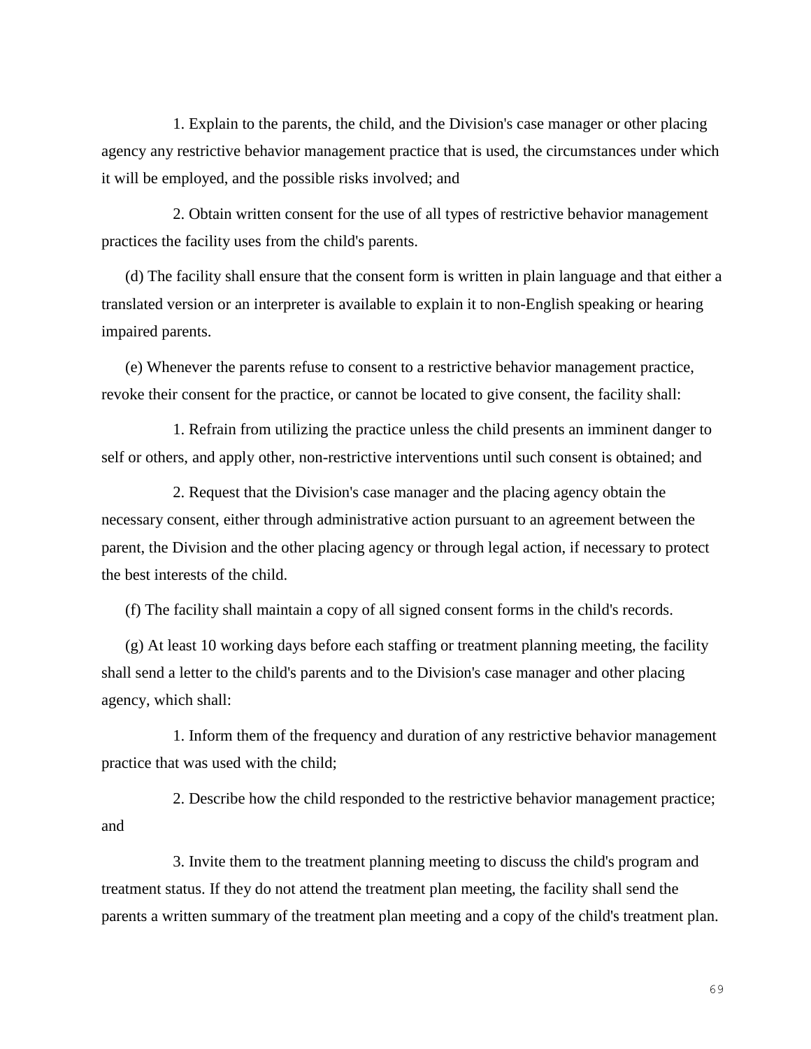1. Explain to the parents, the child, and the Division's case manager or other placing agency any restrictive behavior management practice that is used, the circumstances under which it will be employed, and the possible risks involved; and

2. Obtain written consent for the use of all types of restrictive behavior management practices the facility uses from the child's parents.

(d) The facility shall ensure that the consent form is written in plain language and that either a translated version or an interpreter is available to explain it to non-English speaking or hearing impaired parents.

(e) Whenever the parents refuse to consent to a restrictive behavior management practice, revoke their consent for the practice, or cannot be located to give consent, the facility shall:

1. Refrain from utilizing the practice unless the child presents an imminent danger to self or others, and apply other, non-restrictive interventions until such consent is obtained; and

2. Request that the Division's case manager and the placing agency obtain the necessary consent, either through administrative action pursuant to an agreement between the parent, the Division and the other placing agency or through legal action, if necessary to protect the best interests of the child.

(f) The facility shall maintain a copy of all signed consent forms in the child's records.

(g) At least 10 working days before each staffing or treatment planning meeting, the facility shall send a letter to the child's parents and to the Division's case manager and other placing agency, which shall:

1. Inform them of the frequency and duration of any restrictive behavior management practice that was used with the child;

2. Describe how the child responded to the restrictive behavior management practice; and

3. Invite them to the treatment planning meeting to discuss the child's program and treatment status. If they do not attend the treatment plan meeting, the facility shall send the parents a written summary of the treatment plan meeting and a copy of the child's treatment plan.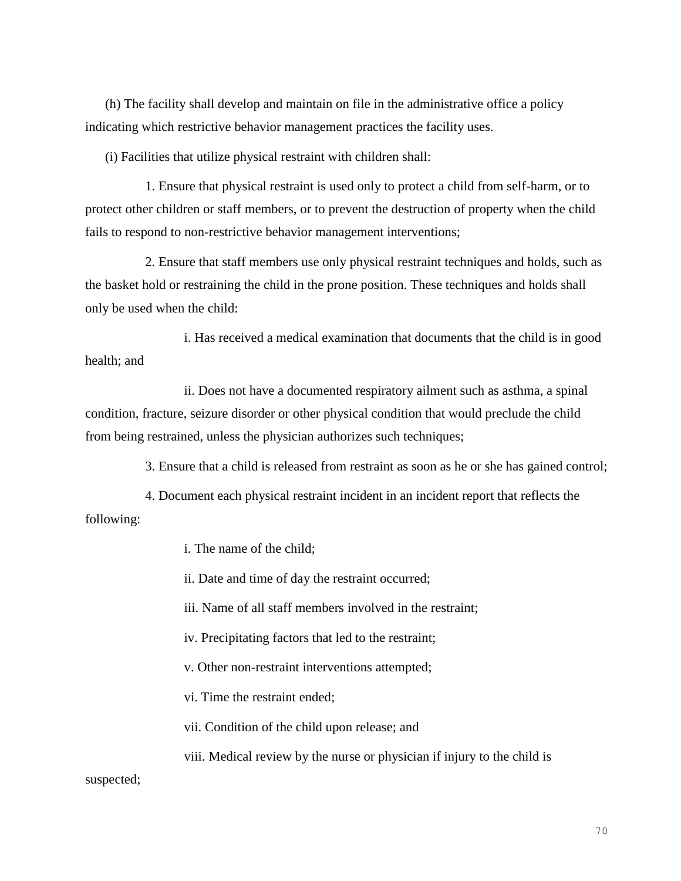(h) The facility shall develop and maintain on file in the administrative office a policy indicating which restrictive behavior management practices the facility uses.

(i) Facilities that utilize physical restraint with children shall:

1. Ensure that physical restraint is used only to protect a child from self-harm, or to protect other children or staff members, or to prevent the destruction of property when the child fails to respond to non-restrictive behavior management interventions;

2. Ensure that staff members use only physical restraint techniques and holds, such as the basket hold or restraining the child in the prone position. These techniques and holds shall only be used when the child:

i. Has received a medical examination that documents that the child is in good health; and

ii. Does not have a documented respiratory ailment such as asthma, a spinal condition, fracture, seizure disorder or other physical condition that would preclude the child from being restrained, unless the physician authorizes such techniques;

3. Ensure that a child is released from restraint as soon as he or she has gained control;

4. Document each physical restraint incident in an incident report that reflects the following:

i. The name of the child;

ii. Date and time of day the restraint occurred;

iii. Name of all staff members involved in the restraint;

iv. Precipitating factors that led to the restraint;

v. Other non-restraint interventions attempted;

vi. Time the restraint ended;

vii. Condition of the child upon release; and

viii. Medical review by the nurse or physician if injury to the child is suspected;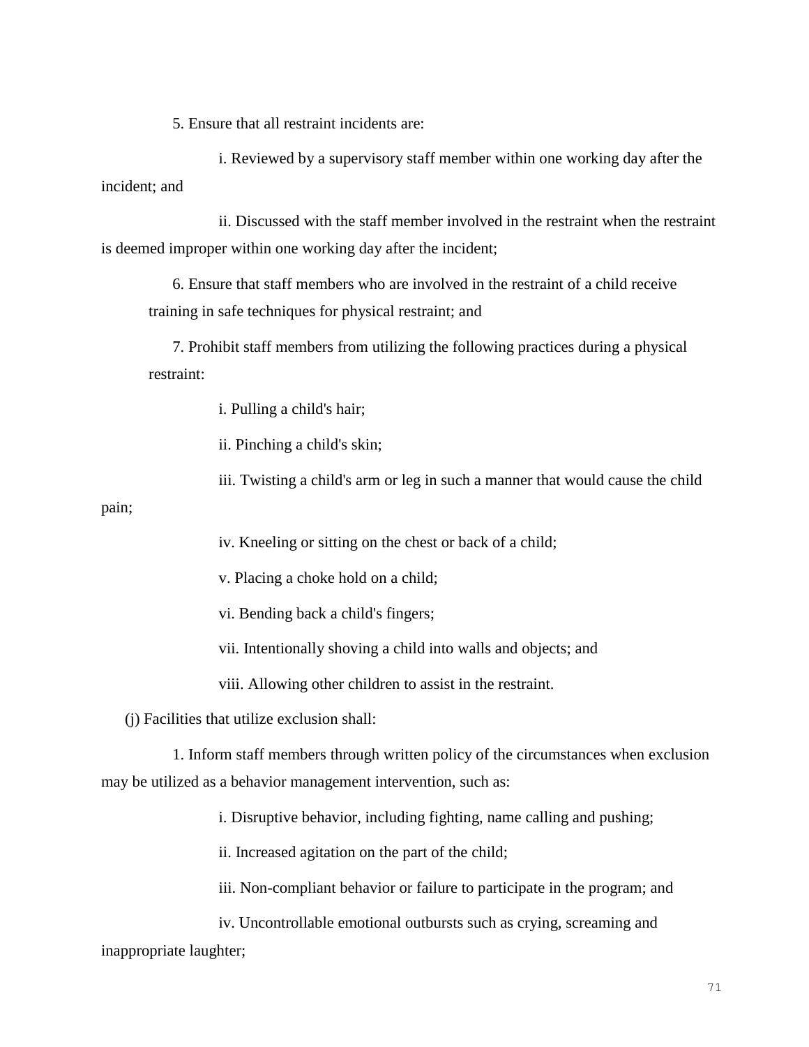5. Ensure that all restraint incidents are:

i. Reviewed by a supervisory staff member within one working day after the incident; and

ii. Discussed with the staff member involved in the restraint when the restraint is deemed improper within one working day after the incident;

6. Ensure that staff members who are involved in the restraint of a child receive training in safe techniques for physical restraint; and

7. Prohibit staff members from utilizing the following practices during a physical restraint:

i. Pulling a child's hair;

ii. Pinching a child's skin;

iii. Twisting a child's arm or leg in such a manner that would cause the child pain;

iv. Kneeling or sitting on the chest or back of a child;

v. Placing a choke hold on a child;

vi. Bending back a child's fingers;

vii. Intentionally shoving a child into walls and objects; and

viii. Allowing other children to assist in the restraint.

(j) Facilities that utilize exclusion shall:

1. Inform staff members through written policy of the circumstances when exclusion may be utilized as a behavior management intervention, such as:

i. Disruptive behavior, including fighting, name calling and pushing;

ii. Increased agitation on the part of the child;

iii. Non-compliant behavior or failure to participate in the program; and

iv. Uncontrollable emotional outbursts such as crying, screaming and inappropriate laughter;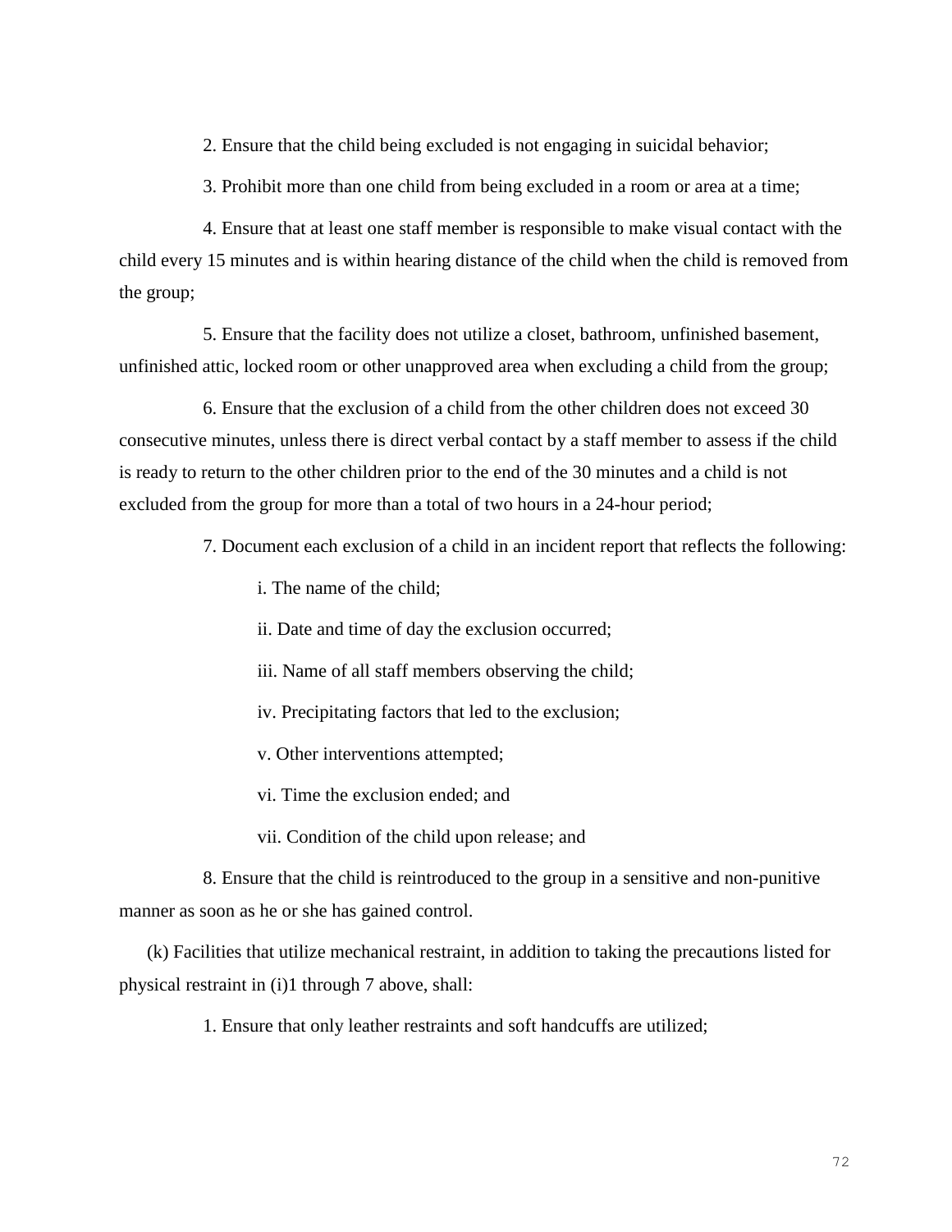2. Ensure that the child being excluded is not engaging in suicidal behavior;

3. Prohibit more than one child from being excluded in a room or area at a time;

4. Ensure that at least one staff member is responsible to make visual contact with the child every 15 minutes and is within hearing distance of the child when the child is removed from the group;

5. Ensure that the facility does not utilize a closet, bathroom, unfinished basement, unfinished attic, locked room or other unapproved area when excluding a child from the group;

6. Ensure that the exclusion of a child from the other children does not exceed 30 consecutive minutes, unless there is direct verbal contact by a staff member to assess if the child is ready to return to the other children prior to the end of the 30 minutes and a child is not excluded from the group for more than a total of two hours in a 24-hour period;

7. Document each exclusion of a child in an incident report that reflects the following:

i. The name of the child;

ii. Date and time of day the exclusion occurred;

iii. Name of all staff members observing the child;

iv. Precipitating factors that led to the exclusion;

v. Other interventions attempted;

vi. Time the exclusion ended; and

vii. Condition of the child upon release; and

8. Ensure that the child is reintroduced to the group in a sensitive and non-punitive manner as soon as he or she has gained control.

(k) Facilities that utilize mechanical restraint, in addition to taking the precautions listed for physical restraint in (i)1 through 7 above, shall:

1. Ensure that only leather restraints and soft handcuffs are utilized;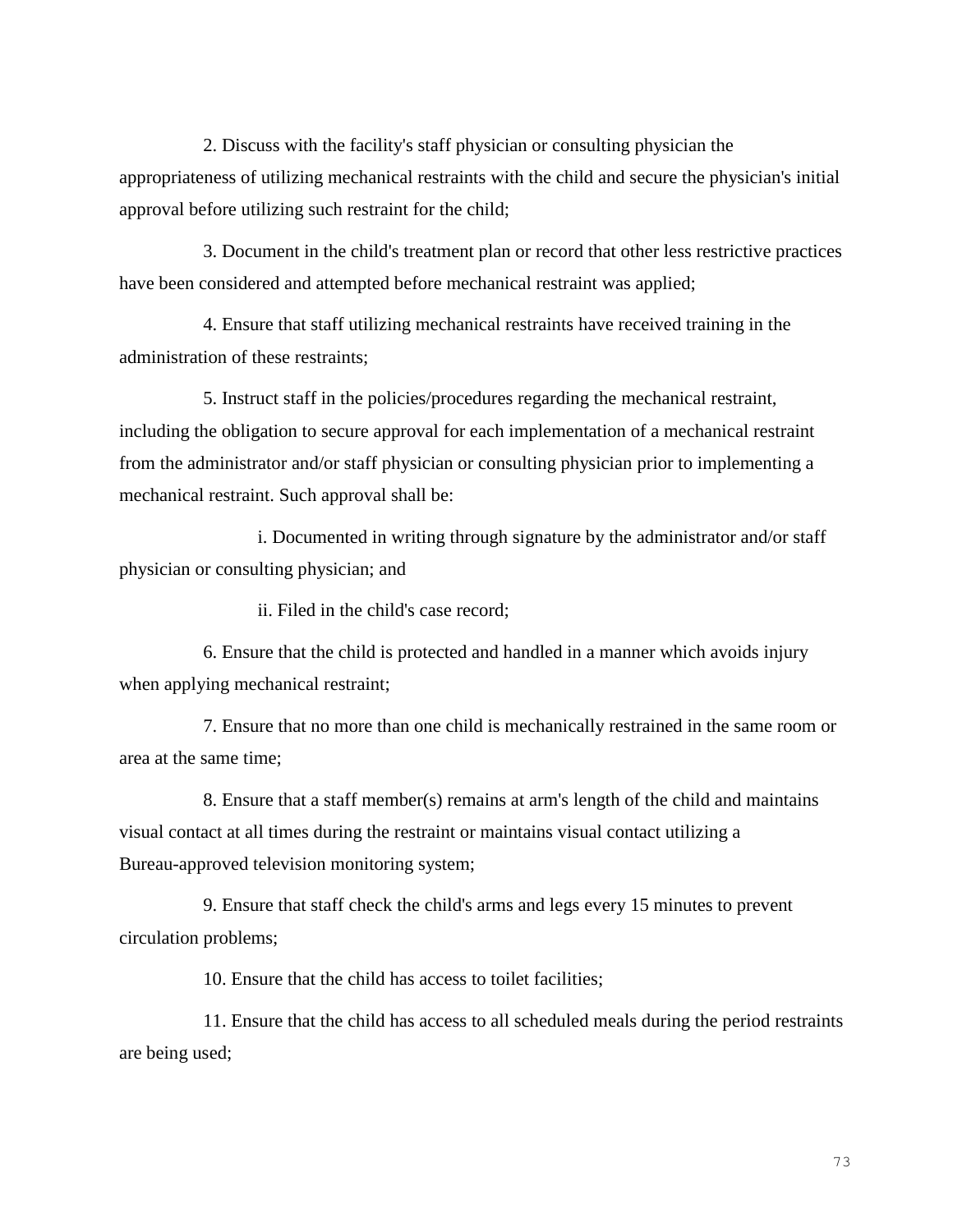2. Discuss with the facility's staff physician or consulting physician the appropriateness of utilizing mechanical restraints with the child and secure the physician's initial approval before utilizing such restraint for the child;

3. Document in the child's treatment plan or record that other less restrictive practices have been considered and attempted before mechanical restraint was applied;

4. Ensure that staff utilizing mechanical restraints have received training in the administration of these restraints;

5. Instruct staff in the policies/procedures regarding the mechanical restraint, including the obligation to secure approval for each implementation of a mechanical restraint from the administrator and/or staff physician or consulting physician prior to implementing a mechanical restraint. Such approval shall be:

i. Documented in writing through signature by the administrator and/or staff physician or consulting physician; and

ii. Filed in the child's case record;

6. Ensure that the child is protected and handled in a manner which avoids injury when applying mechanical restraint;

7. Ensure that no more than one child is mechanically restrained in the same room or area at the same time;

8. Ensure that a staff member(s) remains at arm's length of the child and maintains visual contact at all times during the restraint or maintains visual contact utilizing a Bureau-approved television monitoring system;

9. Ensure that staff check the child's arms and legs every 15 minutes to prevent circulation problems;

10. Ensure that the child has access to toilet facilities;

11. Ensure that the child has access to all scheduled meals during the period restraints are being used;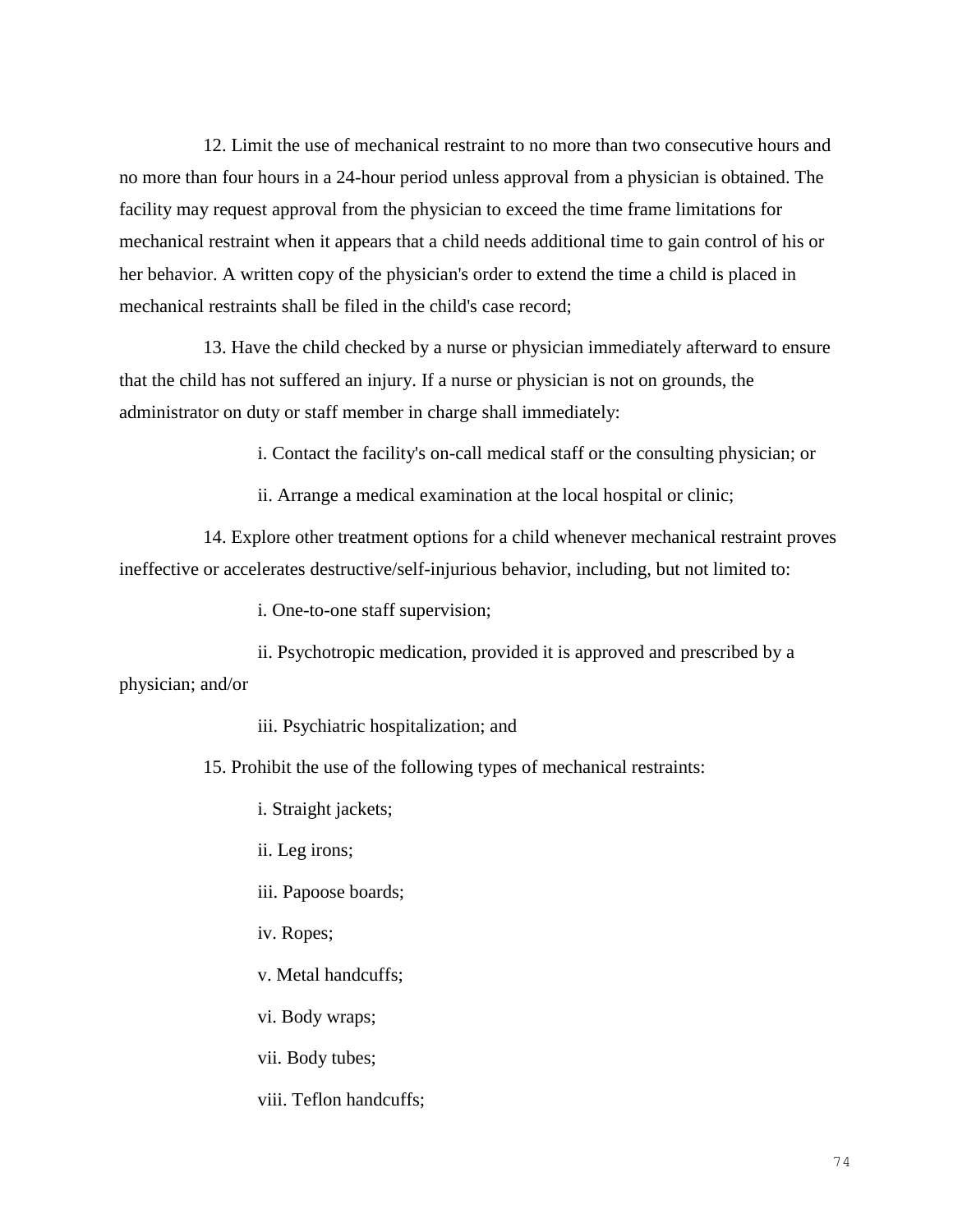12. Limit the use of mechanical restraint to no more than two consecutive hours and no more than four hours in a 24-hour period unless approval from a physician is obtained. The facility may request approval from the physician to exceed the time frame limitations for mechanical restraint when it appears that a child needs additional time to gain control of his or her behavior. A written copy of the physician's order to extend the time a child is placed in mechanical restraints shall be filed in the child's case record;

13. Have the child checked by a nurse or physician immediately afterward to ensure that the child has not suffered an injury. If a nurse or physician is not on grounds, the administrator on duty or staff member in charge shall immediately:

i. Contact the facility's on-call medical staff or the consulting physician; or

ii. Arrange a medical examination at the local hospital or clinic;

14. Explore other treatment options for a child whenever mechanical restraint proves ineffective or accelerates destructive/self-injurious behavior, including, but not limited to:

i. One-to-one staff supervision;

ii. Psychotropic medication, provided it is approved and prescribed by a physician; and/or

iii. Psychiatric hospitalization; and

15. Prohibit the use of the following types of mechanical restraints:

i. Straight jackets;

ii. Leg irons;

iii. Papoose boards;

iv. Ropes;

v. Metal handcuffs;

vi. Body wraps;

vii. Body tubes;

viii. Teflon handcuffs;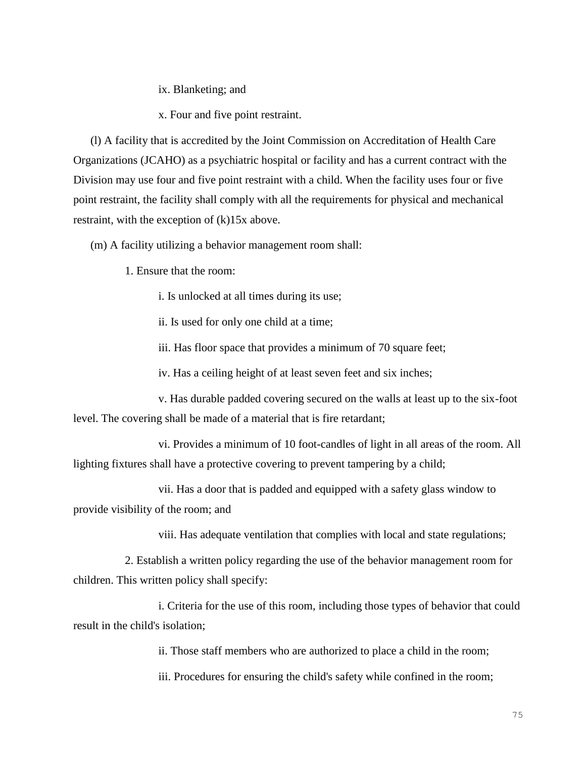ix. Blanketing; and

x. Four and five point restraint.

(l) A facility that is accredited by the Joint Commission on Accreditation of Health Care Organizations (JCAHO) as a psychiatric hospital or facility and has a current contract with the Division may use four and five point restraint with a child. When the facility uses four or five point restraint, the facility shall comply with all the requirements for physical and mechanical restraint, with the exception of (k)15x above.

(m) A facility utilizing a behavior management room shall:

1. Ensure that the room:

i. Is unlocked at all times during its use;

ii. Is used for only one child at a time;

iii. Has floor space that provides a minimum of 70 square feet;

iv. Has a ceiling height of at least seven feet and six inches;

v. Has durable padded covering secured on the walls at least up to the six-foot level. The covering shall be made of a material that is fire retardant;

vi. Provides a minimum of 10 foot-candles of light in all areas of the room. All lighting fixtures shall have a protective covering to prevent tampering by a child;

vii. Has a door that is padded and equipped with a safety glass window to provide visibility of the room; and

viii. Has adequate ventilation that complies with local and state regulations;

2. Establish a written policy regarding the use of the behavior management room for children. This written policy shall specify:

i. Criteria for the use of this room, including those types of behavior that could result in the child's isolation;

ii. Those staff members who are authorized to place a child in the room;

iii. Procedures for ensuring the child's safety while confined in the room;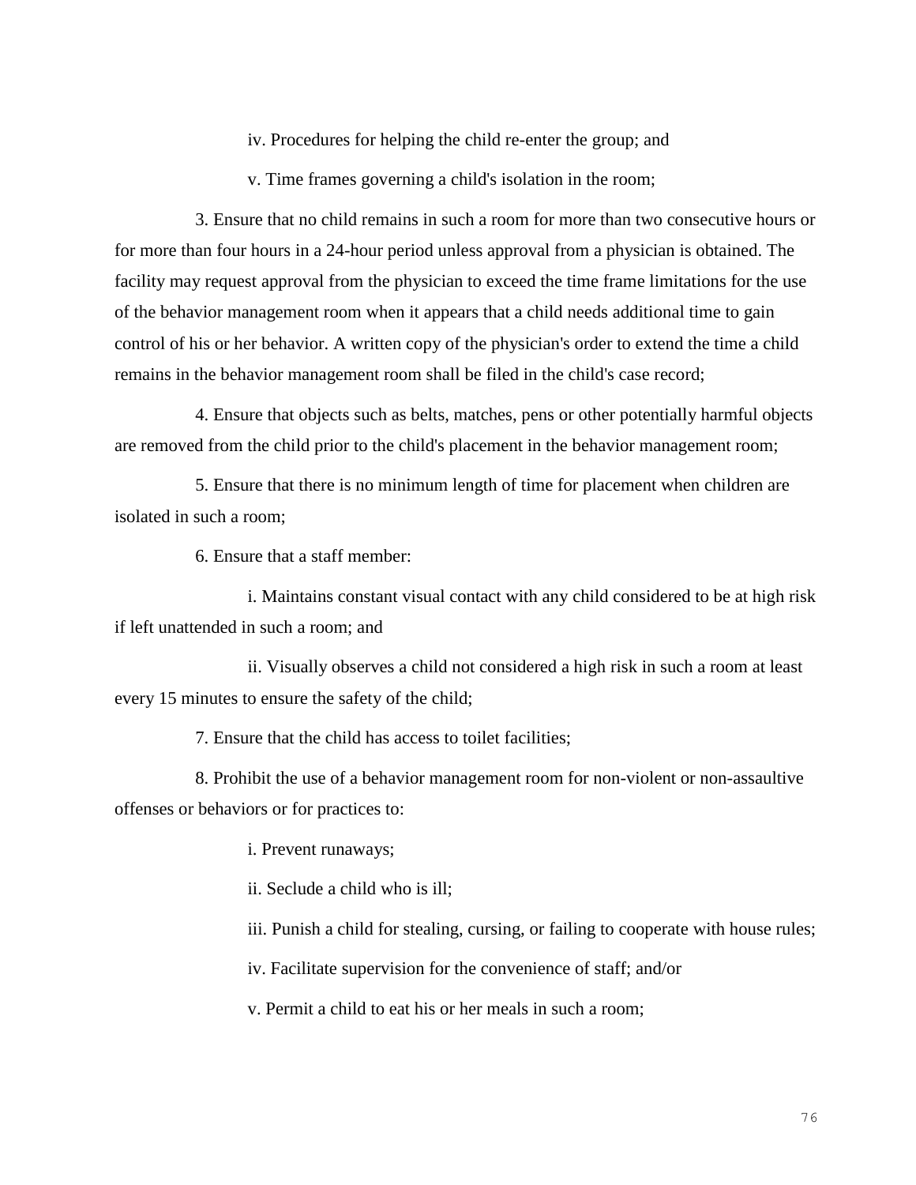iv. Procedures for helping the child re-enter the group; and

v. Time frames governing a child's isolation in the room;

3. Ensure that no child remains in such a room for more than two consecutive hours or for more than four hours in a 24-hour period unless approval from a physician is obtained. The facility may request approval from the physician to exceed the time frame limitations for the use of the behavior management room when it appears that a child needs additional time to gain control of his or her behavior. A written copy of the physician's order to extend the time a child remains in the behavior management room shall be filed in the child's case record;

4. Ensure that objects such as belts, matches, pens or other potentially harmful objects are removed from the child prior to the child's placement in the behavior management room;

5. Ensure that there is no minimum length of time for placement when children are isolated in such a room;

6. Ensure that a staff member:

i. Maintains constant visual contact with any child considered to be at high risk if left unattended in such a room; and

ii. Visually observes a child not considered a high risk in such a room at least every 15 minutes to ensure the safety of the child;

7. Ensure that the child has access to toilet facilities;

8. Prohibit the use of a behavior management room for non-violent or non-assaultive offenses or behaviors or for practices to:

i. Prevent runaways;

ii. Seclude a child who is ill;

iii. Punish a child for stealing, cursing, or failing to cooperate with house rules;

iv. Facilitate supervision for the convenience of staff; and/or

v. Permit a child to eat his or her meals in such a room;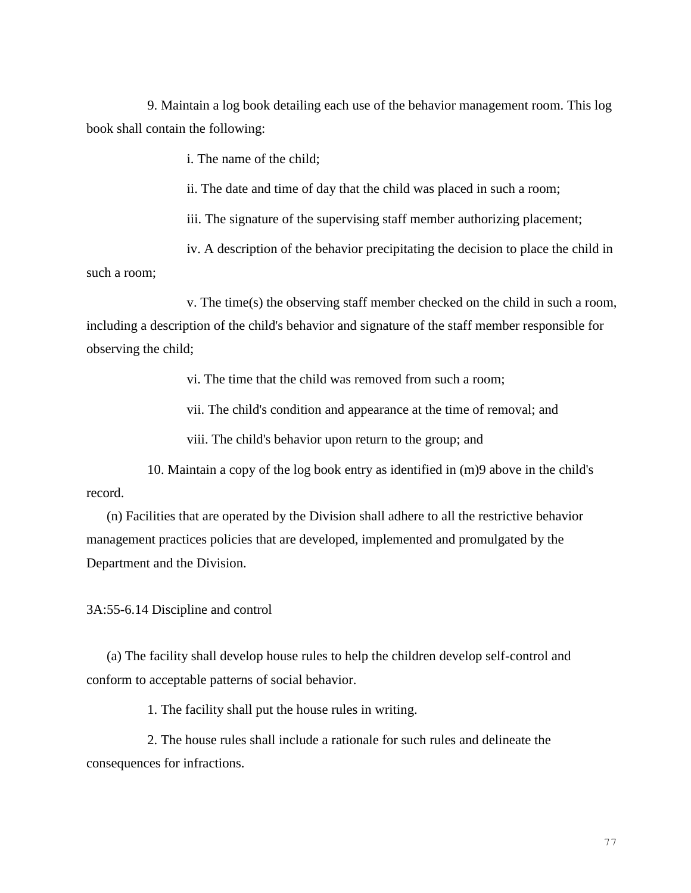9. Maintain a log book detailing each use of the behavior management room. This log book shall contain the following:

i. The name of the child;

ii. The date and time of day that the child was placed in such a room;

iii. The signature of the supervising staff member authorizing placement;

iv. A description of the behavior precipitating the decision to place the child in such a room;

v. The time(s) the observing staff member checked on the child in such a room, including a description of the child's behavior and signature of the staff member responsible for observing the child;

vi. The time that the child was removed from such a room;

vii. The child's condition and appearance at the time of removal; and

viii. The child's behavior upon return to the group; and

10. Maintain a copy of the log book entry as identified in (m)9 above in the child's record.

(n) Facilities that are operated by the Division shall adhere to all the restrictive behavior management practices policies that are developed, implemented and promulgated by the Department and the Division.

3A:55-6.14 Discipline and control

(a) The facility shall develop house rules to help the children develop self-control and conform to acceptable patterns of social behavior.

1. The facility shall put the house rules in writing.

2. The house rules shall include a rationale for such rules and delineate the consequences for infractions.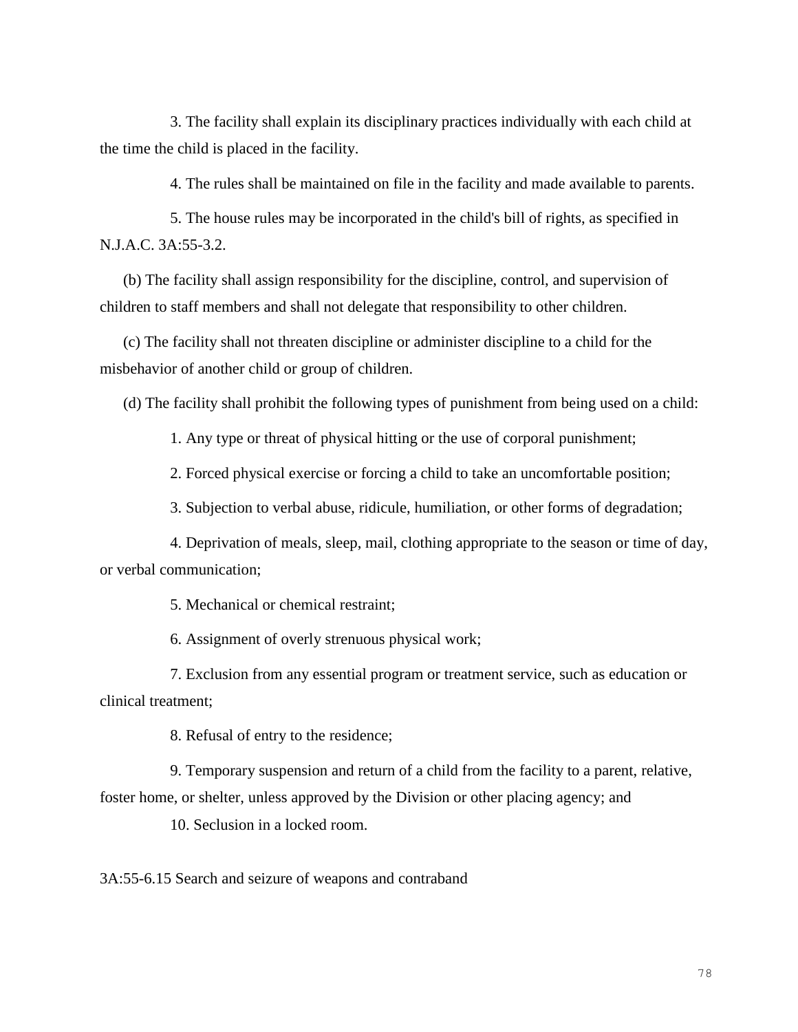3. The facility shall explain its disciplinary practices individually with each child at the time the child is placed in the facility.

4. The rules shall be maintained on file in the facility and made available to parents.

5. The house rules may be incorporated in the child's bill of rights, as specified in N.J.A.C. 3A:55-3.2.

(b) The facility shall assign responsibility for the discipline, control, and supervision of children to staff members and shall not delegate that responsibility to other children.

(c) The facility shall not threaten discipline or administer discipline to a child for the misbehavior of another child or group of children.

(d) The facility shall prohibit the following types of punishment from being used on a child:

1. Any type or threat of physical hitting or the use of corporal punishment;

2. Forced physical exercise or forcing a child to take an uncomfortable position;

3. Subjection to verbal abuse, ridicule, humiliation, or other forms of degradation;

4. Deprivation of meals, sleep, mail, clothing appropriate to the season or time of day, or verbal communication;

5. Mechanical or chemical restraint;

6. Assignment of overly strenuous physical work;

7. Exclusion from any essential program or treatment service, such as education or clinical treatment;

8. Refusal of entry to the residence;

9. Temporary suspension and return of a child from the facility to a parent, relative, foster home, or shelter, unless approved by the Division or other placing agency; and

10. Seclusion in a locked room.

3A:55-6.15 Search and seizure of weapons and contraband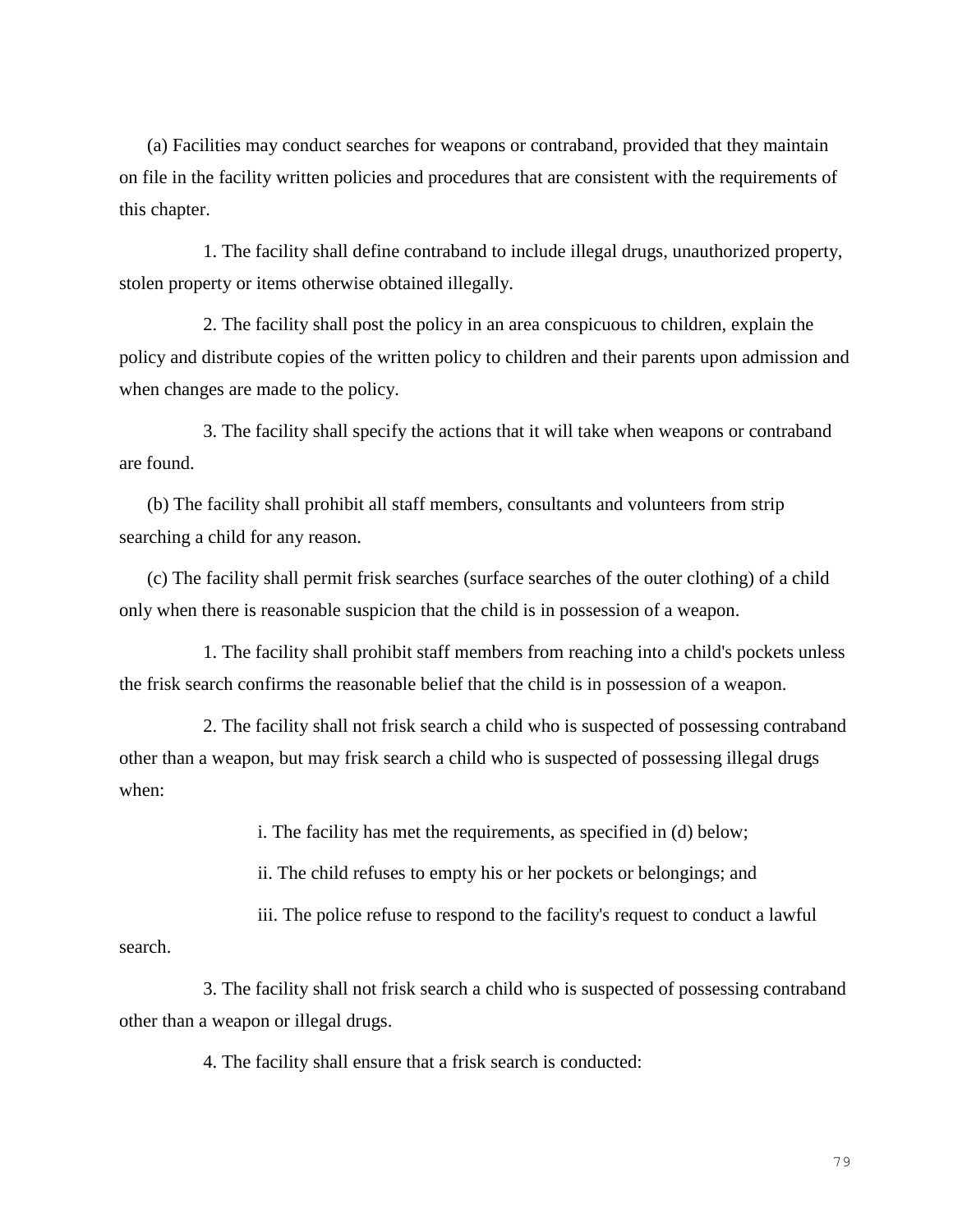(a) Facilities may conduct searches for weapons or contraband, provided that they maintain on file in the facility written policies and procedures that are consistent with the requirements of this chapter.

1. The facility shall define contraband to include illegal drugs, unauthorized property, stolen property or items otherwise obtained illegally.

2. The facility shall post the policy in an area conspicuous to children, explain the policy and distribute copies of the written policy to children and their parents upon admission and when changes are made to the policy.

3. The facility shall specify the actions that it will take when weapons or contraband are found.

(b) The facility shall prohibit all staff members, consultants and volunteers from strip searching a child for any reason.

(c) The facility shall permit frisk searches (surface searches of the outer clothing) of a child only when there is reasonable suspicion that the child is in possession of a weapon.

1. The facility shall prohibit staff members from reaching into a child's pockets unless the frisk search confirms the reasonable belief that the child is in possession of a weapon.

2. The facility shall not frisk search a child who is suspected of possessing contraband other than a weapon, but may frisk search a child who is suspected of possessing illegal drugs when:

i. The facility has met the requirements, as specified in (d) below;

ii. The child refuses to empty his or her pockets or belongings; and

iii. The police refuse to respond to the facility's request to conduct a lawful search.

3. The facility shall not frisk search a child who is suspected of possessing contraband other than a weapon or illegal drugs.

4. The facility shall ensure that a frisk search is conducted: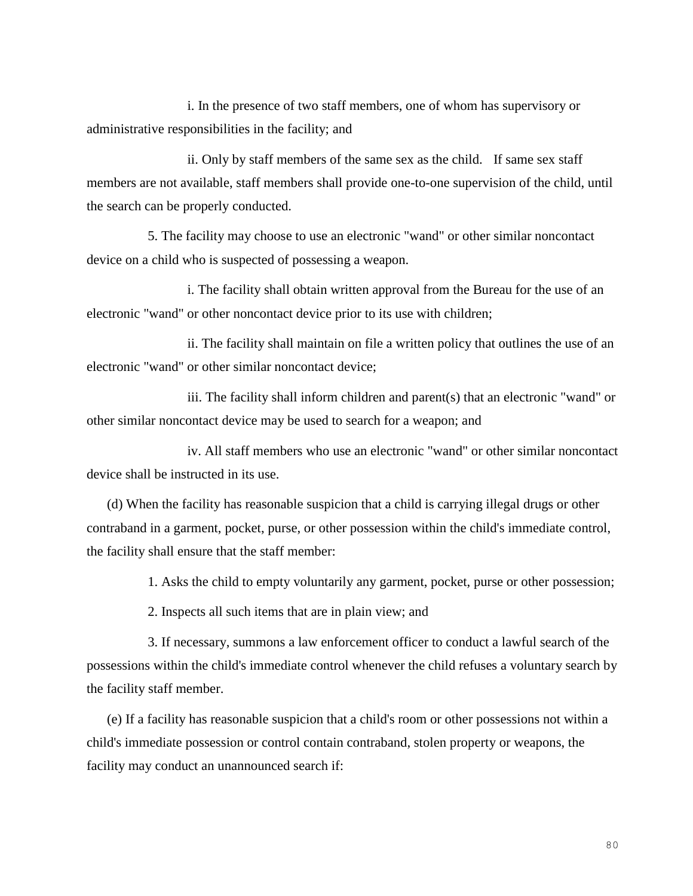i. In the presence of two staff members, one of whom has supervisory or administrative responsibilities in the facility; and

ii. Only by staff members of the same sex as the child. If same sex staff members are not available, staff members shall provide one-to-one supervision of the child, until the search can be properly conducted.

5. The facility may choose to use an electronic "wand" or other similar noncontact device on a child who is suspected of possessing a weapon.

i. The facility shall obtain written approval from the Bureau for the use of an electronic "wand" or other noncontact device prior to its use with children;

ii. The facility shall maintain on file a written policy that outlines the use of an electronic "wand" or other similar noncontact device;

iii. The facility shall inform children and parent(s) that an electronic "wand" or other similar noncontact device may be used to search for a weapon; and

iv. All staff members who use an electronic "wand" or other similar noncontact device shall be instructed in its use.

(d) When the facility has reasonable suspicion that a child is carrying illegal drugs or other contraband in a garment, pocket, purse, or other possession within the child's immediate control, the facility shall ensure that the staff member:

1. Asks the child to empty voluntarily any garment, pocket, purse or other possession;

2. Inspects all such items that are in plain view; and

3. If necessary, summons a law enforcement officer to conduct a lawful search of the possessions within the child's immediate control whenever the child refuses a voluntary search by the facility staff member.

(e) If a facility has reasonable suspicion that a child's room or other possessions not within a child's immediate possession or control contain contraband, stolen property or weapons, the facility may conduct an unannounced search if: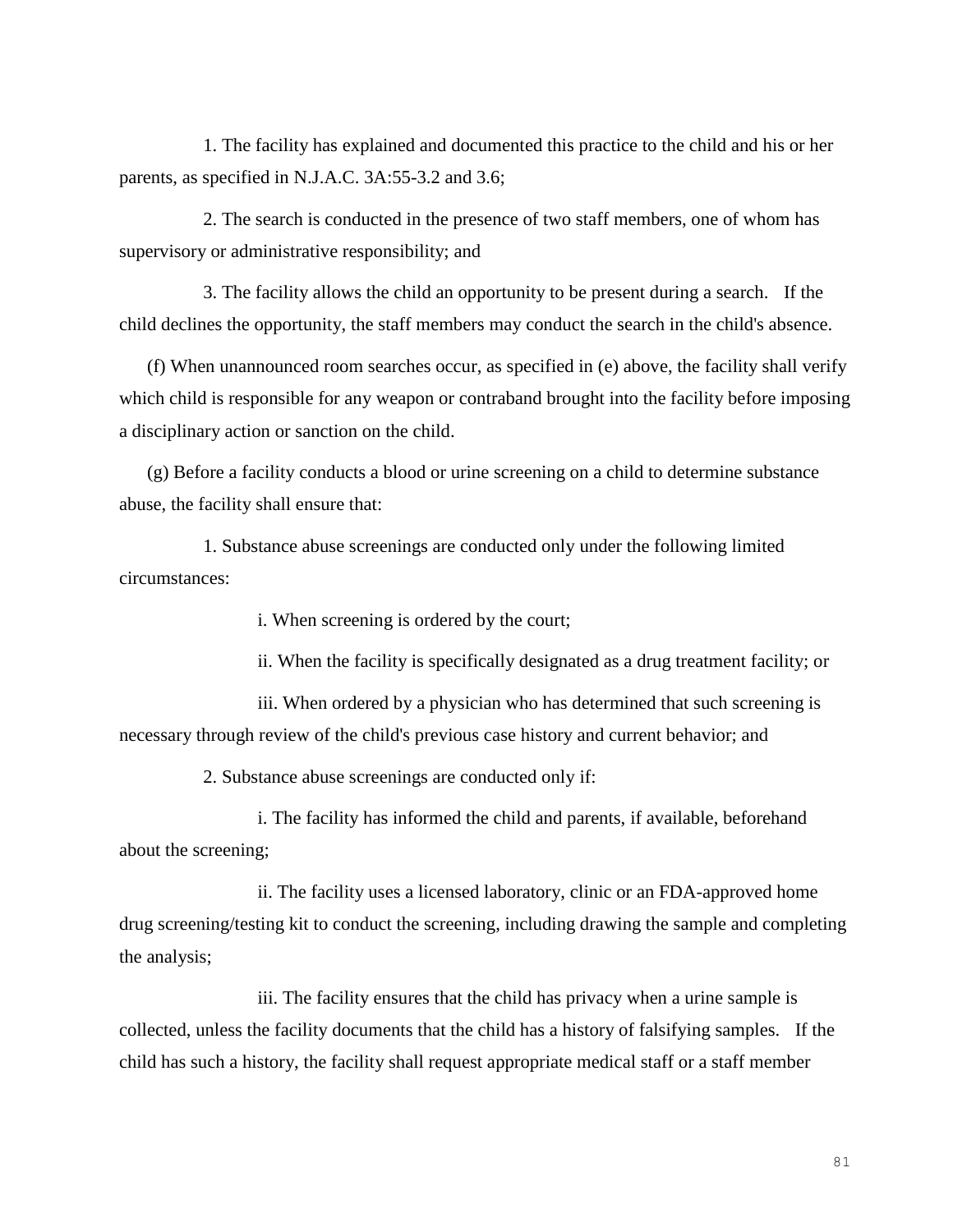1. The facility has explained and documented this practice to the child and his or her parents, as specified in N.J.A.C. 3A:55-3.2 and 3.6;

2. The search is conducted in the presence of two staff members, one of whom has supervisory or administrative responsibility; and

3. The facility allows the child an opportunity to be present during a search. If the child declines the opportunity, the staff members may conduct the search in the child's absence.

(f) When unannounced room searches occur, as specified in (e) above, the facility shall verify which child is responsible for any weapon or contraband brought into the facility before imposing a disciplinary action or sanction on the child.

(g) Before a facility conducts a blood or urine screening on a child to determine substance abuse, the facility shall ensure that:

1. Substance abuse screenings are conducted only under the following limited circumstances:

i. When screening is ordered by the court;

ii. When the facility is specifically designated as a drug treatment facility; or

iii. When ordered by a physician who has determined that such screening is necessary through review of the child's previous case history and current behavior; and

2. Substance abuse screenings are conducted only if:

i. The facility has informed the child and parents, if available, beforehand about the screening;

ii. The facility uses a licensed laboratory, clinic or an FDA-approved home drug screening/testing kit to conduct the screening, including drawing the sample and completing the analysis;

iii. The facility ensures that the child has privacy when a urine sample is collected, unless the facility documents that the child has a history of falsifying samples. If the child has such a history, the facility shall request appropriate medical staff or a staff member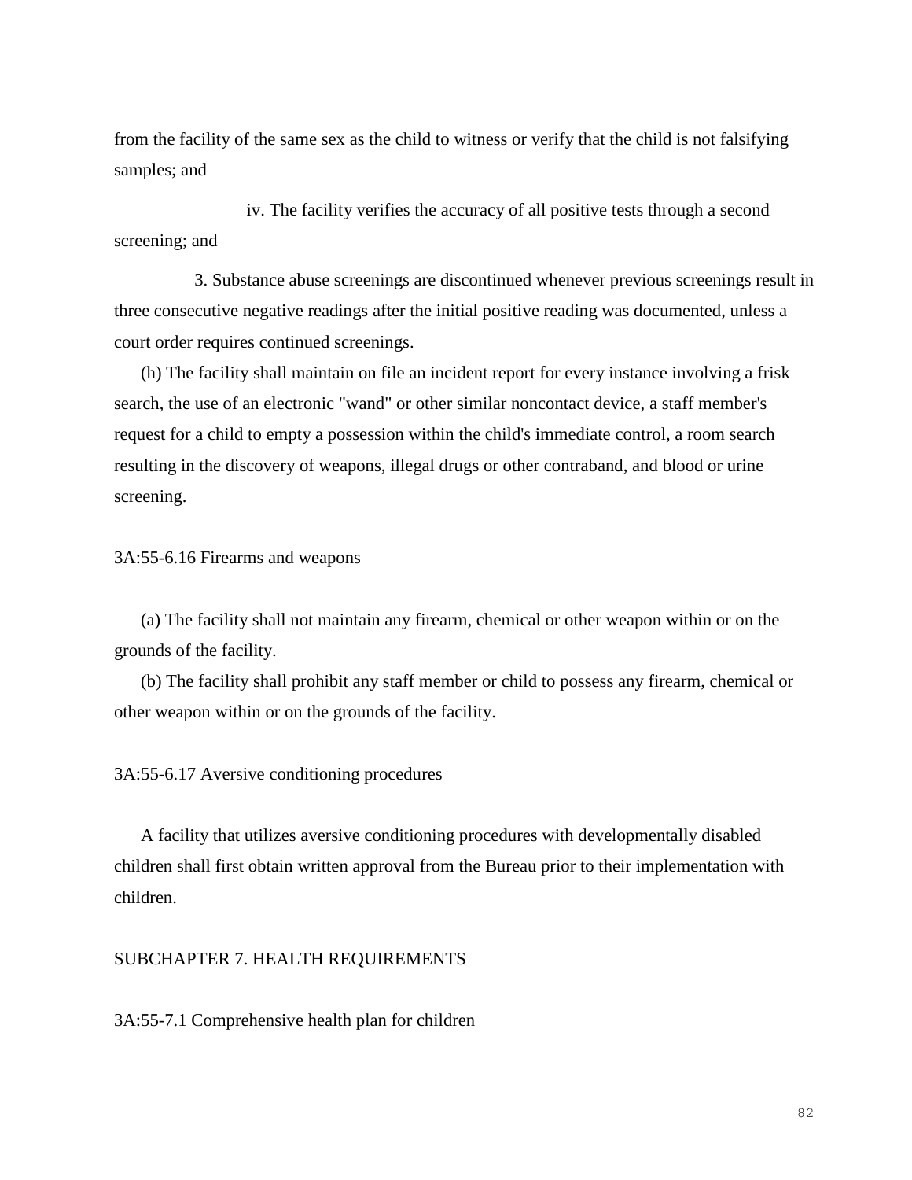from the facility of the same sex as the child to witness or verify that the child is not falsifying samples; and

iv. The facility verifies the accuracy of all positive tests through a second screening; and

3. Substance abuse screenings are discontinued whenever previous screenings result in three consecutive negative readings after the initial positive reading was documented, unless a court order requires continued screenings.

(h) The facility shall maintain on file an incident report for every instance involving a frisk search, the use of an electronic "wand" or other similar noncontact device, a staff member's request for a child to empty a possession within the child's immediate control, a room search resulting in the discovery of weapons, illegal drugs or other contraband, and blood or urine screening.

3A:55-6.16 Firearms and weapons

(a) The facility shall not maintain any firearm, chemical or other weapon within or on the grounds of the facility.

(b) The facility shall prohibit any staff member or child to possess any firearm, chemical or other weapon within or on the grounds of the facility.

3A:55-6.17 Aversive conditioning procedures

A facility that utilizes aversive conditioning procedures with developmentally disabled children shall first obtain written approval from the Bureau prior to their implementation with children.

SUBCHAPTER 7. HEALTH REQUIREMENTS

3A:55-7.1 Comprehensive health plan for children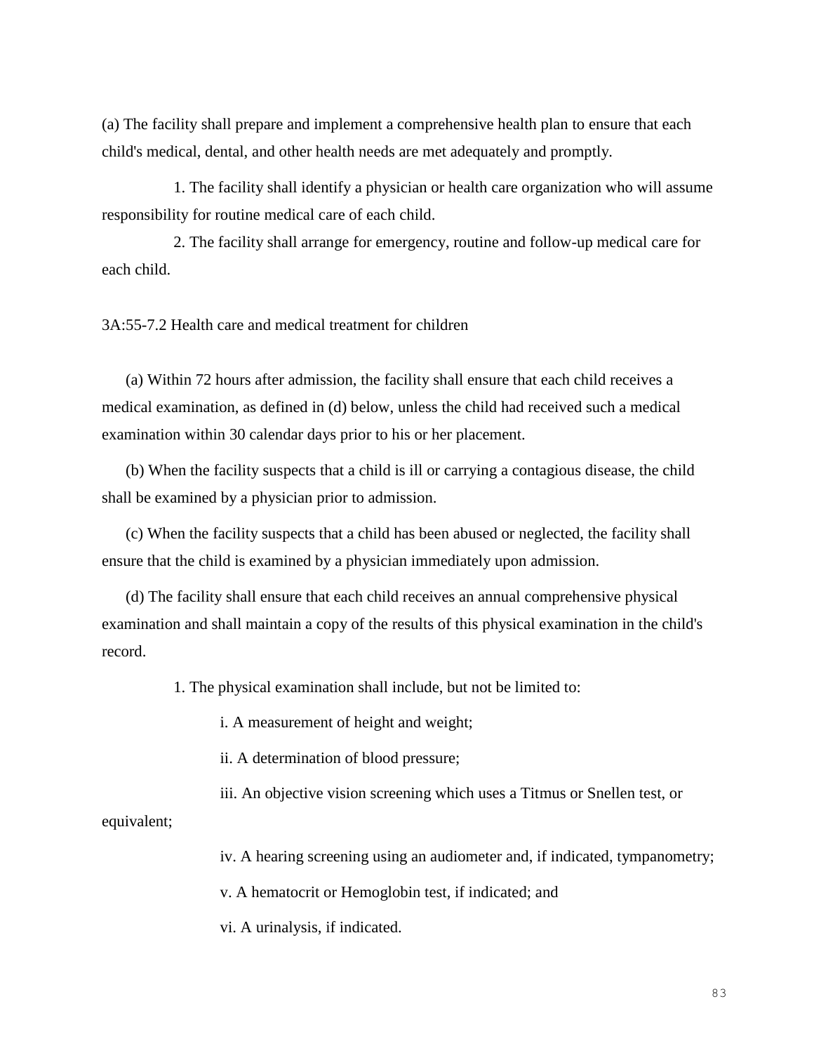(a) The facility shall prepare and implement a comprehensive health plan to ensure that each child's medical, dental, and other health needs are met adequately and promptly.

1. The facility shall identify a physician or health care organization who will assume responsibility for routine medical care of each child.

2. The facility shall arrange for emergency, routine and follow-up medical care for each child.

3A:55-7.2 Health care and medical treatment for children

(a) Within 72 hours after admission, the facility shall ensure that each child receives a medical examination, as defined in (d) below, unless the child had received such a medical examination within 30 calendar days prior to his or her placement.

(b) When the facility suspects that a child is ill or carrying a contagious disease, the child shall be examined by a physician prior to admission.

(c) When the facility suspects that a child has been abused or neglected, the facility shall ensure that the child is examined by a physician immediately upon admission.

(d) The facility shall ensure that each child receives an annual comprehensive physical examination and shall maintain a copy of the results of this physical examination in the child's record.

1. The physical examination shall include, but not be limited to:

i. A measurement of height and weight;

ii. A determination of blood pressure;

iii. An objective vision screening which uses a Titmus or Snellen test, or equivalent;

iv. A hearing screening using an audiometer and, if indicated, tympanometry;

v. A hematocrit or Hemoglobin test, if indicated; and

vi. A urinalysis, if indicated.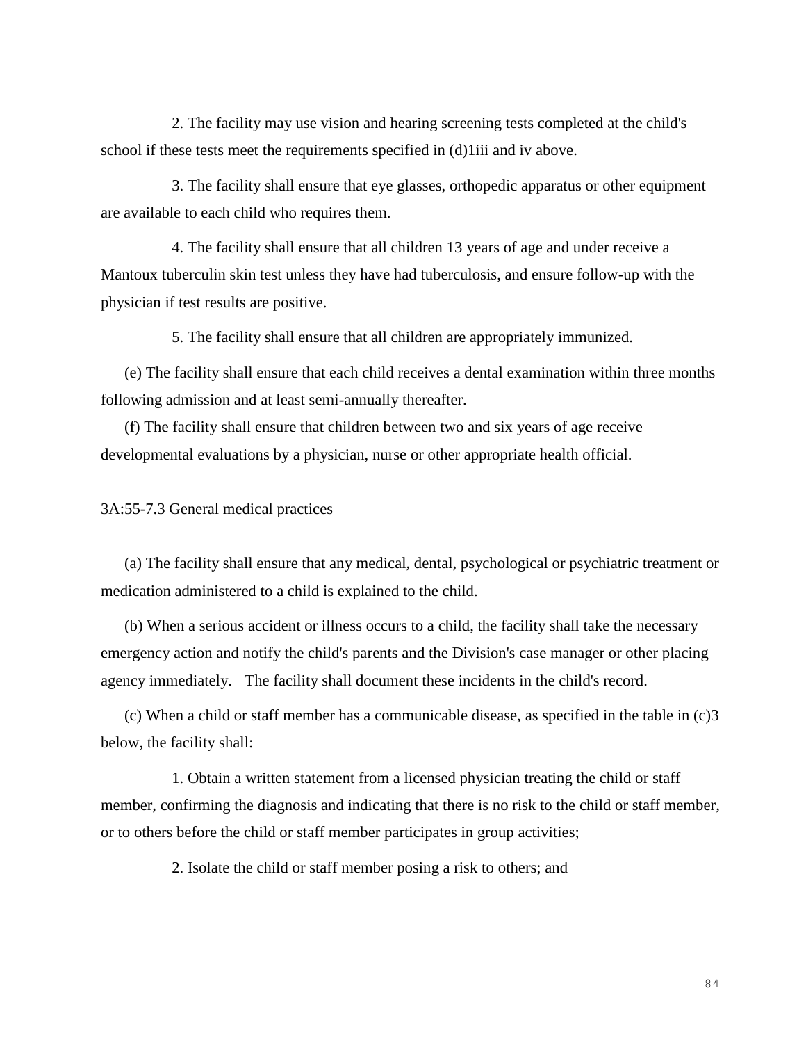2. The facility may use vision and hearing screening tests completed at the child's school if these tests meet the requirements specified in (d)1iii and iv above.

3. The facility shall ensure that eye glasses, orthopedic apparatus or other equipment are available to each child who requires them.

4. The facility shall ensure that all children 13 years of age and under receive a Mantoux tuberculin skin test unless they have had tuberculosis, and ensure follow-up with the physician if test results are positive.

5. The facility shall ensure that all children are appropriately immunized.

(e) The facility shall ensure that each child receives a dental examination within three months following admission and at least semi-annually thereafter.

(f) The facility shall ensure that children between two and six years of age receive developmental evaluations by a physician, nurse or other appropriate health official.

3A:55-7.3 General medical practices

(a) The facility shall ensure that any medical, dental, psychological or psychiatric treatment or medication administered to a child is explained to the child.

(b) When a serious accident or illness occurs to a child, the facility shall take the necessary emergency action and notify the child's parents and the Division's case manager or other placing agency immediately. The facility shall document these incidents in the child's record.

(c) When a child or staff member has a communicable disease, as specified in the table in (c)3 below, the facility shall:

1. Obtain a written statement from a licensed physician treating the child or staff member, confirming the diagnosis and indicating that there is no risk to the child or staff member, or to others before the child or staff member participates in group activities;

2. Isolate the child or staff member posing a risk to others; and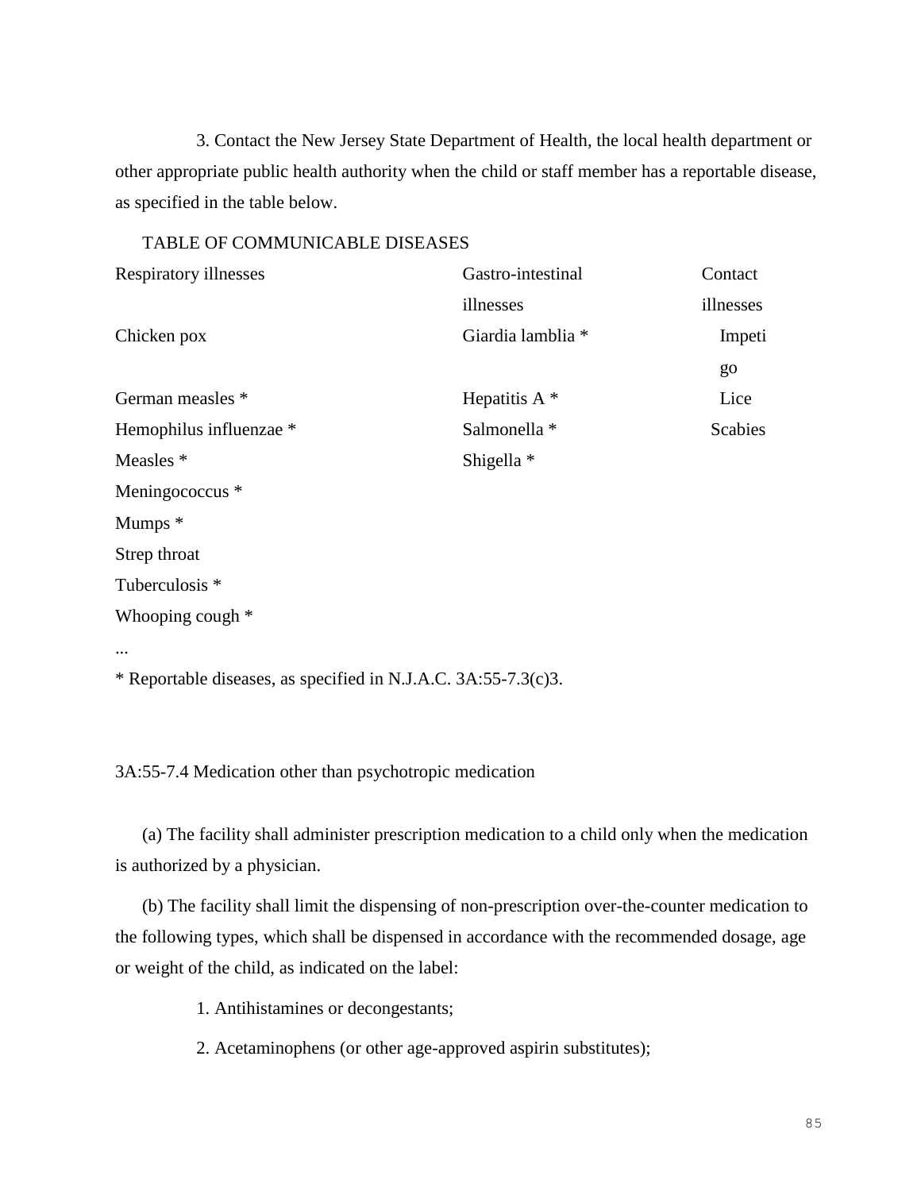3. Contact the New Jersey State Department of Health, the local health department or other appropriate public health authority when the child or staff member has a reportable disease, as specified in the table below.

TABLE OF COMMUNICABLE DISEASES

| Respiratory illnesses | Gastro-intestinal illnesses | Contact illnesses |
|---|---|---|
| Chicken pox | Giardia lamblia * | Impetigo |
| German measles * | Hepatitis A * | Lice |
| Hemophilus influenzae * | Salmonella * | Scabies |
| Measles * | Shigella * | |
| Meningococcus * | | |
| Mumps * | | |
| Strep throat | | |
| Tuberculosis * | | |
| Whooping cough * | | |

...

* Reportable diseases, as specified in N.J.A.C. 3A:55-7.3(c)3.

3A:55-7.4 Medication other than psychotropic medication

(a) The facility shall administer prescription medication to a child only when the medication is authorized by a physician.

(b) The facility shall limit the dispensing of non-prescription over-the-counter medication to the following types, which shall be dispensed in accordance with the recommended dosage, age or weight of the child, as indicated on the label:

1. Antihistamines or decongestants;

2. Acetaminophens (or other age-approved aspirin substitutes);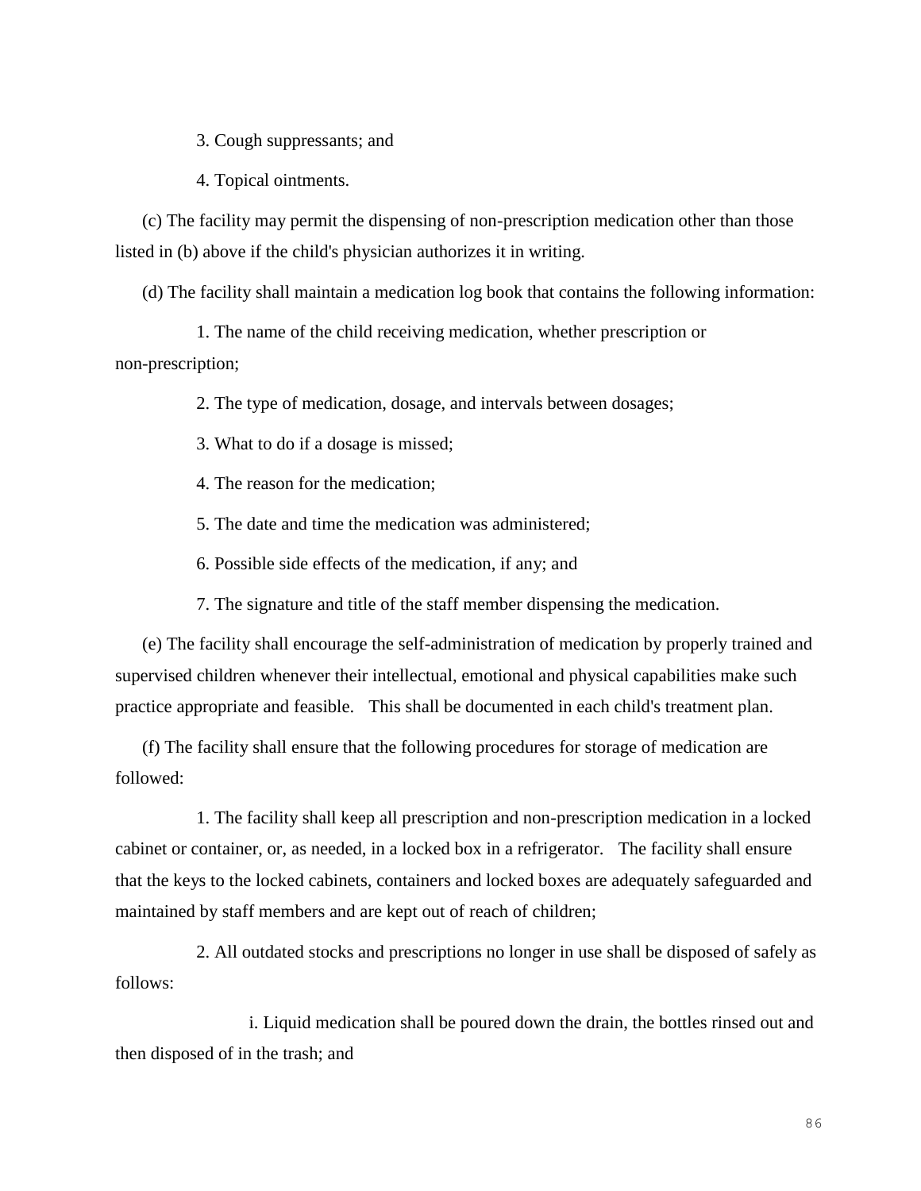3. Cough suppressants; and

4. Topical ointments.

(c) The facility may permit the dispensing of non-prescription medication other than those listed in (b) above if the child's physician authorizes it in writing.

(d) The facility shall maintain a medication log book that contains the following information:

1. The name of the child receiving medication, whether prescription or non-prescription;

2. The type of medication, dosage, and intervals between dosages;

3. What to do if a dosage is missed;

4. The reason for the medication;

5. The date and time the medication was administered;

6. Possible side effects of the medication, if any; and

7. The signature and title of the staff member dispensing the medication.

(e) The facility shall encourage the self-administration of medication by properly trained and supervised children whenever their intellectual, emotional and physical capabilities make such practice appropriate and feasible. This shall be documented in each child's treatment plan.

(f) The facility shall ensure that the following procedures for storage of medication are followed:

1. The facility shall keep all prescription and non-prescription medication in a locked cabinet or container, or, as needed, in a locked box in a refrigerator. The facility shall ensure that the keys to the locked cabinets, containers and locked boxes are adequately safeguarded and maintained by staff members and are kept out of reach of children;

2. All outdated stocks and prescriptions no longer in use shall be disposed of safely as follows:

i. Liquid medication shall be poured down the drain, the bottles rinsed out and then disposed of in the trash; and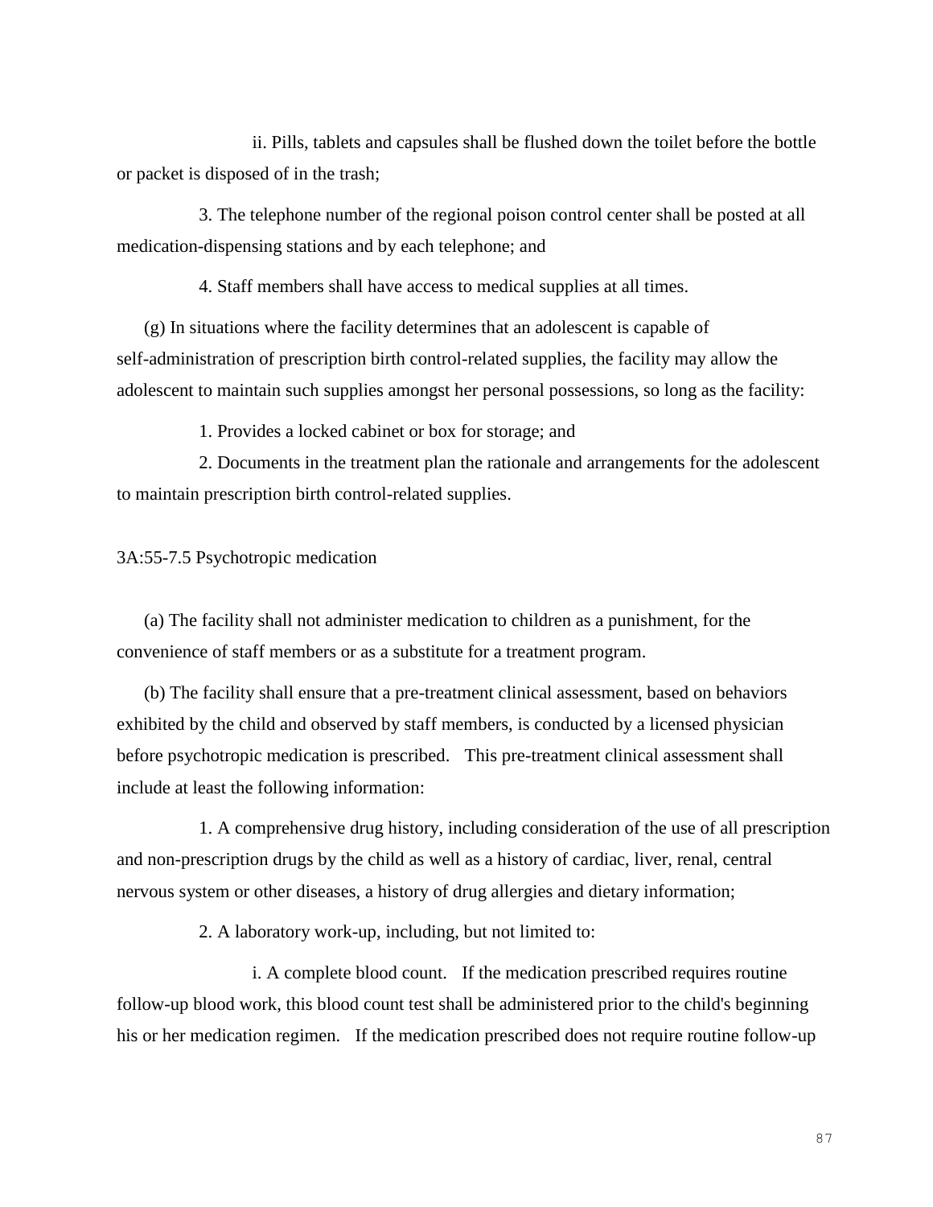ii. Pills, tablets and capsules shall be flushed down the toilet before the bottle or packet is disposed of in the trash;

3. The telephone number of the regional poison control center shall be posted at all medication-dispensing stations and by each telephone; and

4. Staff members shall have access to medical supplies at all times.

(g) In situations where the facility determines that an adolescent is capable of self-administration of prescription birth control-related supplies, the facility may allow the adolescent to maintain such supplies amongst her personal possessions, so long as the facility:

1. Provides a locked cabinet or box for storage; and

2. Documents in the treatment plan the rationale and arrangements for the adolescent to maintain prescription birth control-related supplies.

3A:55-7.5 Psychotropic medication

(a) The facility shall not administer medication to children as a punishment, for the convenience of staff members or as a substitute for a treatment program.

(b) The facility shall ensure that a pre-treatment clinical assessment, based on behaviors exhibited by the child and observed by staff members, is conducted by a licensed physician before psychotropic medication is prescribed. This pre-treatment clinical assessment shall include at least the following information:

1. A comprehensive drug history, including consideration of the use of all prescription and non-prescription drugs by the child as well as a history of cardiac, liver, renal, central nervous system or other diseases, a history of drug allergies and dietary information;

2. A laboratory work-up, including, but not limited to:

i. A complete blood count. If the medication prescribed requires routine follow-up blood work, this blood count test shall be administered prior to the child's beginning his or her medication regimen. If the medication prescribed does not require routine follow-up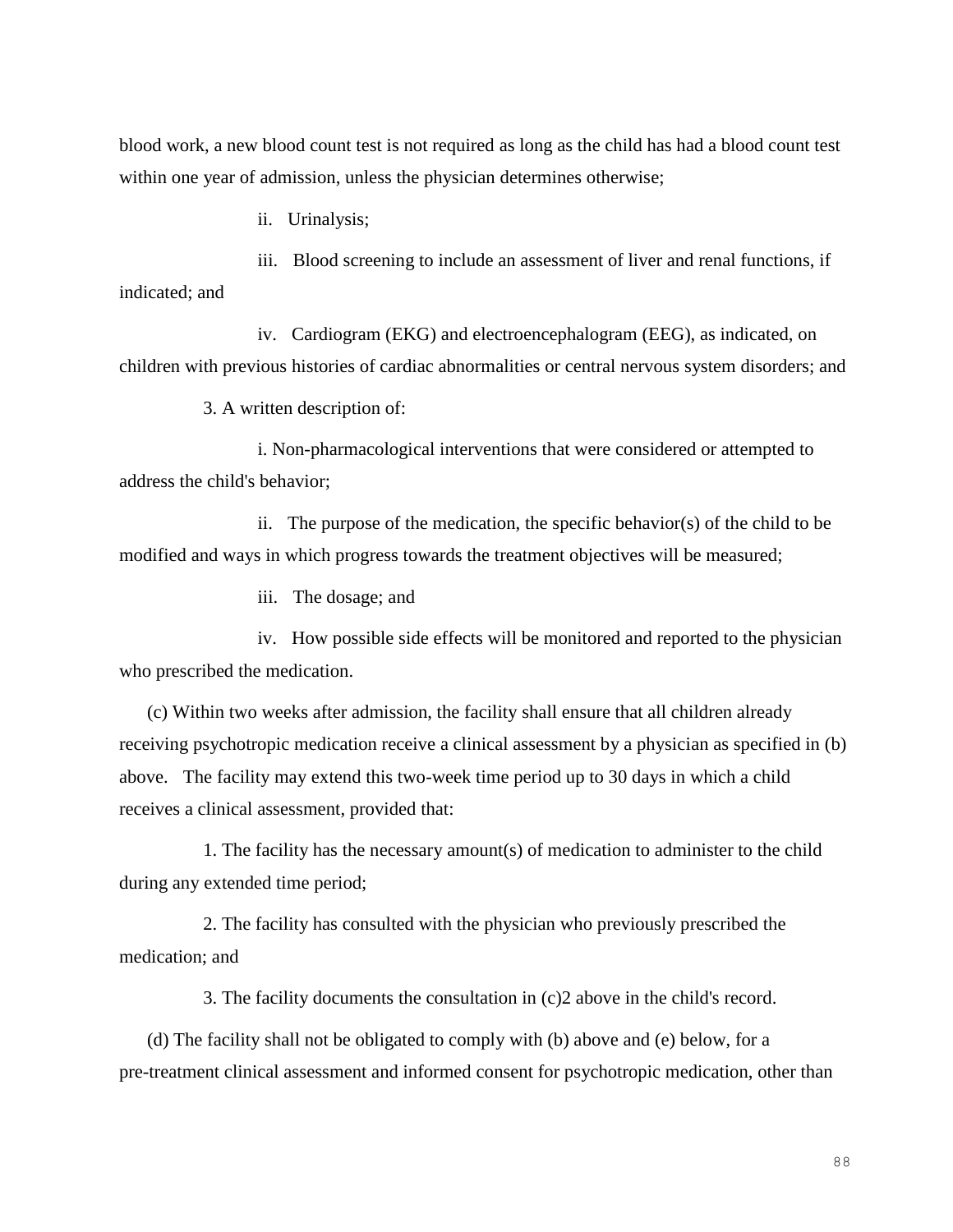blood work, a new blood count test is not required as long as the child has had a blood count test within one year of admission, unless the physician determines otherwise;

ii. Urinalysis;

iii. Blood screening to include an assessment of liver and renal functions, if indicated; and

iv. Cardiogram (EKG) and electroencephalogram (EEG), as indicated, on children with previous histories of cardiac abnormalities or central nervous system disorders; and

3. A written description of:

i. Non-pharmacological interventions that were considered or attempted to address the child's behavior;

ii. The purpose of the medication, the specific behavior(s) of the child to be modified and ways in which progress towards the treatment objectives will be measured;

iii. The dosage; and

iv. How possible side effects will be monitored and reported to the physician who prescribed the medication.

(c) Within two weeks after admission, the facility shall ensure that all children already receiving psychotropic medication receive a clinical assessment by a physician as specified in (b) above. The facility may extend this two-week time period up to 30 days in which a child receives a clinical assessment, provided that:

1. The facility has the necessary amount(s) of medication to administer to the child during any extended time period;

2. The facility has consulted with the physician who previously prescribed the medication; and

3. The facility documents the consultation in (c)2 above in the child's record.

(d) The facility shall not be obligated to comply with (b) above and (e) below, for a pre-treatment clinical assessment and informed consent for psychotropic medication, other than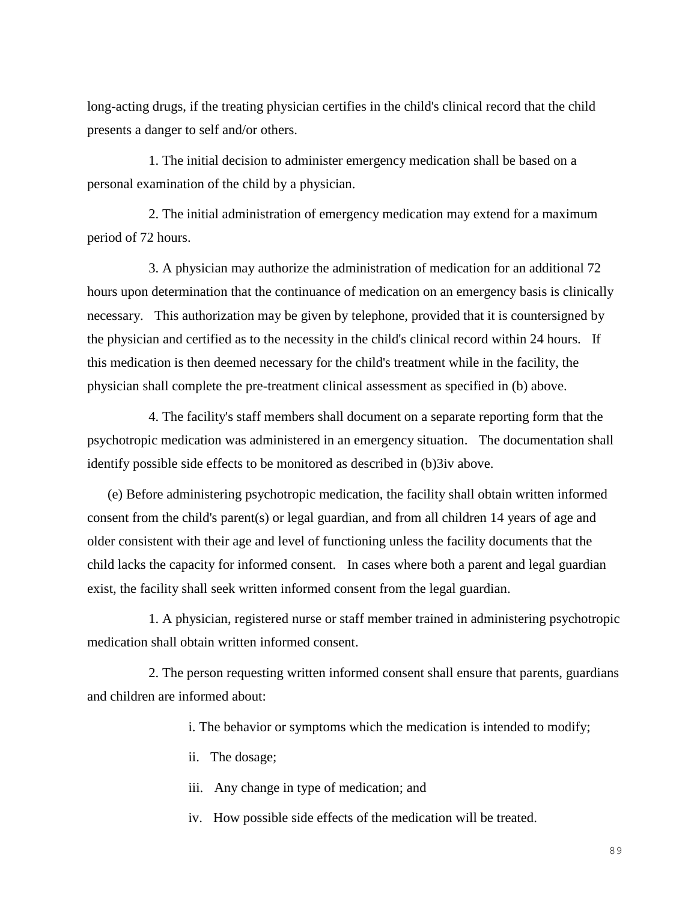long-acting drugs, if the treating physician certifies in the child's clinical record that the child presents a danger to self and/or others.

1. The initial decision to administer emergency medication shall be based on a personal examination of the child by a physician.

2. The initial administration of emergency medication may extend for a maximum period of 72 hours.

3. A physician may authorize the administration of medication for an additional 72 hours upon determination that the continuance of medication on an emergency basis is clinically necessary. This authorization may be given by telephone, provided that it is countersigned by the physician and certified as to the necessity in the child's clinical record within 24 hours. If this medication is then deemed necessary for the child's treatment while in the facility, the physician shall complete the pre-treatment clinical assessment as specified in (b) above.

4. The facility's staff members shall document on a separate reporting form that the psychotropic medication was administered in an emergency situation. The documentation shall identify possible side effects to be monitored as described in (b)3iv above.

(e) Before administering psychotropic medication, the facility shall obtain written informed consent from the child's parent(s) or legal guardian, and from all children 14 years of age and older consistent with their age and level of functioning unless the facility documents that the child lacks the capacity for informed consent. In cases where both a parent and legal guardian exist, the facility shall seek written informed consent from the legal guardian.

1. A physician, registered nurse or staff member trained in administering psychotropic medication shall obtain written informed consent.

2. The person requesting written informed consent shall ensure that parents, guardians and children are informed about:

i. The behavior or symptoms which the medication is intended to modify;

ii. The dosage;

iii. Any change in type of medication; and

iv. How possible side effects of the medication will be treated.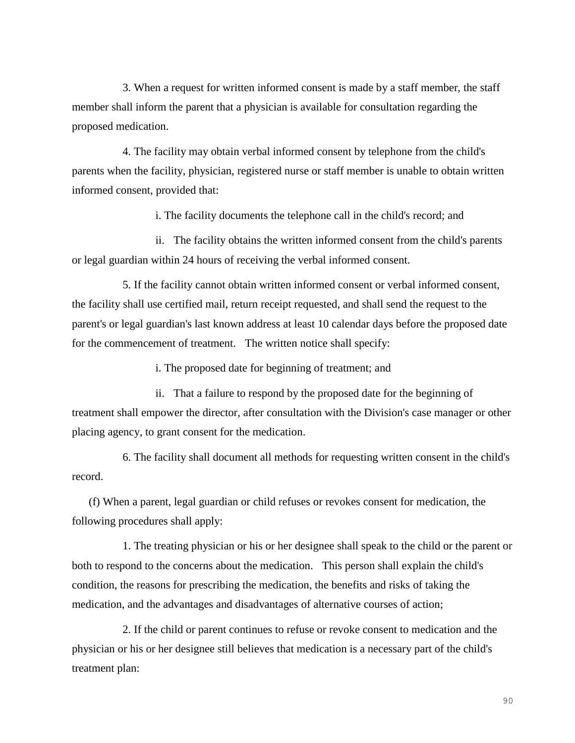3. When a request for written informed consent is made by a staff member, the staff member shall inform the parent that a physician is available for consultation regarding the proposed medication.

4. The facility may obtain verbal informed consent by telephone from the child's parents when the facility, physician, registered nurse or staff member is unable to obtain written informed consent, provided that:

i. The facility documents the telephone call in the child's record; and

ii. The facility obtains the written informed consent from the child's parents or legal guardian within 24 hours of receiving the verbal informed consent.

5. If the facility cannot obtain written informed consent or verbal informed consent, the facility shall use certified mail, return receipt requested, and shall send the request to the parent's or legal guardian's last known address at least 10 calendar days before the proposed date for the commencement of treatment. The written notice shall specify:

i. The proposed date for beginning of treatment; and

ii. That a failure to respond by the proposed date for the beginning of treatment shall empower the director, after consultation with the Division's case manager or other placing agency, to grant consent for the medication.

6. The facility shall document all methods for requesting written consent in the child's record.

(f) When a parent, legal guardian or child refuses or revokes consent for medication, the following procedures shall apply:

1. The treating physician or his or her designee shall speak to the child or the parent or both to respond to the concerns about the medication. This person shall explain the child's condition, the reasons for prescribing the medication, the benefits and risks of taking the medication, and the advantages and disadvantages of alternative courses of action;

2. If the child or parent continues to refuse or revoke consent to medication and the physician or his or her designee still believes that medication is a necessary part of the child's treatment plan: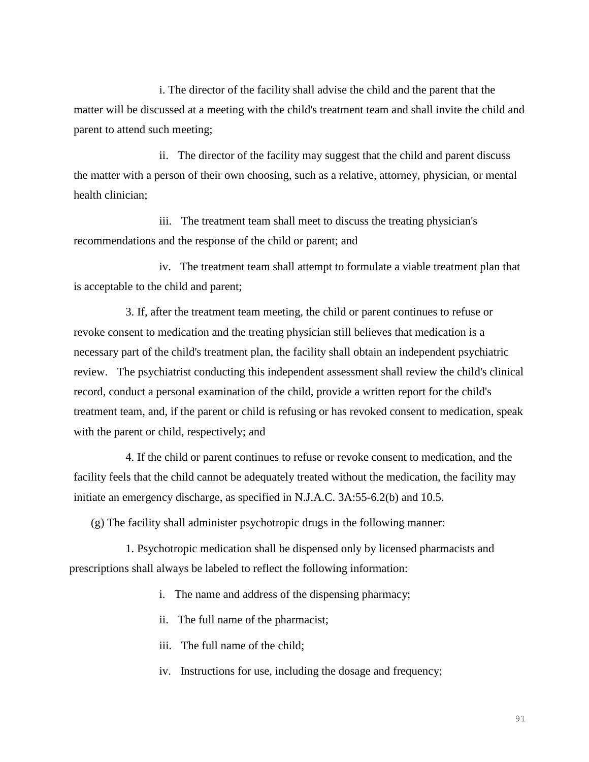i. The director of the facility shall advise the child and the parent that the matter will be discussed at a meeting with the child's treatment team and shall invite the child and parent to attend such meeting;

ii. The director of the facility may suggest that the child and parent discuss the matter with a person of their own choosing, such as a relative, attorney, physician, or mental health clinician;

iii. The treatment team shall meet to discuss the treating physician's recommendations and the response of the child or parent; and

iv. The treatment team shall attempt to formulate a viable treatment plan that is acceptable to the child and parent;

3. If, after the treatment team meeting, the child or parent continues to refuse or revoke consent to medication and the treating physician still believes that medication is a necessary part of the child's treatment plan, the facility shall obtain an independent psychiatric review. The psychiatrist conducting this independent assessment shall review the child's clinical record, conduct a personal examination of the child, provide a written report for the child's treatment team, and, if the parent or child is refusing or has revoked consent to medication, speak with the parent or child, respectively; and

4. If the child or parent continues to refuse or revoke consent to medication, and the facility feels that the child cannot be adequately treated without the medication, the facility may initiate an emergency discharge, as specified in N.J.A.C. 3A:55-6.2(b) and 10.5.

(g) The facility shall administer psychotropic drugs in the following manner:

1. Psychotropic medication shall be dispensed only by licensed pharmacists and prescriptions shall always be labeled to reflect the following information:

i. The name and address of the dispensing pharmacy;

ii. The full name of the pharmacist;

iii. The full name of the child;

iv. Instructions for use, including the dosage and frequency;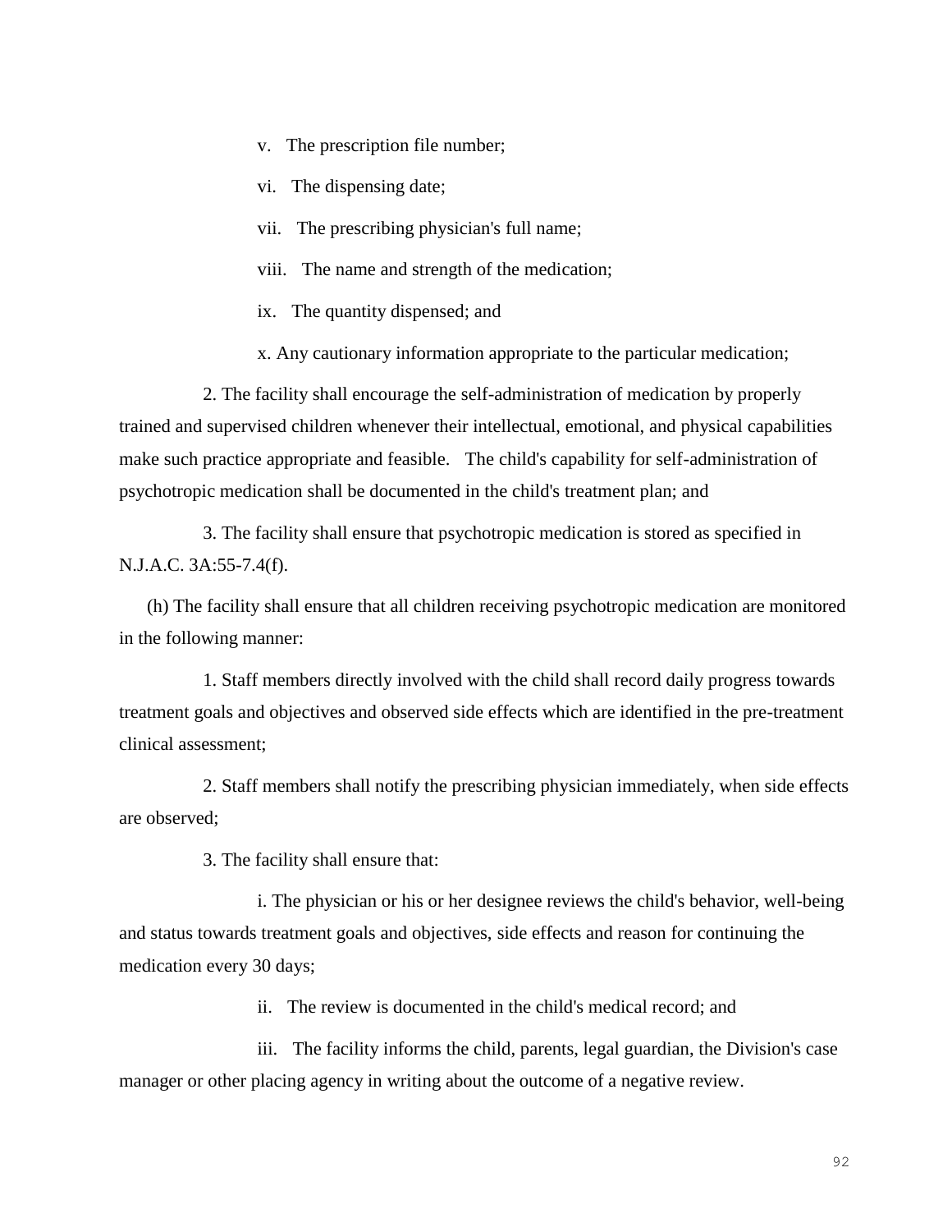v. The prescription file number;

vi. The dispensing date;

vii. The prescribing physician's full name;

viii. The name and strength of the medication;

ix. The quantity dispensed; and

x. Any cautionary information appropriate to the particular medication;

2. The facility shall encourage the self-administration of medication by properly trained and supervised children whenever their intellectual, emotional, and physical capabilities make such practice appropriate and feasible. The child's capability for self-administration of psychotropic medication shall be documented in the child's treatment plan; and

3. The facility shall ensure that psychotropic medication is stored as specified in N.J.A.C. 3A:55-7.4(f).

(h) The facility shall ensure that all children receiving psychotropic medication are monitored in the following manner:

1. Staff members directly involved with the child shall record daily progress towards treatment goals and objectives and observed side effects which are identified in the pre-treatment clinical assessment;

2. Staff members shall notify the prescribing physician immediately, when side effects are observed;

3. The facility shall ensure that:

i. The physician or his or her designee reviews the child's behavior, well-being and status towards treatment goals and objectives, side effects and reason for continuing the medication every 30 days;

ii. The review is documented in the child's medical record; and

iii. The facility informs the child, parents, legal guardian, the Division's case manager or other placing agency in writing about the outcome of a negative review.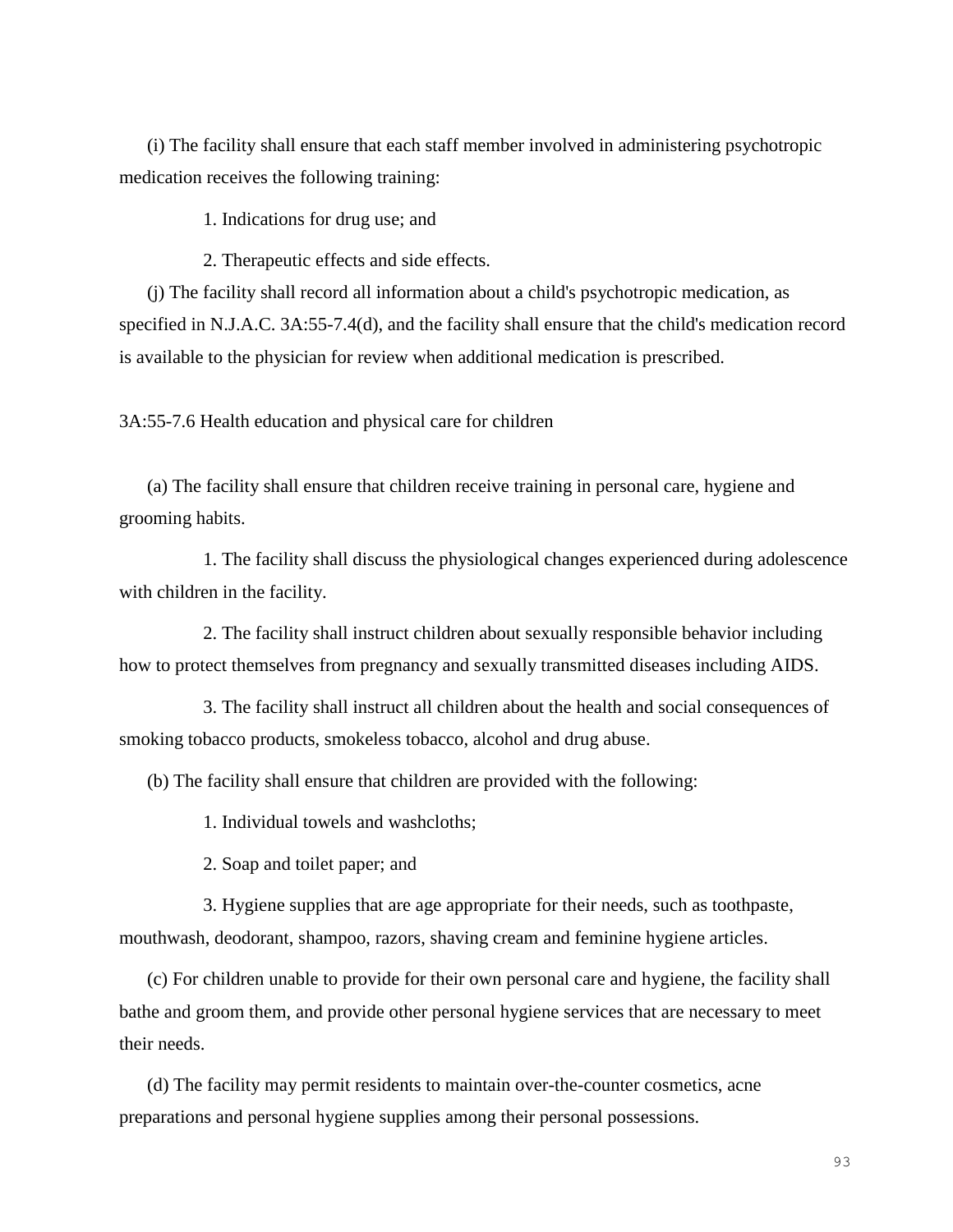(i) The facility shall ensure that each staff member involved in administering psychotropic medication receives the following training:

1. Indications for drug use; and

2. Therapeutic effects and side effects.

(j) The facility shall record all information about a child's psychotropic medication, as specified in N.J.A.C. 3A:55-7.4(d), and the facility shall ensure that the child's medication record is available to the physician for review when additional medication is prescribed.

### 3A:55-7.6 Health education and physical care for children

(a) The facility shall ensure that children receive training in personal care, hygiene and grooming habits.

1. The facility shall discuss the physiological changes experienced during adolescence with children in the facility.

2. The facility shall instruct children about sexually responsible behavior including how to protect themselves from pregnancy and sexually transmitted diseases including AIDS.

3. The facility shall instruct all children about the health and social consequences of smoking tobacco products, smokeless tobacco, alcohol and drug abuse.

(b) The facility shall ensure that children are provided with the following:

1. Individual towels and washcloths;

2. Soap and toilet paper; and

3. Hygiene supplies that are age appropriate for their needs, such as toothpaste, mouthwash, deodorant, shampoo, razors, shaving cream and feminine hygiene articles.

(c) For children unable to provide for their own personal care and hygiene, the facility shall bathe and groom them, and provide other personal hygiene services that are necessary to meet their needs.

(d) The facility may permit residents to maintain over-the-counter cosmetics, acne preparations and personal hygiene supplies among their personal possessions.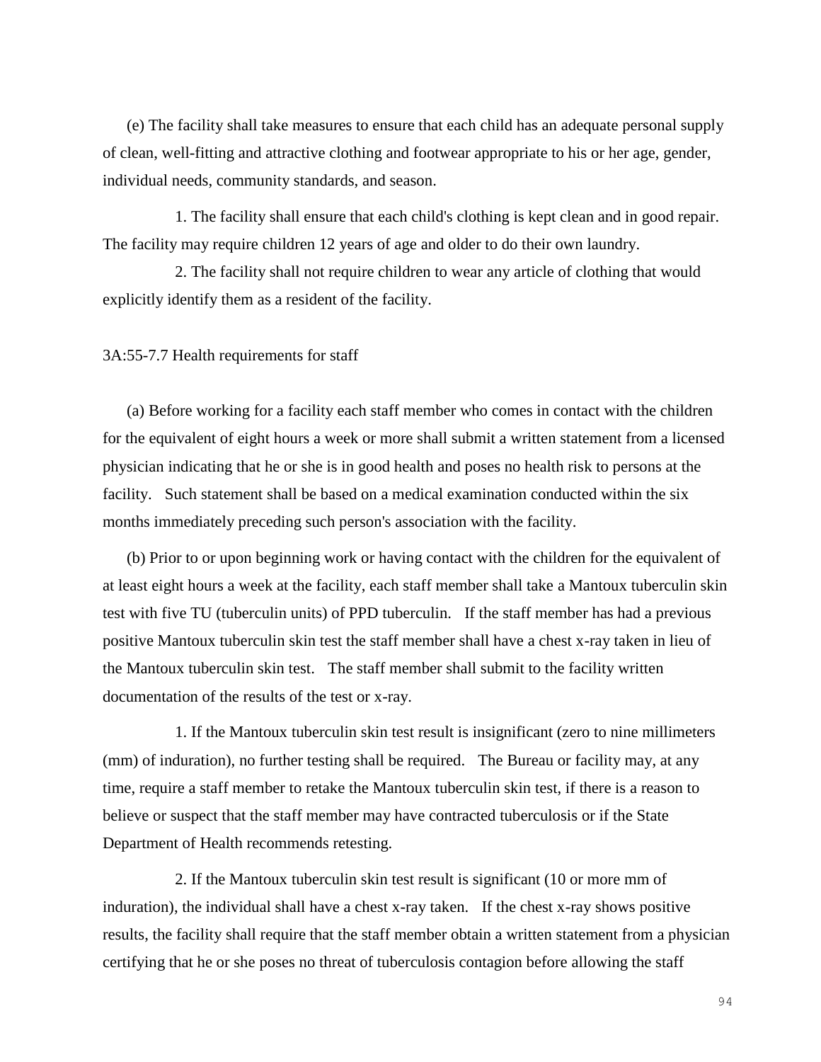(e) The facility shall take measures to ensure that each child has an adequate personal supply of clean, well-fitting and attractive clothing and footwear appropriate to his or her age, gender, individual needs, community standards, and season.

1. The facility shall ensure that each child's clothing is kept clean and in good repair. The facility may require children 12 years of age and older to do their own laundry.

2. The facility shall not require children to wear any article of clothing that would explicitly identify them as a resident of the facility.

3A:55-7.7 Health requirements for staff

(a) Before working for a facility each staff member who comes in contact with the children for the equivalent of eight hours a week or more shall submit a written statement from a licensed physician indicating that he or she is in good health and poses no health risk to persons at the facility. Such statement shall be based on a medical examination conducted within the six months immediately preceding such person's association with the facility.

(b) Prior to or upon beginning work or having contact with the children for the equivalent of at least eight hours a week at the facility, each staff member shall take a Mantoux tuberculin skin test with five TU (tuberculin units) of PPD tuberculin. If the staff member has had a previous positive Mantoux tuberculin skin test the staff member shall have a chest x-ray taken in lieu of the Mantoux tuberculin skin test. The staff member shall submit to the facility written documentation of the results of the test or x-ray.

1. If the Mantoux tuberculin skin test result is insignificant (zero to nine millimeters (mm) of induration), no further testing shall be required. The Bureau or facility may, at any time, require a staff member to retake the Mantoux tuberculin skin test, if there is a reason to believe or suspect that the staff member may have contracted tuberculosis or if the State Department of Health recommends retesting.

2. If the Mantoux tuberculin skin test result is significant (10 or more mm of induration), the individual shall have a chest x-ray taken. If the chest x-ray shows positive results, the facility shall require that the staff member obtain a written statement from a physician certifying that he or she poses no threat of tuberculosis contagion before allowing the staff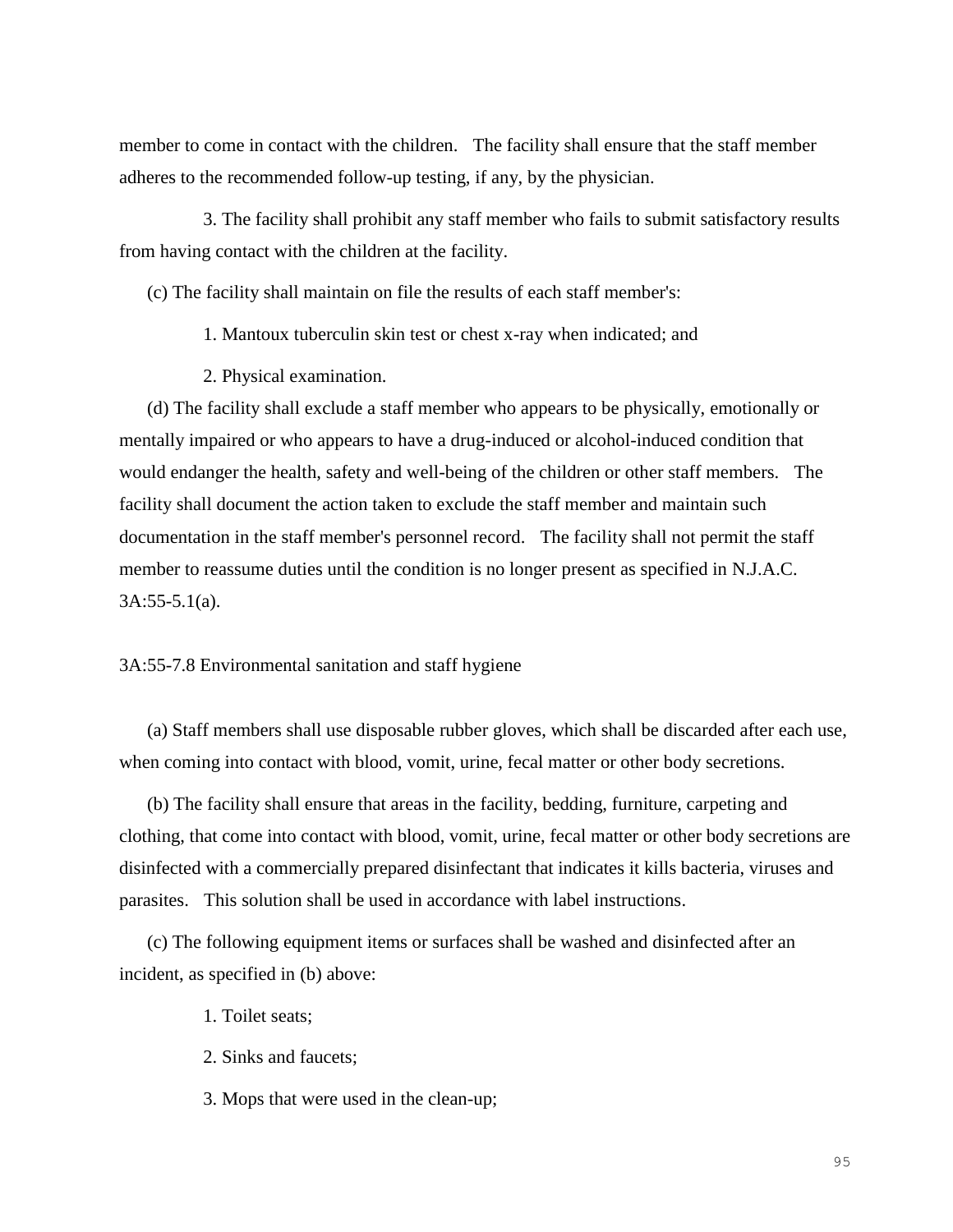member to come in contact with the children. The facility shall ensure that the staff member adheres to the recommended follow-up testing, if any, by the physician.

3. The facility shall prohibit any staff member who fails to submit satisfactory results from having contact with the children at the facility.

(c) The facility shall maintain on file the results of each staff member's:

1. Mantoux tuberculin skin test or chest x-ray when indicated; and

2. Physical examination.

(d) The facility shall exclude a staff member who appears to be physically, emotionally or mentally impaired or who appears to have a drug-induced or alcohol-induced condition that would endanger the health, safety and well-being of the children or other staff members. The facility shall document the action taken to exclude the staff member and maintain such documentation in the staff member's personnel record. The facility shall not permit the staff member to reassume duties until the condition is no longer present as specified in N.J.A.C. 3A:55-5.1(a).

3A:55-7.8 Environmental sanitation and staff hygiene

(a) Staff members shall use disposable rubber gloves, which shall be discarded after each use, when coming into contact with blood, vomit, urine, fecal matter or other body secretions.

(b) The facility shall ensure that areas in the facility, bedding, furniture, carpeting and clothing, that come into contact with blood, vomit, urine, fecal matter or other body secretions are disinfected with a commercially prepared disinfectant that indicates it kills bacteria, viruses and parasites. This solution shall be used in accordance with label instructions.

(c) The following equipment items or surfaces shall be washed and disinfected after an incident, as specified in (b) above:

1. Toilet seats;

2. Sinks and faucets;

3. Mops that were used in the clean-up;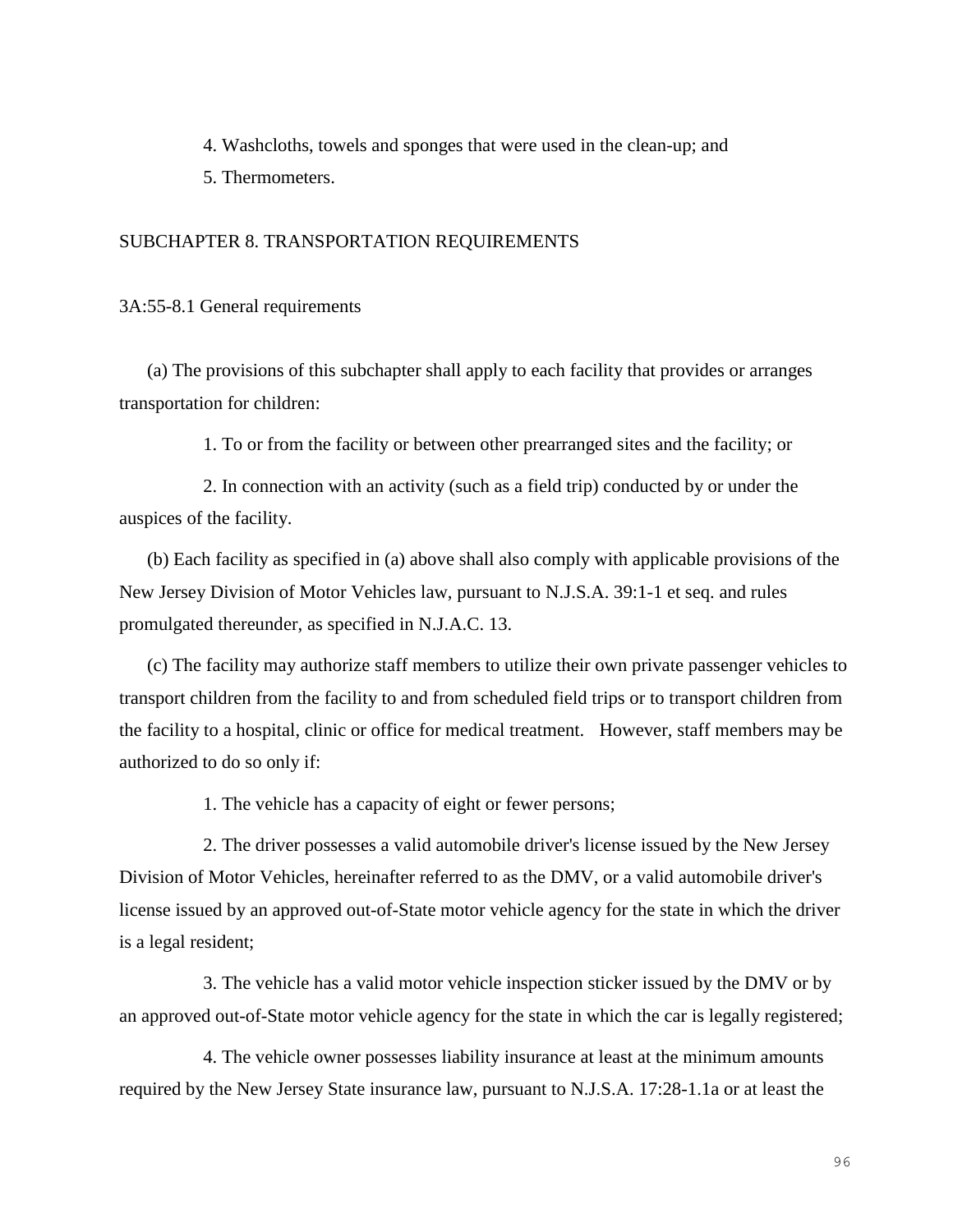4. Washcloths, towels and sponges that were used in the clean-up; and

5. Thermometers.

## SUBCHAPTER 8. TRANSPORTATION REQUIREMENTS

### 3A:55-8.1 General requirements

(a) The provisions of this subchapter shall apply to each facility that provides or arranges transportation for children:

1. To or from the facility or between other prearranged sites and the facility; or

2. In connection with an activity (such as a field trip) conducted by or under the auspices of the facility.

(b) Each facility as specified in (a) above shall also comply with applicable provisions of the New Jersey Division of Motor Vehicles law, pursuant to N.J.S.A. 39:1-1 et seq. and rules promulgated thereunder, as specified in N.J.A.C. 13.

(c) The facility may authorize staff members to utilize their own private passenger vehicles to transport children from the facility to and from scheduled field trips or to transport children from the facility to a hospital, clinic or office for medical treatment. However, staff members may be authorized to do so only if:

1. The vehicle has a capacity of eight or fewer persons;

2. The driver possesses a valid automobile driver's license issued by the New Jersey Division of Motor Vehicles, hereinafter referred to as the DMV, or a valid automobile driver's license issued by an approved out-of-State motor vehicle agency for the state in which the driver is a legal resident;

3. The vehicle has a valid motor vehicle inspection sticker issued by the DMV or by an approved out-of-State motor vehicle agency for the state in which the car is legally registered;

4. The vehicle owner possesses liability insurance at least at the minimum amounts required by the New Jersey State insurance law, pursuant to N.J.S.A. 17:28-1.1a or at least the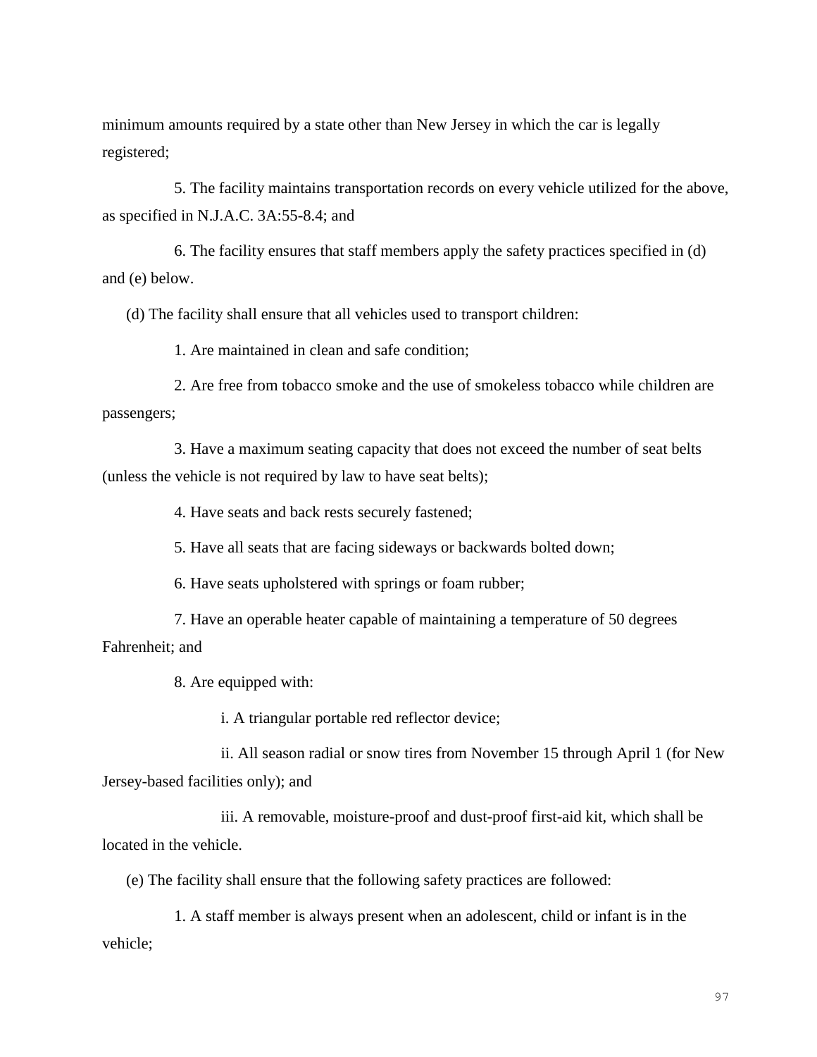minimum amounts required by a state other than New Jersey in which the car is legally registered;

5. The facility maintains transportation records on every vehicle utilized for the above, as specified in N.J.A.C. 3A:55-8.4; and

6. The facility ensures that staff members apply the safety practices specified in (d) and (e) below.

(d) The facility shall ensure that all vehicles used to transport children:

1. Are maintained in clean and safe condition;

2. Are free from tobacco smoke and the use of smokeless tobacco while children are passengers;

3. Have a maximum seating capacity that does not exceed the number of seat belts (unless the vehicle is not required by law to have seat belts);

4. Have seats and back rests securely fastened;

5. Have all seats that are facing sideways or backwards bolted down;

6. Have seats upholstered with springs or foam rubber;

7. Have an operable heater capable of maintaining a temperature of 50 degrees Fahrenheit; and

8. Are equipped with:

i. A triangular portable red reflector device;

ii. All season radial or snow tires from November 15 through April 1 (for New Jersey-based facilities only); and

iii. A removable, moisture-proof and dust-proof first-aid kit, which shall be located in the vehicle.

(e) The facility shall ensure that the following safety practices are followed:

1. A staff member is always present when an adolescent, child or infant is in the vehicle;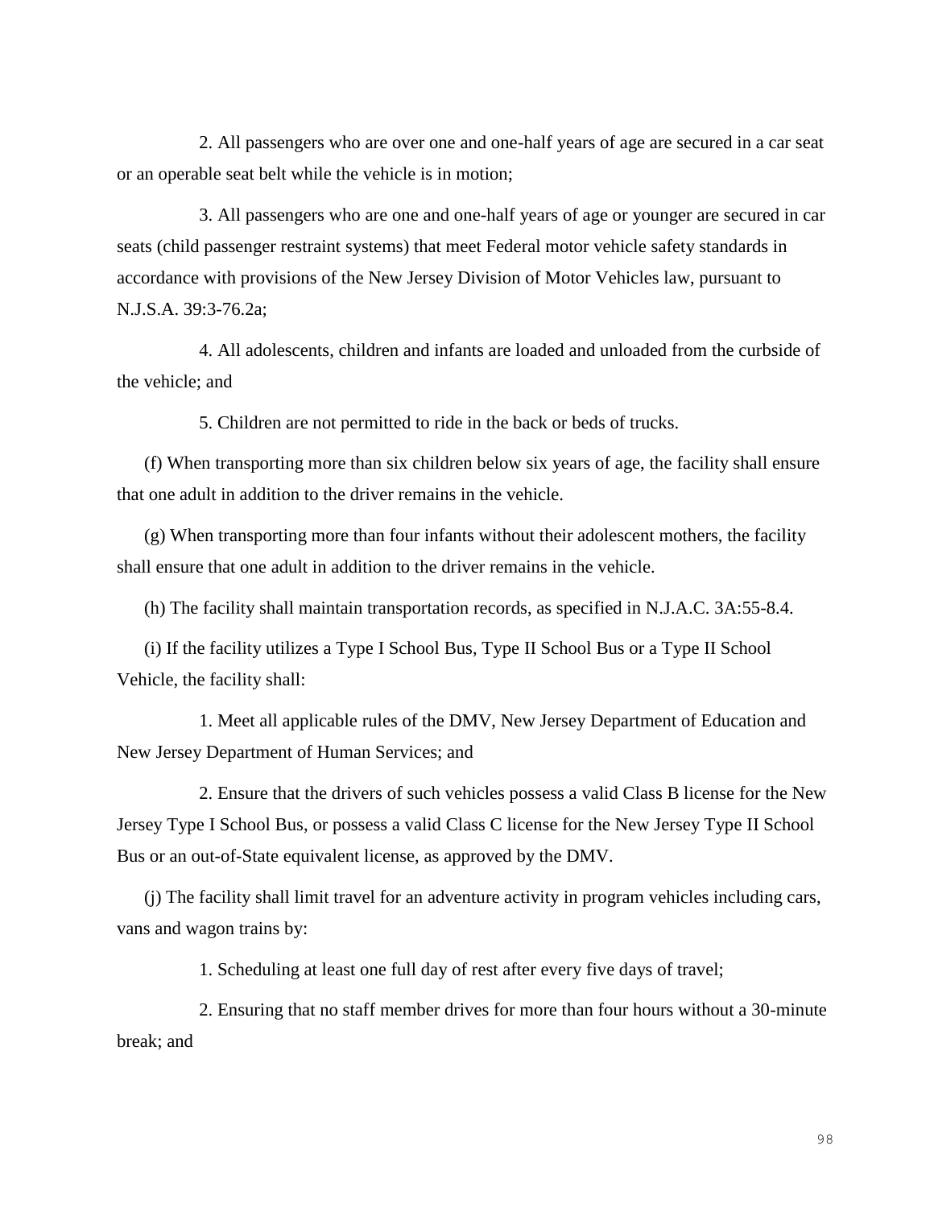2. All passengers who are over one and one-half years of age are secured in a car seat or an operable seat belt while the vehicle is in motion;

3. All passengers who are one and one-half years of age or younger are secured in car seats (child passenger restraint systems) that meet Federal motor vehicle safety standards in accordance with provisions of the New Jersey Division of Motor Vehicles law, pursuant to N.J.S.A. 39:3-76.2a;

4. All adolescents, children and infants are loaded and unloaded from the curbside of the vehicle; and

5. Children are not permitted to ride in the back or beds of trucks.

(f) When transporting more than six children below six years of age, the facility shall ensure that one adult in addition to the driver remains in the vehicle.

(g) When transporting more than four infants without their adolescent mothers, the facility shall ensure that one adult in addition to the driver remains in the vehicle.

(h) The facility shall maintain transportation records, as specified in N.J.A.C. 3A:55-8.4.

(i) If the facility utilizes a Type I School Bus, Type II School Bus or a Type II School Vehicle, the facility shall:

1. Meet all applicable rules of the DMV, New Jersey Department of Education and New Jersey Department of Human Services; and

2. Ensure that the drivers of such vehicles possess a valid Class B license for the New Jersey Type I School Bus, or possess a valid Class C license for the New Jersey Type II School Bus or an out-of-State equivalent license, as approved by the DMV.

(j) The facility shall limit travel for an adventure activity in program vehicles including cars, vans and wagon trains by:

1. Scheduling at least one full day of rest after every five days of travel;

2. Ensuring that no staff member drives for more than four hours without a 30-minute break; and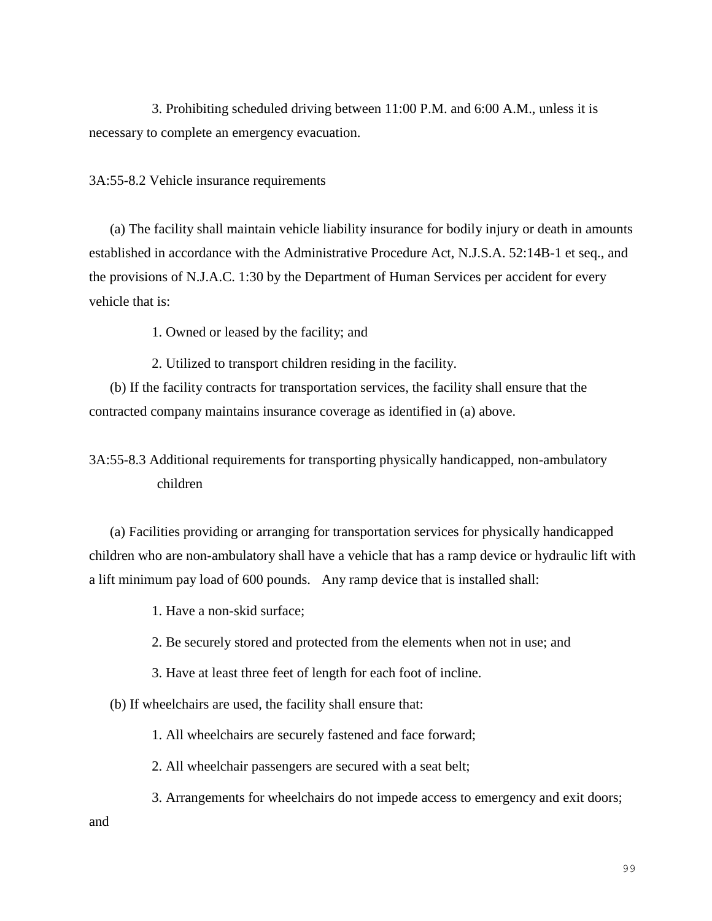3. Prohibiting scheduled driving between 11:00 P.M. and 6:00 A.M., unless it is necessary to complete an emergency evacuation.

3A:55-8.2 Vehicle insurance requirements

(a) The facility shall maintain vehicle liability insurance for bodily injury or death in amounts established in accordance with the Administrative Procedure Act, N.J.S.A. 52:14B-1 et seq., and the provisions of N.J.A.C. 1:30 by the Department of Human Services per accident for every vehicle that is:

1. Owned or leased by the facility; and

2. Utilized to transport children residing in the facility.

(b) If the facility contracts for transportation services, the facility shall ensure that the contracted company maintains insurance coverage as identified in (a) above.

3A:55-8.3 Additional requirements for transporting physically handicapped, non-ambulatory children

(a) Facilities providing or arranging for transportation services for physically handicapped children who are non-ambulatory shall have a vehicle that has a ramp device or hydraulic lift with a lift minimum pay load of 600 pounds. Any ramp device that is installed shall:

1. Have a non-skid surface;

2. Be securely stored and protected from the elements when not in use; and

3. Have at least three feet of length for each foot of incline.

(b) If wheelchairs are used, the facility shall ensure that:

1. All wheelchairs are securely fastened and face forward;

2. All wheelchair passengers are secured with a seat belt;

3. Arrangements for wheelchairs do not impede access to emergency and exit doors; and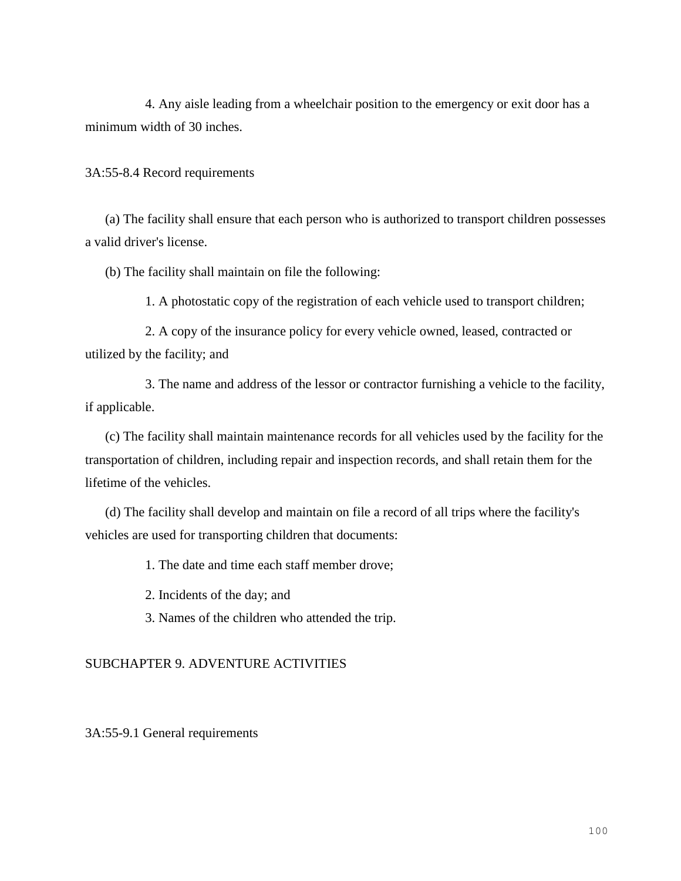4. Any aisle leading from a wheelchair position to the emergency or exit door has a minimum width of 30 inches.

### 3A:55-8.4 Record requirements

(a) The facility shall ensure that each person who is authorized to transport children possesses a valid driver's license.

(b) The facility shall maintain on file the following:

1. A photostatic copy of the registration of each vehicle used to transport children;

2. A copy of the insurance policy for every vehicle owned, leased, contracted or utilized by the facility; and

3. The name and address of the lessor or contractor furnishing a vehicle to the facility, if applicable.

(c) The facility shall maintain maintenance records for all vehicles used by the facility for the transportation of children, including repair and inspection records, and shall retain them for the lifetime of the vehicles.

(d) The facility shall develop and maintain on file a record of all trips where the facility's vehicles are used for transporting children that documents:

1. The date and time each staff member drove;

2. Incidents of the day; and

3. Names of the children who attended the trip.

## SUBCHAPTER 9. ADVENTURE ACTIVITIES

### 3A:55-9.1 General requirements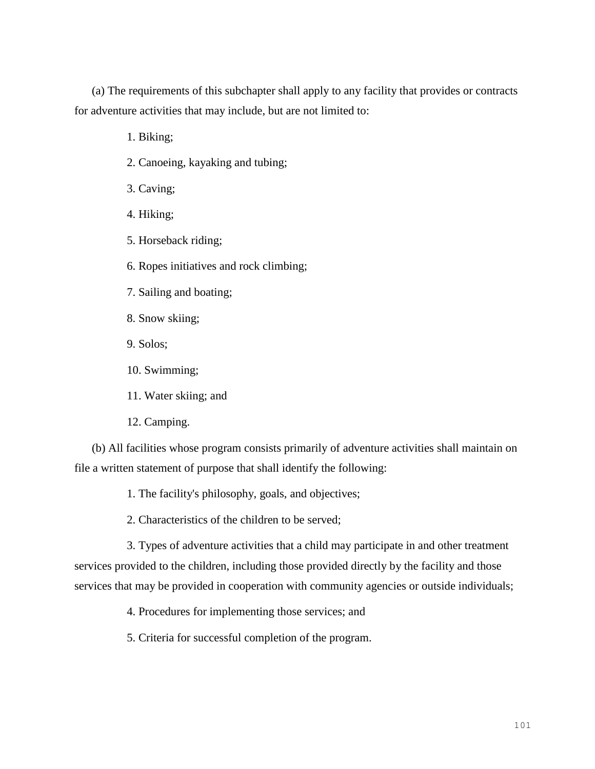(a) The requirements of this subchapter shall apply to any facility that provides or contracts for adventure activities that may include, but are not limited to:

1. Biking;

2. Canoeing, kayaking and tubing;

3. Caving;

4. Hiking;

5. Horseback riding;

6. Ropes initiatives and rock climbing;

7. Sailing and boating;

8. Snow skiing;

9. Solos;

10. Swimming;

11. Water skiing; and

12. Camping.

(b) All facilities whose program consists primarily of adventure activities shall maintain on file a written statement of purpose that shall identify the following:

1. The facility's philosophy, goals, and objectives;

2. Characteristics of the children to be served;

3. Types of adventure activities that a child may participate in and other treatment services provided to the children, including those provided directly by the facility and those services that may be provided in cooperation with community agencies or outside individuals;

4. Procedures for implementing those services; and

5. Criteria for successful completion of the program.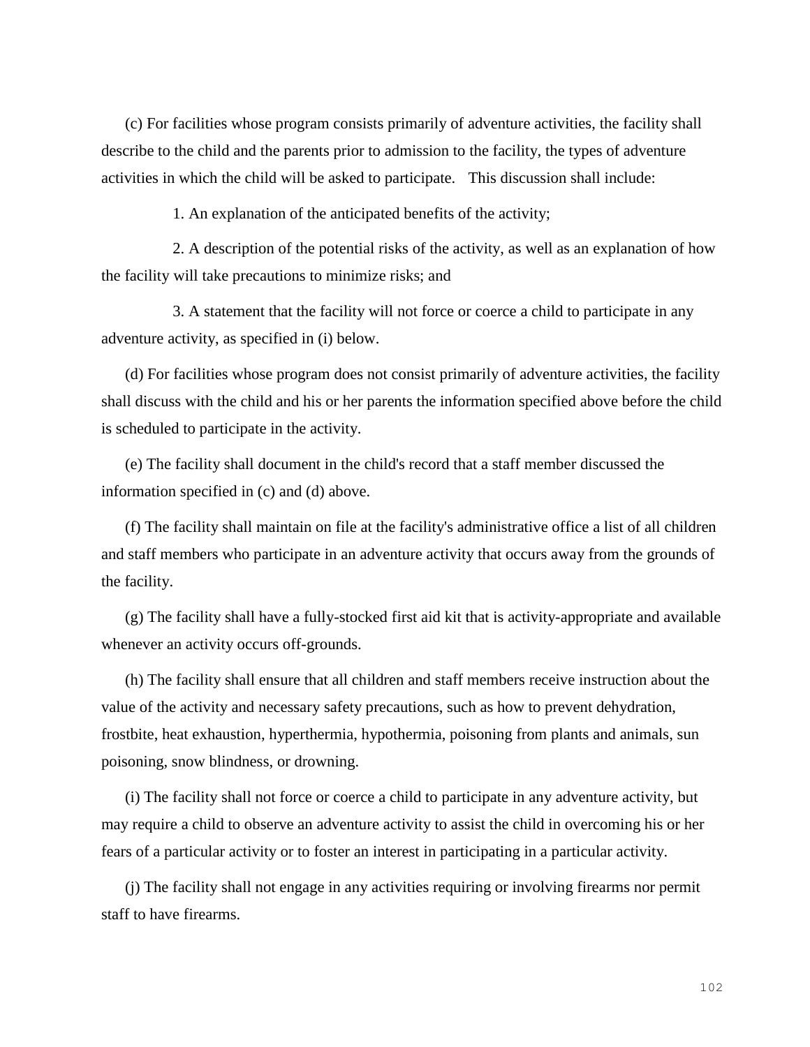(c) For facilities whose program consists primarily of adventure activities, the facility shall describe to the child and the parents prior to admission to the facility, the types of adventure activities in which the child will be asked to participate. This discussion shall include:

1. An explanation of the anticipated benefits of the activity;

2. A description of the potential risks of the activity, as well as an explanation of how the facility will take precautions to minimize risks; and

3. A statement that the facility will not force or coerce a child to participate in any adventure activity, as specified in (i) below.

(d) For facilities whose program does not consist primarily of adventure activities, the facility shall discuss with the child and his or her parents the information specified above before the child is scheduled to participate in the activity.

(e) The facility shall document in the child's record that a staff member discussed the information specified in (c) and (d) above.

(f) The facility shall maintain on file at the facility's administrative office a list of all children and staff members who participate in an adventure activity that occurs away from the grounds of the facility.

(g) The facility shall have a fully-stocked first aid kit that is activity-appropriate and available whenever an activity occurs off-grounds.

(h) The facility shall ensure that all children and staff members receive instruction about the value of the activity and necessary safety precautions, such as how to prevent dehydration, frostbite, heat exhaustion, hyperthermia, hypothermia, poisoning from plants and animals, sun poisoning, snow blindness, or drowning.

(i) The facility shall not force or coerce a child to participate in any adventure activity, but may require a child to observe an adventure activity to assist the child in overcoming his or her fears of a particular activity or to foster an interest in participating in a particular activity.

(j) The facility shall not engage in any activities requiring or involving firearms nor permit staff to have firearms.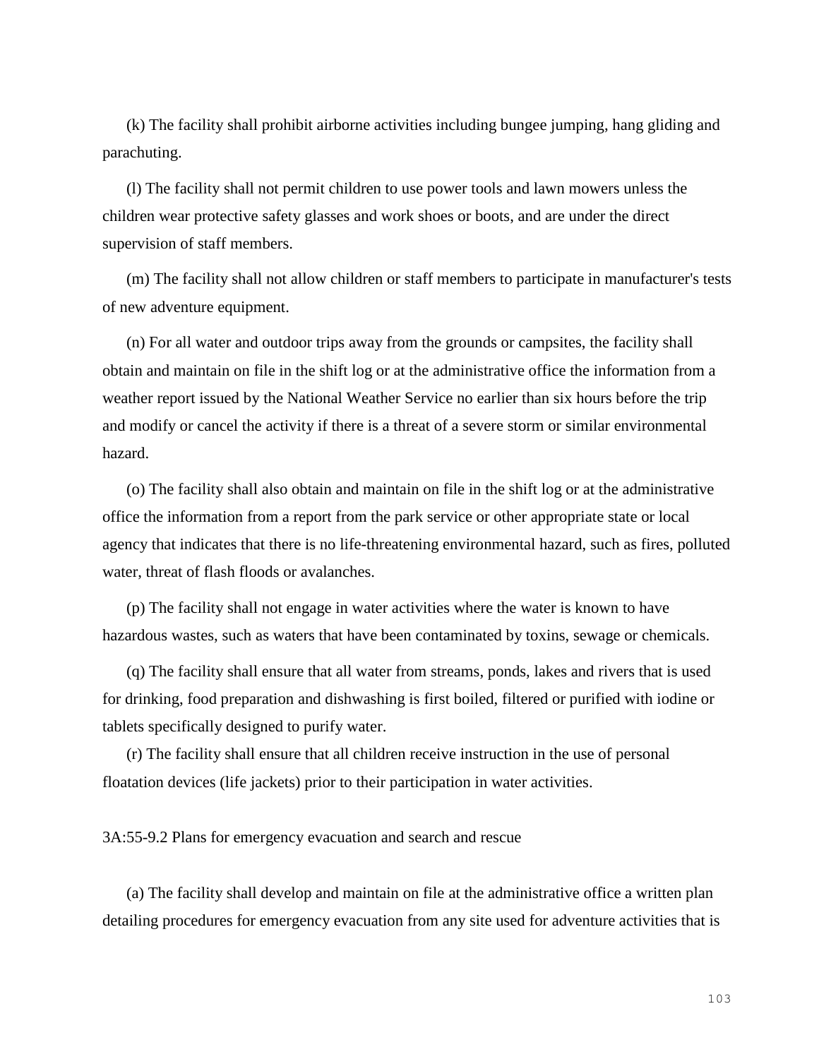(k) The facility shall prohibit airborne activities including bungee jumping, hang gliding and parachuting.

(l) The facility shall not permit children to use power tools and lawn mowers unless the children wear protective safety glasses and work shoes or boots, and are under the direct supervision of staff members.

(m) The facility shall not allow children or staff members to participate in manufacturer's tests of new adventure equipment.

(n) For all water and outdoor trips away from the grounds or campsites, the facility shall obtain and maintain on file in the shift log or at the administrative office the information from a weather report issued by the National Weather Service no earlier than six hours before the trip and modify or cancel the activity if there is a threat of a severe storm or similar environmental hazard.

(o) The facility shall also obtain and maintain on file in the shift log or at the administrative office the information from a report from the park service or other appropriate state or local agency that indicates that there is no life-threatening environmental hazard, such as fires, polluted water, threat of flash floods or avalanches.

(p) The facility shall not engage in water activities where the water is known to have hazardous wastes, such as waters that have been contaminated by toxins, sewage or chemicals.

(q) The facility shall ensure that all water from streams, ponds, lakes and rivers that is used for drinking, food preparation and dishwashing is first boiled, filtered or purified with iodine or tablets specifically designed to purify water.

(r) The facility shall ensure that all children receive instruction in the use of personal floatation devices (life jackets) prior to their participation in water activities.

3A:55-9.2 Plans for emergency evacuation and search and rescue

(a) The facility shall develop and maintain on file at the administrative office a written plan detailing procedures for emergency evacuation from any site used for adventure activities that is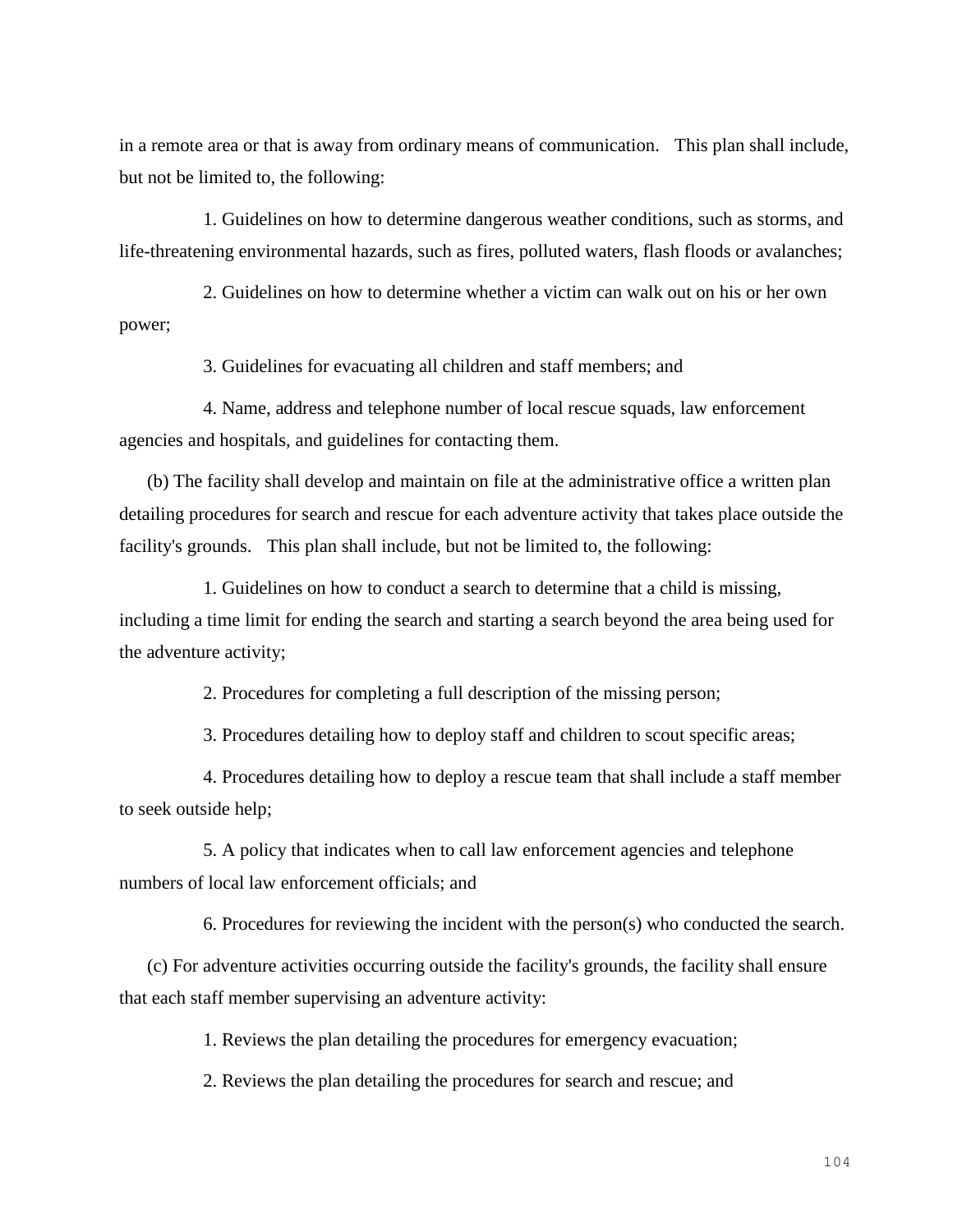in a remote area or that is away from ordinary means of communication. This plan shall include, but not be limited to, the following:

1. Guidelines on how to determine dangerous weather conditions, such as storms, and life-threatening environmental hazards, such as fires, polluted waters, flash floods or avalanches;

2. Guidelines on how to determine whether a victim can walk out on his or her own power;

3. Guidelines for evacuating all children and staff members; and

4. Name, address and telephone number of local rescue squads, law enforcement agencies and hospitals, and guidelines for contacting them.

(b) The facility shall develop and maintain on file at the administrative office a written plan detailing procedures for search and rescue for each adventure activity that takes place outside the facility's grounds. This plan shall include, but not be limited to, the following:

1. Guidelines on how to conduct a search to determine that a child is missing, including a time limit for ending the search and starting a search beyond the area being used for the adventure activity;

2. Procedures for completing a full description of the missing person;

3. Procedures detailing how to deploy staff and children to scout specific areas;

4. Procedures detailing how to deploy a rescue team that shall include a staff member to seek outside help;

5. A policy that indicates when to call law enforcement agencies and telephone numbers of local law enforcement officials; and

6. Procedures for reviewing the incident with the person(s) who conducted the search.

(c) For adventure activities occurring outside the facility's grounds, the facility shall ensure that each staff member supervising an adventure activity:

1. Reviews the plan detailing the procedures for emergency evacuation;

2. Reviews the plan detailing the procedures for search and rescue; and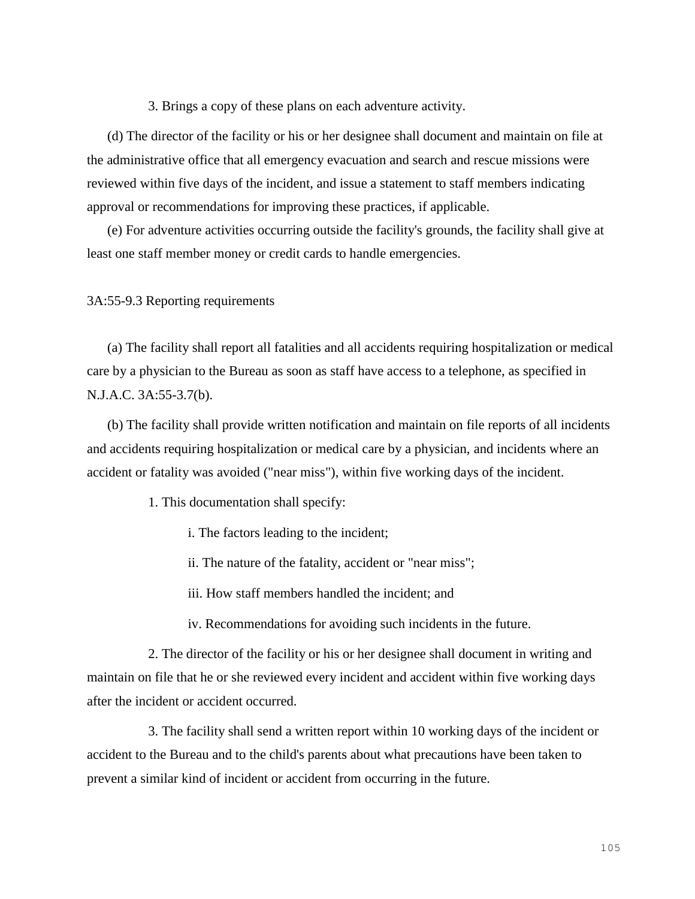3. Brings a copy of these plans on each adventure activity.

(d) The director of the facility or his or her designee shall document and maintain on file at the administrative office that all emergency evacuation and search and rescue missions were reviewed within five days of the incident, and issue a statement to staff members indicating approval or recommendations for improving these practices, if applicable.

(e) For adventure activities occurring outside the facility's grounds, the facility shall give at least one staff member money or credit cards to handle emergencies.

3A:55-9.3 Reporting requirements

(a) The facility shall report all fatalities and all accidents requiring hospitalization or medical care by a physician to the Bureau as soon as staff have access to a telephone, as specified in N.J.A.C. 3A:55-3.7(b).

(b) The facility shall provide written notification and maintain on file reports of all incidents and accidents requiring hospitalization or medical care by a physician, and incidents where an accident or fatality was avoided ("near miss"), within five working days of the incident.

1. This documentation shall specify:

i. The factors leading to the incident;

ii. The nature of the fatality, accident or "near miss";

iii. How staff members handled the incident; and

iv. Recommendations for avoiding such incidents in the future.

2. The director of the facility or his or her designee shall document in writing and maintain on file that he or she reviewed every incident and accident within five working days after the incident or accident occurred.

3. The facility shall send a written report within 10 working days of the incident or accident to the Bureau and to the child's parents about what precautions have been taken to prevent a similar kind of incident or accident from occurring in the future.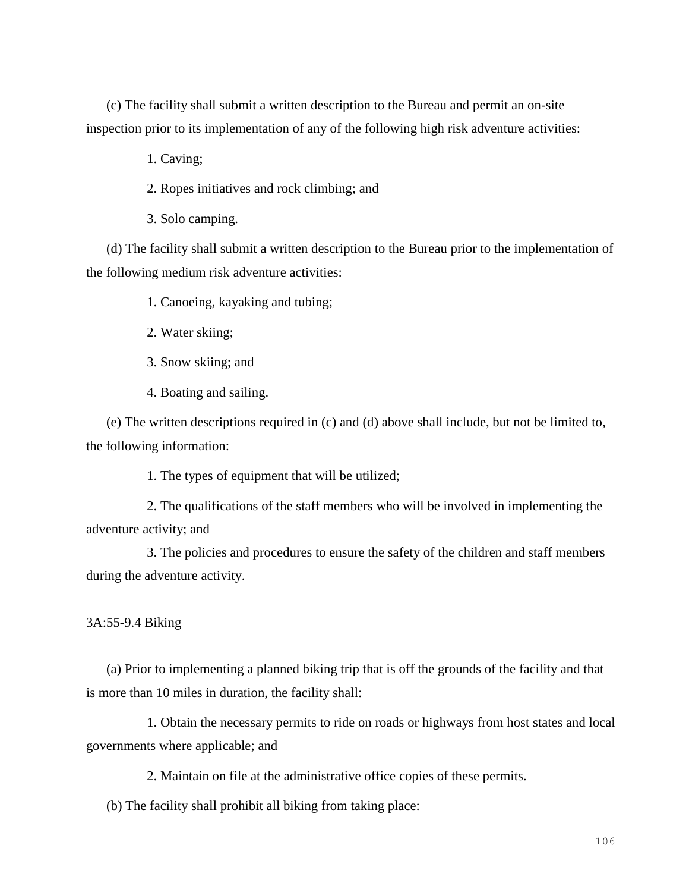(c) The facility shall submit a written description to the Bureau and permit an on-site inspection prior to its implementation of any of the following high risk adventure activities:

1. Caving;

2. Ropes initiatives and rock climbing; and

3. Solo camping.

(d) The facility shall submit a written description to the Bureau prior to the implementation of the following medium risk adventure activities:

1. Canoeing, kayaking and tubing;

2. Water skiing;

3. Snow skiing; and

4. Boating and sailing.

(e) The written descriptions required in (c) and (d) above shall include, but not be limited to, the following information:

1. The types of equipment that will be utilized;

2. The qualifications of the staff members who will be involved in implementing the adventure activity; and

3. The policies and procedures to ensure the safety of the children and staff members during the adventure activity.

3A:55-9.4 Biking

(a) Prior to implementing a planned biking trip that is off the grounds of the facility and that is more than 10 miles in duration, the facility shall:

1. Obtain the necessary permits to ride on roads or highways from host states and local governments where applicable; and

2. Maintain on file at the administrative office copies of these permits.

(b) The facility shall prohibit all biking from taking place: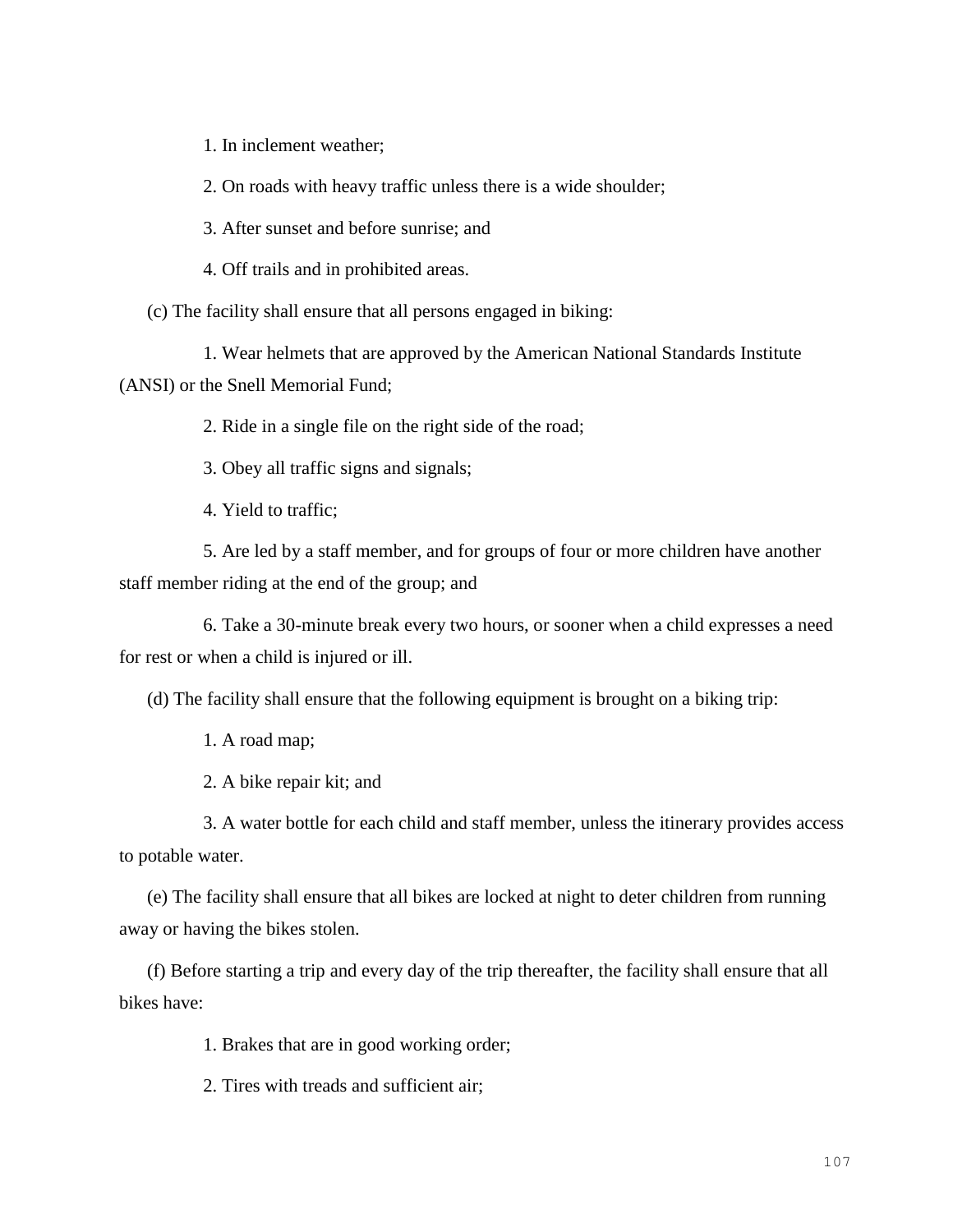1. In inclement weather;

2. On roads with heavy traffic unless there is a wide shoulder;

3. After sunset and before sunrise; and

4. Off trails and in prohibited areas.

(c) The facility shall ensure that all persons engaged in biking:

1. Wear helmets that are approved by the American National Standards Institute (ANSI) or the Snell Memorial Fund;

2. Ride in a single file on the right side of the road;

3. Obey all traffic signs and signals;

4. Yield to traffic;

5. Are led by a staff member, and for groups of four or more children have another staff member riding at the end of the group; and

6. Take a 30-minute break every two hours, or sooner when a child expresses a need for rest or when a child is injured or ill.

(d) The facility shall ensure that the following equipment is brought on a biking trip:

1. A road map;

2. A bike repair kit; and

3. A water bottle for each child and staff member, unless the itinerary provides access to potable water.

(e) The facility shall ensure that all bikes are locked at night to deter children from running away or having the bikes stolen.

(f) Before starting a trip and every day of the trip thereafter, the facility shall ensure that all bikes have:

1. Brakes that are in good working order;

2. Tires with treads and sufficient air;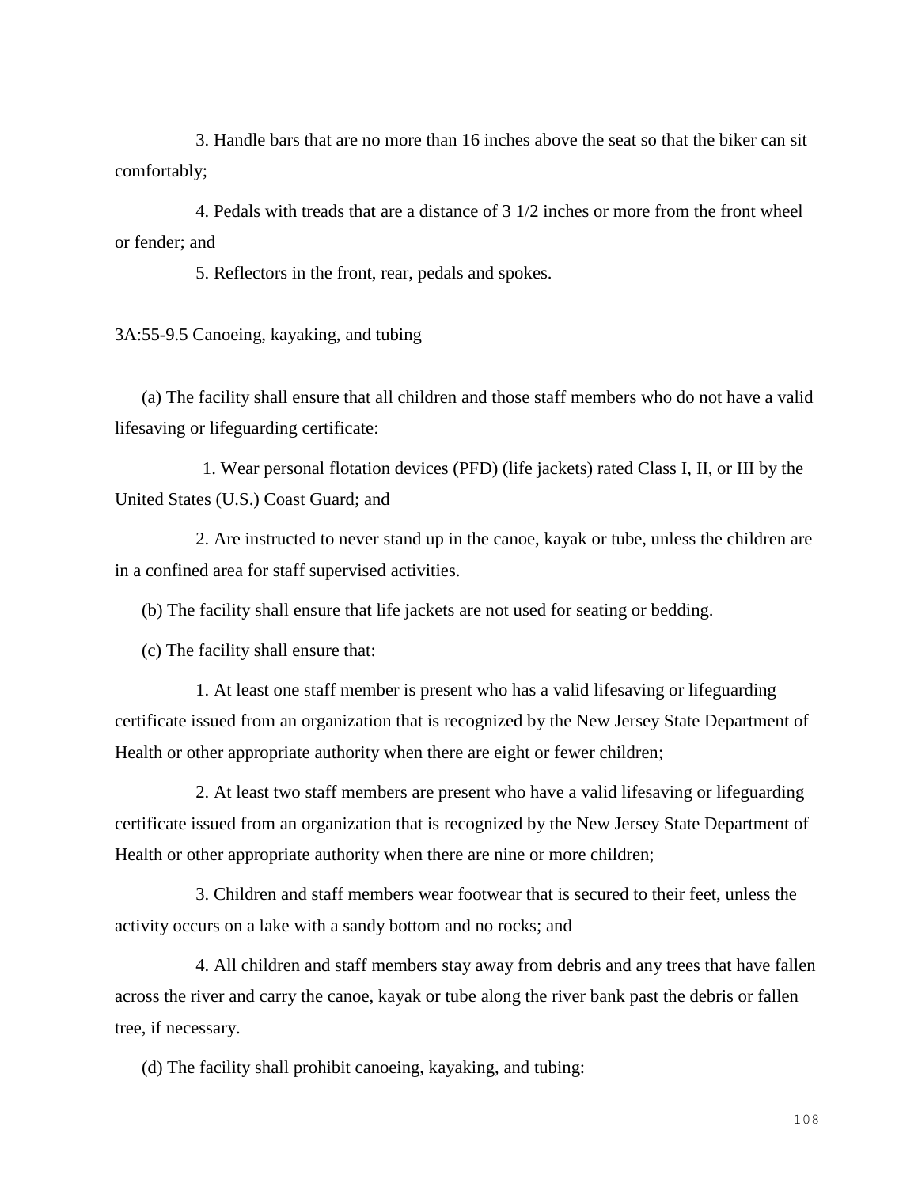3. Handle bars that are no more than 16 inches above the seat so that the biker can sit comfortably;

4. Pedals with treads that are a distance of 3 1/2 inches or more from the front wheel or fender; and

5. Reflectors in the front, rear, pedals and spokes.

3A:55-9.5 Canoeing, kayaking, and tubing

(a) The facility shall ensure that all children and those staff members who do not have a valid lifesaving or lifeguarding certificate:

1. Wear personal flotation devices (PFD) (life jackets) rated Class I, II, or III by the United States (U.S.) Coast Guard; and

2. Are instructed to never stand up in the canoe, kayak or tube, unless the children are in a confined area for staff supervised activities.

(b) The facility shall ensure that life jackets are not used for seating or bedding.

(c) The facility shall ensure that:

1. At least one staff member is present who has a valid lifesaving or lifeguarding certificate issued from an organization that is recognized by the New Jersey State Department of Health or other appropriate authority when there are eight or fewer children;

2. At least two staff members are present who have a valid lifesaving or lifeguarding certificate issued from an organization that is recognized by the New Jersey State Department of Health or other appropriate authority when there are nine or more children;

3. Children and staff members wear footwear that is secured to their feet, unless the activity occurs on a lake with a sandy bottom and no rocks; and

4. All children and staff members stay away from debris and any trees that have fallen across the river and carry the canoe, kayak or tube along the river bank past the debris or fallen tree, if necessary.

(d) The facility shall prohibit canoeing, kayaking, and tubing: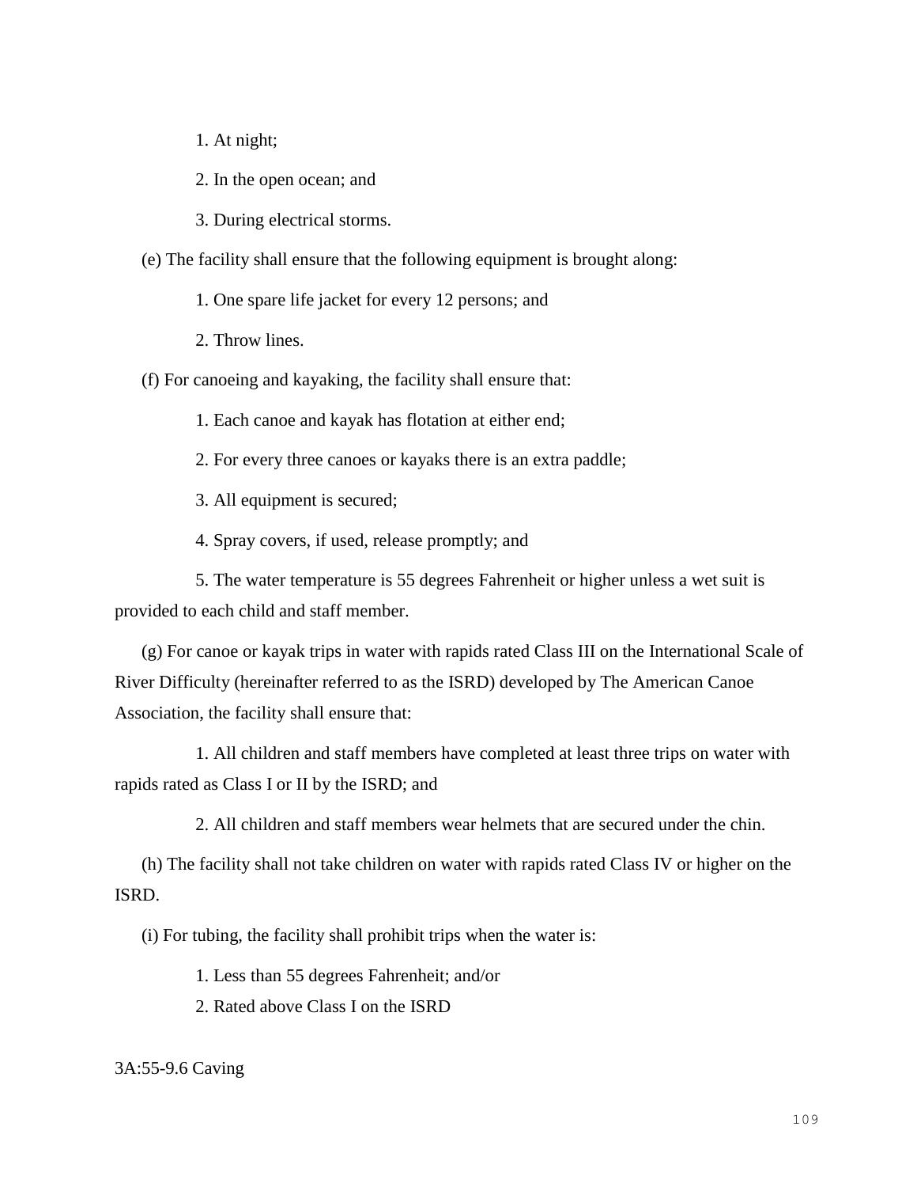1. At night;

2. In the open ocean; and

3. During electrical storms.

(e) The facility shall ensure that the following equipment is brought along:

1. One spare life jacket for every 12 persons; and

2. Throw lines.

(f) For canoeing and kayaking, the facility shall ensure that:

1. Each canoe and kayak has flotation at either end;

2. For every three canoes or kayaks there is an extra paddle;

3. All equipment is secured;

4. Spray covers, if used, release promptly; and

5. The water temperature is 55 degrees Fahrenheit or higher unless a wet suit is provided to each child and staff member.

(g) For canoe or kayak trips in water with rapids rated Class III on the International Scale of River Difficulty (hereinafter referred to as the ISRD) developed by The American Canoe Association, the facility shall ensure that:

1. All children and staff members have completed at least three trips on water with rapids rated as Class I or II by the ISRD; and

2. All children and staff members wear helmets that are secured under the chin.

(h) The facility shall not take children on water with rapids rated Class IV or higher on the ISRD.

(i) For tubing, the facility shall prohibit trips when the water is:

1. Less than 55 degrees Fahrenheit; and/or

2. Rated above Class I on the ISRD

3A:55-9.6 Caving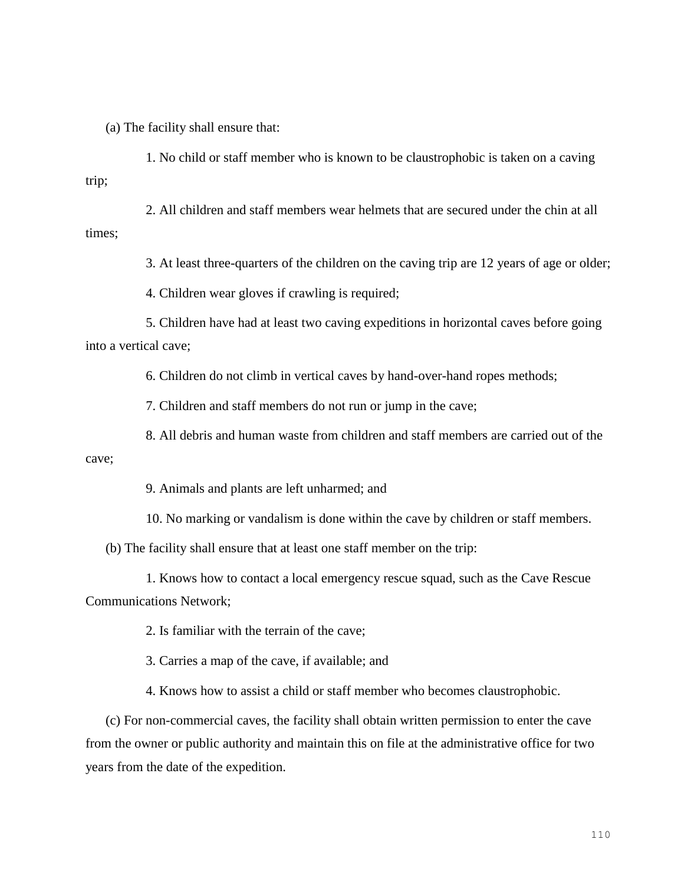(a) The facility shall ensure that:

1. No child or staff member who is known to be claustrophobic is taken on a caving trip;

2. All children and staff members wear helmets that are secured under the chin at all times;

3. At least three-quarters of the children on the caving trip are 12 years of age or older;

4. Children wear gloves if crawling is required;

5. Children have had at least two caving expeditions in horizontal caves before going into a vertical cave;

6. Children do not climb in vertical caves by hand-over-hand ropes methods;

7. Children and staff members do not run or jump in the cave;

8. All debris and human waste from children and staff members are carried out of the cave;

9. Animals and plants are left unharmed; and

10. No marking or vandalism is done within the cave by children or staff members.

(b) The facility shall ensure that at least one staff member on the trip:

1. Knows how to contact a local emergency rescue squad, such as the Cave Rescue Communications Network;

2. Is familiar with the terrain of the cave;

3. Carries a map of the cave, if available; and

4. Knows how to assist a child or staff member who becomes claustrophobic.

(c) For non-commercial caves, the facility shall obtain written permission to enter the cave from the owner or public authority and maintain this on file at the administrative office for two years from the date of the expedition.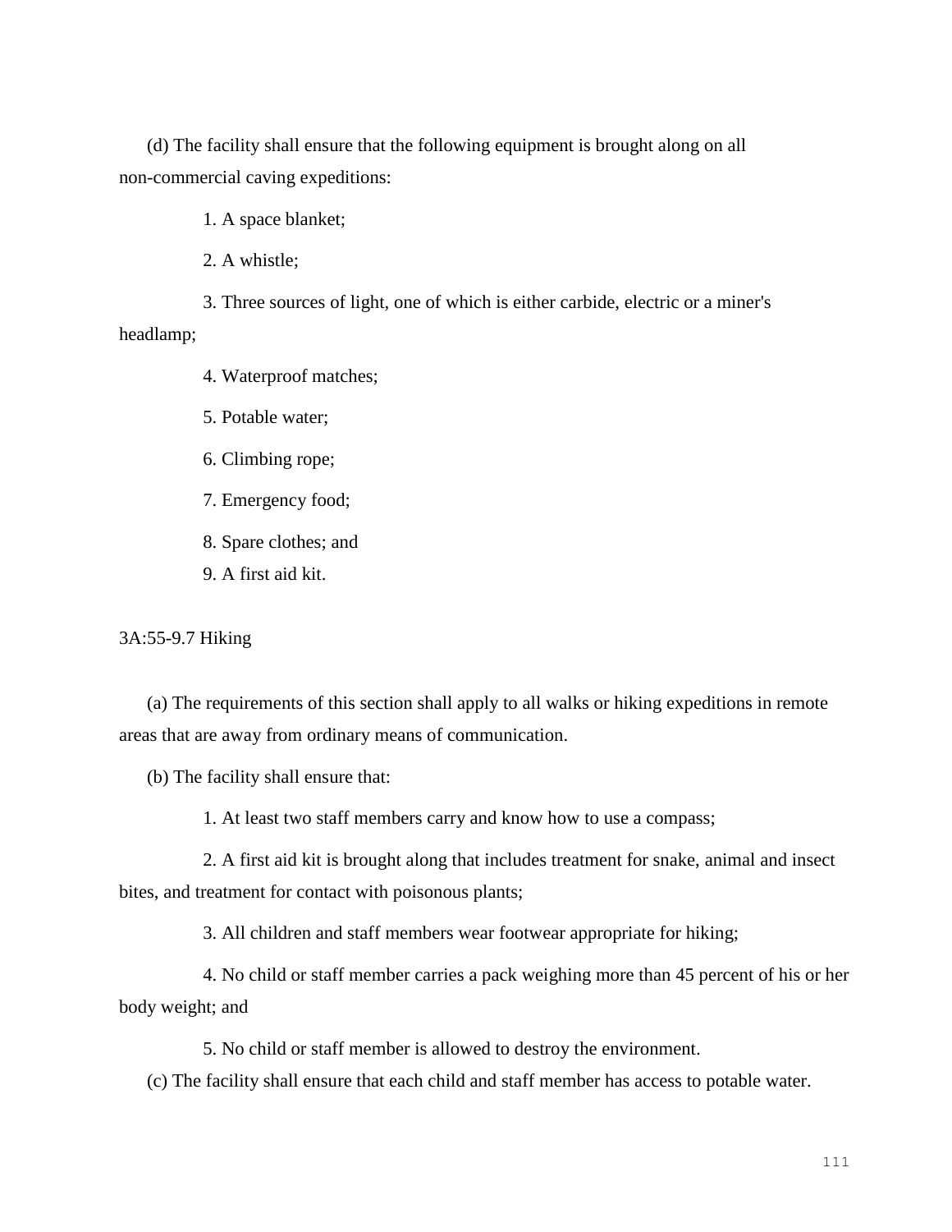(d) The facility shall ensure that the following equipment is brought along on all non-commercial caving expeditions:

1. A space blanket;
2. A whistle;
3. Three sources of light, one of which is either carbide, electric or a miner's headlamp;
4. Waterproof matches;
5. Potable water;
6. Climbing rope;
7. Emergency food;
8. Spare clothes; and
9. A first aid kit.

3A:55-9.7 Hiking

(a) The requirements of this section shall apply to all walks or hiking expeditions in remote areas that are away from ordinary means of communication.

(b) The facility shall ensure that:

1. At least two staff members carry and know how to use a compass;
2. A first aid kit is brought along that includes treatment for snake, animal and insect bites, and treatment for contact with poisonous plants;
3. All children and staff members wear footwear appropriate for hiking;
4. No child or staff member carries a pack weighing more than 45 percent of his or her body weight; and
5. No child or staff member is allowed to destroy the environment.

(c) The facility shall ensure that each child and staff member has access to potable water.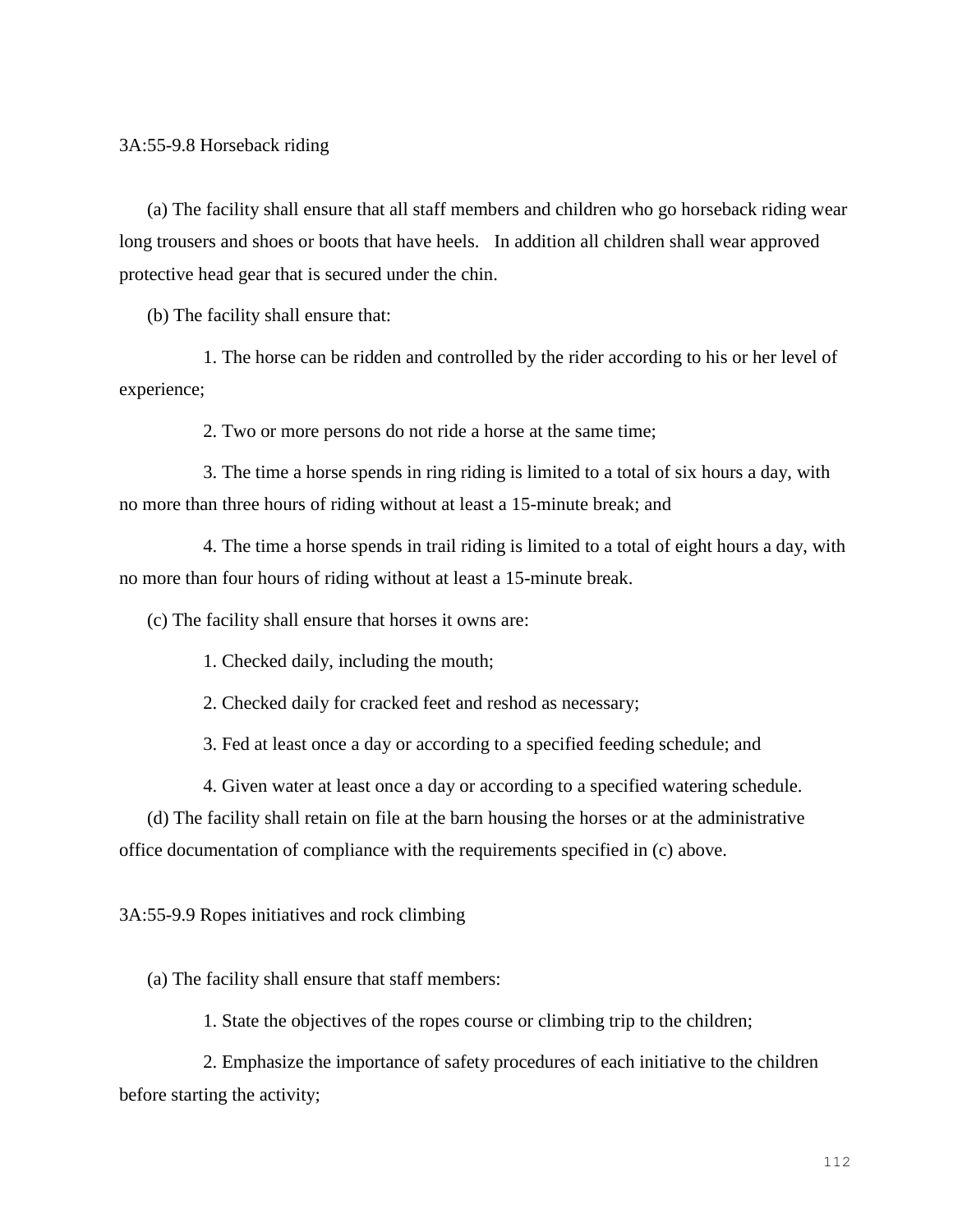### 3A:55-9.8 Horseback riding

(a) The facility shall ensure that all staff members and children who go horseback riding wear long trousers and shoes or boots that have heels. In addition all children shall wear approved protective head gear that is secured under the chin.

(b) The facility shall ensure that:

1. The horse can be ridden and controlled by the rider according to his or her level of experience;

2. Two or more persons do not ride a horse at the same time;

3. The time a horse spends in ring riding is limited to a total of six hours a day, with no more than three hours of riding without at least a 15-minute break; and

4. The time a horse spends in trail riding is limited to a total of eight hours a day, with no more than four hours of riding without at least a 15-minute break.

(c) The facility shall ensure that horses it owns are:

1. Checked daily, including the mouth;

2. Checked daily for cracked feet and reshod as necessary;

3. Fed at least once a day or according to a specified feeding schedule; and

4. Given water at least once a day or according to a specified watering schedule.

(d) The facility shall retain on file at the barn housing the horses or at the administrative office documentation of compliance with the requirements specified in (c) above.

### 3A:55-9.9 Ropes initiatives and rock climbing

(a) The facility shall ensure that staff members:

1. State the objectives of the ropes course or climbing trip to the children;

2. Emphasize the importance of safety procedures of each initiative to the children before starting the activity;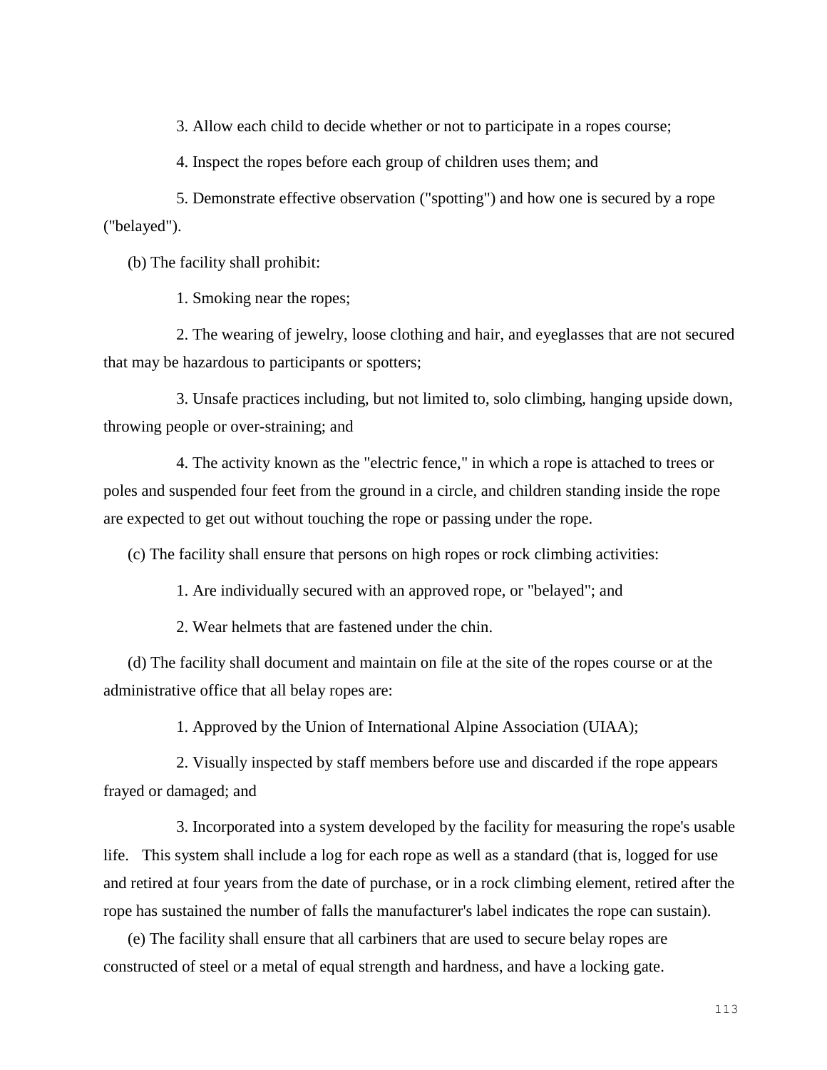3. Allow each child to decide whether or not to participate in a ropes course;

4. Inspect the ropes before each group of children uses them; and

5. Demonstrate effective observation ("spotting") and how one is secured by a rope ("belayed").

(b) The facility shall prohibit:

1. Smoking near the ropes;

2. The wearing of jewelry, loose clothing and hair, and eyeglasses that are not secured that may be hazardous to participants or spotters;

3. Unsafe practices including, but not limited to, solo climbing, hanging upside down, throwing people or over-straining; and

4. The activity known as the "electric fence," in which a rope is attached to trees or poles and suspended four feet from the ground in a circle, and children standing inside the rope are expected to get out without touching the rope or passing under the rope.

(c) The facility shall ensure that persons on high ropes or rock climbing activities:

1. Are individually secured with an approved rope, or "belayed"; and

2. Wear helmets that are fastened under the chin.

(d) The facility shall document and maintain on file at the site of the ropes course or at the administrative office that all belay ropes are:

1. Approved by the Union of International Alpine Association (UIAA);

2. Visually inspected by staff members before use and discarded if the rope appears frayed or damaged; and

3. Incorporated into a system developed by the facility for measuring the rope's usable life. This system shall include a log for each rope as well as a standard (that is, logged for use and retired at four years from the date of purchase, or in a rock climbing element, retired after the rope has sustained the number of falls the manufacturer's label indicates the rope can sustain).

(e) The facility shall ensure that all carbiners that are used to secure belay ropes are constructed of steel or a metal of equal strength and hardness, and have a locking gate.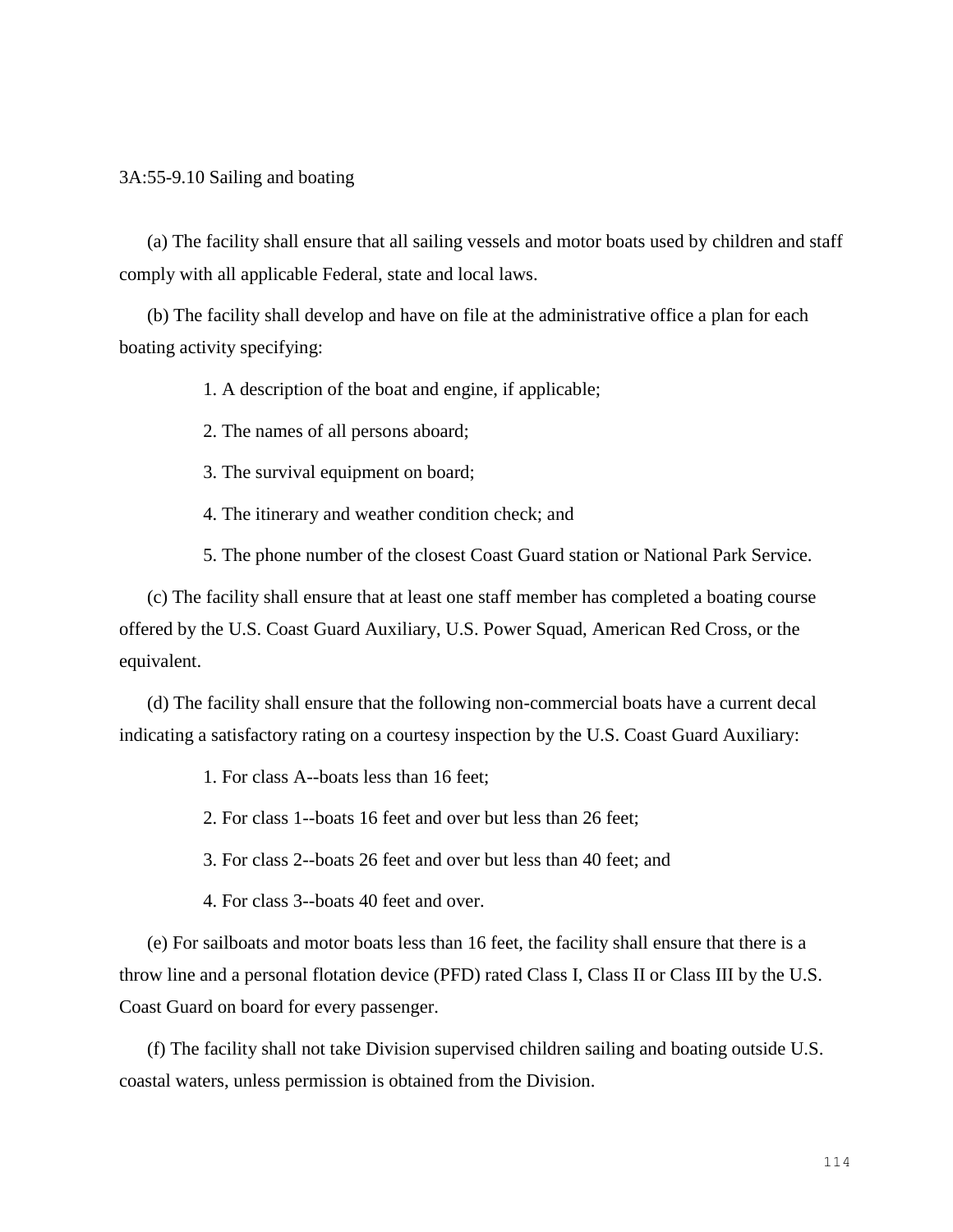3A:55-9.10 Sailing and boating

(a) The facility shall ensure that all sailing vessels and motor boats used by children and staff comply with all applicable Federal, state and local laws.

(b) The facility shall develop and have on file at the administrative office a plan for each boating activity specifying:

1. A description of the boat and engine, if applicable;

2. The names of all persons aboard;

3. The survival equipment on board;

4. The itinerary and weather condition check; and

5. The phone number of the closest Coast Guard station or National Park Service.

(c) The facility shall ensure that at least one staff member has completed a boating course offered by the U.S. Coast Guard Auxiliary, U.S. Power Squad, American Red Cross, or the equivalent.

(d) The facility shall ensure that the following non-commercial boats have a current decal indicating a satisfactory rating on a courtesy inspection by the U.S. Coast Guard Auxiliary:

1. For class A--boats less than 16 feet;

2. For class 1--boats 16 feet and over but less than 26 feet;

3. For class 2--boats 26 feet and over but less than 40 feet; and

4. For class 3--boats 40 feet and over.

(e) For sailboats and motor boats less than 16 feet, the facility shall ensure that there is a throw line and a personal flotation device (PFD) rated Class I, Class II or Class III by the U.S. Coast Guard on board for every passenger.

(f) The facility shall not take Division supervised children sailing and boating outside U.S. coastal waters, unless permission is obtained from the Division.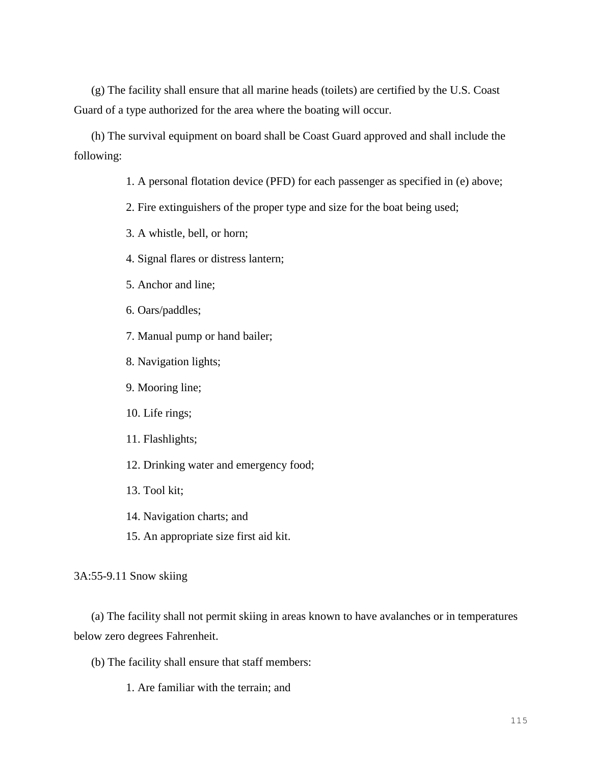(g) The facility shall ensure that all marine heads (toilets) are certified by the U.S. Coast Guard of a type authorized for the area where the boating will occur.

(h) The survival equipment on board shall be Coast Guard approved and shall include the following:

1. A personal flotation device (PFD) for each passenger as specified in (e) above;
2. Fire extinguishers of the proper type and size for the boat being used;
3. A whistle, bell, or horn;
4. Signal flares or distress lantern;
5. Anchor and line;
6. Oars/paddles;
7. Manual pump or hand bailer;
8. Navigation lights;
9. Mooring line;
10. Life rings;
11. Flashlights;
12. Drinking water and emergency food;
13. Tool kit;
14. Navigation charts; and
15. An appropriate size first aid kit.

3A:55-9.11 Snow skiing

(a) The facility shall not permit skiing in areas known to have avalanches or in temperatures below zero degrees Fahrenheit.

(b) The facility shall ensure that staff members:

1. Are familiar with the terrain; and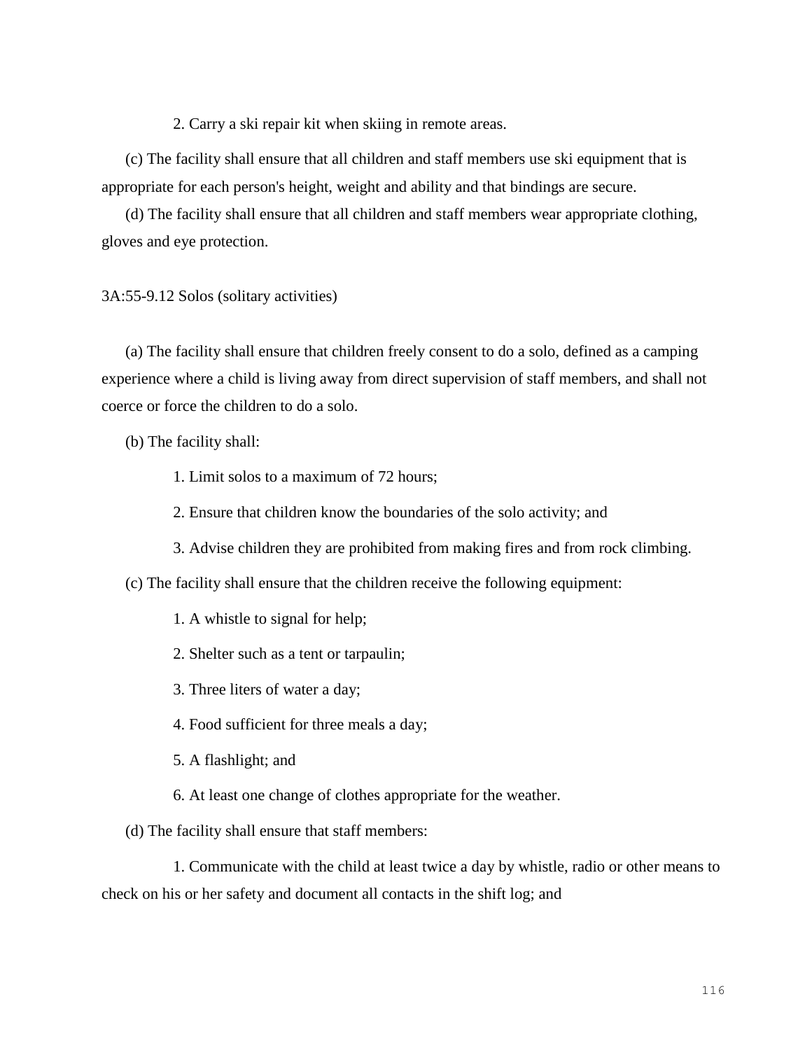2. Carry a ski repair kit when skiing in remote areas.

(c) The facility shall ensure that all children and staff members use ski equipment that is appropriate for each person's height, weight and ability and that bindings are secure.

(d) The facility shall ensure that all children and staff members wear appropriate clothing, gloves and eye protection.

3A:55-9.12 Solos (solitary activities)

(a) The facility shall ensure that children freely consent to do a solo, defined as a camping experience where a child is living away from direct supervision of staff members, and shall not coerce or force the children to do a solo.

(b) The facility shall:

1. Limit solos to a maximum of 72 hours;

2. Ensure that children know the boundaries of the solo activity; and

3. Advise children they are prohibited from making fires and from rock climbing.

(c) The facility shall ensure that the children receive the following equipment:

1. A whistle to signal for help;

2. Shelter such as a tent or tarpaulin;

3. Three liters of water a day;

4. Food sufficient for three meals a day;

5. A flashlight; and

6. At least one change of clothes appropriate for the weather.

(d) The facility shall ensure that staff members:

1. Communicate with the child at least twice a day by whistle, radio or other means to check on his or her safety and document all contacts in the shift log; and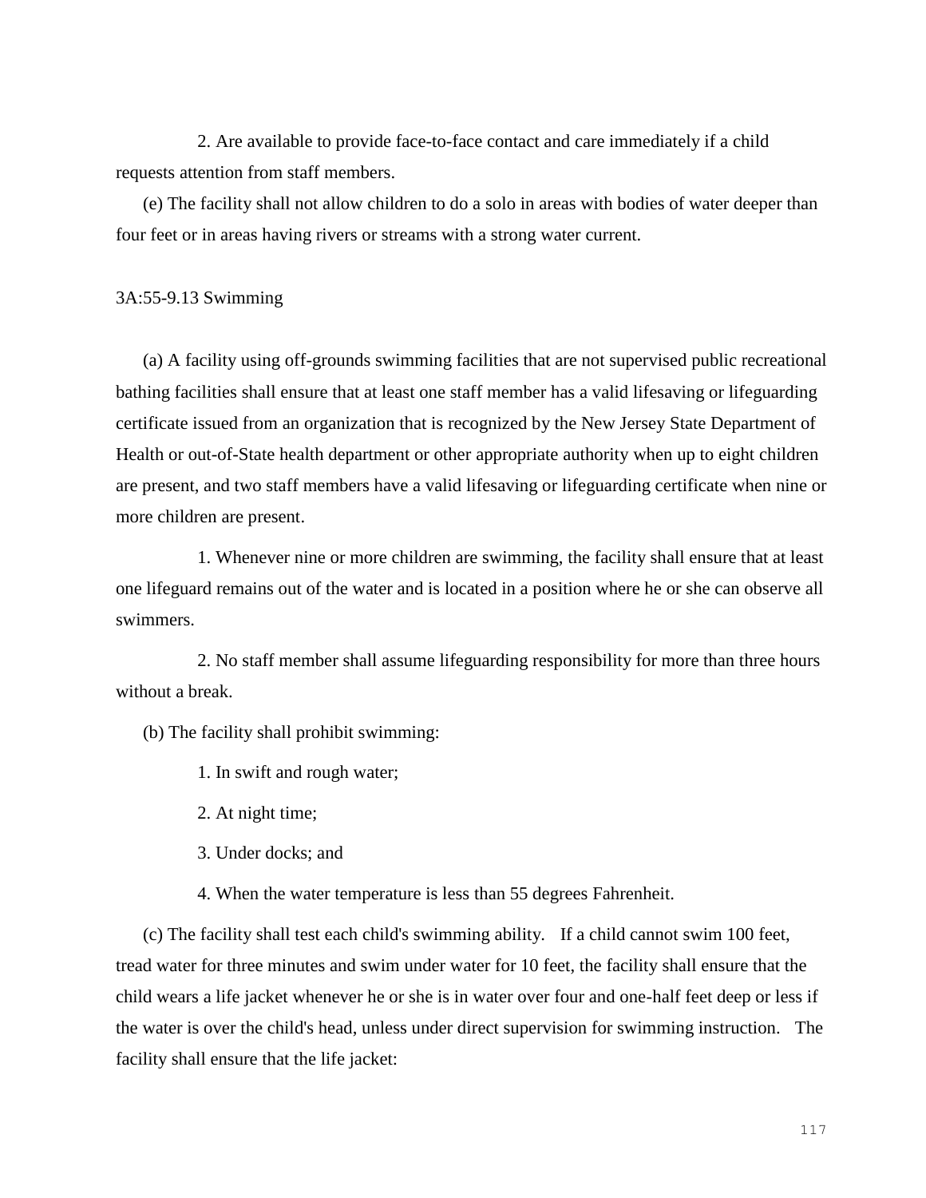2. Are available to provide face-to-face contact and care immediately if a child requests attention from staff members.

(e) The facility shall not allow children to do a solo in areas with bodies of water deeper than four feet or in areas having rivers or streams with a strong water current.

3A:55-9.13 Swimming

(a) A facility using off-grounds swimming facilities that are not supervised public recreational bathing facilities shall ensure that at least one staff member has a valid lifesaving or lifeguarding certificate issued from an organization that is recognized by the New Jersey State Department of Health or out-of-State health department or other appropriate authority when up to eight children are present, and two staff members have a valid lifesaving or lifeguarding certificate when nine or more children are present.

1. Whenever nine or more children are swimming, the facility shall ensure that at least one lifeguard remains out of the water and is located in a position where he or she can observe all swimmers.

2. No staff member shall assume lifeguarding responsibility for more than three hours without a break.

(b) The facility shall prohibit swimming:

1. In swift and rough water;

2. At night time;

3. Under docks; and

4. When the water temperature is less than 55 degrees Fahrenheit.

(c) The facility shall test each child's swimming ability. If a child cannot swim 100 feet, tread water for three minutes and swim under water for 10 feet, the facility shall ensure that the child wears a life jacket whenever he or she is in water over four and one-half feet deep or less if the water is over the child's head, unless under direct supervision for swimming instruction. The facility shall ensure that the life jacket: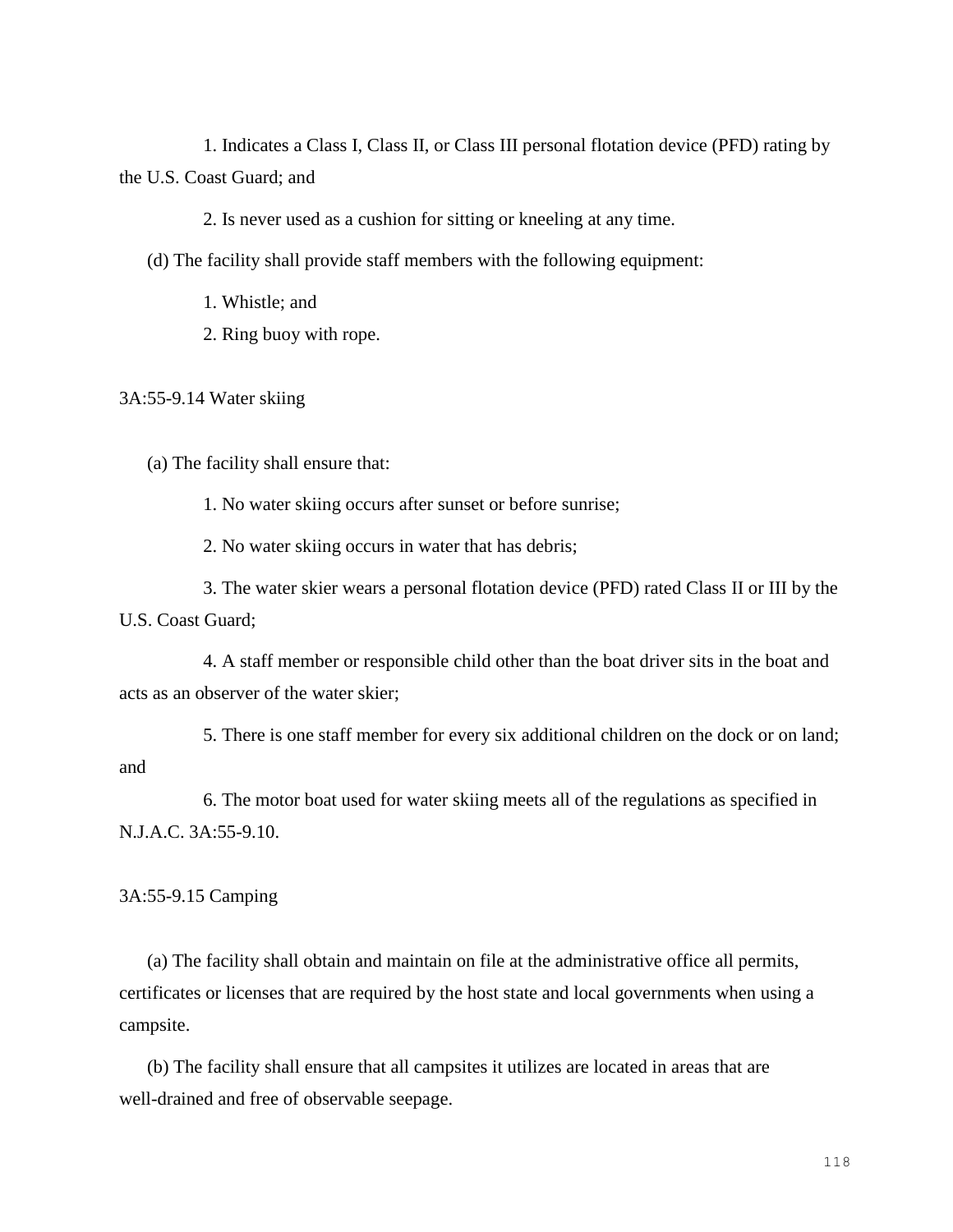1. Indicates a Class I, Class II, or Class III personal flotation device (PFD) rating by the U.S. Coast Guard; and

2. Is never used as a cushion for sitting or kneeling at any time.

(d) The facility shall provide staff members with the following equipment:

1. Whistle; and

2. Ring buoy with rope.

3A:55-9.14 Water skiing

(a) The facility shall ensure that:

1. No water skiing occurs after sunset or before sunrise;

2. No water skiing occurs in water that has debris;

3. The water skier wears a personal flotation device (PFD) rated Class II or III by the U.S. Coast Guard;

4. A staff member or responsible child other than the boat driver sits in the boat and acts as an observer of the water skier;

5. There is one staff member for every six additional children on the dock or on land; and

6. The motor boat used for water skiing meets all of the regulations as specified in N.J.A.C. 3A:55-9.10.

3A:55-9.15 Camping

(a) The facility shall obtain and maintain on file at the administrative office all permits, certificates or licenses that are required by the host state and local governments when using a campsite.

(b) The facility shall ensure that all campsites it utilizes are located in areas that are well-drained and free of observable seepage.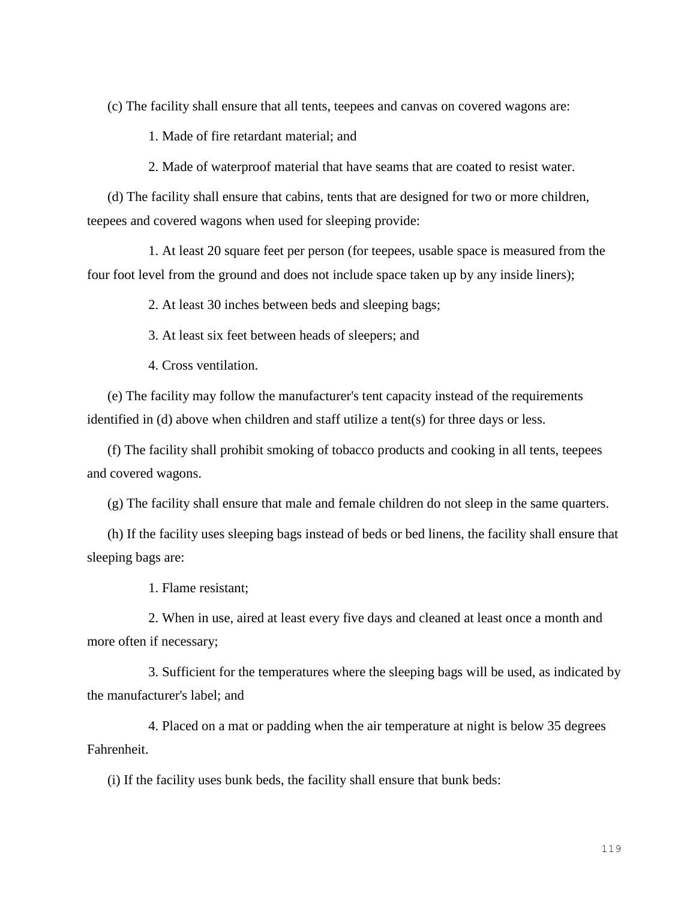(c) The facility shall ensure that all tents, teepees and canvas on covered wagons are:

1. Made of fire retardant material; and

2. Made of waterproof material that have seams that are coated to resist water.

(d) The facility shall ensure that cabins, tents that are designed for two or more children, teepees and covered wagons when used for sleeping provide:

1. At least 20 square feet per person (for teepees, usable space is measured from the four foot level from the ground and does not include space taken up by any inside liners);

2. At least 30 inches between beds and sleeping bags;

3. At least six feet between heads of sleepers; and

4. Cross ventilation.

(e) The facility may follow the manufacturer's tent capacity instead of the requirements identified in (d) above when children and staff utilize a tent(s) for three days or less.

(f) The facility shall prohibit smoking of tobacco products and cooking in all tents, teepees and covered wagons.

(g) The facility shall ensure that male and female children do not sleep in the same quarters.

(h) If the facility uses sleeping bags instead of beds or bed linens, the facility shall ensure that sleeping bags are:

1. Flame resistant;

2. When in use, aired at least every five days and cleaned at least once a month and more often if necessary;

3. Sufficient for the temperatures where the sleeping bags will be used, as indicated by the manufacturer's label; and

4. Placed on a mat or padding when the air temperature at night is below 35 degrees Fahrenheit.

(i) If the facility uses bunk beds, the facility shall ensure that bunk beds: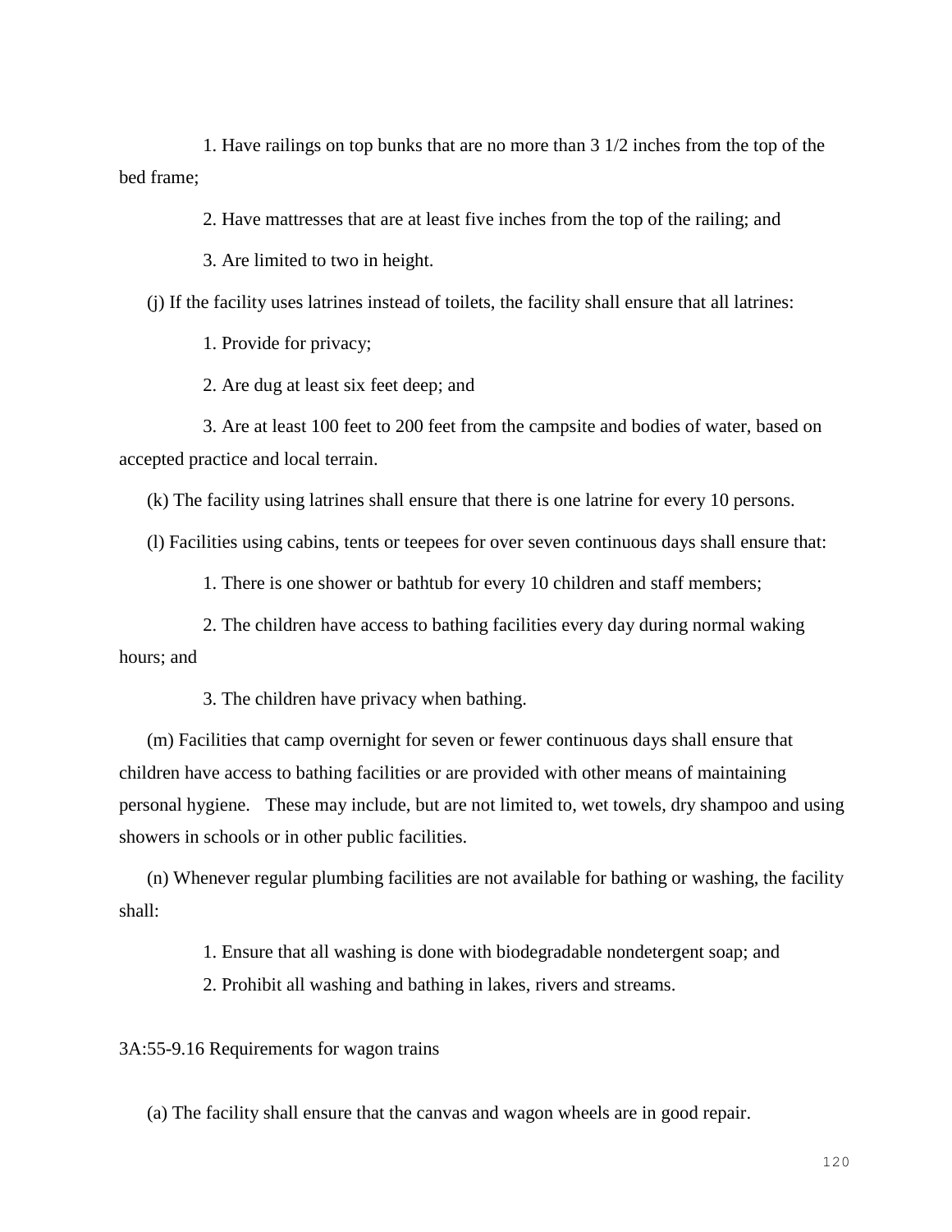1. Have railings on top bunks that are no more than 3 1/2 inches from the top of the bed frame;

2. Have mattresses that are at least five inches from the top of the railing; and

3. Are limited to two in height.

(j) If the facility uses latrines instead of toilets, the facility shall ensure that all latrines:

1. Provide for privacy;

2. Are dug at least six feet deep; and

3. Are at least 100 feet to 200 feet from the campsite and bodies of water, based on accepted practice and local terrain.

(k) The facility using latrines shall ensure that there is one latrine for every 10 persons.

(l) Facilities using cabins, tents or teepees for over seven continuous days shall ensure that:

1. There is one shower or bathtub for every 10 children and staff members;

2. The children have access to bathing facilities every day during normal waking hours; and

3. The children have privacy when bathing.

(m) Facilities that camp overnight for seven or fewer continuous days shall ensure that children have access to bathing facilities or are provided with other means of maintaining personal hygiene. These may include, but are not limited to, wet towels, dry shampoo and using showers in schools or in other public facilities.

(n) Whenever regular plumbing facilities are not available for bathing or washing, the facility shall:

1. Ensure that all washing is done with biodegradable nondetergent soap; and

2. Prohibit all washing and bathing in lakes, rivers and streams.

3A:55-9.16 Requirements for wagon trains

(a) The facility shall ensure that the canvas and wagon wheels are in good repair.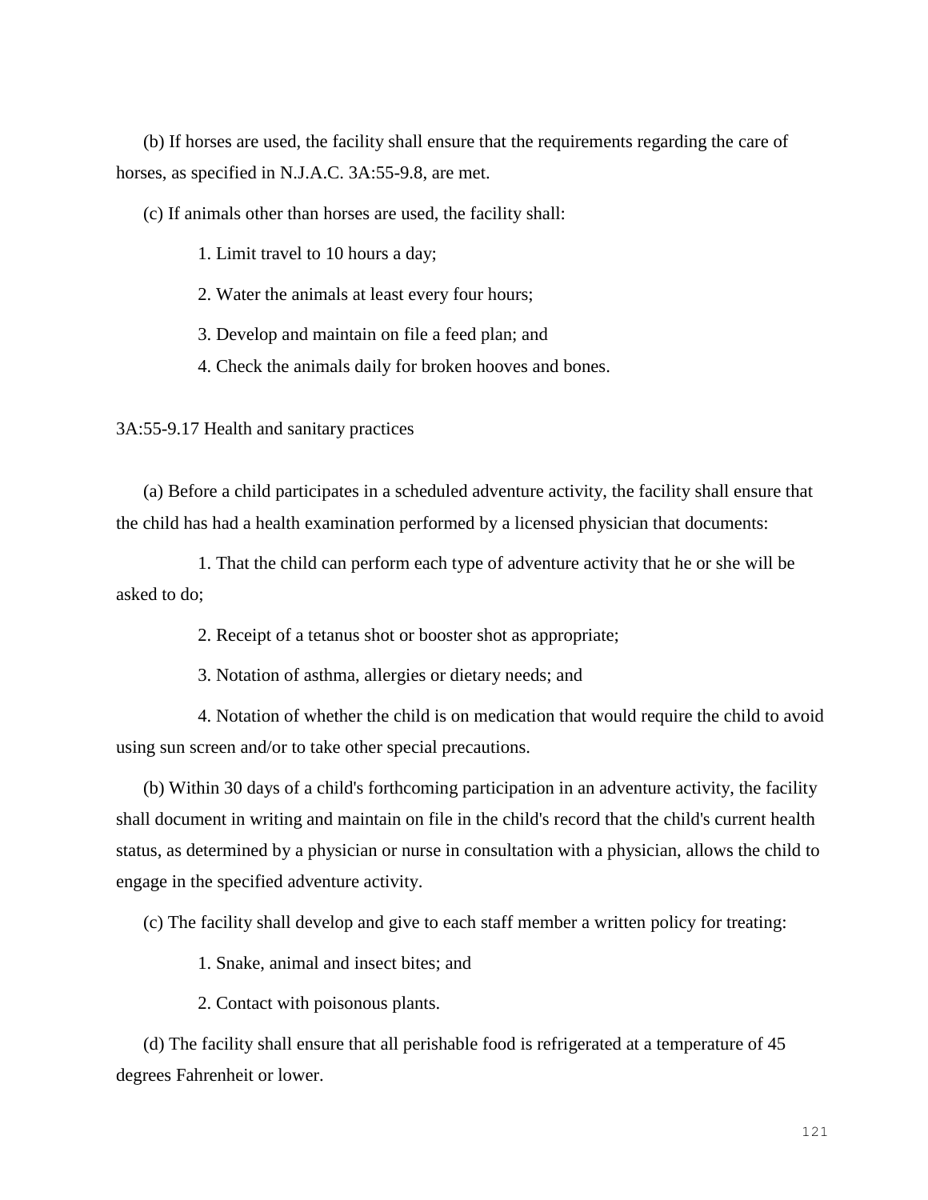(b) If horses are used, the facility shall ensure that the requirements regarding the care of horses, as specified in N.J.A.C. 3A:55-9.8, are met.

(c) If animals other than horses are used, the facility shall:

1. Limit travel to 10 hours a day;
2. Water the animals at least every four hours;
3. Develop and maintain on file a feed plan; and
4. Check the animals daily for broken hooves and bones.

3A:55-9.17 Health and sanitary practices

(a) Before a child participates in a scheduled adventure activity, the facility shall ensure that the child has had a health examination performed by a licensed physician that documents:

1. That the child can perform each type of adventure activity that he or she will be asked to do;
2. Receipt of a tetanus shot or booster shot as appropriate;
3. Notation of asthma, allergies or dietary needs; and
4. Notation of whether the child is on medication that would require the child to avoid using sun screen and/or to take other special precautions.

(b) Within 30 days of a child's forthcoming participation in an adventure activity, the facility shall document in writing and maintain on file in the child's record that the child's current health status, as determined by a physician or nurse in consultation with a physician, allows the child to engage in the specified adventure activity.

(c) The facility shall develop and give to each staff member a written policy for treating:

1. Snake, animal and insect bites; and
2. Contact with poisonous plants.

(d) The facility shall ensure that all perishable food is refrigerated at a temperature of 45 degrees Fahrenheit or lower.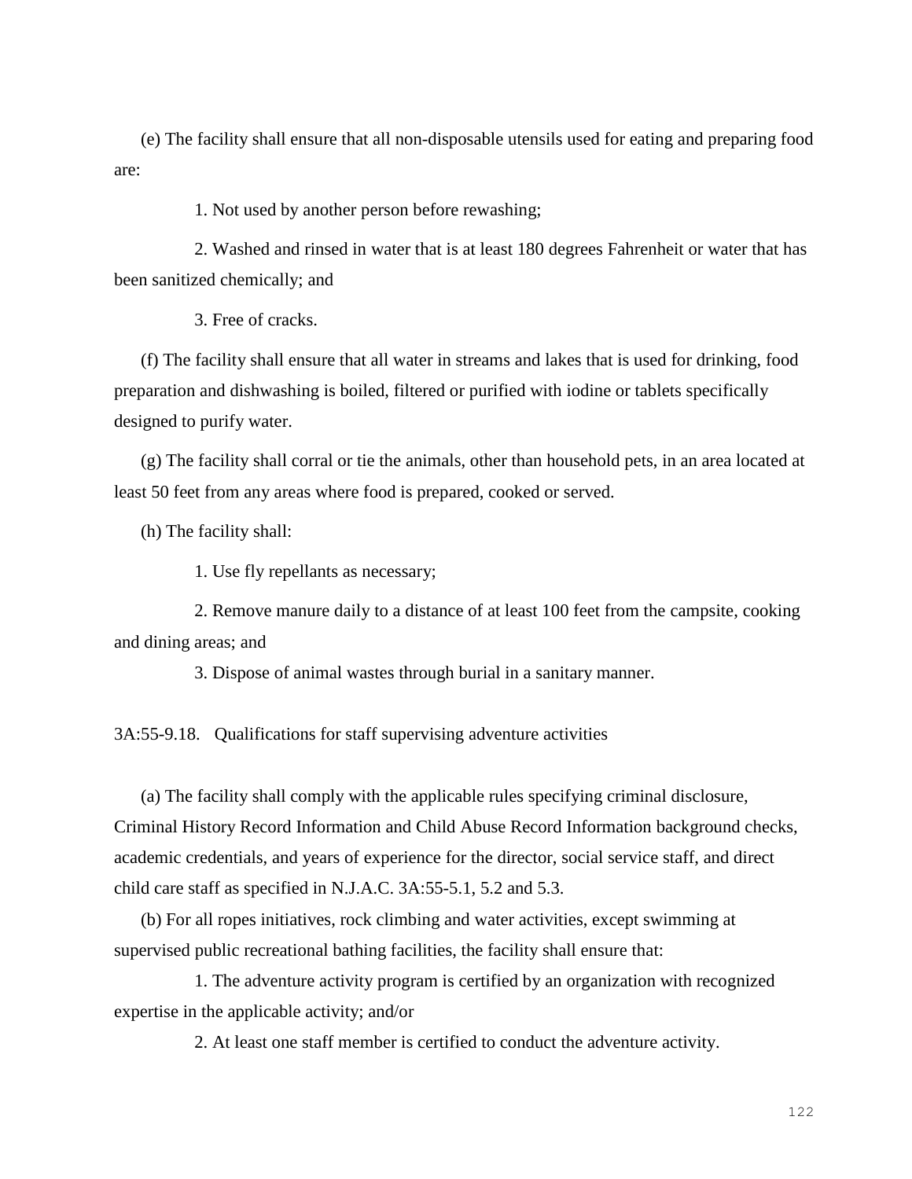(e) The facility shall ensure that all non-disposable utensils used for eating and preparing food are:

1. Not used by another person before rewashing;

2. Washed and rinsed in water that is at least 180 degrees Fahrenheit or water that has been sanitized chemically; and

3. Free of cracks.

(f) The facility shall ensure that all water in streams and lakes that is used for drinking, food preparation and dishwashing is boiled, filtered or purified with iodine or tablets specifically designed to purify water.

(g) The facility shall corral or tie the animals, other than household pets, in an area located at least 50 feet from any areas where food is prepared, cooked or served.

(h) The facility shall:

1. Use fly repellants as necessary;

2. Remove manure daily to a distance of at least 100 feet from the campsite, cooking and dining areas; and

3. Dispose of animal wastes through burial in a sanitary manner.

3A:55-9.18. Qualifications for staff supervising adventure activities

(a) The facility shall comply with the applicable rules specifying criminal disclosure, Criminal History Record Information and Child Abuse Record Information background checks, academic credentials, and years of experience for the director, social service staff, and direct child care staff as specified in N.J.A.C. 3A:55-5.1, 5.2 and 5.3.

(b) For all ropes initiatives, rock climbing and water activities, except swimming at supervised public recreational bathing facilities, the facility shall ensure that:

1. The adventure activity program is certified by an organization with recognized expertise in the applicable activity; and/or

2. At least one staff member is certified to conduct the adventure activity.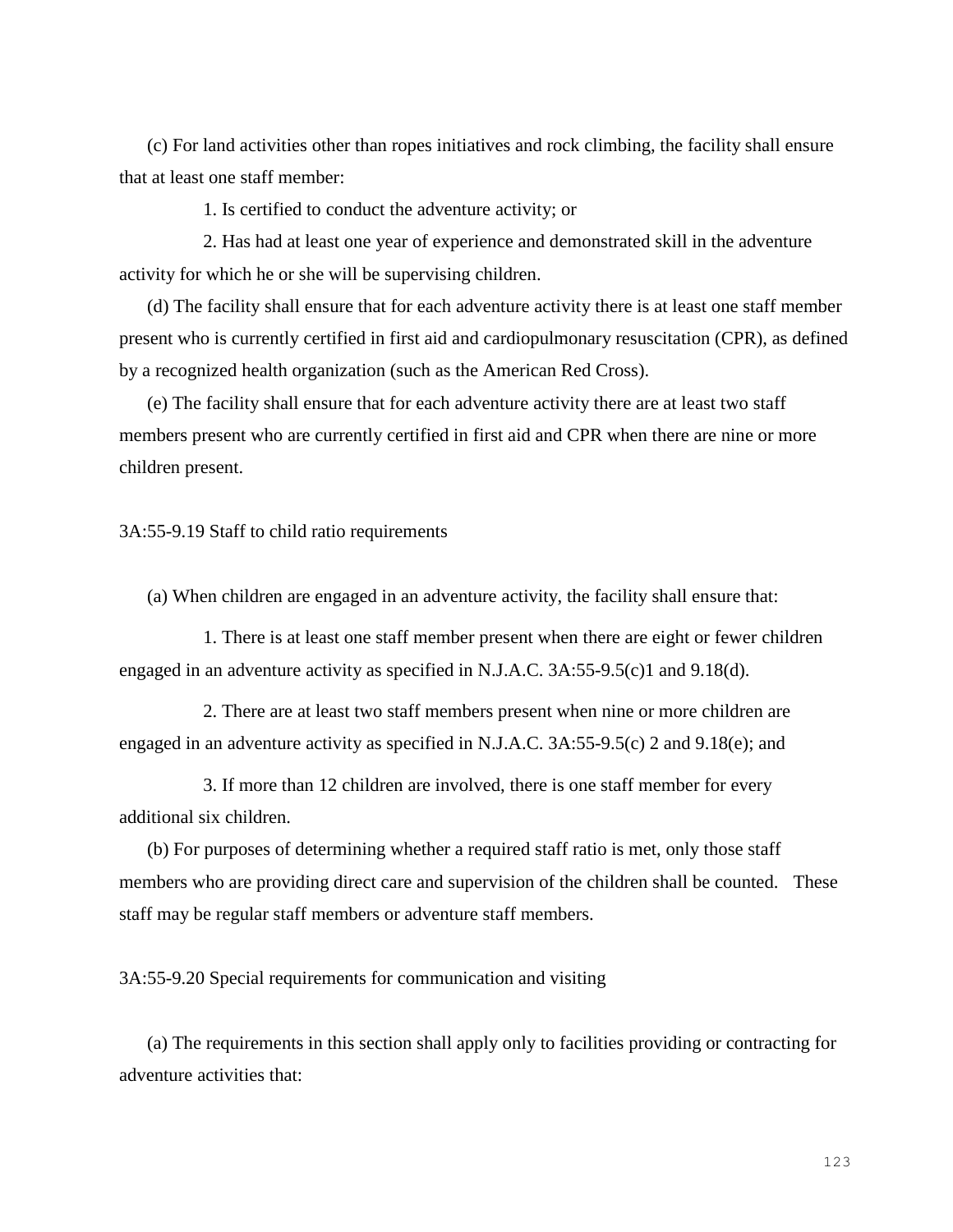(c) For land activities other than ropes initiatives and rock climbing, the facility shall ensure that at least one staff member:

1. Is certified to conduct the adventure activity; or

2. Has had at least one year of experience and demonstrated skill in the adventure activity for which he or she will be supervising children.

(d) The facility shall ensure that for each adventure activity there is at least one staff member present who is currently certified in first aid and cardiopulmonary resuscitation (CPR), as defined by a recognized health organization (such as the American Red Cross).

(e) The facility shall ensure that for each adventure activity there are at least two staff members present who are currently certified in first aid and CPR when there are nine or more children present.

3A:55-9.19 Staff to child ratio requirements

(a) When children are engaged in an adventure activity, the facility shall ensure that:

1. There is at least one staff member present when there are eight or fewer children engaged in an adventure activity as specified in N.J.A.C. 3A:55-9.5(c)1 and 9.18(d).

2. There are at least two staff members present when nine or more children are engaged in an adventure activity as specified in N.J.A.C. 3A:55-9.5(c) 2 and 9.18(e); and

3. If more than 12 children are involved, there is one staff member for every additional six children.

(b) For purposes of determining whether a required staff ratio is met, only those staff members who are providing direct care and supervision of the children shall be counted. These staff may be regular staff members or adventure staff members.

3A:55-9.20 Special requirements for communication and visiting

(a) The requirements in this section shall apply only to facilities providing or contracting for adventure activities that: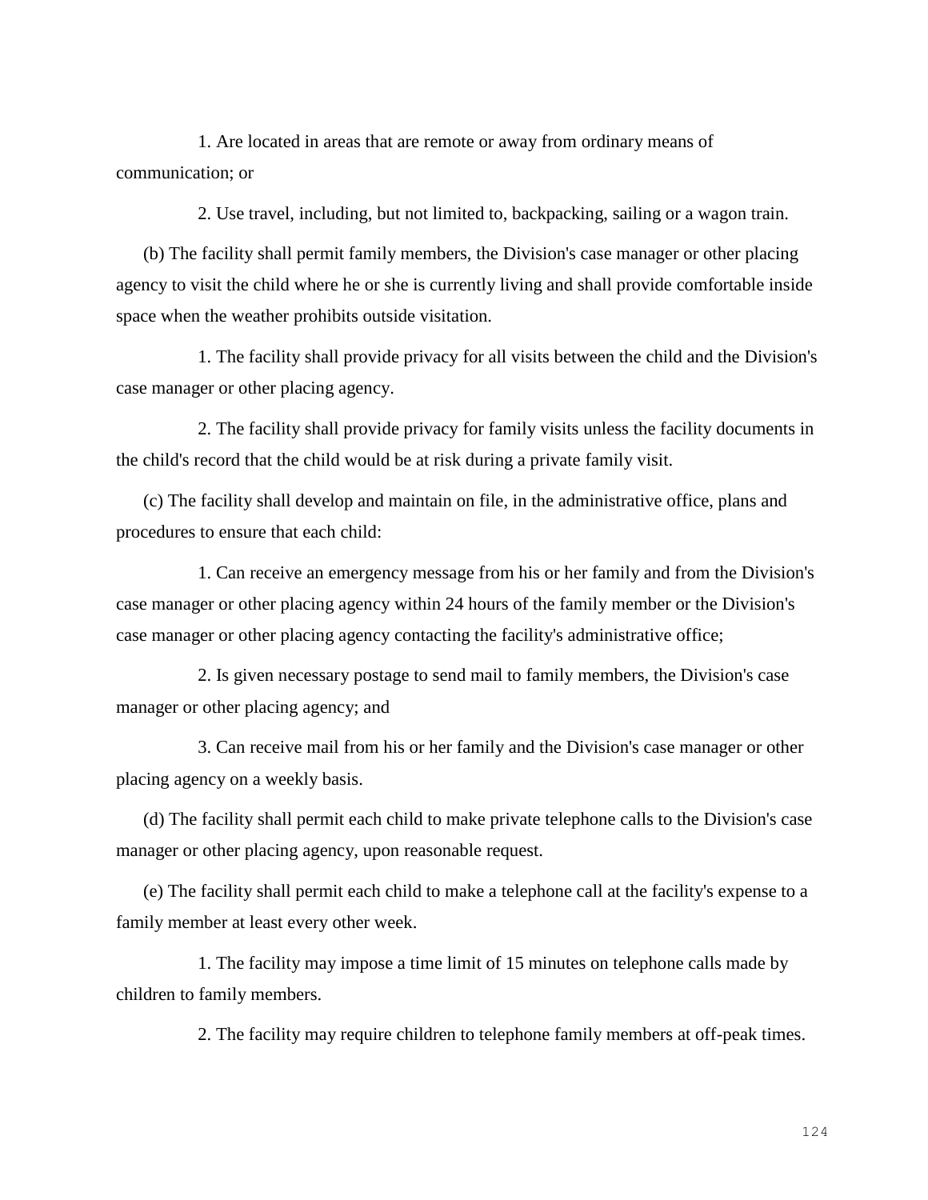1. Are located in areas that are remote or away from ordinary means of communication; or

2. Use travel, including, but not limited to, backpacking, sailing or a wagon train.

(b) The facility shall permit family members, the Division's case manager or other placing agency to visit the child where he or she is currently living and shall provide comfortable inside space when the weather prohibits outside visitation.

1. The facility shall provide privacy for all visits between the child and the Division's case manager or other placing agency.

2. The facility shall provide privacy for family visits unless the facility documents in the child's record that the child would be at risk during a private family visit.

(c) The facility shall develop and maintain on file, in the administrative office, plans and procedures to ensure that each child:

1. Can receive an emergency message from his or her family and from the Division's case manager or other placing agency within 24 hours of the family member or the Division's case manager or other placing agency contacting the facility's administrative office;

2. Is given necessary postage to send mail to family members, the Division's case manager or other placing agency; and

3. Can receive mail from his or her family and the Division's case manager or other placing agency on a weekly basis.

(d) The facility shall permit each child to make private telephone calls to the Division's case manager or other placing agency, upon reasonable request.

(e) The facility shall permit each child to make a telephone call at the facility's expense to a family member at least every other week.

1. The facility may impose a time limit of 15 minutes on telephone calls made by children to family members.

2. The facility may require children to telephone family members at off-peak times.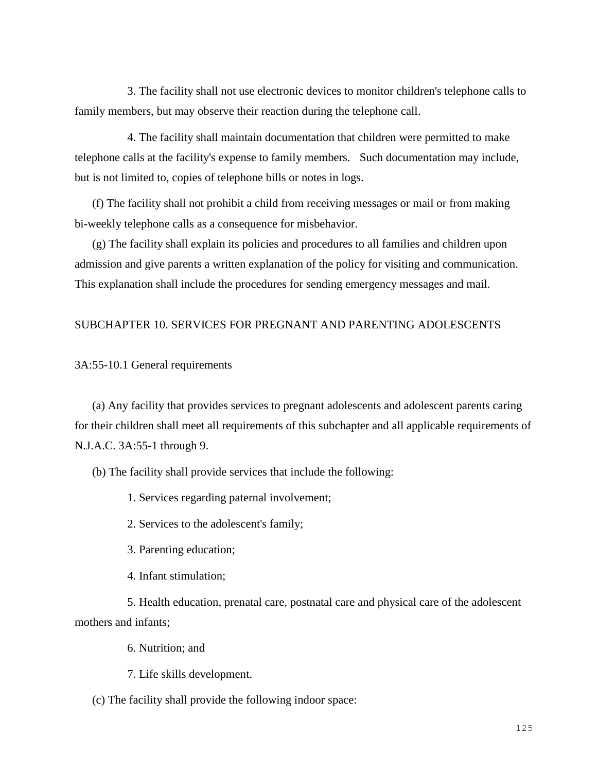3. The facility shall not use electronic devices to monitor children's telephone calls to family members, but may observe their reaction during the telephone call.

4. The facility shall maintain documentation that children were permitted to make telephone calls at the facility's expense to family members. Such documentation may include, but is not limited to, copies of telephone bills or notes in logs.

(f) The facility shall not prohibit a child from receiving messages or mail or from making bi-weekly telephone calls as a consequence for misbehavior.

(g) The facility shall explain its policies and procedures to all families and children upon admission and give parents a written explanation of the policy for visiting and communication. This explanation shall include the procedures for sending emergency messages and mail.

## SUBCHAPTER 10. SERVICES FOR PREGNANT AND PARENTING ADOLESCENTS

### 3A:55-10.1 General requirements

(a) Any facility that provides services to pregnant adolescents and adolescent parents caring for their children shall meet all requirements of this subchapter and all applicable requirements of N.J.A.C. 3A:55-1 through 9.

(b) The facility shall provide services that include the following:

1. Services regarding paternal involvement;

2. Services to the adolescent's family;

3. Parenting education;

4. Infant stimulation;

5. Health education, prenatal care, postnatal care and physical care of the adolescent mothers and infants;

6. Nutrition; and

7. Life skills development.

(c) The facility shall provide the following indoor space: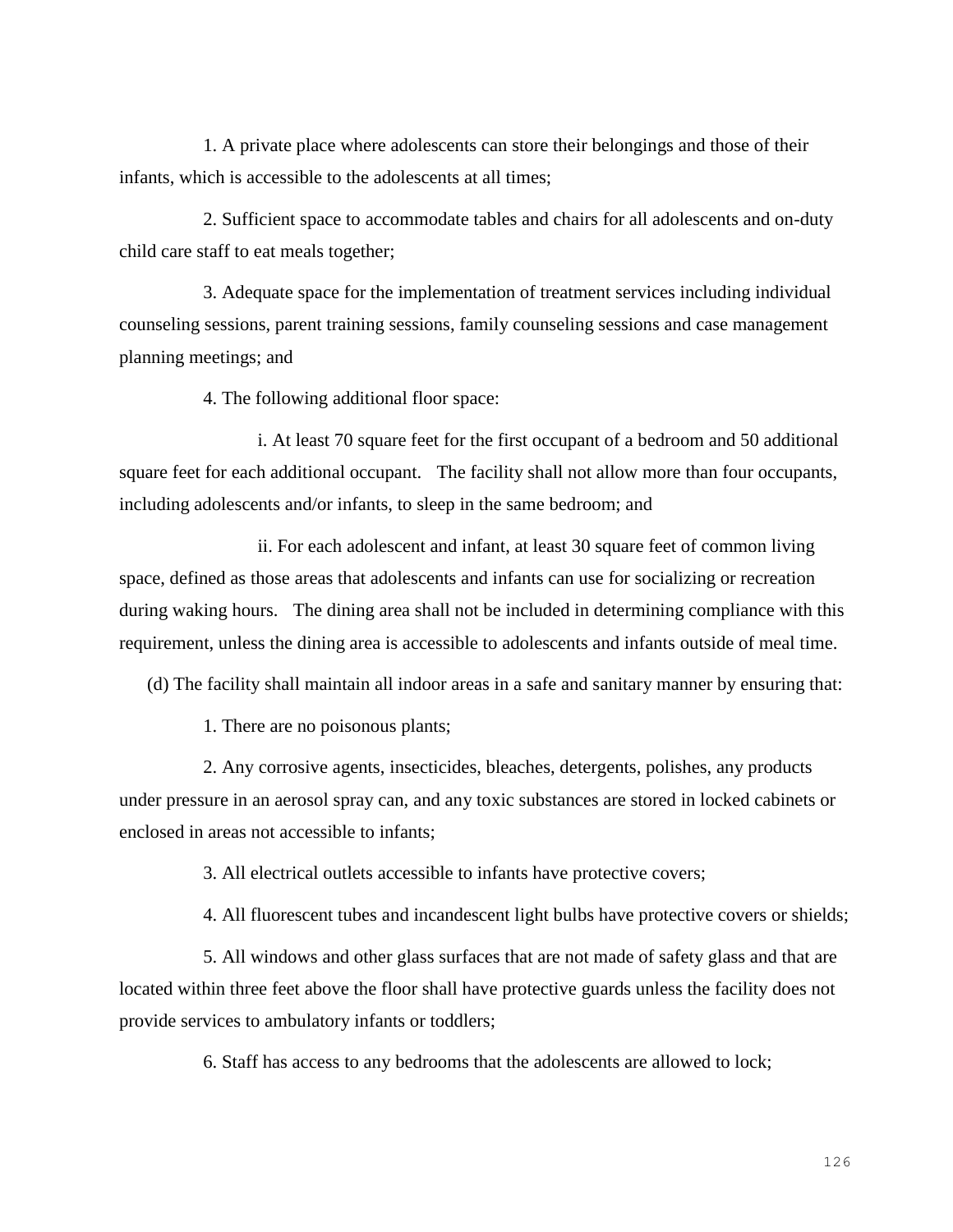1. A private place where adolescents can store their belongings and those of their infants, which is accessible to the adolescents at all times;

2. Sufficient space to accommodate tables and chairs for all adolescents and on-duty child care staff to eat meals together;

3. Adequate space for the implementation of treatment services including individual counseling sessions, parent training sessions, family counseling sessions and case management planning meetings; and

4. The following additional floor space:

i. At least 70 square feet for the first occupant of a bedroom and 50 additional square feet for each additional occupant. The facility shall not allow more than four occupants, including adolescents and/or infants, to sleep in the same bedroom; and

ii. For each adolescent and infant, at least 30 square feet of common living space, defined as those areas that adolescents and infants can use for socializing or recreation during waking hours. The dining area shall not be included in determining compliance with this requirement, unless the dining area is accessible to adolescents and infants outside of meal time.

(d) The facility shall maintain all indoor areas in a safe and sanitary manner by ensuring that:

1. There are no poisonous plants;

2. Any corrosive agents, insecticides, bleaches, detergents, polishes, any products under pressure in an aerosol spray can, and any toxic substances are stored in locked cabinets or enclosed in areas not accessible to infants;

3. All electrical outlets accessible to infants have protective covers;

4. All fluorescent tubes and incandescent light bulbs have protective covers or shields;

5. All windows and other glass surfaces that are not made of safety glass and that are located within three feet above the floor shall have protective guards unless the facility does not provide services to ambulatory infants or toddlers;

6. Staff has access to any bedrooms that the adolescents are allowed to lock;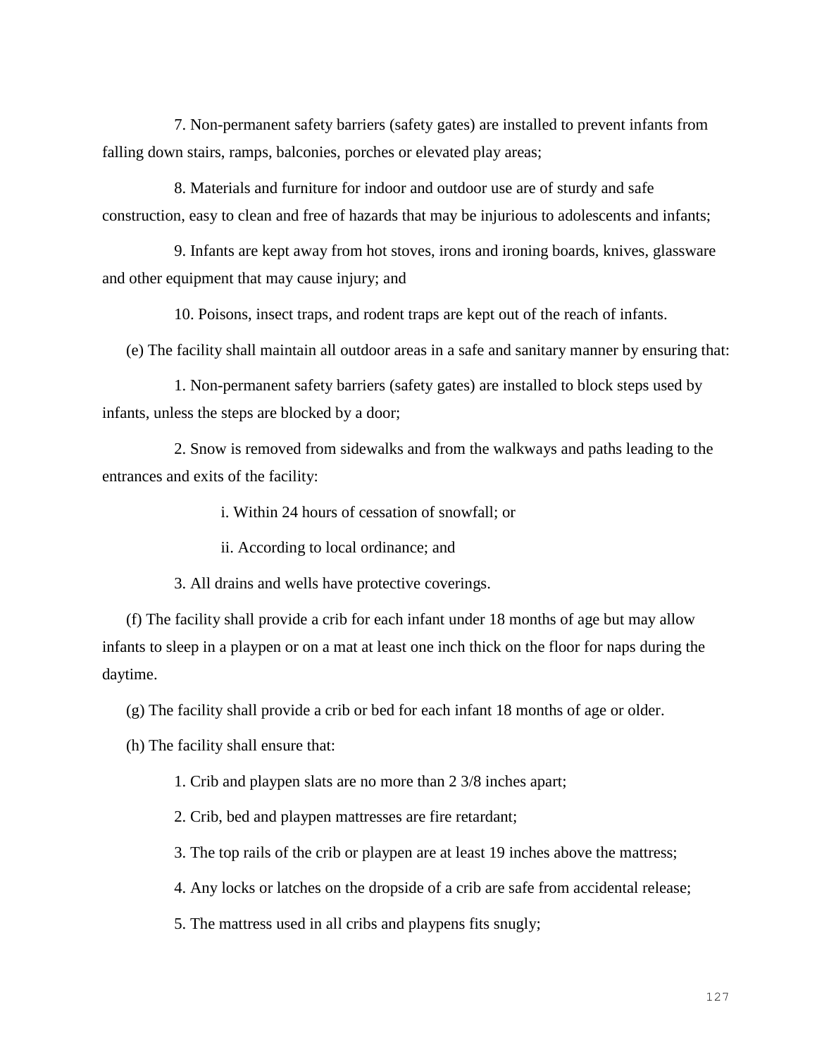7. Non-permanent safety barriers (safety gates) are installed to prevent infants from falling down stairs, ramps, balconies, porches or elevated play areas;

8. Materials and furniture for indoor and outdoor use are of sturdy and safe construction, easy to clean and free of hazards that may be injurious to adolescents and infants;

9. Infants are kept away from hot stoves, irons and ironing boards, knives, glassware and other equipment that may cause injury; and

10. Poisons, insect traps, and rodent traps are kept out of the reach of infants.

(e) The facility shall maintain all outdoor areas in a safe and sanitary manner by ensuring that:

1. Non-permanent safety barriers (safety gates) are installed to block steps used by infants, unless the steps are blocked by a door;

2. Snow is removed from sidewalks and from the walkways and paths leading to the entrances and exits of the facility:

i. Within 24 hours of cessation of snowfall; or

ii. According to local ordinance; and

3. All drains and wells have protective coverings.

(f) The facility shall provide a crib for each infant under 18 months of age but may allow infants to sleep in a playpen or on a mat at least one inch thick on the floor for naps during the daytime.

(g) The facility shall provide a crib or bed for each infant 18 months of age or older.

(h) The facility shall ensure that:

1. Crib and playpen slats are no more than 2 3/8 inches apart;

2. Crib, bed and playpen mattresses are fire retardant;

3. The top rails of the crib or playpen are at least 19 inches above the mattress;

4. Any locks or latches on the dropside of a crib are safe from accidental release;

5. The mattress used in all cribs and playpens fits snugly;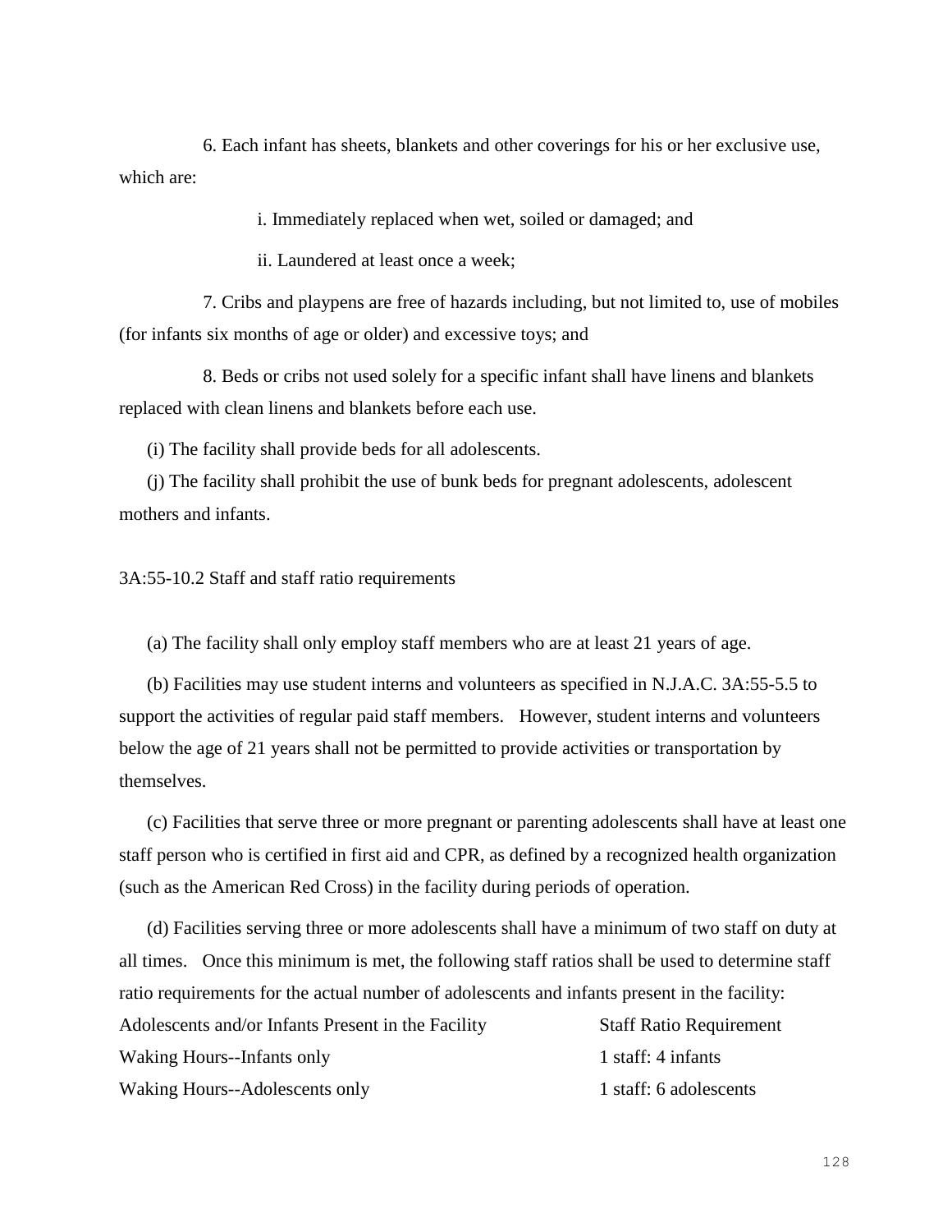6. Each infant has sheets, blankets and other coverings for his or her exclusive use, which are:

i. Immediately replaced when wet, soiled or damaged; and

ii. Laundered at least once a week;

7. Cribs and playpens are free of hazards including, but not limited to, use of mobiles (for infants six months of age or older) and excessive toys; and

8. Beds or cribs not used solely for a specific infant shall have linens and blankets replaced with clean linens and blankets before each use.

(i) The facility shall provide beds for all adolescents.

(j) The facility shall prohibit the use of bunk beds for pregnant adolescents, adolescent mothers and infants.

3A:55-10.2 Staff and staff ratio requirements

(a) The facility shall only employ staff members who are at least 21 years of age.

(b) Facilities may use student interns and volunteers as specified in N.J.A.C. 3A:55-5.5 to support the activities of regular paid staff members. However, student interns and volunteers below the age of 21 years shall not be permitted to provide activities or transportation by themselves.

(c) Facilities that serve three or more pregnant or parenting adolescents shall have at least one staff person who is certified in first aid and CPR, as defined by a recognized health organization (such as the American Red Cross) in the facility during periods of operation.

(d) Facilities serving three or more adolescents shall have a minimum of two staff on duty at all times. Once this minimum is met, the following staff ratios shall be used to determine staff ratio requirements for the actual number of adolescents and infants present in the facility:

| Adolescents and/or Infants Present in the Facility | Staff Ratio Requirement |
|---|---|
| Waking Hours--Infants only | 1 staff: 4 infants |
| Waking Hours--Adolescents only | 1 staff: 6 adolescents |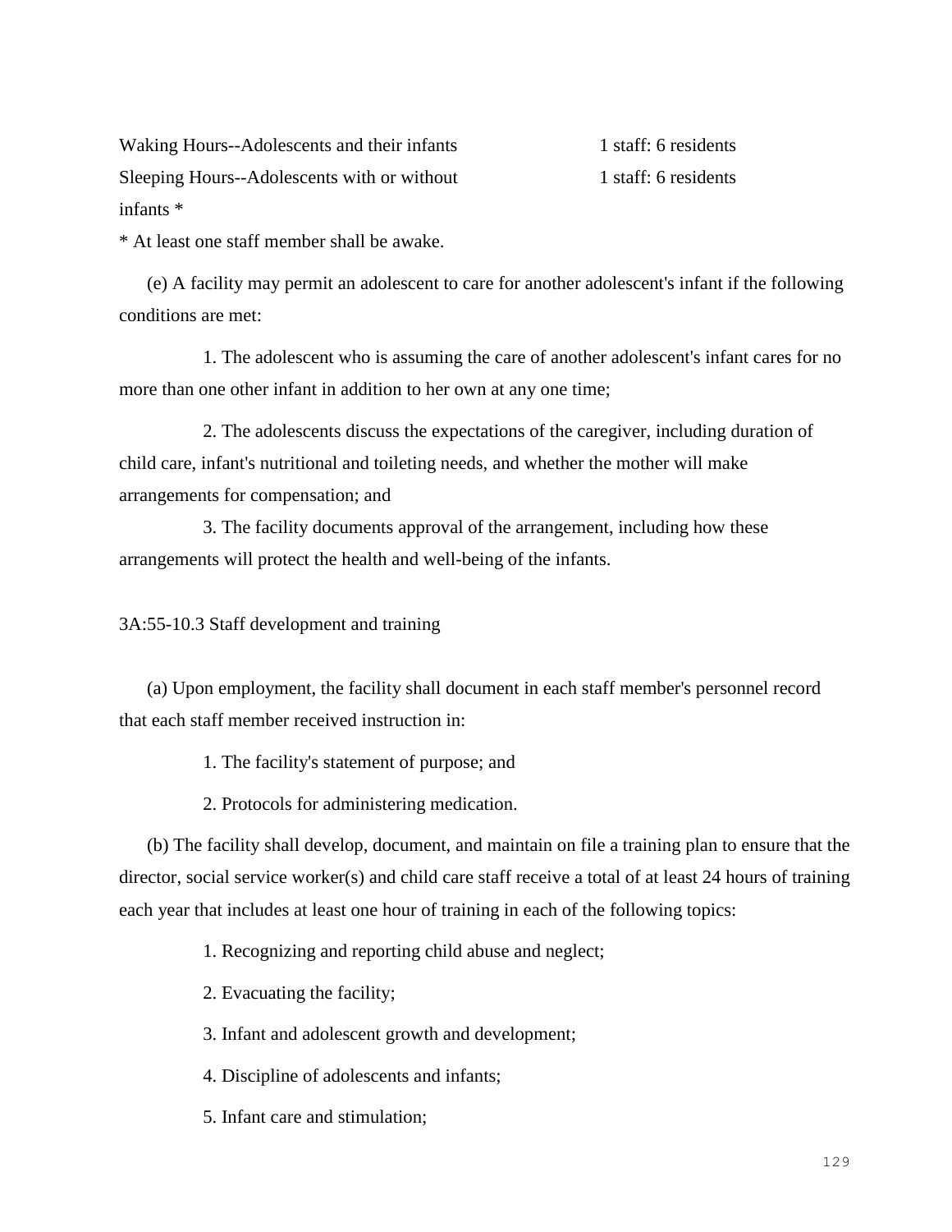| | |
|---|---|
| Waking Hours--Adolescents and their infants | 1 staff: 6 residents |
| Sleeping Hours--Adolescents with or without infants * | 1 staff: 6 residents |

* At least one staff member shall be awake.

(e) A facility may permit an adolescent to care for another adolescent's infant if the following conditions are met:

1. The adolescent who is assuming the care of another adolescent's infant cares for no more than one other infant in addition to her own at any one time;

2. The adolescents discuss the expectations of the caregiver, including duration of child care, infant's nutritional and toileting needs, and whether the mother will make arrangements for compensation; and

3. The facility documents approval of the arrangement, including how these arrangements will protect the health and well-being of the infants.

3A:55-10.3 Staff development and training

(a) Upon employment, the facility shall document in each staff member's personnel record that each staff member received instruction in:

1. The facility's statement of purpose; and

2. Protocols for administering medication.

(b) The facility shall develop, document, and maintain on file a training plan to ensure that the director, social service worker(s) and child care staff receive a total of at least 24 hours of training each year that includes at least one hour of training in each of the following topics:

1. Recognizing and reporting child abuse and neglect;

2. Evacuating the facility;

3. Infant and adolescent growth and development;

4. Discipline of adolescents and infants;

5. Infant care and stimulation;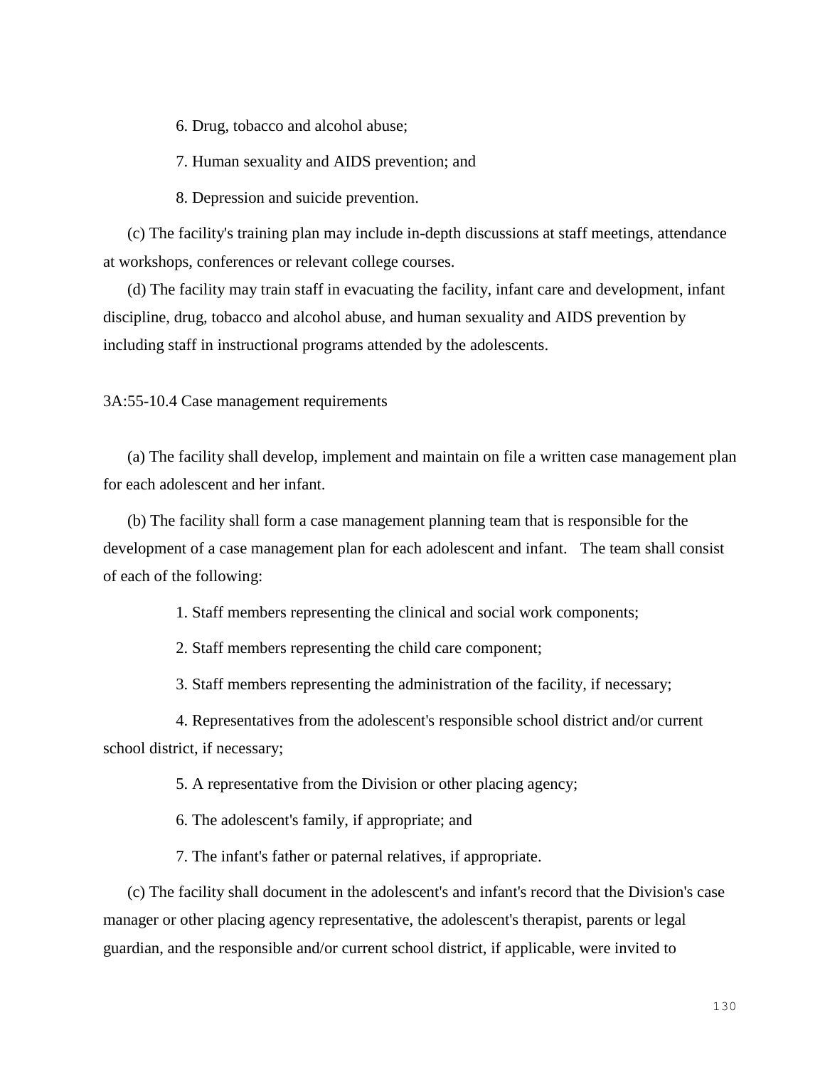6. Drug, tobacco and alcohol abuse;

7. Human sexuality and AIDS prevention; and

8. Depression and suicide prevention.

(c) The facility's training plan may include in-depth discussions at staff meetings, attendance at workshops, conferences or relevant college courses.

(d) The facility may train staff in evacuating the facility, infant care and development, infant discipline, drug, tobacco and alcohol abuse, and human sexuality and AIDS prevention by including staff in instructional programs attended by the adolescents.

3A:55-10.4 Case management requirements

(a) The facility shall develop, implement and maintain on file a written case management plan for each adolescent and her infant.

(b) The facility shall form a case management planning team that is responsible for the development of a case management plan for each adolescent and infant. The team shall consist of each of the following:

1. Staff members representing the clinical and social work components;

2. Staff members representing the child care component;

3. Staff members representing the administration of the facility, if necessary;

4. Representatives from the adolescent's responsible school district and/or current school district, if necessary;

5. A representative from the Division or other placing agency;

6. The adolescent's family, if appropriate; and

7. The infant's father or paternal relatives, if appropriate.

(c) The facility shall document in the adolescent's and infant's record that the Division's case manager or other placing agency representative, the adolescent's therapist, parents or legal guardian, and the responsible and/or current school district, if applicable, were invited to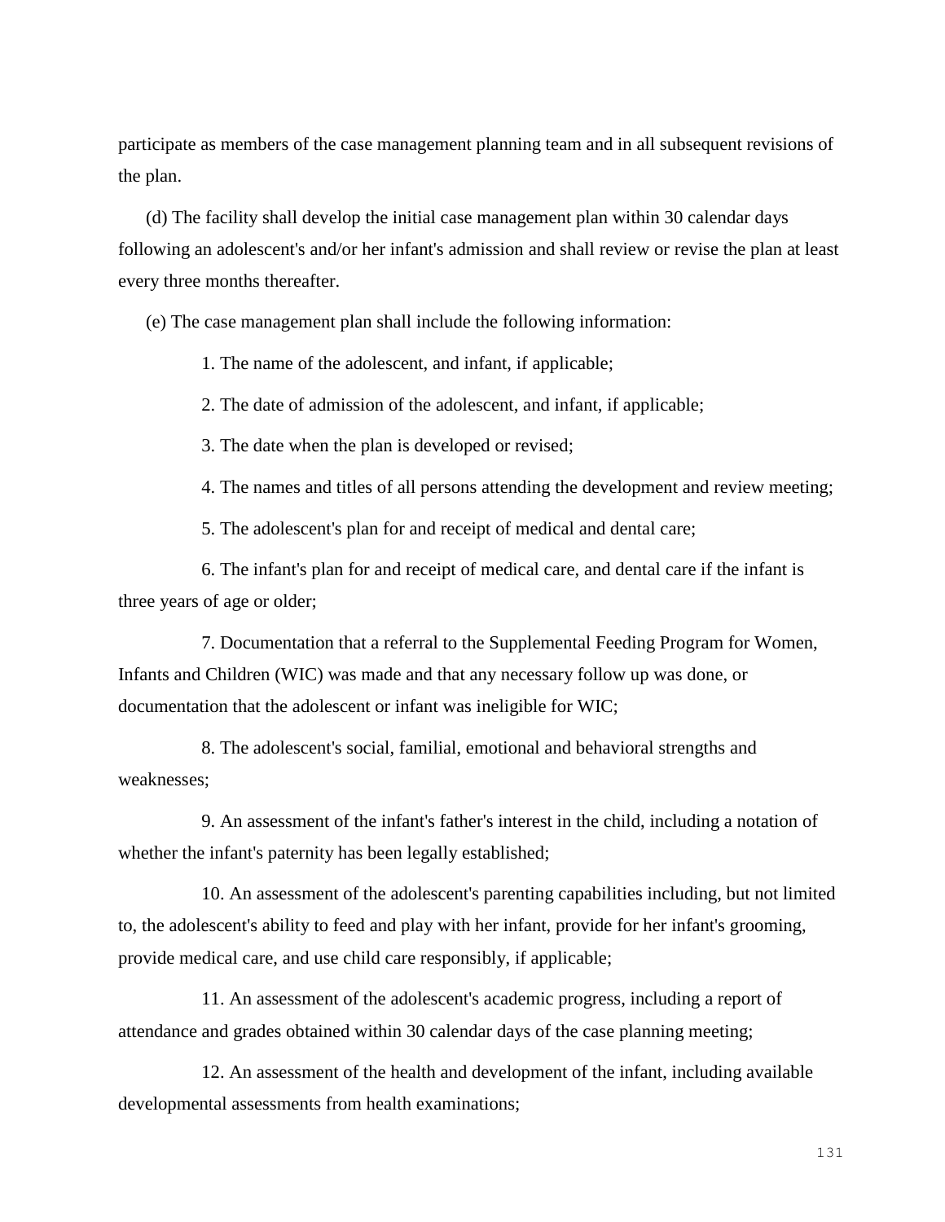participate as members of the case management planning team and in all subsequent revisions of the plan.

(d) The facility shall develop the initial case management plan within 30 calendar days following an adolescent's and/or her infant's admission and shall review or revise the plan at least every three months thereafter.

(e) The case management plan shall include the following information:

1. The name of the adolescent, and infant, if applicable;

2. The date of admission of the adolescent, and infant, if applicable;

3. The date when the plan is developed or revised;

4. The names and titles of all persons attending the development and review meeting;

5. The adolescent's plan for and receipt of medical and dental care;

6. The infant's plan for and receipt of medical care, and dental care if the infant is three years of age or older;

7. Documentation that a referral to the Supplemental Feeding Program for Women, Infants and Children (WIC) was made and that any necessary follow up was done, or documentation that the adolescent or infant was ineligible for WIC;

8. The adolescent's social, familial, emotional and behavioral strengths and weaknesses;

9. An assessment of the infant's father's interest in the child, including a notation of whether the infant's paternity has been legally established;

10. An assessment of the adolescent's parenting capabilities including, but not limited to, the adolescent's ability to feed and play with her infant, provide for her infant's grooming, provide medical care, and use child care responsibly, if applicable;

11. An assessment of the adolescent's academic progress, including a report of attendance and grades obtained within 30 calendar days of the case planning meeting;

12. An assessment of the health and development of the infant, including available developmental assessments from health examinations;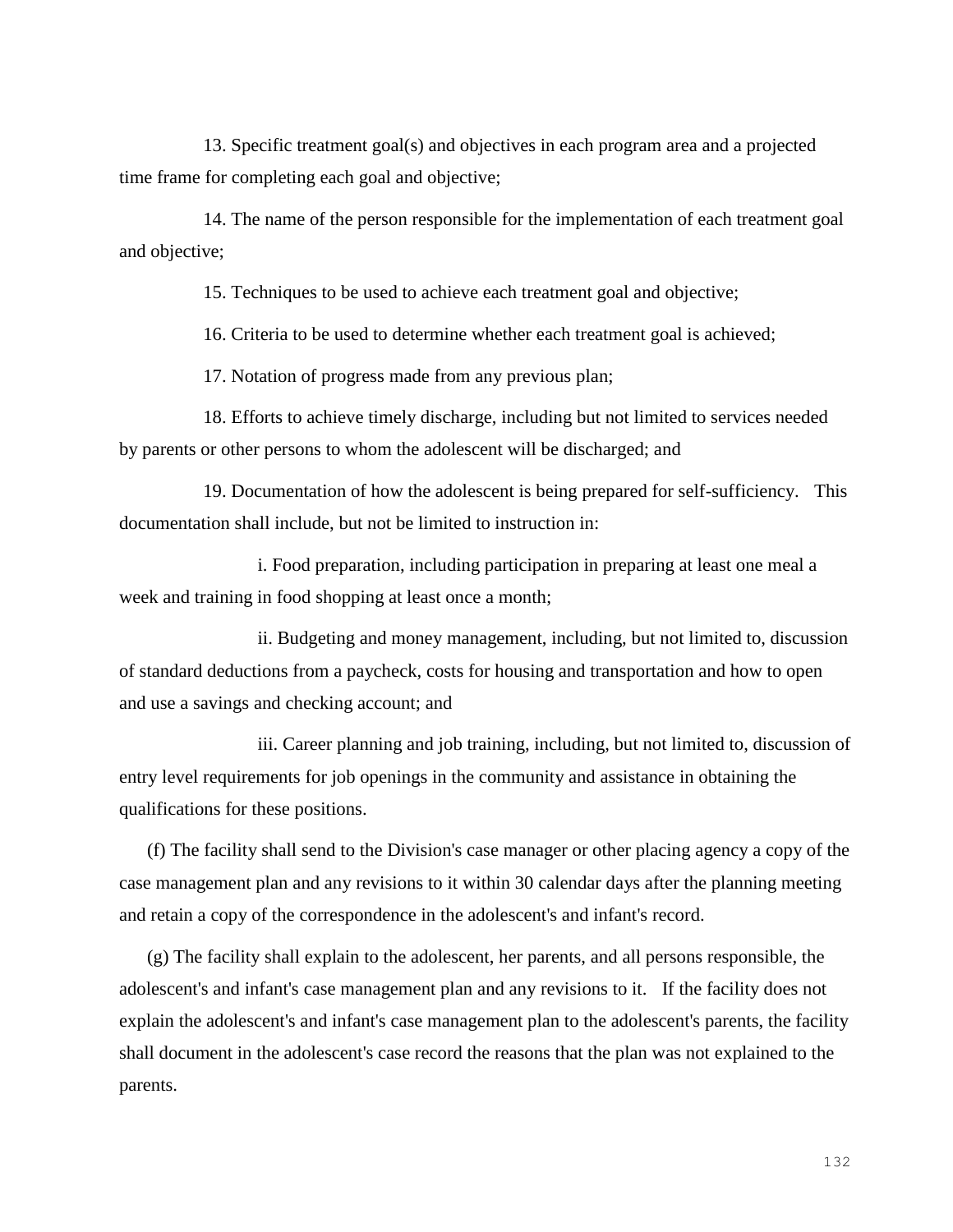13. Specific treatment goal(s) and objectives in each program area and a projected time frame for completing each goal and objective;

14. The name of the person responsible for the implementation of each treatment goal and objective;

15. Techniques to be used to achieve each treatment goal and objective;

16. Criteria to be used to determine whether each treatment goal is achieved;

17. Notation of progress made from any previous plan;

18. Efforts to achieve timely discharge, including but not limited to services needed by parents or other persons to whom the adolescent will be discharged; and

19. Documentation of how the adolescent is being prepared for self-sufficiency. This documentation shall include, but not be limited to instruction in:

i. Food preparation, including participation in preparing at least one meal a week and training in food shopping at least once a month;

ii. Budgeting and money management, including, but not limited to, discussion of standard deductions from a paycheck, costs for housing and transportation and how to open and use a savings and checking account; and

iii. Career planning and job training, including, but not limited to, discussion of entry level requirements for job openings in the community and assistance in obtaining the qualifications for these positions.

(f) The facility shall send to the Division's case manager or other placing agency a copy of the case management plan and any revisions to it within 30 calendar days after the planning meeting and retain a copy of the correspondence in the adolescent's and infant's record.

(g) The facility shall explain to the adolescent, her parents, and all persons responsible, the adolescent's and infant's case management plan and any revisions to it. If the facility does not explain the adolescent's and infant's case management plan to the adolescent's parents, the facility shall document in the adolescent's case record the reasons that the plan was not explained to the parents.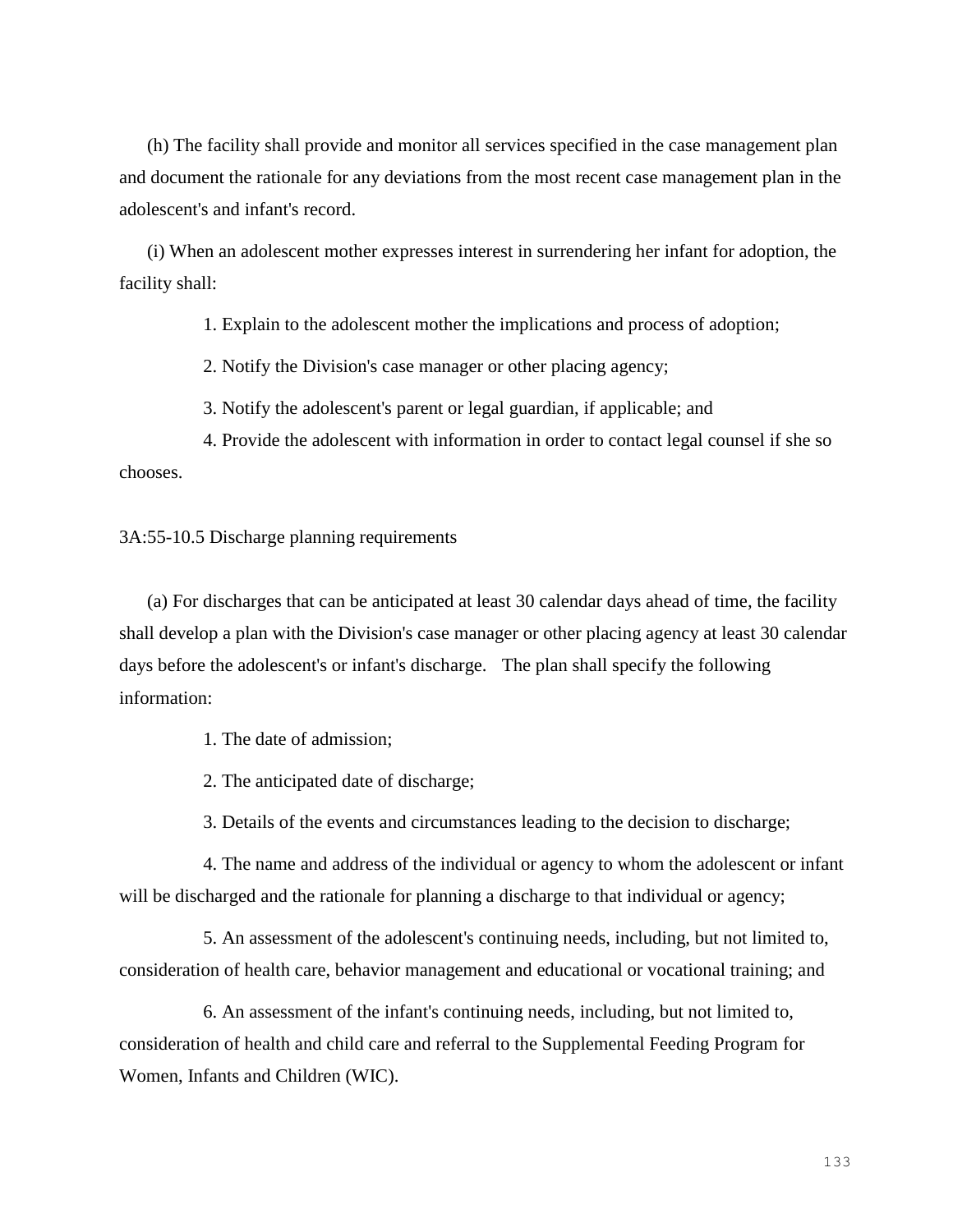(h) The facility shall provide and monitor all services specified in the case management plan and document the rationale for any deviations from the most recent case management plan in the adolescent's and infant's record.

(i) When an adolescent mother expresses interest in surrendering her infant for adoption, the facility shall:

1. Explain to the adolescent mother the implications and process of adoption;

2. Notify the Division's case manager or other placing agency;

3. Notify the adolescent's parent or legal guardian, if applicable; and

4. Provide the adolescent with information in order to contact legal counsel if she so chooses.

3A:55-10.5 Discharge planning requirements

(a) For discharges that can be anticipated at least 30 calendar days ahead of time, the facility shall develop a plan with the Division's case manager or other placing agency at least 30 calendar days before the adolescent's or infant's discharge. The plan shall specify the following information:

1. The date of admission;

2. The anticipated date of discharge;

3. Details of the events and circumstances leading to the decision to discharge;

4. The name and address of the individual or agency to whom the adolescent or infant will be discharged and the rationale for planning a discharge to that individual or agency;

5. An assessment of the adolescent's continuing needs, including, but not limited to, consideration of health care, behavior management and educational or vocational training; and

6. An assessment of the infant's continuing needs, including, but not limited to, consideration of health and child care and referral to the Supplemental Feeding Program for Women, Infants and Children (WIC).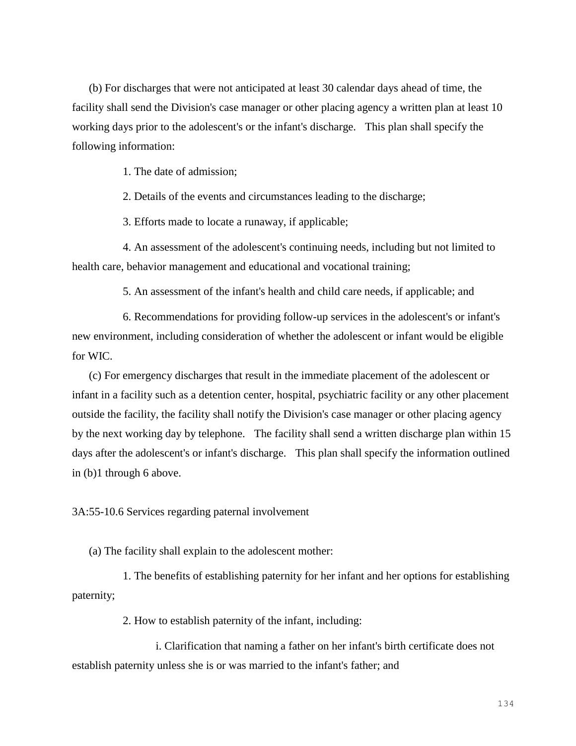(b) For discharges that were not anticipated at least 30 calendar days ahead of time, the facility shall send the Division's case manager or other placing agency a written plan at least 10 working days prior to the adolescent's or the infant's discharge. This plan shall specify the following information:

1. The date of admission;

2. Details of the events and circumstances leading to the discharge;

3. Efforts made to locate a runaway, if applicable;

4. An assessment of the adolescent's continuing needs, including but not limited to health care, behavior management and educational and vocational training;

5. An assessment of the infant's health and child care needs, if applicable; and

6. Recommendations for providing follow-up services in the adolescent's or infant's new environment, including consideration of whether the adolescent or infant would be eligible for WIC.

(c) For emergency discharges that result in the immediate placement of the adolescent or infant in a facility such as a detention center, hospital, psychiatric facility or any other placement outside the facility, the facility shall notify the Division's case manager or other placing agency by the next working day by telephone. The facility shall send a written discharge plan within 15 days after the adolescent's or infant's discharge. This plan shall specify the information outlined in (b)1 through 6 above.

3A:55-10.6 Services regarding paternal involvement

(a) The facility shall explain to the adolescent mother:

1. The benefits of establishing paternity for her infant and her options for establishing paternity;

2. How to establish paternity of the infant, including:

i. Clarification that naming a father on her infant's birth certificate does not establish paternity unless she is or was married to the infant's father; and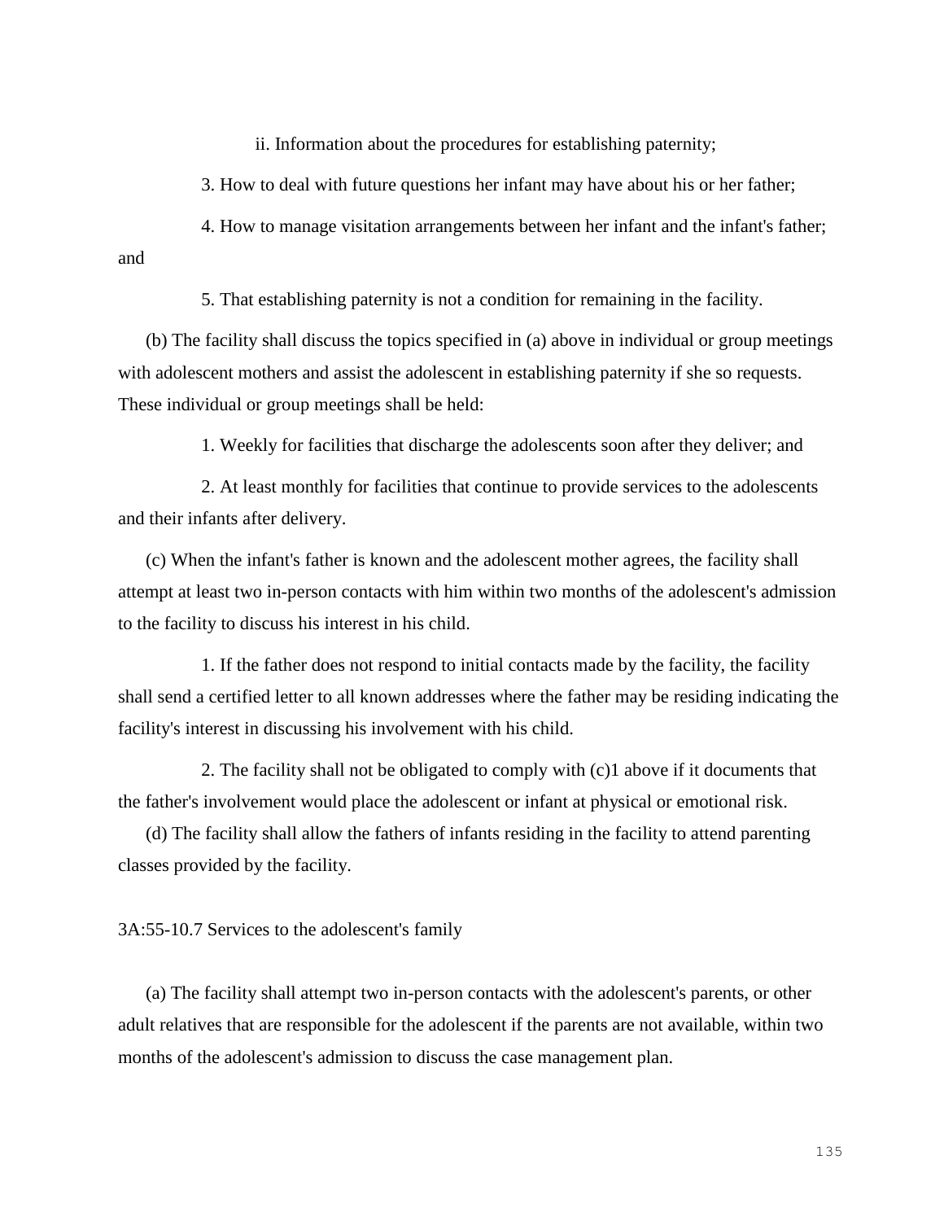ii. Information about the procedures for establishing paternity;

3. How to deal with future questions her infant may have about his or her father;

4. How to manage visitation arrangements between her infant and the infant's father; and

5. That establishing paternity is not a condition for remaining in the facility.

(b) The facility shall discuss the topics specified in (a) above in individual or group meetings with adolescent mothers and assist the adolescent in establishing paternity if she so requests. These individual or group meetings shall be held:

1. Weekly for facilities that discharge the adolescents soon after they deliver; and

2. At least monthly for facilities that continue to provide services to the adolescents and their infants after delivery.

(c) When the infant's father is known and the adolescent mother agrees, the facility shall attempt at least two in-person contacts with him within two months of the adolescent's admission to the facility to discuss his interest in his child.

1. If the father does not respond to initial contacts made by the facility, the facility shall send a certified letter to all known addresses where the father may be residing indicating the facility's interest in discussing his involvement with his child.

2. The facility shall not be obligated to comply with (c)1 above if it documents that the father's involvement would place the adolescent or infant at physical or emotional risk.

(d) The facility shall allow the fathers of infants residing in the facility to attend parenting classes provided by the facility.

3A:55-10.7 Services to the adolescent's family

(a) The facility shall attempt two in-person contacts with the adolescent's parents, or other adult relatives that are responsible for the adolescent if the parents are not available, within two months of the adolescent's admission to discuss the case management plan.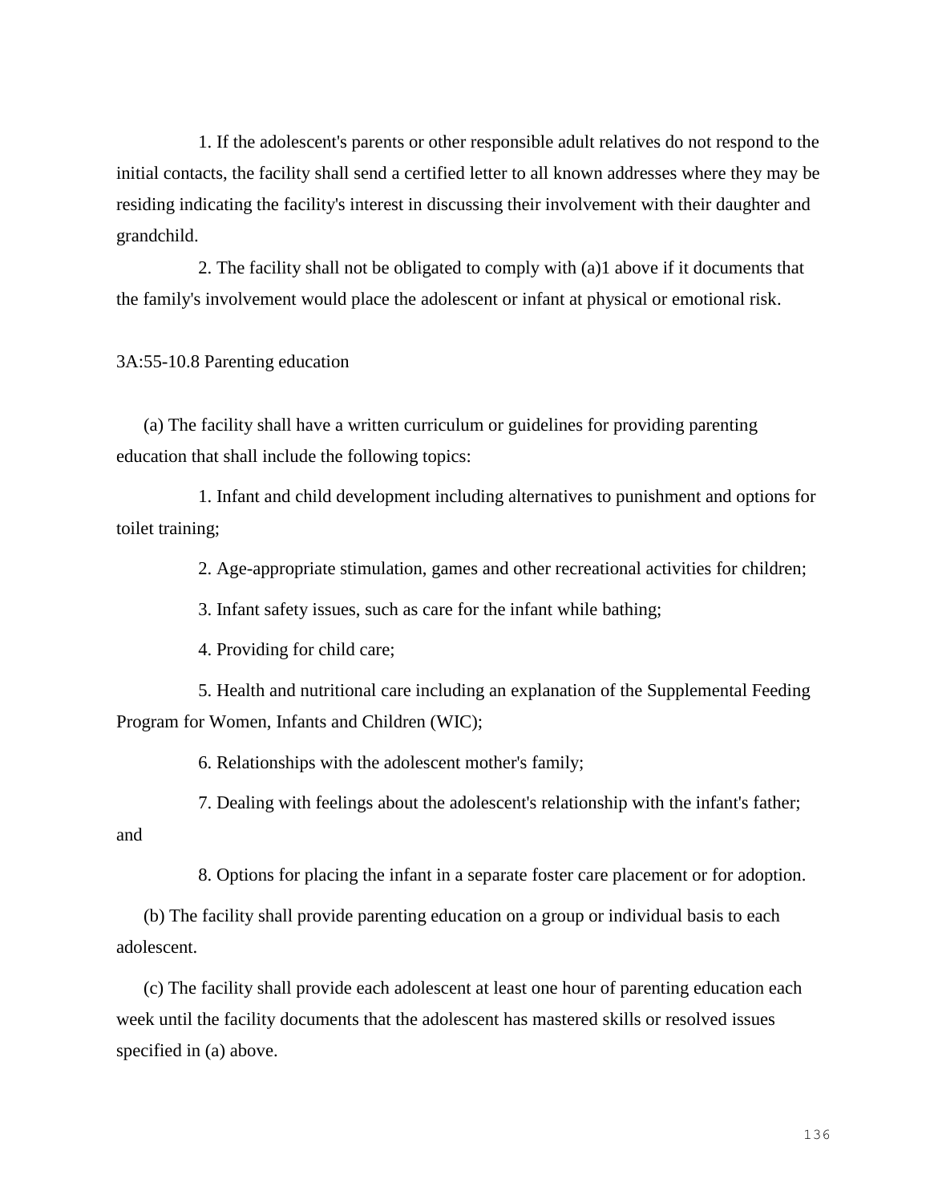1. If the adolescent's parents or other responsible adult relatives do not respond to the initial contacts, the facility shall send a certified letter to all known addresses where they may be residing indicating the facility's interest in discussing their involvement with their daughter and grandchild.

2. The facility shall not be obligated to comply with (a)1 above if it documents that the family's involvement would place the adolescent or infant at physical or emotional risk.

3A:55-10.8 Parenting education

(a) The facility shall have a written curriculum or guidelines for providing parenting education that shall include the following topics:

1. Infant and child development including alternatives to punishment and options for toilet training;

2. Age-appropriate stimulation, games and other recreational activities for children;

3. Infant safety issues, such as care for the infant while bathing;

4. Providing for child care;

5. Health and nutritional care including an explanation of the Supplemental Feeding Program for Women, Infants and Children (WIC);

6. Relationships with the adolescent mother's family;

7. Dealing with feelings about the adolescent's relationship with the infant's father; and

8. Options for placing the infant in a separate foster care placement or for adoption.

(b) The facility shall provide parenting education on a group or individual basis to each adolescent.

(c) The facility shall provide each adolescent at least one hour of parenting education each week until the facility documents that the adolescent has mastered skills or resolved issues specified in (a) above.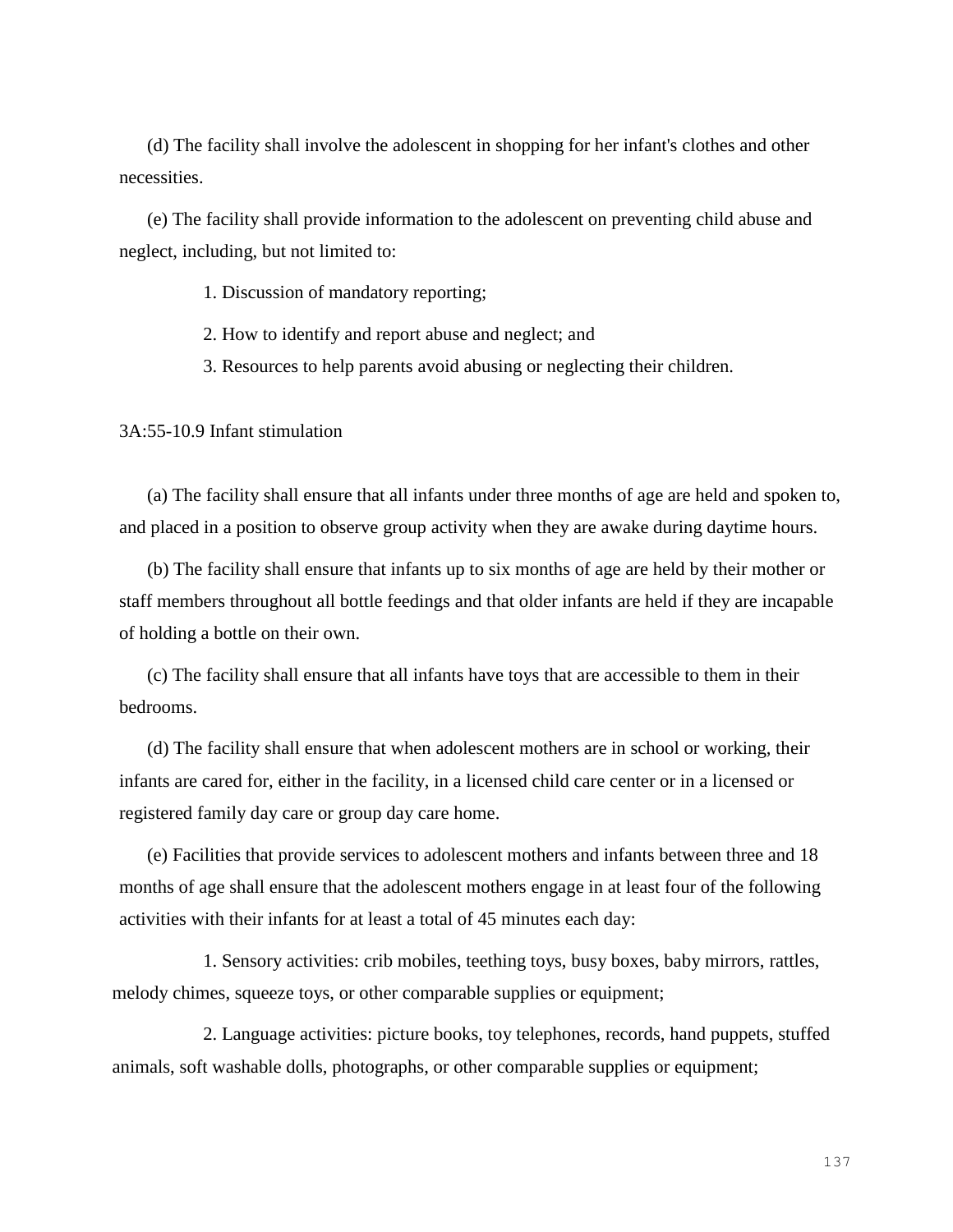(d) The facility shall involve the adolescent in shopping for her infant's clothes and other necessities.

(e) The facility shall provide information to the adolescent on preventing child abuse and neglect, including, but not limited to:

1. Discussion of mandatory reporting;

2. How to identify and report abuse and neglect; and

3. Resources to help parents avoid abusing or neglecting their children.

3A:55-10.9 Infant stimulation

(a) The facility shall ensure that all infants under three months of age are held and spoken to, and placed in a position to observe group activity when they are awake during daytime hours.

(b) The facility shall ensure that infants up to six months of age are held by their mother or staff members throughout all bottle feedings and that older infants are held if they are incapable of holding a bottle on their own.

(c) The facility shall ensure that all infants have toys that are accessible to them in their bedrooms.

(d) The facility shall ensure that when adolescent mothers are in school or working, their infants are cared for, either in the facility, in a licensed child care center or in a licensed or registered family day care or group day care home.

(e) Facilities that provide services to adolescent mothers and infants between three and 18 months of age shall ensure that the adolescent mothers engage in at least four of the following activities with their infants for at least a total of 45 minutes each day:

1. Sensory activities: crib mobiles, teething toys, busy boxes, baby mirrors, rattles, melody chimes, squeeze toys, or other comparable supplies or equipment;

2. Language activities: picture books, toy telephones, records, hand puppets, stuffed animals, soft washable dolls, photographs, or other comparable supplies or equipment;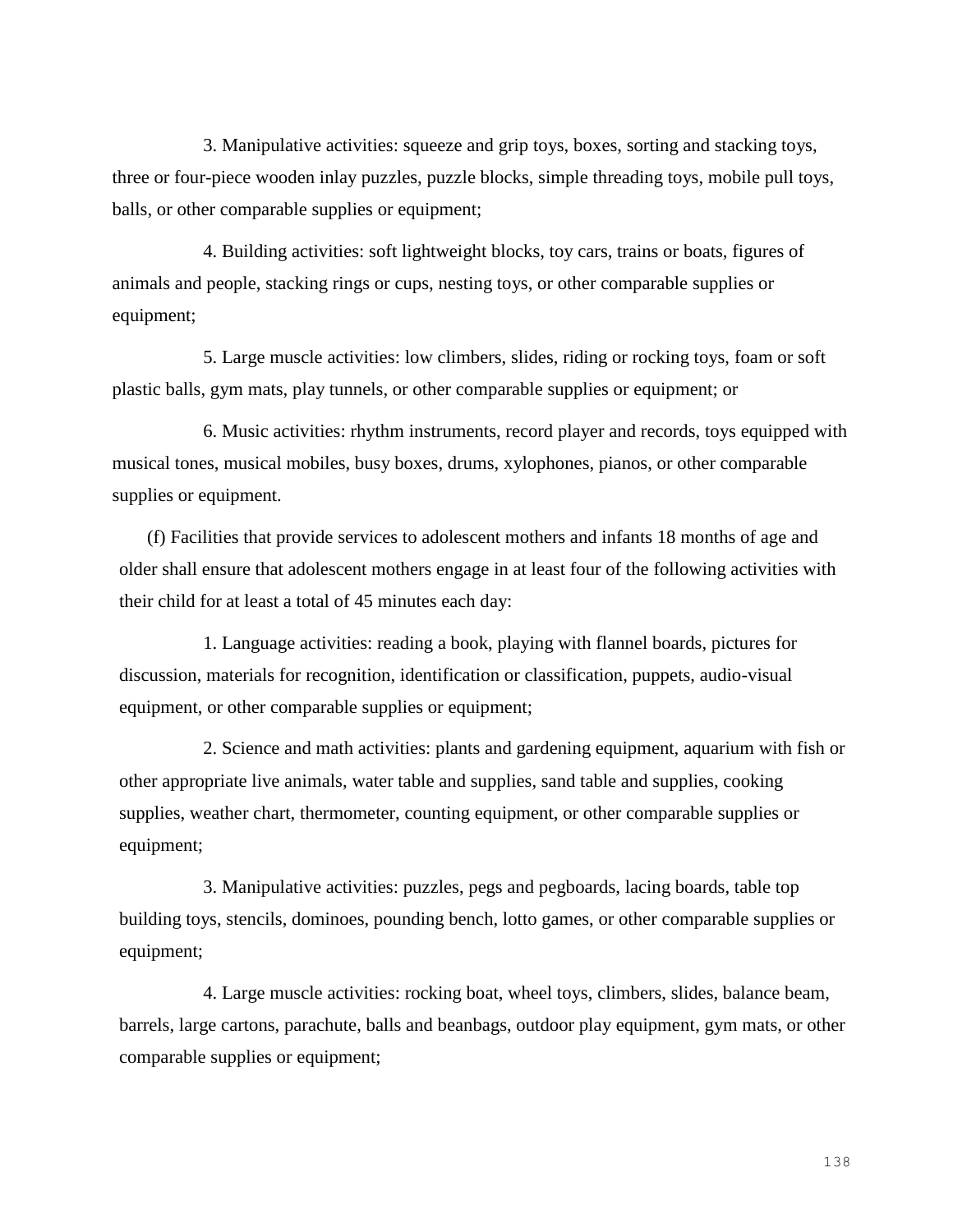3. Manipulative activities: squeeze and grip toys, boxes, sorting and stacking toys, three or four-piece wooden inlay puzzles, puzzle blocks, simple threading toys, mobile pull toys, balls, or other comparable supplies or equipment;

4. Building activities: soft lightweight blocks, toy cars, trains or boats, figures of animals and people, stacking rings or cups, nesting toys, or other comparable supplies or equipment;

5. Large muscle activities: low climbers, slides, riding or rocking toys, foam or soft plastic balls, gym mats, play tunnels, or other comparable supplies or equipment; or

6. Music activities: rhythm instruments, record player and records, toys equipped with musical tones, musical mobiles, busy boxes, drums, xylophones, pianos, or other comparable supplies or equipment.

(f) Facilities that provide services to adolescent mothers and infants 18 months of age and older shall ensure that adolescent mothers engage in at least four of the following activities with their child for at least a total of 45 minutes each day:

1. Language activities: reading a book, playing with flannel boards, pictures for discussion, materials for recognition, identification or classification, puppets, audio-visual equipment, or other comparable supplies or equipment;

2. Science and math activities: plants and gardening equipment, aquarium with fish or other appropriate live animals, water table and supplies, sand table and supplies, cooking supplies, weather chart, thermometer, counting equipment, or other comparable supplies or equipment;

3. Manipulative activities: puzzles, pegs and pegboards, lacing boards, table top building toys, stencils, dominoes, pounding bench, lotto games, or other comparable supplies or equipment;

4. Large muscle activities: rocking boat, wheel toys, climbers, slides, balance beam, barrels, large cartons, parachute, balls and beanbags, outdoor play equipment, gym mats, or other comparable supplies or equipment;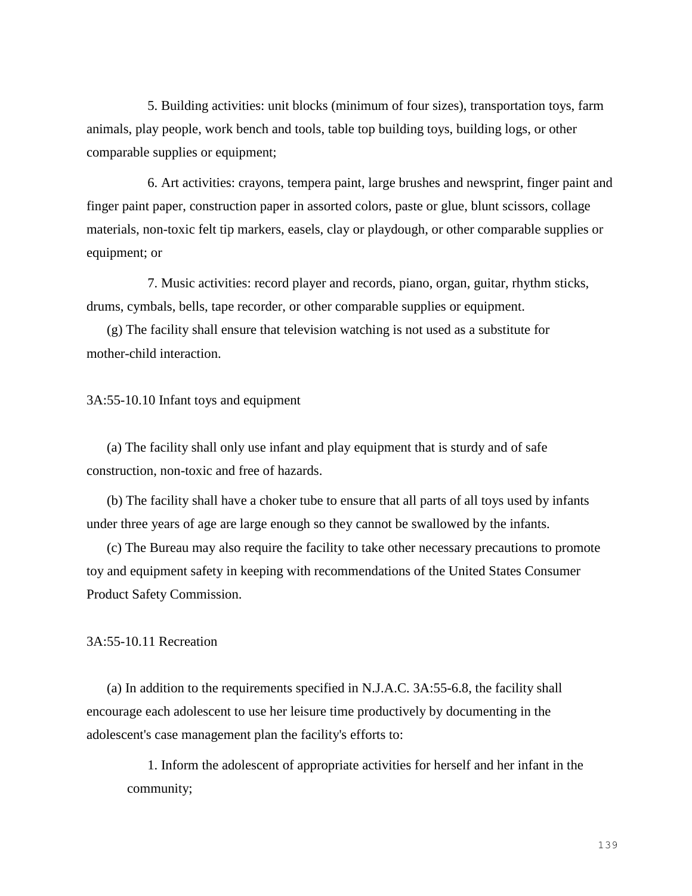5. Building activities: unit blocks (minimum of four sizes), transportation toys, farm animals, play people, work bench and tools, table top building toys, building logs, or other comparable supplies or equipment;

6. Art activities: crayons, tempera paint, large brushes and newsprint, finger paint and finger paint paper, construction paper in assorted colors, paste or glue, blunt scissors, collage materials, non-toxic felt tip markers, easels, clay or playdough, or other comparable supplies or equipment; or

7. Music activities: record player and records, piano, organ, guitar, rhythm sticks, drums, cymbals, bells, tape recorder, or other comparable supplies or equipment.

(g) The facility shall ensure that television watching is not used as a substitute for mother-child interaction.

3A:55-10.10 Infant toys and equipment

(a) The facility shall only use infant and play equipment that is sturdy and of safe construction, non-toxic and free of hazards.

(b) The facility shall have a choker tube to ensure that all parts of all toys used by infants under three years of age are large enough so they cannot be swallowed by the infants.

(c) The Bureau may also require the facility to take other necessary precautions to promote toy and equipment safety in keeping with recommendations of the United States Consumer Product Safety Commission.

3A:55-10.11 Recreation

(a) In addition to the requirements specified in N.J.A.C. 3A:55-6.8, the facility shall encourage each adolescent to use her leisure time productively by documenting in the adolescent's case management plan the facility's efforts to:

1. Inform the adolescent of appropriate activities for herself and her infant in the community;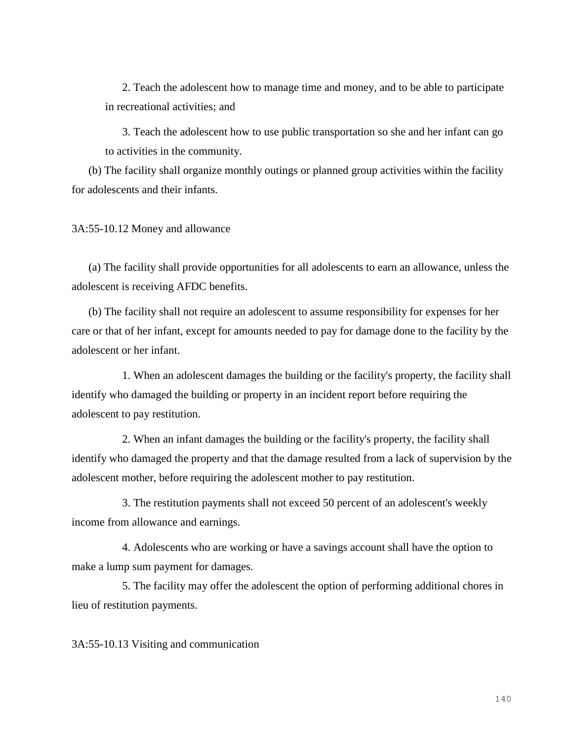2. Teach the adolescent how to manage time and money, and to be able to participate in recreational activities; and

3. Teach the adolescent how to use public transportation so she and her infant can go to activities in the community.

(b) The facility shall organize monthly outings or planned group activities within the facility for adolescents and their infants.

3A:55-10.12 Money and allowance

(a) The facility shall provide opportunities for all adolescents to earn an allowance, unless the adolescent is receiving AFDC benefits.

(b) The facility shall not require an adolescent to assume responsibility for expenses for her care or that of her infant, except for amounts needed to pay for damage done to the facility by the adolescent or her infant.

1. When an adolescent damages the building or the facility's property, the facility shall identify who damaged the building or property in an incident report before requiring the adolescent to pay restitution.

2. When an infant damages the building or the facility's property, the facility shall identify who damaged the property and that the damage resulted from a lack of supervision by the adolescent mother, before requiring the adolescent mother to pay restitution.

3. The restitution payments shall not exceed 50 percent of an adolescent's weekly income from allowance and earnings.

4. Adolescents who are working or have a savings account shall have the option to make a lump sum payment for damages.

5. The facility may offer the adolescent the option of performing additional chores in lieu of restitution payments.

3A:55-10.13 Visiting and communication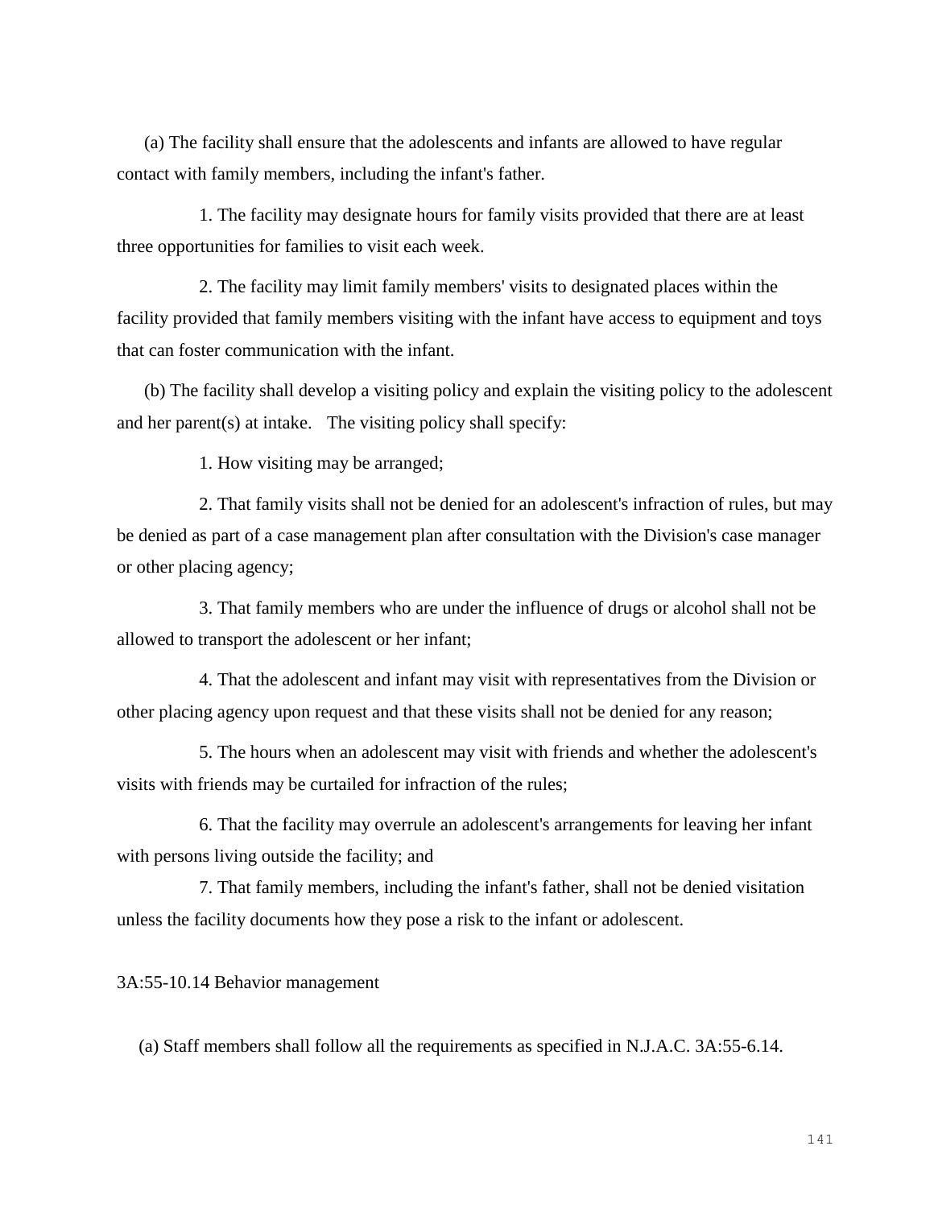(a) The facility shall ensure that the adolescents and infants are allowed to have regular contact with family members, including the infant's father.

1. The facility may designate hours for family visits provided that there are at least three opportunities for families to visit each week.

2. The facility may limit family members' visits to designated places within the facility provided that family members visiting with the infant have access to equipment and toys that can foster communication with the infant.

(b) The facility shall develop a visiting policy and explain the visiting policy to the adolescent and her parent(s) at intake. The visiting policy shall specify:

1. How visiting may be arranged;

2. That family visits shall not be denied for an adolescent's infraction of rules, but may be denied as part of a case management plan after consultation with the Division's case manager or other placing agency;

3. That family members who are under the influence of drugs or alcohol shall not be allowed to transport the adolescent or her infant;

4. That the adolescent and infant may visit with representatives from the Division or other placing agency upon request and that these visits shall not be denied for any reason;

5. The hours when an adolescent may visit with friends and whether the adolescent's visits with friends may be curtailed for infraction of the rules;

6. That the facility may overrule an adolescent's arrangements for leaving her infant with persons living outside the facility; and

7. That family members, including the infant's father, shall not be denied visitation unless the facility documents how they pose a risk to the infant or adolescent.

3A:55-10.14 Behavior management

(a) Staff members shall follow all the requirements as specified in N.J.A.C. 3A:55-6.14.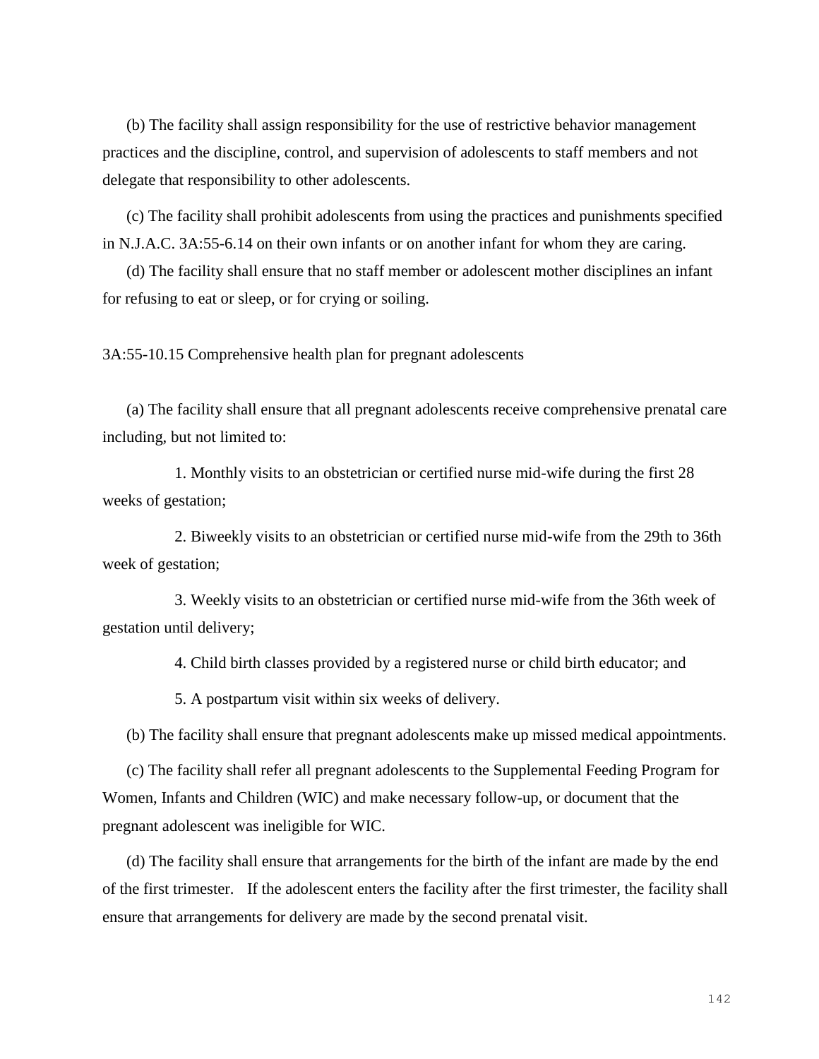(b) The facility shall assign responsibility for the use of restrictive behavior management practices and the discipline, control, and supervision of adolescents to staff members and not delegate that responsibility to other adolescents.

(c) The facility shall prohibit adolescents from using the practices and punishments specified in N.J.A.C. 3A:55-6.14 on their own infants or on another infant for whom they are caring.

(d) The facility shall ensure that no staff member or adolescent mother disciplines an infant for refusing to eat or sleep, or for crying or soiling.

3A:55-10.15 Comprehensive health plan for pregnant adolescents

(a) The facility shall ensure that all pregnant adolescents receive comprehensive prenatal care including, but not limited to:

1. Monthly visits to an obstetrician or certified nurse mid-wife during the first 28 weeks of gestation;

2. Biweekly visits to an obstetrician or certified nurse mid-wife from the 29th to 36th week of gestation;

3. Weekly visits to an obstetrician or certified nurse mid-wife from the 36th week of gestation until delivery;

4. Child birth classes provided by a registered nurse or child birth educator; and

5. A postpartum visit within six weeks of delivery.

(b) The facility shall ensure that pregnant adolescents make up missed medical appointments.

(c) The facility shall refer all pregnant adolescents to the Supplemental Feeding Program for Women, Infants and Children (WIC) and make necessary follow-up, or document that the pregnant adolescent was ineligible for WIC.

(d) The facility shall ensure that arrangements for the birth of the infant are made by the end of the first trimester. If the adolescent enters the facility after the first trimester, the facility shall ensure that arrangements for delivery are made by the second prenatal visit.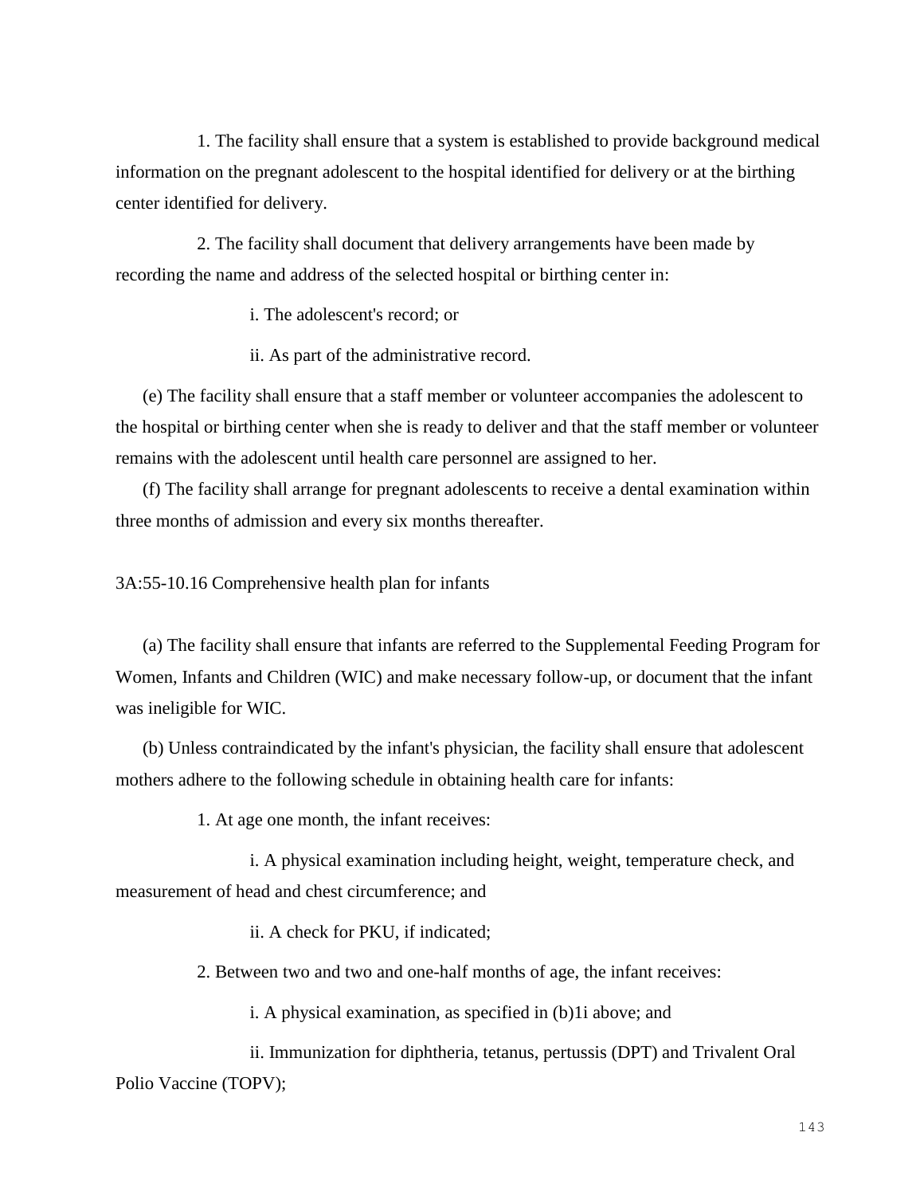1. The facility shall ensure that a system is established to provide background medical information on the pregnant adolescent to the hospital identified for delivery or at the birthing center identified for delivery.

2. The facility shall document that delivery arrangements have been made by recording the name and address of the selected hospital or birthing center in:

i. The adolescent's record; or

ii. As part of the administrative record.

(e) The facility shall ensure that a staff member or volunteer accompanies the adolescent to the hospital or birthing center when she is ready to deliver and that the staff member or volunteer remains with the adolescent until health care personnel are assigned to her.

(f) The facility shall arrange for pregnant adolescents to receive a dental examination within three months of admission and every six months thereafter.

## 3A:55-10.16 Comprehensive health plan for infants

(a) The facility shall ensure that infants are referred to the Supplemental Feeding Program for Women, Infants and Children (WIC) and make necessary follow-up, or document that the infant was ineligible for WIC.

(b) Unless contraindicated by the infant's physician, the facility shall ensure that adolescent mothers adhere to the following schedule in obtaining health care for infants:

1. At age one month, the infant receives:

i. A physical examination including height, weight, temperature check, and measurement of head and chest circumference; and

ii. A check for PKU, if indicated;

2. Between two and two and one-half months of age, the infant receives:

i. A physical examination, as specified in (b)1i above; and

ii. Immunization for diphtheria, tetanus, pertussis (DPT) and Trivalent Oral Polio Vaccine (TOPV);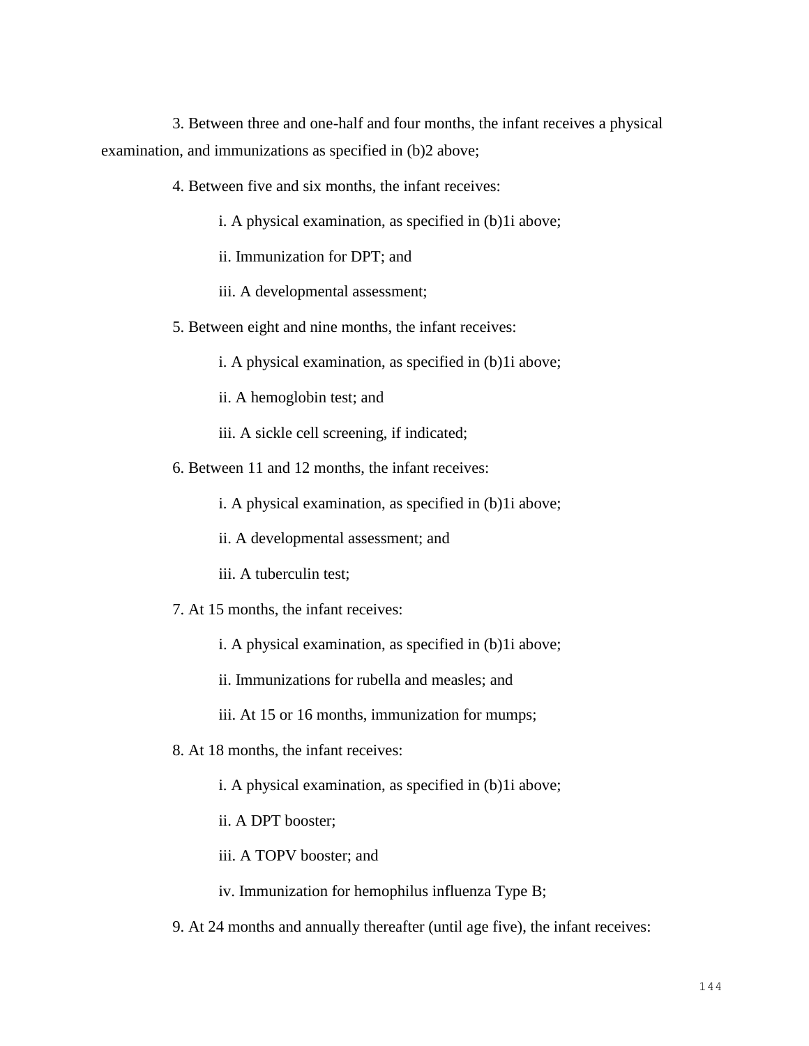3. Between three and one-half and four months, the infant receives a physical examination, and immunizations as specified in (b)2 above;

4. Between five and six months, the infant receives:

i. A physical examination, as specified in (b)1i above;

ii. Immunization for DPT; and

iii. A developmental assessment;

5. Between eight and nine months, the infant receives:

i. A physical examination, as specified in (b)1i above;

ii. A hemoglobin test; and

iii. A sickle cell screening, if indicated;

6. Between 11 and 12 months, the infant receives:

i. A physical examination, as specified in (b)1i above;

ii. A developmental assessment; and

iii. A tuberculin test;

7. At 15 months, the infant receives:

i. A physical examination, as specified in (b)1i above;

ii. Immunizations for rubella and measles; and

iii. At 15 or 16 months, immunization for mumps;

8. At 18 months, the infant receives:

i. A physical examination, as specified in (b)1i above;

ii. A DPT booster;

iii. A TOPV booster; and

iv. Immunization for hemophilus influenza Type B;

9. At 24 months and annually thereafter (until age five), the infant receives: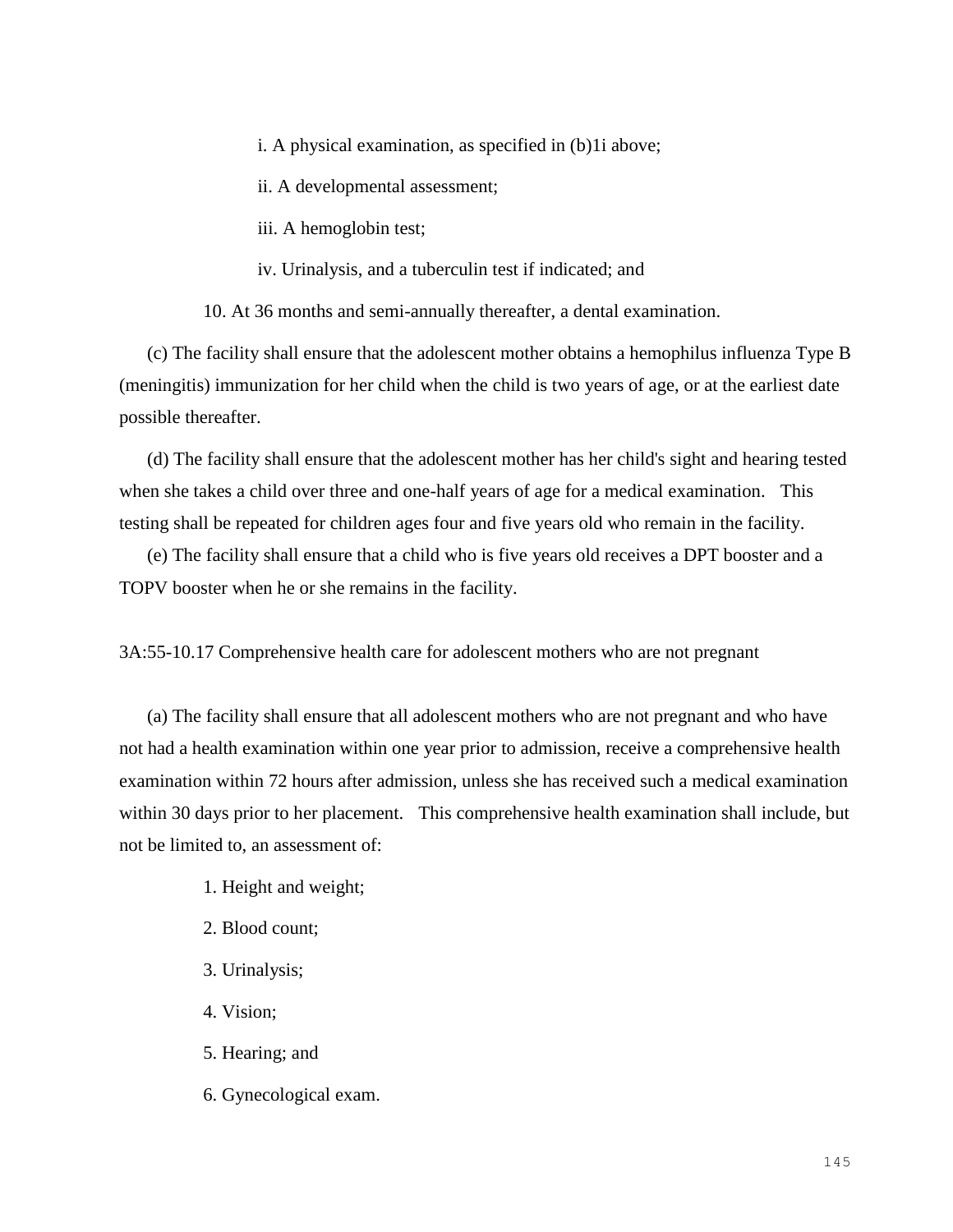i. A physical examination, as specified in (b)1i above;

ii. A developmental assessment;

iii. A hemoglobin test;

iv. Urinalysis, and a tuberculin test if indicated; and

10. At 36 months and semi-annually thereafter, a dental examination.

(c) The facility shall ensure that the adolescent mother obtains a hemophilus influenza Type B (meningitis) immunization for her child when the child is two years of age, or at the earliest date possible thereafter.

(d) The facility shall ensure that the adolescent mother has her child's sight and hearing tested when she takes a child over three and one-half years of age for a medical examination. This testing shall be repeated for children ages four and five years old who remain in the facility.

(e) The facility shall ensure that a child who is five years old receives a DPT booster and a TOPV booster when he or she remains in the facility.

3A:55-10.17 Comprehensive health care for adolescent mothers who are not pregnant

(a) The facility shall ensure that all adolescent mothers who are not pregnant and who have not had a health examination within one year prior to admission, receive a comprehensive health examination within 72 hours after admission, unless she has received such a medical examination within 30 days prior to her placement. This comprehensive health examination shall include, but not be limited to, an assessment of:

1. Height and weight;

2. Blood count;

3. Urinalysis;

4. Vision;

5. Hearing; and

6. Gynecological exam.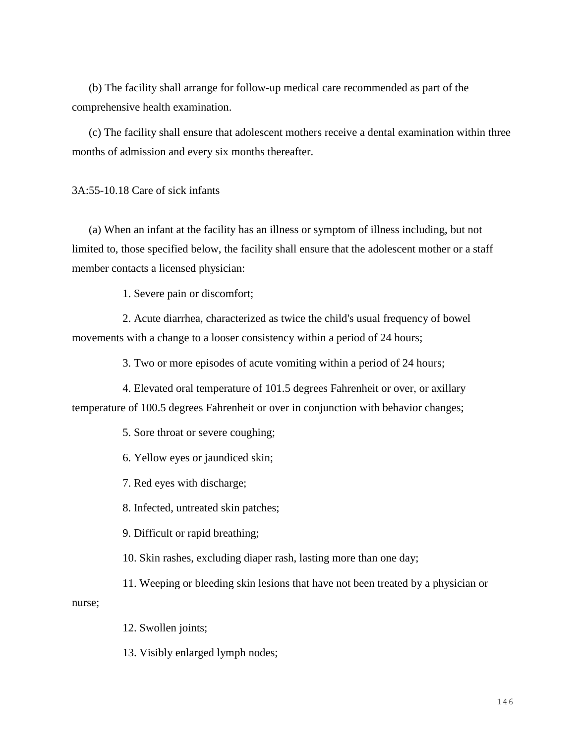(b) The facility shall arrange for follow-up medical care recommended as part of the comprehensive health examination.

(c) The facility shall ensure that adolescent mothers receive a dental examination within three months of admission and every six months thereafter.

3A:55-10.18 Care of sick infants

(a) When an infant at the facility has an illness or symptom of illness including, but not limited to, those specified below, the facility shall ensure that the adolescent mother or a staff member contacts a licensed physician:

1. Severe pain or discomfort;

2. Acute diarrhea, characterized as twice the child's usual frequency of bowel movements with a change to a looser consistency within a period of 24 hours;

3. Two or more episodes of acute vomiting within a period of 24 hours;

4. Elevated oral temperature of 101.5 degrees Fahrenheit or over, or axillary temperature of 100.5 degrees Fahrenheit or over in conjunction with behavior changes;

5. Sore throat or severe coughing;

6. Yellow eyes or jaundiced skin;

7. Red eyes with discharge;

8. Infected, untreated skin patches;

9. Difficult or rapid breathing;

10. Skin rashes, excluding diaper rash, lasting more than one day;

11. Weeping or bleeding skin lesions that have not been treated by a physician or nurse;

12. Swollen joints;

13. Visibly enlarged lymph nodes;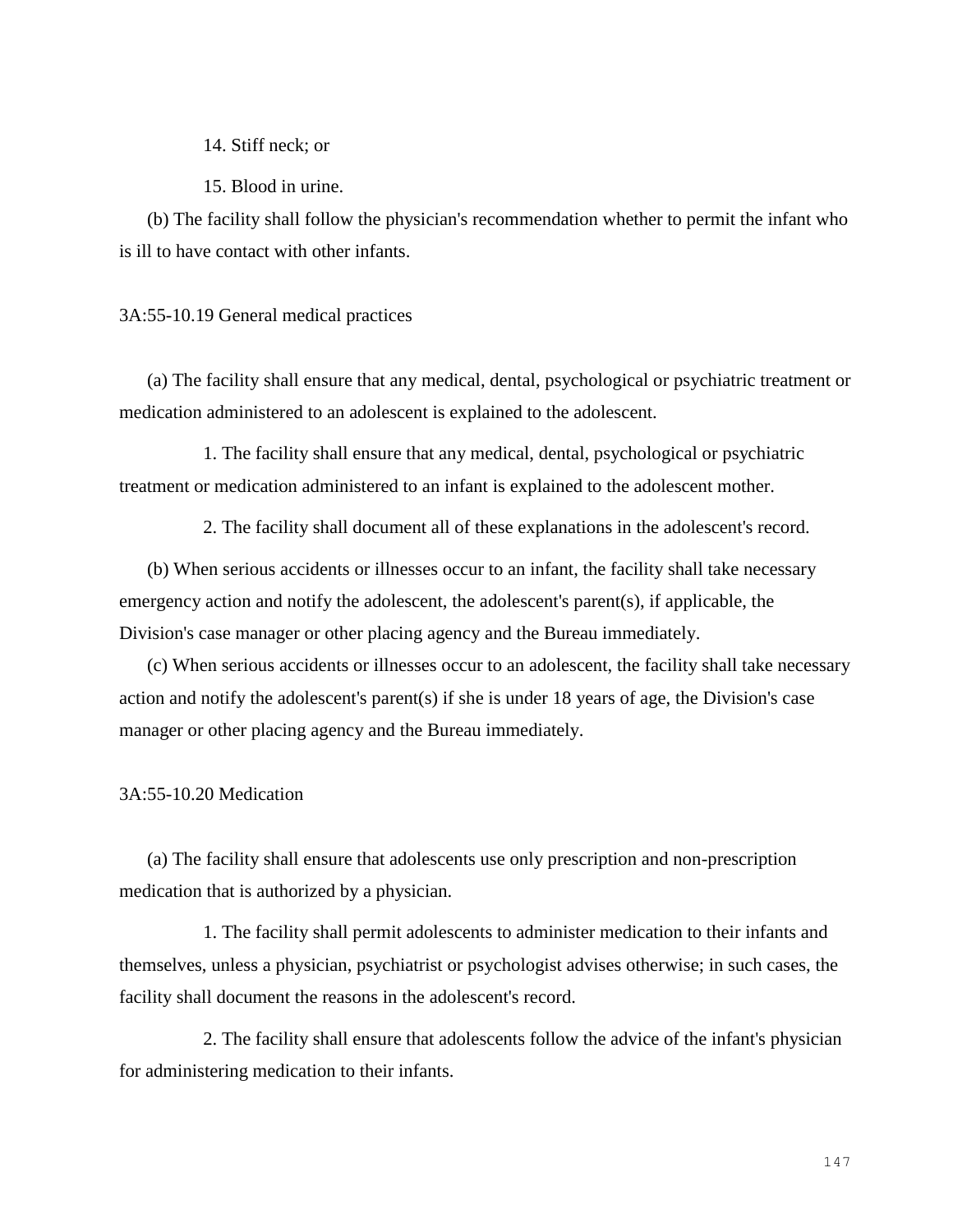14. Stiff neck; or

15. Blood in urine.

(b) The facility shall follow the physician's recommendation whether to permit the infant who is ill to have contact with other infants.

3A:55-10.19 General medical practices

(a) The facility shall ensure that any medical, dental, psychological or psychiatric treatment or medication administered to an adolescent is explained to the adolescent.

1. The facility shall ensure that any medical, dental, psychological or psychiatric treatment or medication administered to an infant is explained to the adolescent mother.

2. The facility shall document all of these explanations in the adolescent's record.

(b) When serious accidents or illnesses occur to an infant, the facility shall take necessary emergency action and notify the adolescent, the adolescent's parent(s), if applicable, the Division's case manager or other placing agency and the Bureau immediately.

(c) When serious accidents or illnesses occur to an adolescent, the facility shall take necessary action and notify the adolescent's parent(s) if she is under 18 years of age, the Division's case manager or other placing agency and the Bureau immediately.

3A:55-10.20 Medication

(a) The facility shall ensure that adolescents use only prescription and non-prescription medication that is authorized by a physician.

1. The facility shall permit adolescents to administer medication to their infants and themselves, unless a physician, psychiatrist or psychologist advises otherwise; in such cases, the facility shall document the reasons in the adolescent's record.

2. The facility shall ensure that adolescents follow the advice of the infant's physician for administering medication to their infants.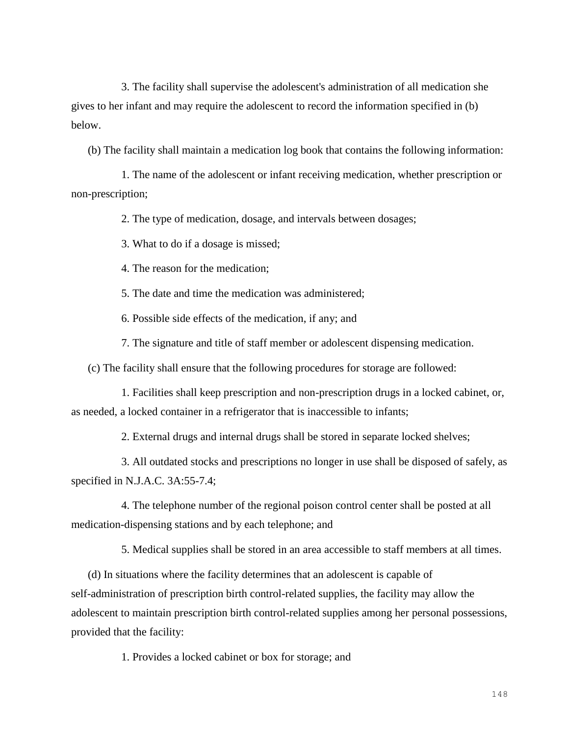3. The facility shall supervise the adolescent's administration of all medication she gives to her infant and may require the adolescent to record the information specified in (b) below.

(b) The facility shall maintain a medication log book that contains the following information:

1. The name of the adolescent or infant receiving medication, whether prescription or non-prescription;

2. The type of medication, dosage, and intervals between dosages;

3. What to do if a dosage is missed;

4. The reason for the medication;

5. The date and time the medication was administered;

6. Possible side effects of the medication, if any; and

7. The signature and title of staff member or adolescent dispensing medication.

(c) The facility shall ensure that the following procedures for storage are followed:

1. Facilities shall keep prescription and non-prescription drugs in a locked cabinet, or, as needed, a locked container in a refrigerator that is inaccessible to infants;

2. External drugs and internal drugs shall be stored in separate locked shelves;

3. All outdated stocks and prescriptions no longer in use shall be disposed of safely, as specified in N.J.A.C. 3A:55-7.4;

4. The telephone number of the regional poison control center shall be posted at all medication-dispensing stations and by each telephone; and

5. Medical supplies shall be stored in an area accessible to staff members at all times.

(d) In situations where the facility determines that an adolescent is capable of self-administration of prescription birth control-related supplies, the facility may allow the adolescent to maintain prescription birth control-related supplies among her personal possessions, provided that the facility:

1. Provides a locked cabinet or box for storage; and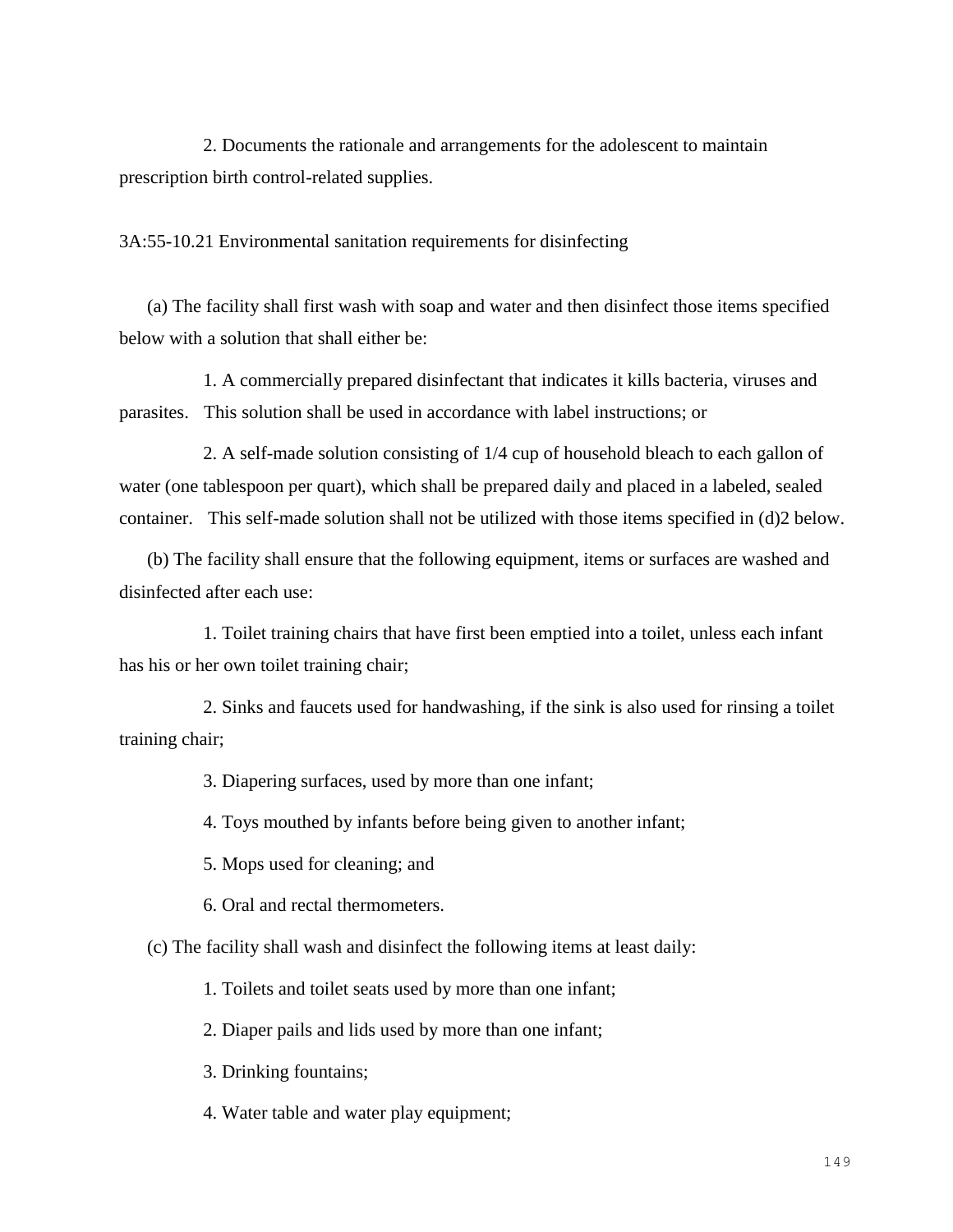2. Documents the rationale and arrangements for the adolescent to maintain prescription birth control-related supplies.

3A:55-10.21 Environmental sanitation requirements for disinfecting

(a) The facility shall first wash with soap and water and then disinfect those items specified below with a solution that shall either be:

1. A commercially prepared disinfectant that indicates it kills bacteria, viruses and parasites. This solution shall be used in accordance with label instructions; or

2. A self-made solution consisting of 1/4 cup of household bleach to each gallon of water (one tablespoon per quart), which shall be prepared daily and placed in a labeled, sealed container. This self-made solution shall not be utilized with those items specified in (d)2 below.

(b) The facility shall ensure that the following equipment, items or surfaces are washed and disinfected after each use:

1. Toilet training chairs that have first been emptied into a toilet, unless each infant has his or her own toilet training chair;

2. Sinks and faucets used for handwashing, if the sink is also used for rinsing a toilet training chair;

3. Diapering surfaces, used by more than one infant;

4. Toys mouthed by infants before being given to another infant;

5. Mops used for cleaning; and

6. Oral and rectal thermometers.

(c) The facility shall wash and disinfect the following items at least daily:

1. Toilets and toilet seats used by more than one infant;

2. Diaper pails and lids used by more than one infant;

3. Drinking fountains;

4. Water table and water play equipment;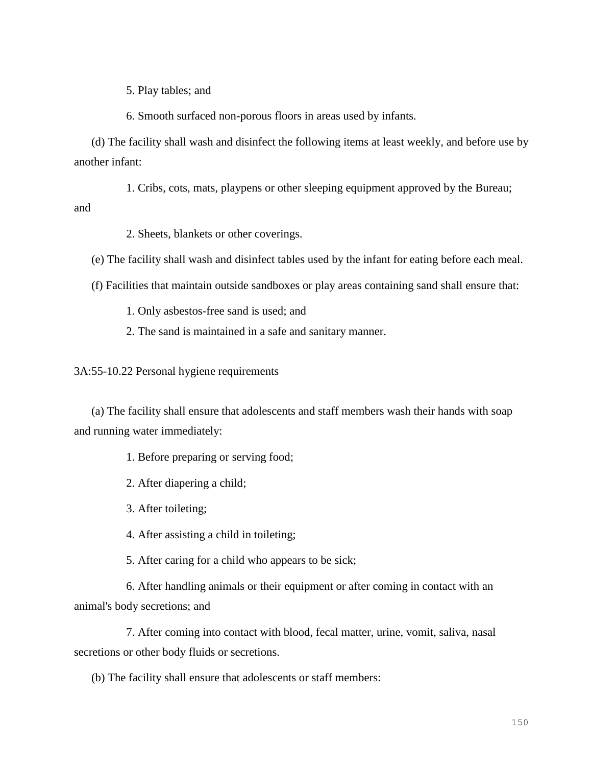5. Play tables; and

6. Smooth surfaced non-porous floors in areas used by infants.

(d) The facility shall wash and disinfect the following items at least weekly, and before use by another infant:

1. Cribs, cots, mats, playpens or other sleeping equipment approved by the Bureau; and

2. Sheets, blankets or other coverings.

(e) The facility shall wash and disinfect tables used by the infant for eating before each meal.

(f) Facilities that maintain outside sandboxes or play areas containing sand shall ensure that:

1. Only asbestos-free sand is used; and

2. The sand is maintained in a safe and sanitary manner.

3A:55-10.22 Personal hygiene requirements

(a) The facility shall ensure that adolescents and staff members wash their hands with soap and running water immediately:

1. Before preparing or serving food;

2. After diapering a child;

3. After toileting;

4. After assisting a child in toileting;

5. After caring for a child who appears to be sick;

6. After handling animals or their equipment or after coming in contact with an animal's body secretions; and

7. After coming into contact with blood, fecal matter, urine, vomit, saliva, nasal secretions or other body fluids or secretions.

(b) The facility shall ensure that adolescents or staff members: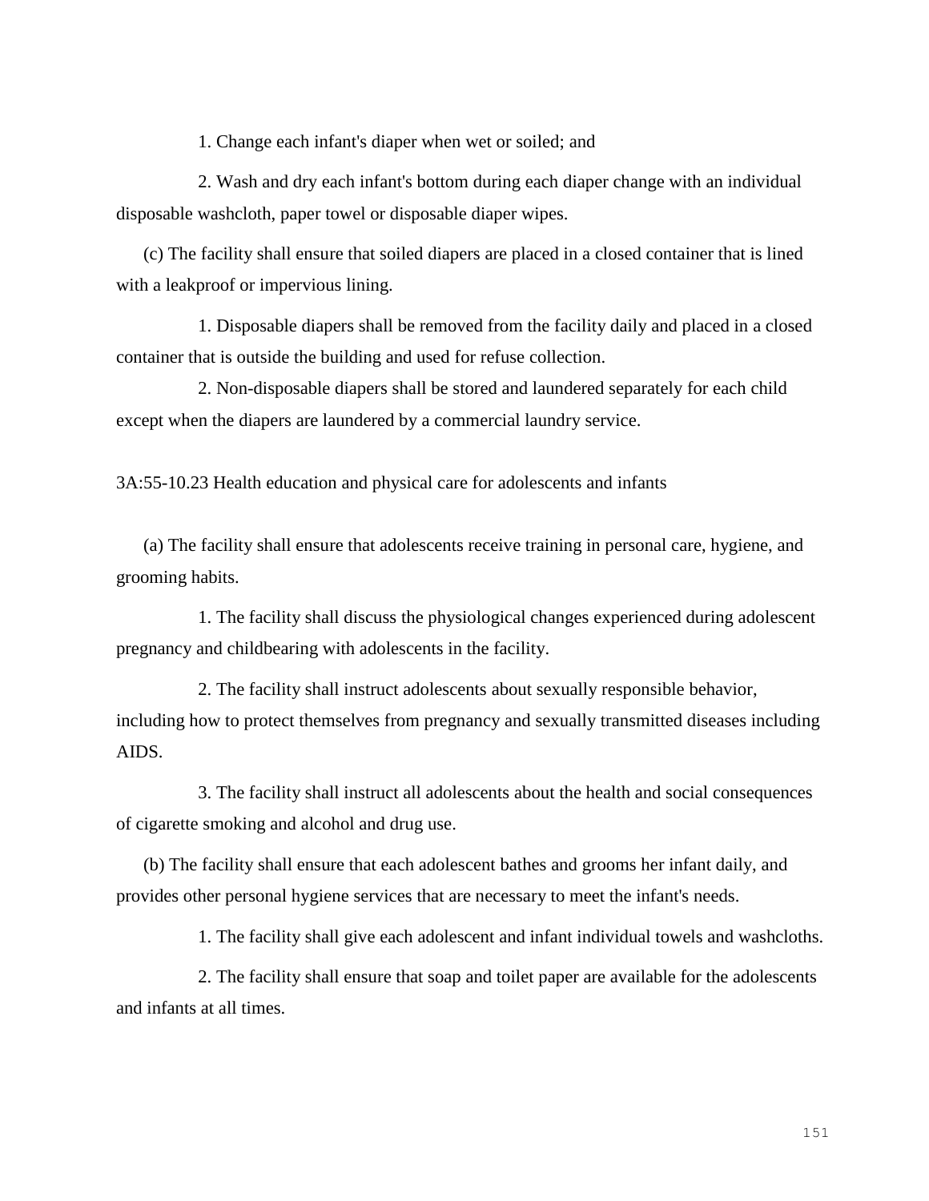1. Change each infant's diaper when wet or soiled; and

2. Wash and dry each infant's bottom during each diaper change with an individual disposable washcloth, paper towel or disposable diaper wipes.

(c) The facility shall ensure that soiled diapers are placed in a closed container that is lined with a leakproof or impervious lining.

1. Disposable diapers shall be removed from the facility daily and placed in a closed container that is outside the building and used for refuse collection.

2. Non-disposable diapers shall be stored and laundered separately for each child except when the diapers are laundered by a commercial laundry service.

3A:55-10.23 Health education and physical care for adolescents and infants

(a) The facility shall ensure that adolescents receive training in personal care, hygiene, and grooming habits.

1. The facility shall discuss the physiological changes experienced during adolescent pregnancy and childbearing with adolescents in the facility.

2. The facility shall instruct adolescents about sexually responsible behavior, including how to protect themselves from pregnancy and sexually transmitted diseases including AIDS.

3. The facility shall instruct all adolescents about the health and social consequences of cigarette smoking and alcohol and drug use.

(b) The facility shall ensure that each adolescent bathes and grooms her infant daily, and provides other personal hygiene services that are necessary to meet the infant's needs.

1. The facility shall give each adolescent and infant individual towels and washcloths.

2. The facility shall ensure that soap and toilet paper are available for the adolescents and infants at all times.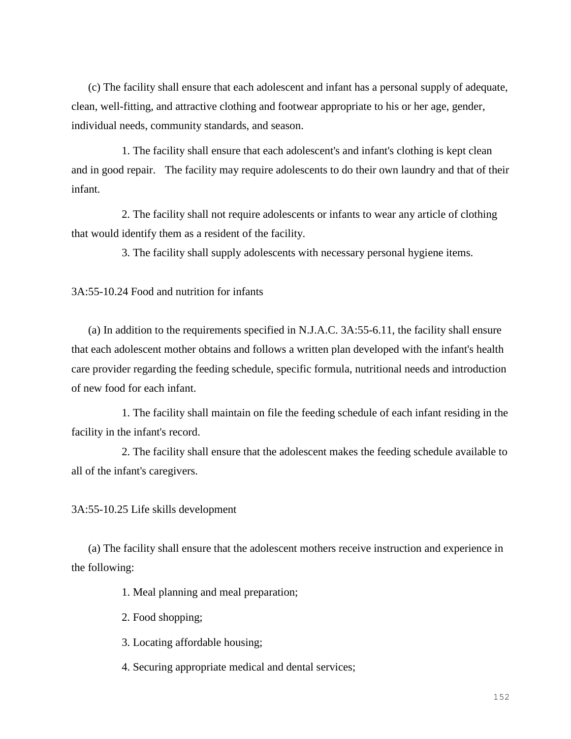(c) The facility shall ensure that each adolescent and infant has a personal supply of adequate, clean, well-fitting, and attractive clothing and footwear appropriate to his or her age, gender, individual needs, community standards, and season.

1. The facility shall ensure that each adolescent's and infant's clothing is kept clean and in good repair. The facility may require adolescents to do their own laundry and that of their infant.

2. The facility shall not require adolescents or infants to wear any article of clothing that would identify them as a resident of the facility.

3. The facility shall supply adolescents with necessary personal hygiene items.

3A:55-10.24 Food and nutrition for infants

(a) In addition to the requirements specified in N.J.A.C. 3A:55-6.11, the facility shall ensure that each adolescent mother obtains and follows a written plan developed with the infant's health care provider regarding the feeding schedule, specific formula, nutritional needs and introduction of new food for each infant.

1. The facility shall maintain on file the feeding schedule of each infant residing in the facility in the infant's record.

2. The facility shall ensure that the adolescent makes the feeding schedule available to all of the infant's caregivers.

3A:55-10.25 Life skills development

(a) The facility shall ensure that the adolescent mothers receive instruction and experience in the following:

1. Meal planning and meal preparation;

2. Food shopping;

3. Locating affordable housing;

4. Securing appropriate medical and dental services;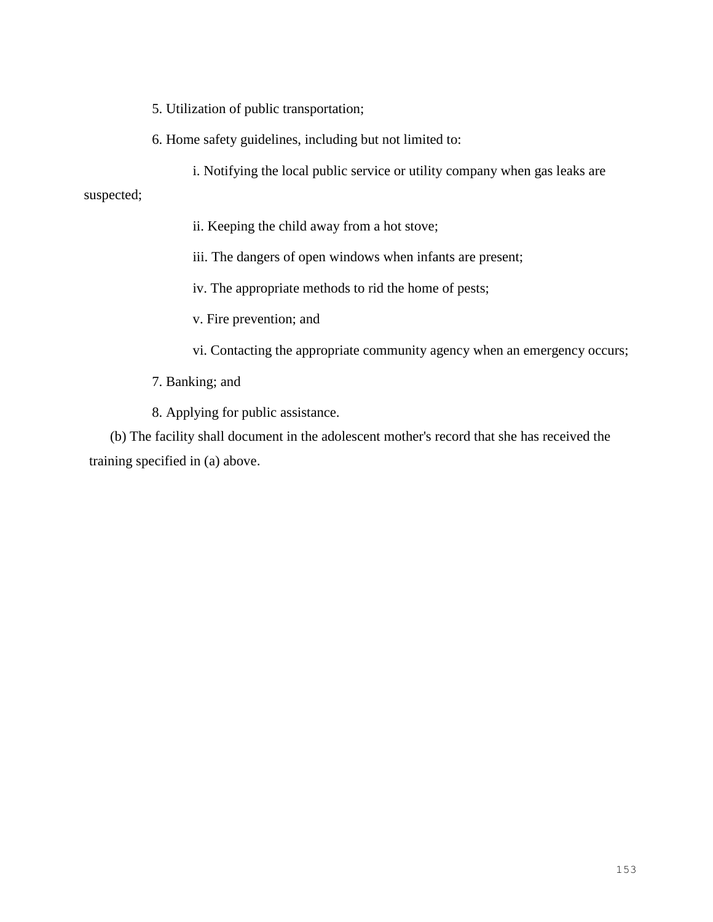5. Utilization of public transportation;

6. Home safety guidelines, including but not limited to:

i. Notifying the local public service or utility company when gas leaks are suspected;

ii. Keeping the child away from a hot stove;

iii. The dangers of open windows when infants are present;

iv. The appropriate methods to rid the home of pests;

v. Fire prevention; and

vi. Contacting the appropriate community agency when an emergency occurs;

7. Banking; and

8. Applying for public assistance.

(b) The facility shall document in the adolescent mother's record that she has received the training specified in (a) above.